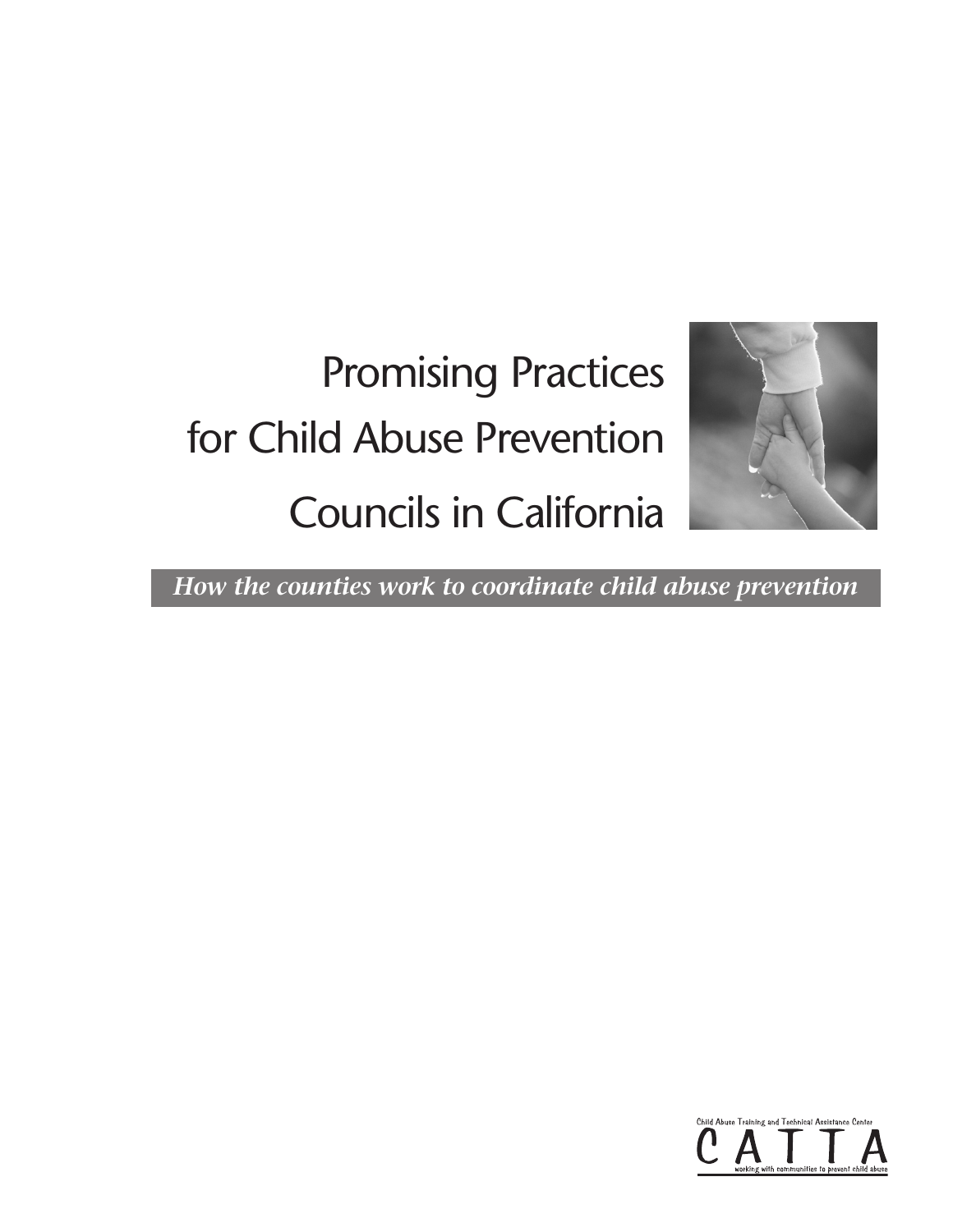# Promising Practices for Child Abuse Prevention Councils in California

***How the counties work to coordinate child abuse prevention***

Child Abuse Training and Technical Assistance Center

CATTA

working with communities to prevent child abuse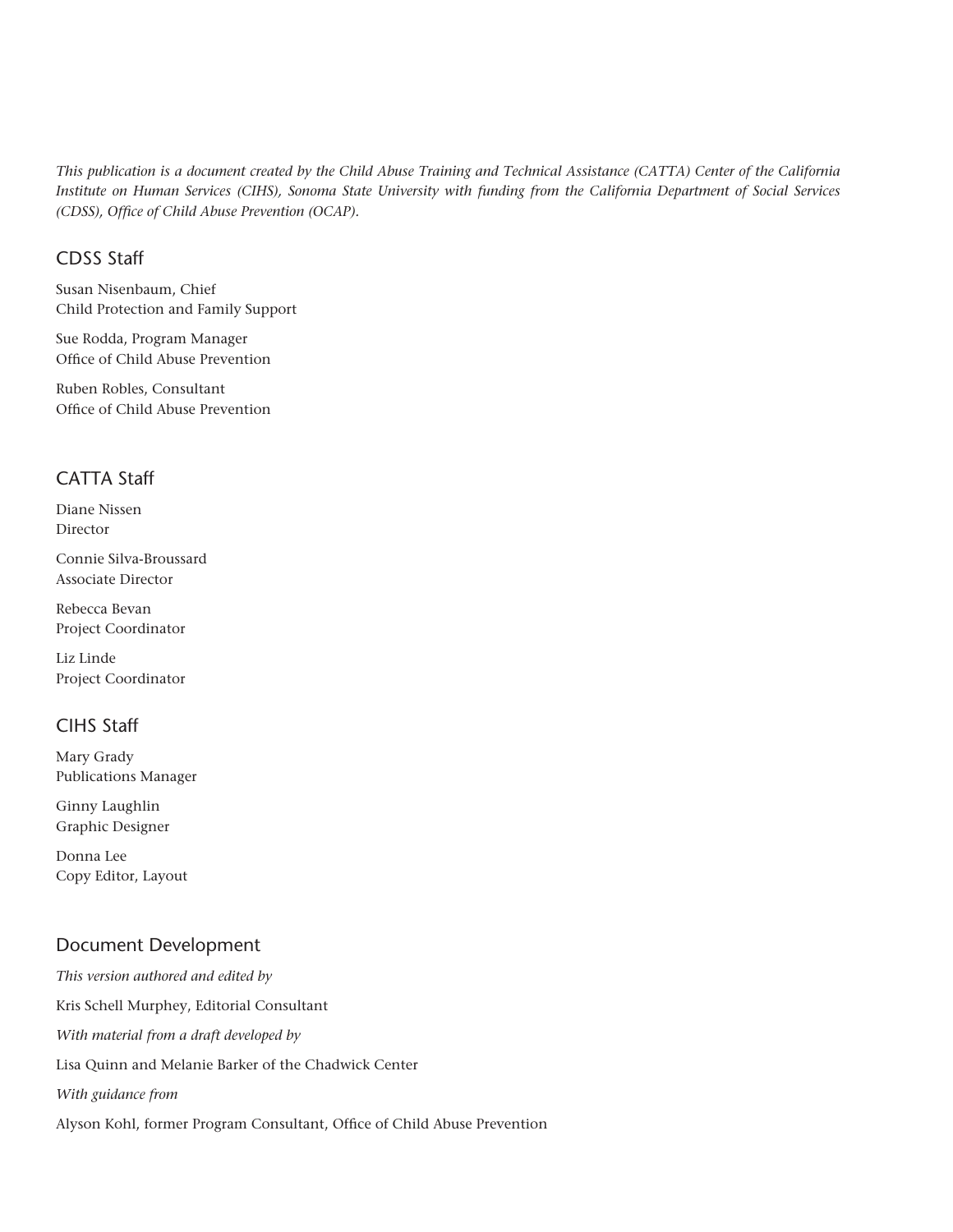*This publication is a document created by the Child Abuse Training and Technical Assistance (CATTA) Center of the California Institute on Human Services (CIHS), Sonoma State University with funding from the California Department of Social Services (CDSS), Office of Child Abuse Prevention (OCAP).*

## CDSS Staff

Susan Nisenbaum, Chief
Child Protection and Family Support

Sue Rodda, Program Manager
Office of Child Abuse Prevention

Ruben Robles, Consultant
Office of Child Abuse Prevention

## CATTA Staff

Diane Nissen
Director

Connie Silva-Broussard
Associate Director

Rebecca Bevan
Project Coordinator

Liz Linde
Project Coordinator

## CIHS Staff

Mary Grady
Publications Manager

Ginny Laughlin
Graphic Designer

Donna Lee
Copy Editor, Layout

## Document Development

*This version authored and edited by*

Kris Schell Murphey, Editorial Consultant

*With material from a draft developed by*

Lisa Quinn and Melanie Barker of the Chadwick Center

*With guidance from*

Alyson Kohl, former Program Consultant, Office of Child Abuse Prevention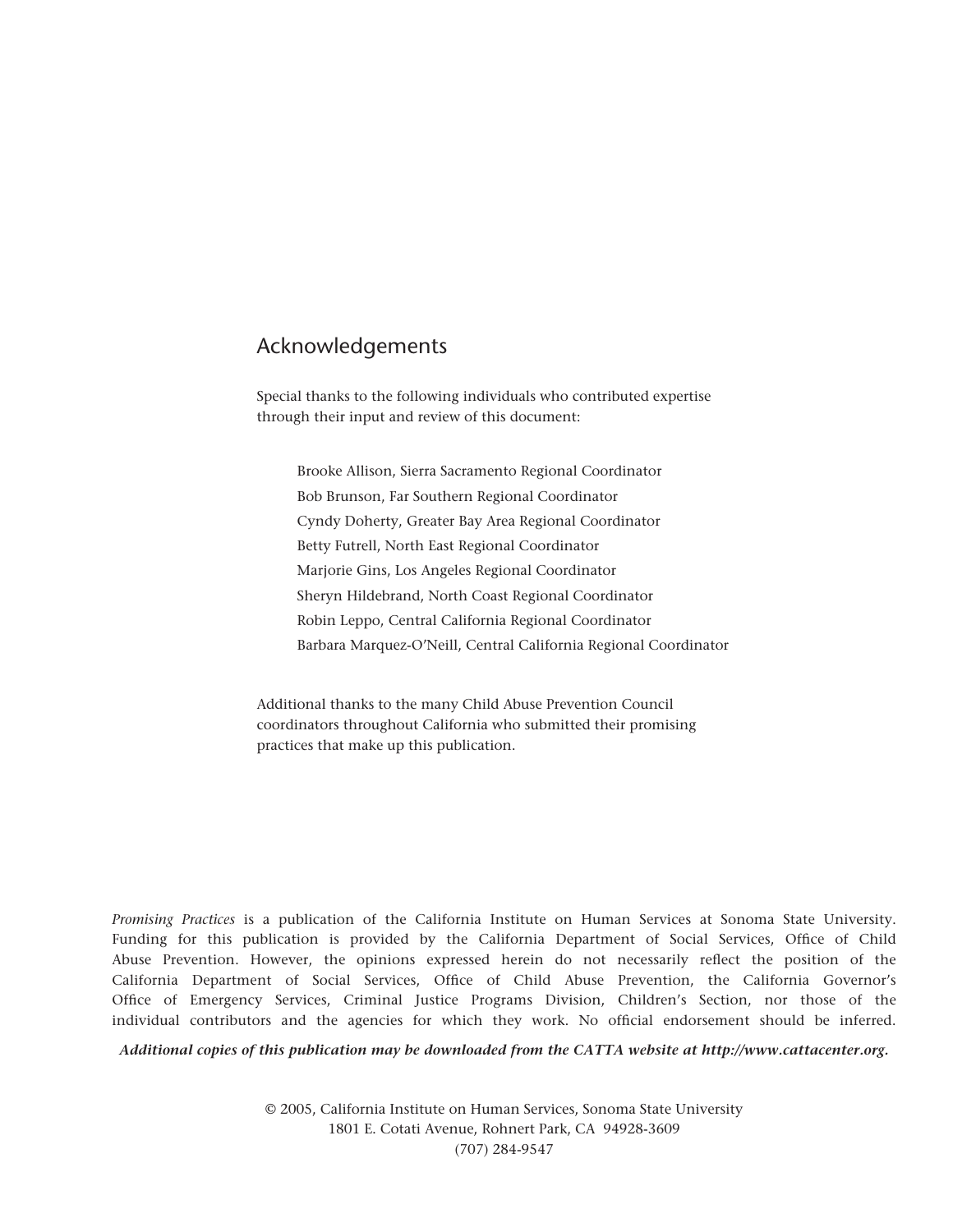## Acknowledgements

Special thanks to the following individuals who contributed expertise through their input and review of this document:

- Brooke Allison, Sierra Sacramento Regional Coordinator
- Bob Brunson, Far Southern Regional Coordinator
- Cyndy Doherty, Greater Bay Area Regional Coordinator
- Betty Futrell, North East Regional Coordinator
- Marjorie Gins, Los Angeles Regional Coordinator
- Sheryn Hildebrand, North Coast Regional Coordinator
- Robin Leppo, Central California Regional Coordinator
- Barbara Marquez-O'Neill, Central California Regional Coordinator

Additional thanks to the many Child Abuse Prevention Council coordinators throughout California who submitted their promising practices that make up this publication.

*Promising Practices* is a publication of the California Institute on Human Services at Sonoma State University. Funding for this publication is provided by the California Department of Social Services, Office of Child Abuse Prevention. However, the opinions expressed herein do not necessarily reflect the position of the California Department of Social Services, Office of Child Abuse Prevention, the California Governor's Office of Emergency Services, Criminal Justice Programs Division, Children's Section, nor those of the individual contributors and the agencies for which they work. No official endorsement should be inferred.

***Additional copies of this publication may be downloaded from the CATTA website at http://www.cattacenter.org.***

© 2005, California Institute on Human Services, Sonoma State University
1801 E. Cotati Avenue, Rohnert Park, CA 94928-3609
(707) 284-9547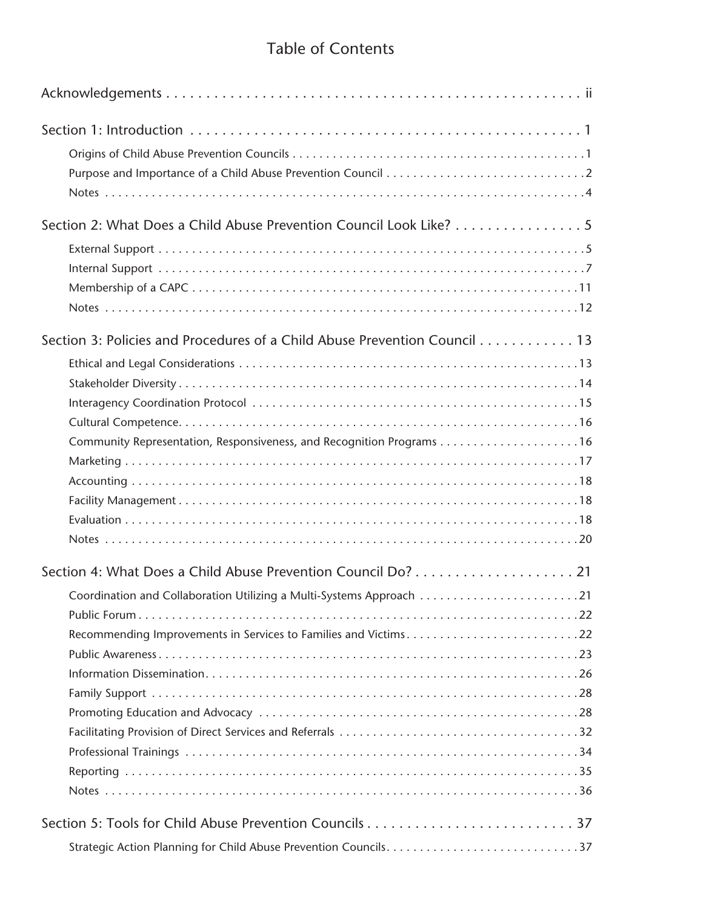# Table of Contents

Acknowledgements . . . . . . . . . . . . . . . . . . . . . . . . . . . . . . . . . . . . . . . . . . . . . . . . . . . . ii

Section 1: Introduction . . . . . . . . . . . . . . . . . . . . . . . . . . . . . . . . . . . . . . . . . . . . . . . . . 1

- Origins of Child Abuse Prevention Councils . . . . . . . . . . . . . . . . . . . . . . . . . . . . . . . . . . . . . . . . . . . . 1
- Purpose and Importance of a Child Abuse Prevention Council . . . . . . . . . . . . . . . . . . . . . . . . . . . . . . 2
- Notes . . . . . . . . . . . . . . . . . . . . . . . . . . . . . . . . . . . . . . . . . . . . . . . . . . . . . . . . . . . . . . . . . . . . . . 4

Section 2: What Does a Child Abuse Prevention Council Look Like? . . . . . . . . . . . . . . . . 5

- External Support . . . . . . . . . . . . . . . . . . . . . . . . . . . . . . . . . . . . . . . . . . . . . . . . . . . . . . . . . . . . . . . 5
- Internal Support . . . . . . . . . . . . . . . . . . . . . . . . . . . . . . . . . . . . . . . . . . . . . . . . . . . . . . . . . . . . . . . . 7
- Membership of a CAPC . . . . . . . . . . . . . . . . . . . . . . . . . . . . . . . . . . . . . . . . . . . . . . . . . . . . . . . . . . 11
- Notes . . . . . . . . . . . . . . . . . . . . . . . . . . . . . . . . . . . . . . . . . . . . . . . . . . . . . . . . . . . . . . . . . . . . . . 12

Section 3: Policies and Procedures of a Child Abuse Prevention Council . . . . . . . . . . . . 13

- Ethical and Legal Considerations . . . . . . . . . . . . . . . . . . . . . . . . . . . . . . . . . . . . . . . . . . . . . . . . . . . 13
- Stakeholder Diversity . . . . . . . . . . . . . . . . . . . . . . . . . . . . . . . . . . . . . . . . . . . . . . . . . . . . . . . . . . . . 14
- Interagency Coordination Protocol . . . . . . . . . . . . . . . . . . . . . . . . . . . . . . . . . . . . . . . . . . . . . . . . . 15
- Cultural Competence. . . . . . . . . . . . . . . . . . . . . . . . . . . . . . . . . . . . . . . . . . . . . . . . . . . . . . . . . . . . 16
- Community Representation, Responsiveness, and Recognition Programs . . . . . . . . . . . . . . . . . . . . . 16
- Marketing . . . . . . . . . . . . . . . . . . . . . . . . . . . . . . . . . . . . . . . . . . . . . . . . . . . . . . . . . . . . . . . . . . . . 17
- Accounting . . . . . . . . . . . . . . . . . . . . . . . . . . . . . . . . . . . . . . . . . . . . . . . . . . . . . . . . . . . . . . . . . . . 18
- Facility Management . . . . . . . . . . . . . . . . . . . . . . . . . . . . . . . . . . . . . . . . . . . . . . . . . . . . . . . . . . . . 18
- Evaluation . . . . . . . . . . . . . . . . . . . . . . . . . . . . . . . . . . . . . . . . . . . . . . . . . . . . . . . . . . . . . . . . . . . . 18
- Notes . . . . . . . . . . . . . . . . . . . . . . . . . . . . . . . . . . . . . . . . . . . . . . . . . . . . . . . . . . . . . . . . . . . . . . 20

Section 4: What Does a Child Abuse Prevention Council Do? . . . . . . . . . . . . . . . . . . . . 21

- Coordination and Collaboration Utilizing a Multi-Systems Approach . . . . . . . . . . . . . . . . . . . . . . . . 21
- Public Forum . . . . . . . . . . . . . . . . . . . . . . . . . . . . . . . . . . . . . . . . . . . . . . . . . . . . . . . . . . . . . . . . . . 22
- Recommending Improvements in Services to Families and Victims . . . . . . . . . . . . . . . . . . . . . . . . . . 22
- Public Awareness . . . . . . . . . . . . . . . . . . . . . . . . . . . . . . . . . . . . . . . . . . . . . . . . . . . . . . . . . . . . . . . 23
- Information Dissemination. . . . . . . . . . . . . . . . . . . . . . . . . . . . . . . . . . . . . . . . . . . . . . . . . . . . . . . . 26
- Family Support . . . . . . . . . . . . . . . . . . . . . . . . . . . . . . . . . . . . . . . . . . . . . . . . . . . . . . . . . . . . . . . . 28
- Promoting Education and Advocacy . . . . . . . . . . . . . . . . . . . . . . . . . . . . . . . . . . . . . . . . . . . . . . . . 28
- Facilitating Provision of Direct Services and Referrals . . . . . . . . . . . . . . . . . . . . . . . . . . . . . . . . . . . 32
- Professional Trainings . . . . . . . . . . . . . . . . . . . . . . . . . . . . . . . . . . . . . . . . . . . . . . . . . . . . . . . . . . . 34
- Reporting . . . . . . . . . . . . . . . . . . . . . . . . . . . . . . . . . . . . . . . . . . . . . . . . . . . . . . . . . . . . . . . . . . . . 35
- Notes . . . . . . . . . . . . . . . . . . . . . . . . . . . . . . . . . . . . . . . . . . . . . . . . . . . . . . . . . . . . . . . . . . . . . . 36

Section 5: Tools for Child Abuse Prevention Councils . . . . . . . . . . . . . . . . . . . . . . . . . . . 37

- Strategic Action Planning for Child Abuse Prevention Councils. . . . . . . . . . . . . . . . . . . . . . . . . . . . . 37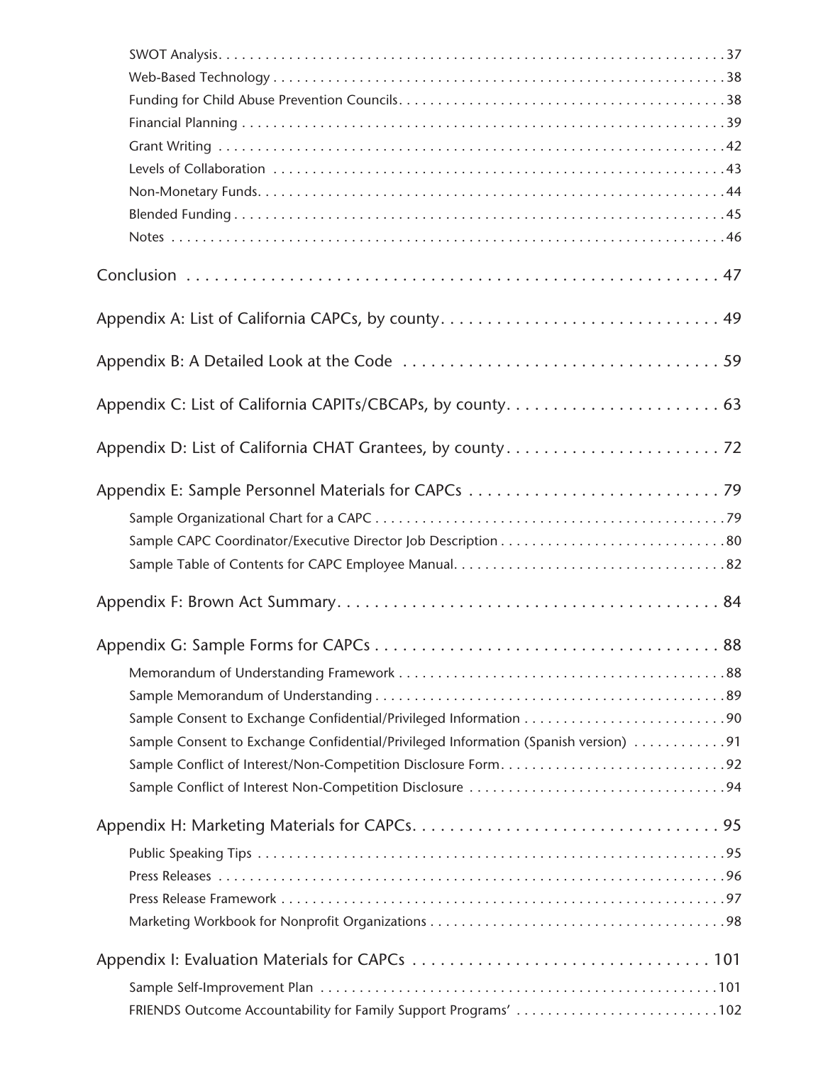SWOT Analysis . . . . . . . . . . . . . . . . . . . . . . . . . . . . . . . . . . . . . . . . . . . . . . . . . . . . . . . . . . . . . . . .37
Web-Based Technology . . . . . . . . . . . . . . . . . . . . . . . . . . . . . . . . . . . . . . . . . . . . . . . . . . . . . . . . . .38
Funding for Child Abuse Prevention Councils . . . . . . . . . . . . . . . . . . . . . . . . . . . . . . . . . . . . . . . . .38
Financial Planning . . . . . . . . . . . . . . . . . . . . . . . . . . . . . . . . . . . . . . . . . . . . . . . . . . . . . . . . . . . . . .39
Grant Writing . . . . . . . . . . . . . . . . . . . . . . . . . . . . . . . . . . . . . . . . . . . . . . . . . . . . . . . . . . . . . . . .42
Levels of Collaboration . . . . . . . . . . . . . . . . . . . . . . . . . . . . . . . . . . . . . . . . . . . . . . . . . . . . . . . . .43
Non-Monetary Funds . . . . . . . . . . . . . . . . . . . . . . . . . . . . . . . . . . . . . . . . . . . . . . . . . . . . . . . . . . . .44
Blended Funding . . . . . . . . . . . . . . . . . . . . . . . . . . . . . . . . . . . . . . . . . . . . . . . . . . . . . . . . . . . . . . .45
Notes . . . . . . . . . . . . . . . . . . . . . . . . . . . . . . . . . . . . . . . . . . . . . . . . . . . . . . . . . . . . . . . . . . . . . .46

Conclusion . . . . . . . . . . . . . . . . . . . . . . . . . . . . . . . . . . . . . . . . . . . . . . . . . . . . . . 47

Appendix A: List of California CAPCs, by county . . . . . . . . . . . . . . . . . . . . . . . . . . . . . . 49

Appendix B: A Detailed Look at the Code . . . . . . . . . . . . . . . . . . . . . . . . . . . . . . . . . . . 59

Appendix C: List of California CAPITs/CBCAPs, by county . . . . . . . . . . . . . . . . . . . . . . . . 63

Appendix D: List of California CHAT Grantees, by county . . . . . . . . . . . . . . . . . . . . . . . . 72

Appendix E: Sample Personnel Materials for CAPCs . . . . . . . . . . . . . . . . . . . . . . . . . . . . 79

Sample Organizational Chart for a CAPC . . . . . . . . . . . . . . . . . . . . . . . . . . . . . . . . . . . . . . . . . . . .79
Sample CAPC Coordinator/Executive Director Job Description . . . . . . . . . . . . . . . . . . . . . . . . . . . . .80
Sample Table of Contents for CAPC Employee Manual . . . . . . . . . . . . . . . . . . . . . . . . . . . . . . . . . . .82

Appendix F: Brown Act Summary . . . . . . . . . . . . . . . . . . . . . . . . . . . . . . . . . . . . . . . . . . 84

Appendix G: Sample Forms for CAPCs . . . . . . . . . . . . . . . . . . . . . . . . . . . . . . . . . . . . . . 88

Memorandum of Understanding Framework . . . . . . . . . . . . . . . . . . . . . . . . . . . . . . . . . . . . . . . . . .88
Sample Memorandum of Understanding . . . . . . . . . . . . . . . . . . . . . . . . . . . . . . . . . . . . . . . . . . . . .89
Sample Consent to Exchange Confidential/Privileged Information . . . . . . . . . . . . . . . . . . . . . . . . . .90
Sample Consent to Exchange Confidential/Privileged Information (Spanish version) . . . . . . . . . . . .91
Sample Conflict of Interest/Non-Competition Disclosure Form . . . . . . . . . . . . . . . . . . . . . . . . . . . . .92
Sample Conflict of Interest Non-Competition Disclosure . . . . . . . . . . . . . . . . . . . . . . . . . . . . . . . . .94

Appendix H: Marketing Materials for CAPCs . . . . . . . . . . . . . . . . . . . . . . . . . . . . . . . . . 95

Public Speaking Tips . . . . . . . . . . . . . . . . . . . . . . . . . . . . . . . . . . . . . . . . . . . . . . . . . . . . . . . . . . .95
Press Releases . . . . . . . . . . . . . . . . . . . . . . . . . . . . . . . . . . . . . . . . . . . . . . . . . . . . . . . . . . . . . . . .96
Press Release Framework . . . . . . . . . . . . . . . . . . . . . . . . . . . . . . . . . . . . . . . . . . . . . . . . . . . . . . . .97
Marketing Workbook for Nonprofit Organizations . . . . . . . . . . . . . . . . . . . . . . . . . . . . . . . . . . . . . .98

Appendix I: Evaluation Materials for CAPCs . . . . . . . . . . . . . . . . . . . . . . . . . . . . . . . . . 101

Sample Self-Improvement Plan . . . . . . . . . . . . . . . . . . . . . . . . . . . . . . . . . . . . . . . . . . . . . . . . . . .101
FRIENDS Outcome Accountability for Family Support Programs' . . . . . . . . . . . . . . . . . . . . . . . . . .102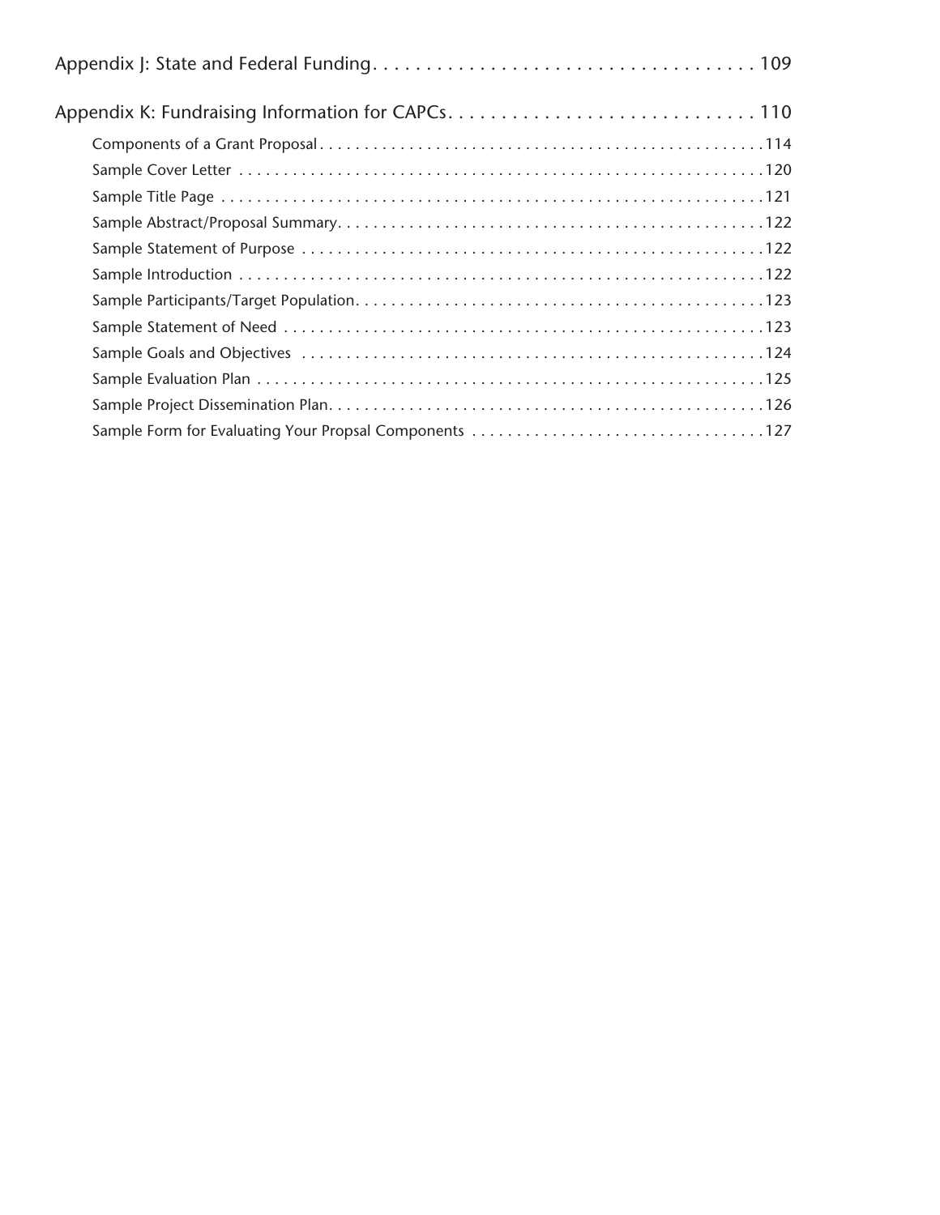Appendix J: State and Federal Funding . . . . . . . . . . . . . . . . . . . . . . . . . . . . . . . . . . . . . 109

Appendix K: Fundraising Information for CAPCs . . . . . . . . . . . . . . . . . . . . . . . . . . . . . 110

- Components of a Grant Proposal . . . . . . . . . . . . . . . . . . . . . . . . . . . . . . . . . . . . . . . . . . . . . . . . . 114
- Sample Cover Letter . . . . . . . . . . . . . . . . . . . . . . . . . . . . . . . . . . . . . . . . . . . . . . . . . . . . . . . . . 120
- Sample Title Page . . . . . . . . . . . . . . . . . . . . . . . . . . . . . . . . . . . . . . . . . . . . . . . . . . . . . . . . . . . 121
- Sample Abstract/Proposal Summary . . . . . . . . . . . . . . . . . . . . . . . . . . . . . . . . . . . . . . . . . . . . . . . 122
- Sample Statement of Purpose . . . . . . . . . . . . . . . . . . . . . . . . . . . . . . . . . . . . . . . . . . . . . . . . . . . 122
- Sample Introduction . . . . . . . . . . . . . . . . . . . . . . . . . . . . . . . . . . . . . . . . . . . . . . . . . . . . . . . . . 122
- Sample Participants/Target Population . . . . . . . . . . . . . . . . . . . . . . . . . . . . . . . . . . . . . . . . . . . . 123
- Sample Statement of Need . . . . . . . . . . . . . . . . . . . . . . . . . . . . . . . . . . . . . . . . . . . . . . . . . . . . 123
- Sample Goals and Objectives . . . . . . . . . . . . . . . . . . . . . . . . . . . . . . . . . . . . . . . . . . . . . . . . . . 124
- Sample Evaluation Plan . . . . . . . . . . . . . . . . . . . . . . . . . . . . . . . . . . . . . . . . . . . . . . . . . . . . . . . 125
- Sample Project Dissemination Plan . . . . . . . . . . . . . . . . . . . . . . . . . . . . . . . . . . . . . . . . . . . . . . . . 126
- Sample Form for Evaluating Your Propsal Components . . . . . . . . . . . . . . . . . . . . . . . . . . . . . . . 127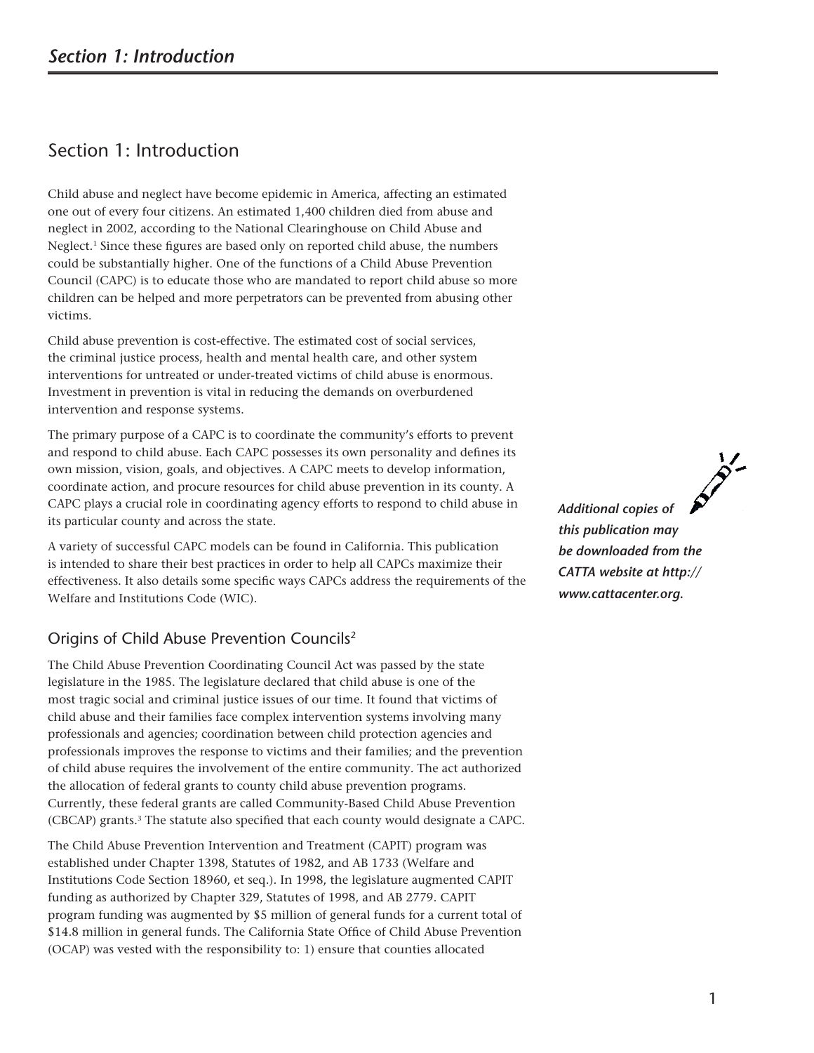## Section 1: Introduction

Child abuse and neglect have become epidemic in America, affecting an estimated one out of every four citizens. An estimated 1,400 children died from abuse and neglect in 2002, according to the National Clearinghouse on Child Abuse and Neglect.[1] Since these figures are based only on reported child abuse, the numbers could be substantially higher. One of the functions of a Child Abuse Prevention Council (CAPC) is to educate those who are mandated to report child abuse so more children can be helped and more perpetrators can be prevented from abusing other victims.

Child abuse prevention is cost-effective. The estimated cost of social services, the criminal justice process, health and mental health care, and other system interventions for untreated or under-treated victims of child abuse is enormous. Investment in prevention is vital in reducing the demands on overburdened intervention and response systems.

The primary purpose of a CAPC is to coordinate the community's efforts to prevent and respond to child abuse. Each CAPC possesses its own personality and defines its own mission, vision, goals, and objectives. A CAPC meets to develop information, coordinate action, and procure resources for child abuse prevention in its county. A CAPC plays a crucial role in coordinating agency efforts to respond to child abuse in its particular county and across the state.

A variety of successful CAPC models can be found in California. This publication is intended to share their best practices in order to help all CAPCs maximize their effectiveness. It also details some specific ways CAPCs address the requirements of the Welfare and Institutions Code (WIC).

***Additional copies of this publication may be downloaded from the CATTA website at http://www.cattacenter.org.***

### Origins of Child Abuse Prevention Councils[2]

The Child Abuse Prevention Coordinating Council Act was passed by the state legislature in the 1985. The legislature declared that child abuse is one of the most tragic social and criminal justice issues of our time. It found that victims of child abuse and their families face complex intervention systems involving many professionals and agencies; coordination between child protection agencies and professionals improves the response to victims and their families; and the prevention of child abuse requires the involvement of the entire community. The act authorized the allocation of federal grants to county child abuse prevention programs. Currently, these federal grants are called Community-Based Child Abuse Prevention (CBCAP) grants.[3] The statute also specified that each county would designate a CAPC.

The Child Abuse Prevention Intervention and Treatment (CAPIT) program was established under Chapter 1398, Statutes of 1982, and AB 1733 (Welfare and Institutions Code Section 18960, et seq.). In 1998, the legislature augmented CAPIT funding as authorized by Chapter 329, Statutes of 1998, and AB 2779. CAPIT program funding was augmented by $5 million of general funds for a current total of $14.8 million in general funds. The California State Office of Child Abuse Prevention (OCAP) was vested with the responsibility to: 1) ensure that counties allocated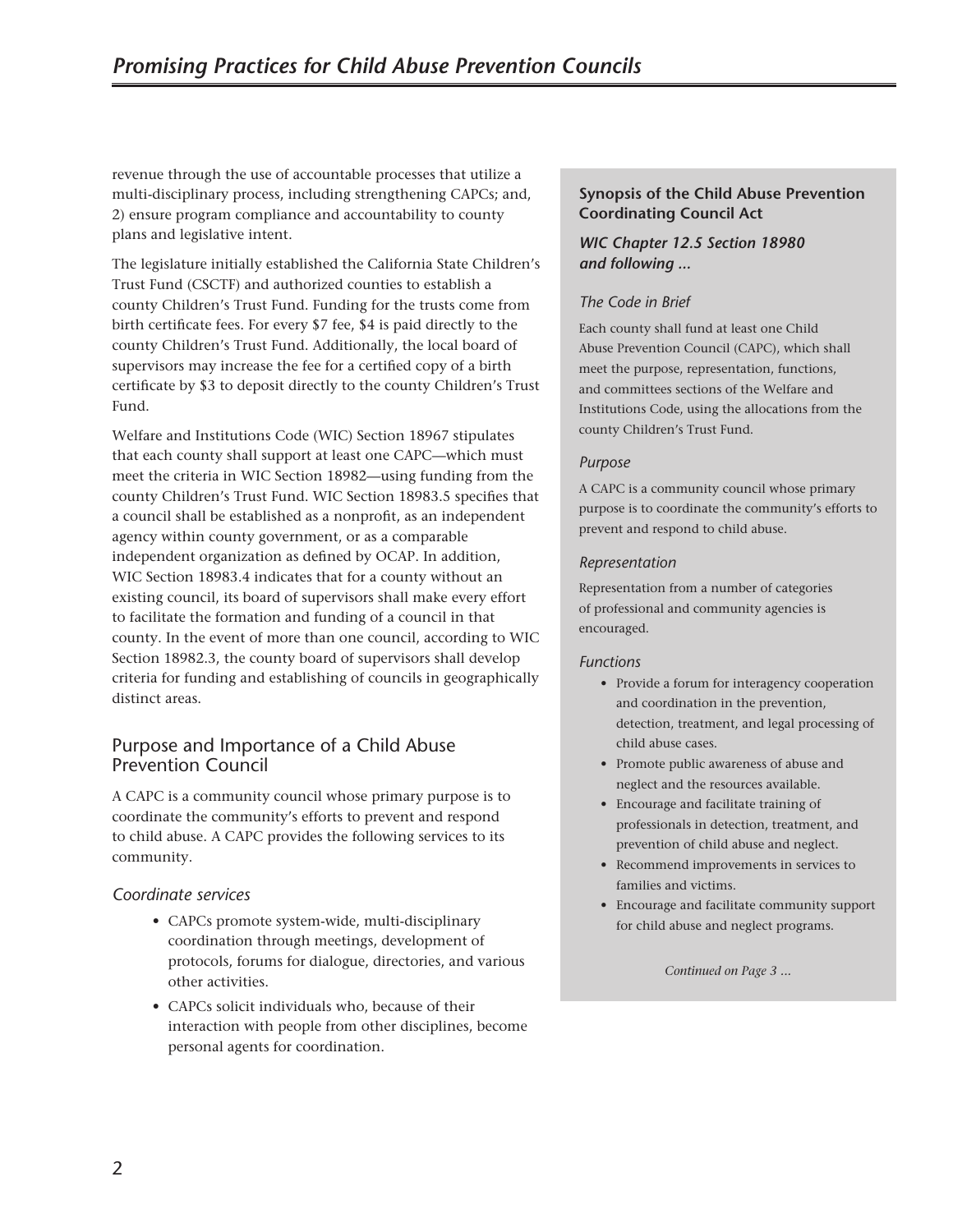revenue through the use of accountable processes that utilize a multi-disciplinary process, including strengthening CAPCs; and, 2) ensure program compliance and accountability to county plans and legislative intent.

The legislature initially established the California State Children's Trust Fund (CSCTF) and authorized counties to establish a county Children's Trust Fund. Funding for the trusts come from birth certificate fees. For every $7 fee, $4 is paid directly to the county Children's Trust Fund. Additionally, the local board of supervisors may increase the fee for a certified copy of a birth certificate by $3 to deposit directly to the county Children's Trust Fund.

Welfare and Institutions Code (WIC) Section 18967 stipulates that each county shall support at least one CAPC—which must meet the criteria in WIC Section 18982—using funding from the county Children's Trust Fund. WIC Section 18983.5 specifies that a council shall be established as a nonprofit, as an independent agency within county government, or as a comparable independent organization as defined by OCAP. In addition, WIC Section 18983.4 indicates that for a county without an existing council, its board of supervisors shall make every effort to facilitate the formation and funding of a council in that county. In the event of more than one council, according to WIC Section 18982.3, the county board of supervisors shall develop criteria for funding and establishing of councils in geographically distinct areas.

## Purpose and Importance of a Child Abuse Prevention Council

A CAPC is a community council whose primary purpose is to coordinate the community's efforts to prevent and respond to child abuse. A CAPC provides the following services to its community.

### *Coordinate services*

- CAPCs promote system-wide, multi-disciplinary coordination through meetings, development of protocols, forums for dialogue, directories, and various other activities.
- CAPCs solicit individuals who, because of their interaction with people from other disciplines, become personal agents for coordination.

**Synopsis of the Child Abuse Prevention Coordinating Council Act**

***WIC Chapter 12.5 Section 18980 and following …***

*The Code in Brief*

Each county shall fund at least one Child Abuse Prevention Council (CAPC), which shall meet the purpose, representation, functions, and committees sections of the Welfare and Institutions Code, using the allocations from the county Children's Trust Fund.

*Purpose*

A CAPC is a community council whose primary purpose is to coordinate the community's efforts to prevent and respond to child abuse.

*Representation*

Representation from a number of categories of professional and community agencies is encouraged.

*Functions*

- Provide a forum for interagency cooperation and coordination in the prevention, detection, treatment, and legal processing of child abuse cases.
- Promote public awareness of abuse and neglect and the resources available.
- Encourage and facilitate training of professionals in detection, treatment, and prevention of child abuse and neglect.
- Recommend improvements in services to families and victims.
- Encourage and facilitate community support for child abuse and neglect programs.

*Continued on Page 3 …*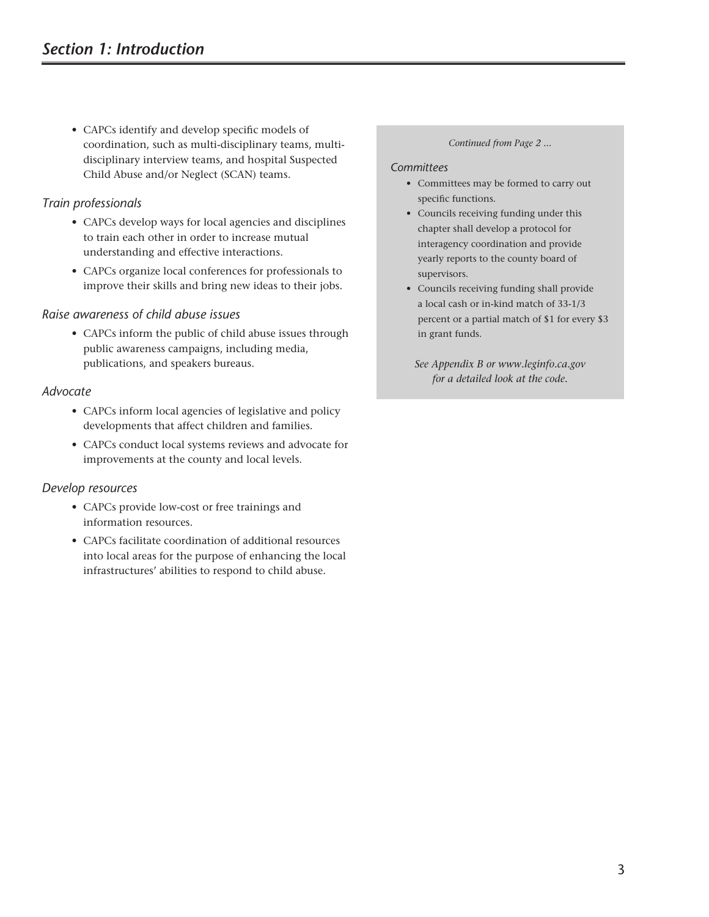- CAPCs identify and develop specific models of coordination, such as multi-disciplinary teams, multi-disciplinary interview teams, and hospital Suspected Child Abuse and/or Neglect (SCAN) teams.

### *Train professionals*

- CAPCs develop ways for local agencies and disciplines to train each other in order to increase mutual understanding and effective interactions.
- CAPCs organize local conferences for professionals to improve their skills and bring new ideas to their jobs.

### *Raise awareness of child abuse issues*

- CAPCs inform the public of child abuse issues through public awareness campaigns, including media, publications, and speakers bureaus.

### *Advocate*

- CAPCs inform local agencies of legislative and policy developments that affect children and families.
- CAPCs conduct local systems reviews and advocate for improvements at the county and local levels.

### *Develop resources*

- CAPCs provide low-cost or free trainings and information resources.
- CAPCs facilitate coordination of additional resources into local areas for the purpose of enhancing the local infrastructures' abilities to respond to child abuse.

*Continued from Page 2 ...*

### *Committees*

- Committees may be formed to carry out specific functions.
- Councils receiving funding under this chapter shall develop a protocol for interagency coordination and provide yearly reports to the county board of supervisors.
- Councils receiving funding shall provide a local cash or in-kind match of 33-1/3 percent or a partial match of $1 for every $3 in grant funds.

*See Appendix B or www.leginfo.ca.gov for a detailed look at the code.*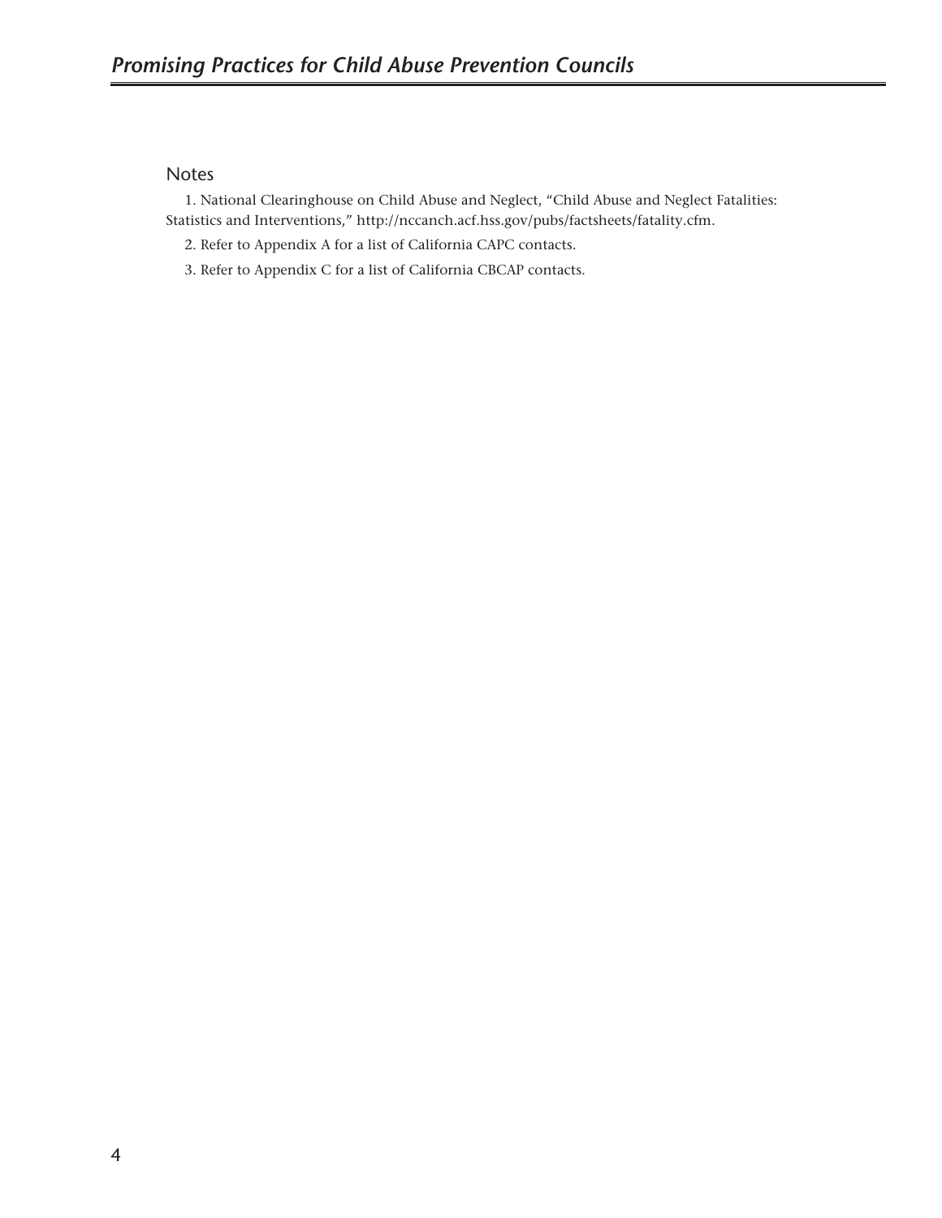### Notes

1. National Clearinghouse on Child Abuse and Neglect, "Child Abuse and Neglect Fatalities: Statistics and Interventions," http://nccanch.acf.hss.gov/pubs/factsheets/fatality.cfm.

2. Refer to Appendix A for a list of California CAPC contacts.

3. Refer to Appendix C for a list of California CBCAP contacts.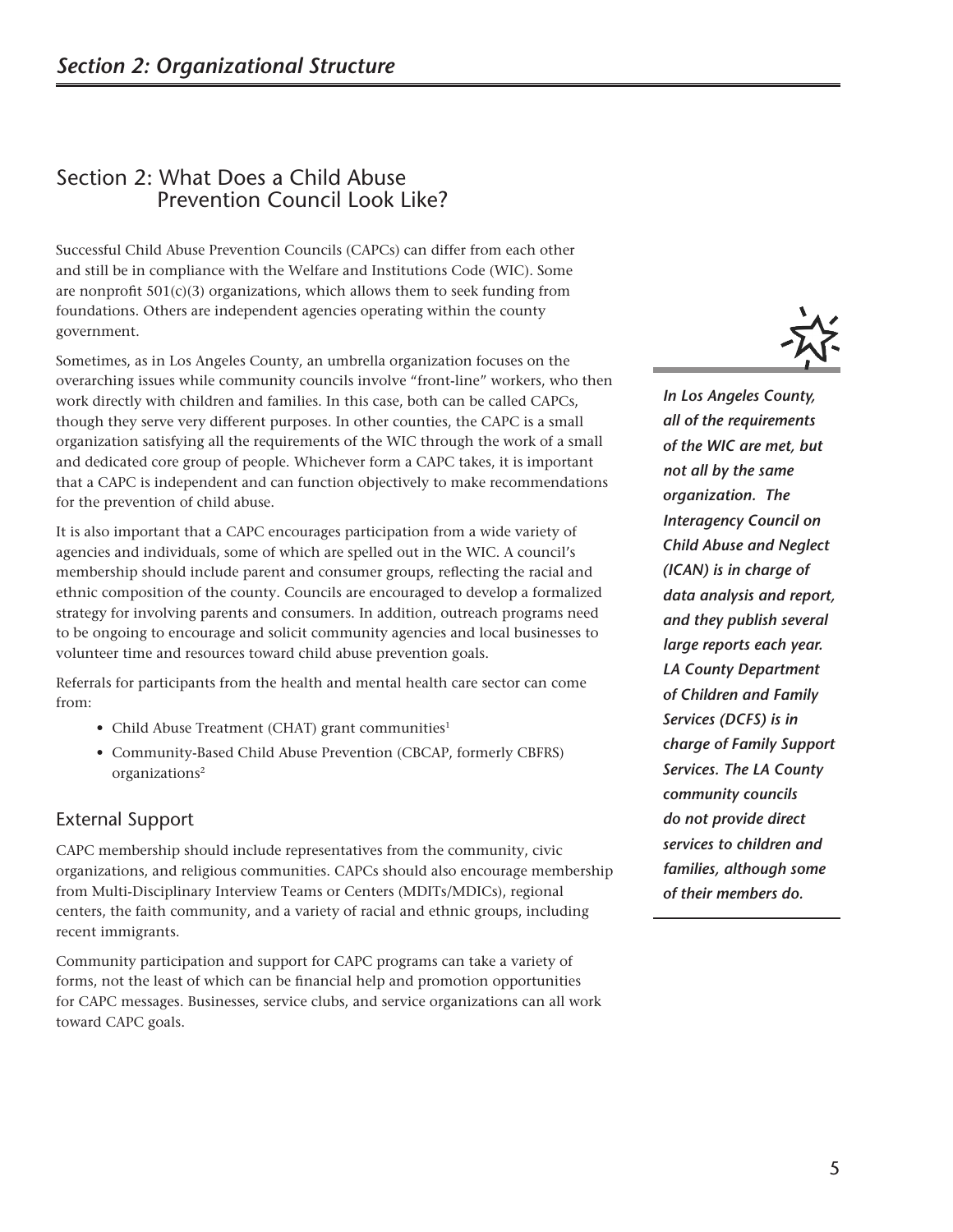## Section 2: What Does a Child Abuse Prevention Council Look Like?

Successful Child Abuse Prevention Councils (CAPCs) can differ from each other and still be in compliance with the Welfare and Institutions Code (WIC). Some are nonprofit 501(c)(3) organizations, which allows them to seek funding from foundations. Others are independent agencies operating within the county government.

Sometimes, as in Los Angeles County, an umbrella organization focuses on the overarching issues while community councils involve "front-line" workers, who then work directly with children and families. In this case, both can be called CAPCs, though they serve very different purposes. In other counties, the CAPC is a small organization satisfying all the requirements of the WIC through the work of a small and dedicated core group of people. Whichever form a CAPC takes, it is important that a CAPC is independent and can function objectively to make recommendations for the prevention of child abuse.

It is also important that a CAPC encourages participation from a wide variety of agencies and individuals, some of which are spelled out in the WIC. A council's membership should include parent and consumer groups, reflecting the racial and ethnic composition of the county. Councils are encouraged to develop a formalized strategy for involving parents and consumers. In addition, outreach programs need to be ongoing to encourage and solicit community agencies and local businesses to volunteer time and resources toward child abuse prevention goals.

Referrals for participants from the health and mental health care sector can come from:

- Child Abuse Treatment (CHAT) grant communities[1]
- Community-Based Child Abuse Prevention (CBCAP, formerly CBFRS) organizations[2]

***In Los Angeles County, all of the requirements of the WIC are met, but not all by the same organization. The Interagency Council on Child Abuse and Neglect (ICAN) is in charge of data analysis and report, and they publish several large reports each year. LA County Department of Children and Family Services (DCFS) is in charge of Family Support Services. The LA County community councils do not provide direct services to children and families, although some of their members do.***

### External Support

CAPC membership should include representatives from the community, civic organizations, and religious communities. CAPCs should also encourage membership from Multi-Disciplinary Interview Teams or Centers (MDITs/MDICs), regional centers, the faith community, and a variety of racial and ethnic groups, including recent immigrants.

Community participation and support for CAPC programs can take a variety of forms, not the least of which can be financial help and promotion opportunities for CAPC messages. Businesses, service clubs, and service organizations can all work toward CAPC goals.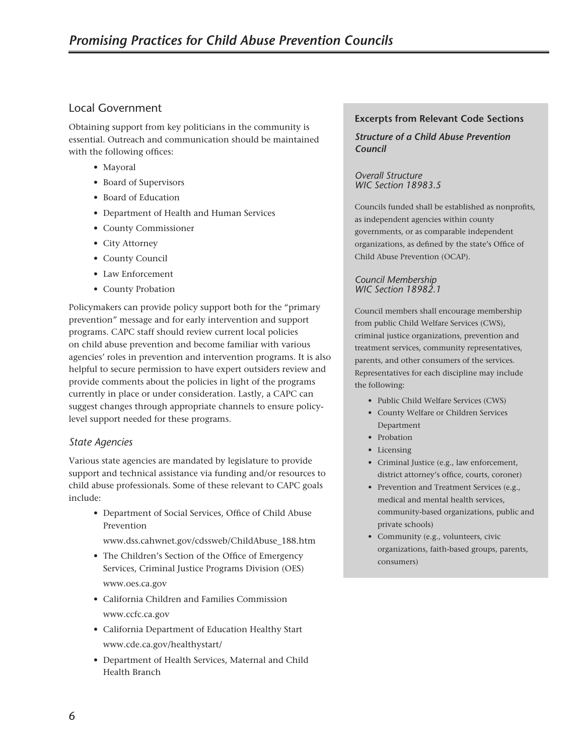## Local Government

Obtaining support from key politicians in the community is essential. Outreach and communication should be maintained with the following offices:

- Mayoral
- Board of Supervisors
- Board of Education
- Department of Health and Human Services
- County Commissioner
- City Attorney
- County Council
- Law Enforcement
- County Probation

Policymakers can provide policy support both for the "primary prevention" message and for early intervention and support programs. CAPC staff should review current local policies on child abuse prevention and become familiar with various agencies' roles in prevention and intervention programs. It is also helpful to secure permission to have expert outsiders review and provide comments about the policies in light of the programs currently in place or under consideration. Lastly, a CAPC can suggest changes through appropriate channels to ensure policy-level support needed for these programs.

### *State Agencies*

Various state agencies are mandated by legislature to provide support and technical assistance via funding and/or resources to child abuse professionals. Some of these relevant to CAPC goals include:

- Department of Social Services, Office of Child Abuse Prevention
  www.dss.cahwnet.gov/cdssweb/ChildAbuse_188.htm
- The Children's Section of the Office of Emergency Services, Criminal Justice Programs Division (OES)
  www.oes.ca.gov
- California Children and Families Commission
  www.ccfc.ca.gov
- California Department of Education Healthy Start
  www.cde.ca.gov/healthystart/
- Department of Health Services, Maternal and Child Health Branch

### Excerpts from Relevant Code Sections

#### *Structure of a Child Abuse Prevention Council*

*Overall Structure*
*WIC Section 18983.5*

Councils funded shall be established as nonprofits, as independent agencies within county governments, or as comparable independent organizations, as defined by the state's Office of Child Abuse Prevention (OCAP).

*Council Membership*
*WIC Section 18982.1*

Council members shall encourage membership from public Child Welfare Services (CWS), criminal justice organizations, prevention and treatment services, community representatives, parents, and other consumers of the services. Representatives for each discipline may include the following:

- Public Child Welfare Services (CWS)
- County Welfare or Children Services Department
- Probation
- Licensing
- Criminal Justice (e.g., law enforcement, district attorney's office, courts, coroner)
- Prevention and Treatment Services (e.g., medical and mental health services, community-based organizations, public and private schools)
- Community (e.g., volunteers, civic organizations, faith-based groups, parents, consumers)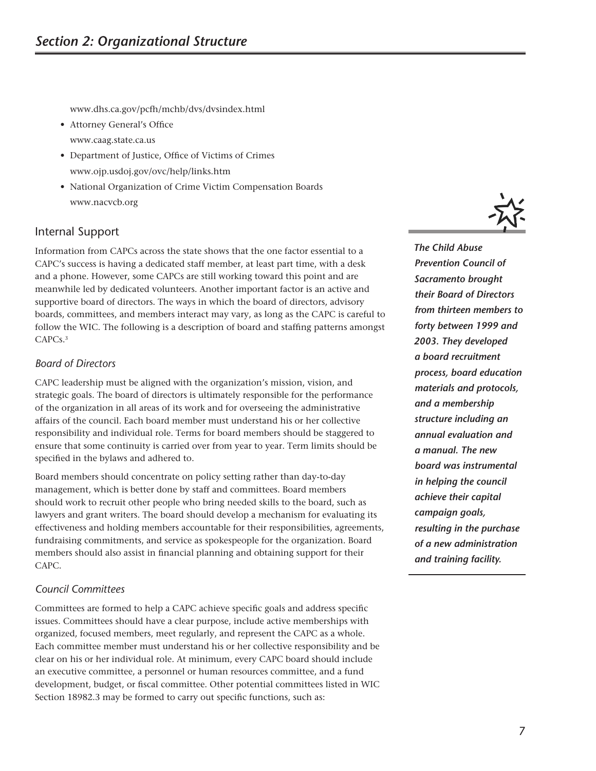www.dhs.ca.gov/pcfh/mchb/dvs/dvsindex.html

- Attorney General's Office
  www.caag.state.ca.us
- Department of Justice, Office of Victims of Crimes
  www.ojp.usdoj.gov/ovc/help/links.htm
- National Organization of Crime Victim Compensation Boards
  www.nacvcb.org

## Internal Support

Information from CAPCs across the state shows that the one factor essential to a CAPC's success is having a dedicated staff member, at least part time, with a desk and a phone. However, some CAPCs are still working toward this point and are meanwhile led by dedicated volunteers. Another important factor is an active and supportive board of directors. The ways in which the board of directors, advisory boards, committees, and members interact may vary, as long as the CAPC is careful to follow the WIC. The following is a description of board and staffing patterns amongst CAPCs.[3]

### *Board of Directors*

CAPC leadership must be aligned with the organization's mission, vision, and strategic goals. The board of directors is ultimately responsible for the performance of the organization in all areas of its work and for overseeing the administrative affairs of the council. Each board member must understand his or her collective responsibility and individual role. Terms for board members should be staggered to ensure that some continuity is carried over from year to year. Term limits should be specified in the bylaws and adhered to.

Board members should concentrate on policy setting rather than day-to-day management, which is better done by staff and committees. Board members should work to recruit other people who bring needed skills to the board, such as lawyers and grant writers. The board should develop a mechanism for evaluating its effectiveness and holding members accountable for their responsibilities, agreements, fundraising commitments, and service as spokespeople for the organization. Board members should also assist in financial planning and obtaining support for their CAPC.

***The Child Abuse Prevention Council of Sacramento brought their Board of Directors from thirteen members to forty between 1999 and 2003. They developed a board recruitment process, board education materials and protocols, and a membership structure including an annual evaluation and a manual. The new board was instrumental in helping the council achieve their capital campaign goals, resulting in the purchase of a new administration and training facility.***

### *Council Committees*

Committees are formed to help a CAPC achieve specific goals and address specific issues. Committees should have a clear purpose, include active memberships with organized, focused members, meet regularly, and represent the CAPC as a whole. Each committee member must understand his or her collective responsibility and be clear on his or her individual role. At minimum, every CAPC board should include an executive committee, a personnel or human resources committee, and a fund development, budget, or fiscal committee. Other potential committees listed in WIC Section 18982.3 may be formed to carry out specific functions, such as: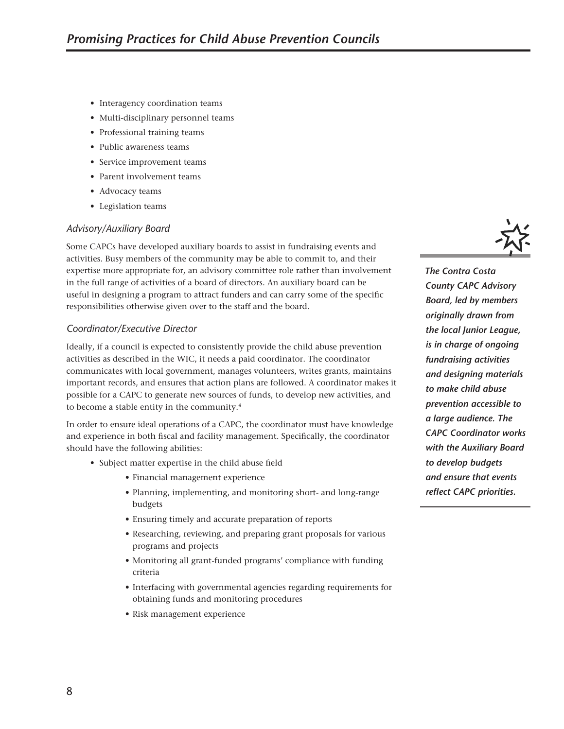- Interagency coordination teams
- Multi-disciplinary personnel teams
- Professional training teams
- Public awareness teams
- Service improvement teams
- Parent involvement teams
- Advocacy teams
- Legislation teams

### *Advisory/Auxiliary Board*

Some CAPCs have developed auxiliary boards to assist in fundraising events and activities. Busy members of the community may be able to commit to, and their expertise more appropriate for, an advisory committee role rather than involvement in the full range of activities of a board of directors. An auxiliary board can be useful in designing a program to attract funders and can carry some of the specific responsibilities otherwise given over to the staff and the board.

***The Contra Costa County CAPC Advisory Board, led by members originally drawn from the local Junior League, is in charge of ongoing fundraising activities and designing materials to make child abuse prevention accessible to a large audience. The CAPC Coordinator works with the Auxiliary Board to develop budgets and ensure that events reflect CAPC priorities.***

### *Coordinator/Executive Director*

Ideally, if a council is expected to consistently provide the child abuse prevention activities as described in the WIC, it needs a paid coordinator. The coordinator communicates with local government, manages volunteers, writes grants, maintains important records, and ensures that action plans are followed. A coordinator makes it possible for a CAPC to generate new sources of funds, to develop new activities, and to become a stable entity in the community.[4]

In order to ensure ideal operations of a CAPC, the coordinator must have knowledge and experience in both fiscal and facility management. Specifically, the coordinator should have the following abilities:

- Subject matter expertise in the child abuse field
    - Financial management experience
    - Planning, implementing, and monitoring short- and long-range budgets
    - Ensuring timely and accurate preparation of reports
    - Researching, reviewing, and preparing grant proposals for various programs and projects
    - Monitoring all grant-funded programs' compliance with funding criteria
    - Interfacing with governmental agencies regarding requirements for obtaining funds and monitoring procedures
    - Risk management experience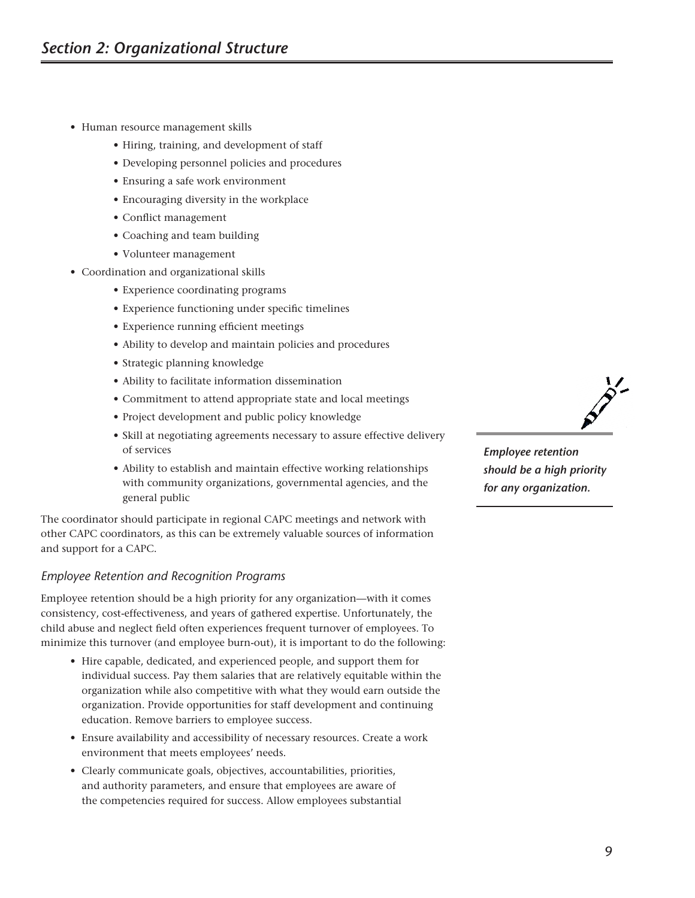- Human resource management skills
    - Hiring, training, and development of staff
    - Developing personnel policies and procedures
    - Ensuring a safe work environment
    - Encouraging diversity in the workplace
    - Conflict management
    - Coaching and team building
    - Volunteer management
- Coordination and organizational skills
    - Experience coordinating programs
    - Experience functioning under specific timelines
    - Experience running efficient meetings
    - Ability to develop and maintain policies and procedures
    - Strategic planning knowledge
    - Ability to facilitate information dissemination
    - Commitment to attend appropriate state and local meetings
    - Project development and public policy knowledge
    - Skill at negotiating agreements necessary to assure effective delivery of services
    - Ability to establish and maintain effective working relationships with community organizations, governmental agencies, and the general public

The coordinator should participate in regional CAPC meetings and network with other CAPC coordinators, as this can be extremely valuable sources of information and support for a CAPC.

***Employee retention should be a high priority for any organization.***

### *Employee Retention and Recognition Programs*

Employee retention should be a high priority for any organization—with it comes consistency, cost-effectiveness, and years of gathered expertise. Unfortunately, the child abuse and neglect field often experiences frequent turnover of employees. To minimize this turnover (and employee burn-out), it is important to do the following:

- Hire capable, dedicated, and experienced people, and support them for individual success. Pay them salaries that are relatively equitable within the organization while also competitive with what they would earn outside the organization. Provide opportunities for staff development and continuing education. Remove barriers to employee success.
- Ensure availability and accessibility of necessary resources. Create a work environment that meets employees' needs.
- Clearly communicate goals, objectives, accountabilities, priorities, and authority parameters, and ensure that employees are aware of the competencies required for success. Allow employees substantial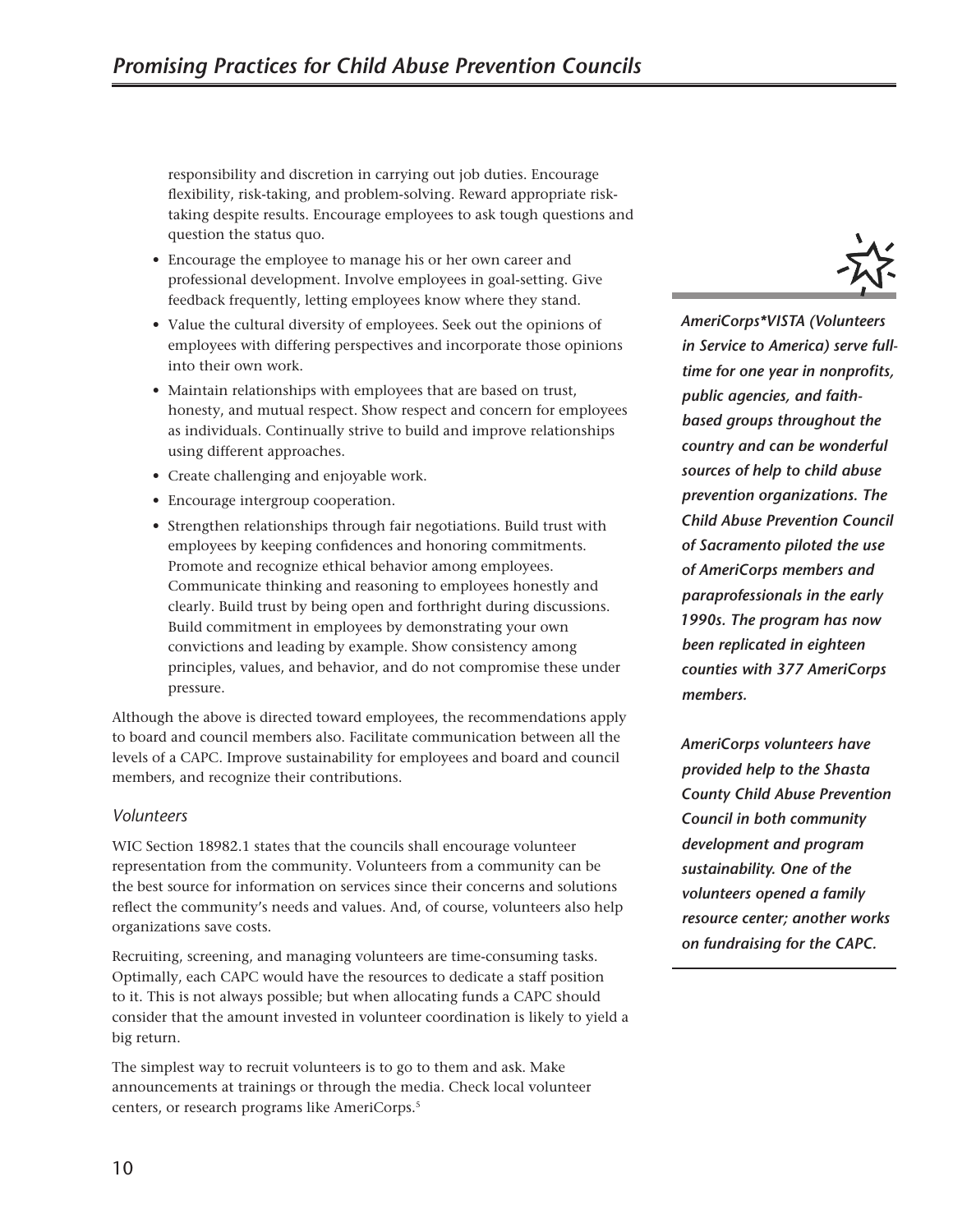responsibility and discretion in carrying out job duties. Encourage flexibility, risk-taking, and problem-solving. Reward appropriate risk-taking despite results. Encourage employees to ask tough questions and question the status quo.

- Encourage the employee to manage his or her own career and professional development. Involve employees in goal-setting. Give feedback frequently, letting employees know where they stand.
- Value the cultural diversity of employees. Seek out the opinions of employees with differing perspectives and incorporate those opinions into their own work.
- Maintain relationships with employees that are based on trust, honesty, and mutual respect. Show respect and concern for employees as individuals. Continually strive to build and improve relationships using different approaches.
- Create challenging and enjoyable work.
- Encourage intergroup cooperation.
- Strengthen relationships through fair negotiations. Build trust with employees by keeping confidences and honoring commitments. Promote and recognize ethical behavior among employees. Communicate thinking and reasoning to employees honestly and clearly. Build trust by being open and forthright during discussions. Build commitment in employees by demonstrating your own convictions and leading by example. Show consistency among principles, values, and behavior, and do not compromise these under pressure.

Although the above is directed toward employees, the recommendations apply to board and council members also. Facilitate communication between all the levels of a CAPC. Improve sustainability for employees and board and council members, and recognize their contributions.

### *Volunteers*

WIC Section 18982.1 states that the councils shall encourage volunteer representation from the community. Volunteers from a community can be the best source for information on services since their concerns and solutions reflect the community's needs and values. And, of course, volunteers also help organizations save costs.

Recruiting, screening, and managing volunteers are time-consuming tasks. Optimally, each CAPC would have the resources to dedicate a staff position to it. This is not always possible; but when allocating funds a CAPC should consider that the amount invested in volunteer coordination is likely to yield a big return.

The simplest way to recruit volunteers is to go to them and ask. Make announcements at trainings or through the media. Check local volunteer centers, or research programs like AmeriCorps.[5]

***AmeriCorps*VISTA (Volunteers in Service to America) serve full-time for one year in nonprofits, public agencies, and faith-based groups throughout the country and can be wonderful sources of help to child abuse prevention organizations. The Child Abuse Prevention Council of Sacramento piloted the use of AmeriCorps members and paraprofessionals in the early 1990s. The program has now been replicated in eighteen counties with 377 AmeriCorps members.***

***AmeriCorps volunteers have provided help to the Shasta County Child Abuse Prevention Council in both community development and program sustainability. One of the volunteers opened a family resource center; another works on fundraising for the CAPC.***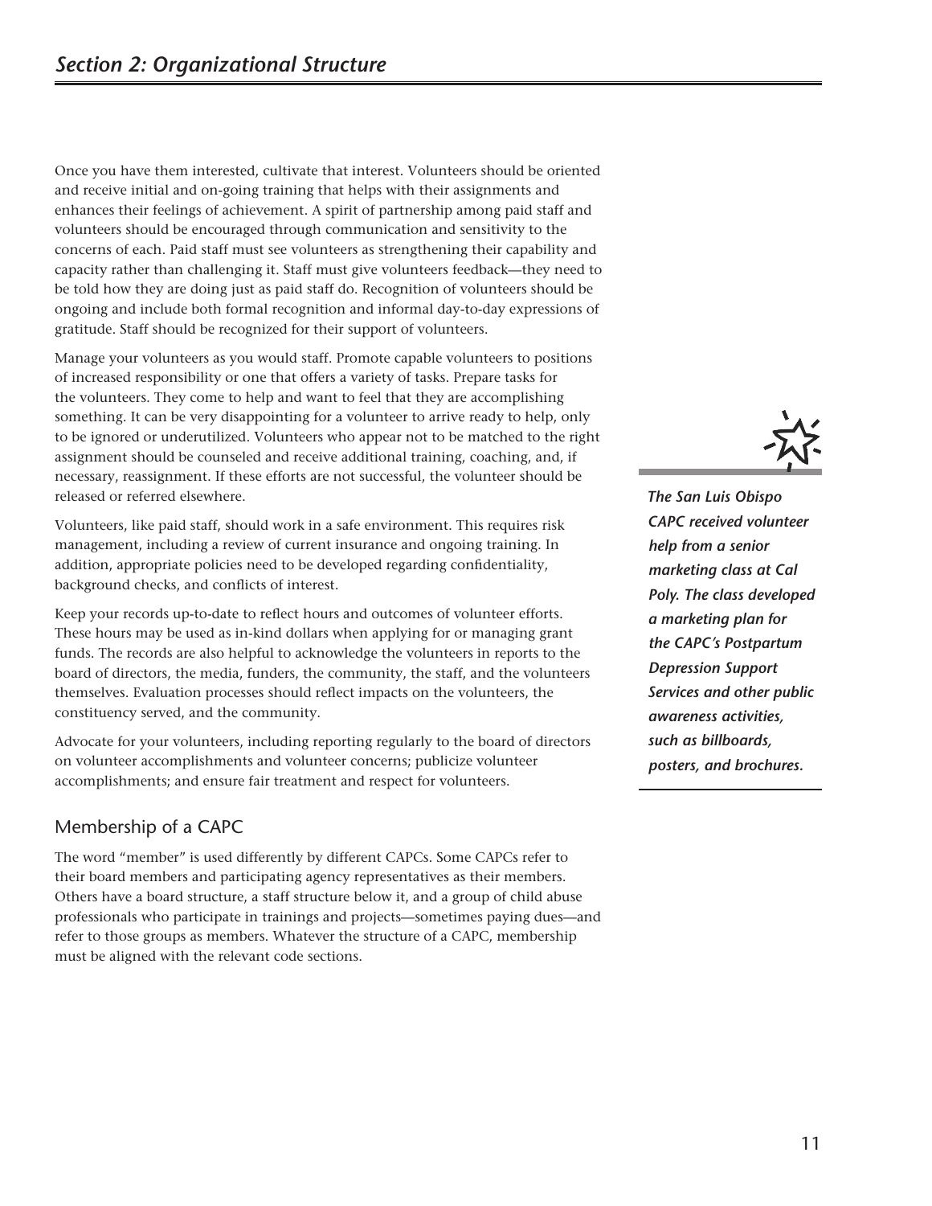Once you have them interested, cultivate that interest. Volunteers should be oriented and receive initial and on-going training that helps with their assignments and enhances their feelings of achievement. A spirit of partnership among paid staff and volunteers should be encouraged through communication and sensitivity to the concerns of each. Paid staff must see volunteers as strengthening their capability and capacity rather than challenging it. Staff must give volunteers feedback—they need to be told how they are doing just as paid staff do. Recognition of volunteers should be ongoing and include both formal recognition and informal day-to-day expressions of gratitude. Staff should be recognized for their support of volunteers.

Manage your volunteers as you would staff. Promote capable volunteers to positions of increased responsibility or one that offers a variety of tasks. Prepare tasks for the volunteers. They come to help and want to feel that they are accomplishing something. It can be very disappointing for a volunteer to arrive ready to help, only to be ignored or underutilized. Volunteers who appear not to be matched to the right assignment should be counseled and receive additional training, coaching, and, if necessary, reassignment. If these efforts are not successful, the volunteer should be released or referred elsewhere.

*The San Luis Obispo CAPC received volunteer help from a senior marketing class at Cal Poly. The class developed a marketing plan for the CAPC's Postpartum Depression Support Services and other public awareness activities, such as billboards, posters, and brochures.*

Volunteers, like paid staff, should work in a safe environment. This requires risk management, including a review of current insurance and ongoing training. In addition, appropriate policies need to be developed regarding confidentiality, background checks, and conflicts of interest.

Keep your records up-to-date to reflect hours and outcomes of volunteer efforts. These hours may be used as in-kind dollars when applying for or managing grant funds. The records are also helpful to acknowledge the volunteers in reports to the board of directors, the media, funders, the community, the staff, and the volunteers themselves. Evaluation processes should reflect impacts on the volunteers, the constituency served, and the community.

Advocate for your volunteers, including reporting regularly to the board of directors on volunteer accomplishments and volunteer concerns; publicize volunteer accomplishments; and ensure fair treatment and respect for volunteers.

## Membership of a CAPC

The word "member" is used differently by different CAPCs. Some CAPCs refer to their board members and participating agency representatives as their members. Others have a board structure, a staff structure below it, and a group of child abuse professionals who participate in trainings and projects—sometimes paying dues—and refer to those groups as members. Whatever the structure of a CAPC, membership must be aligned with the relevant code sections.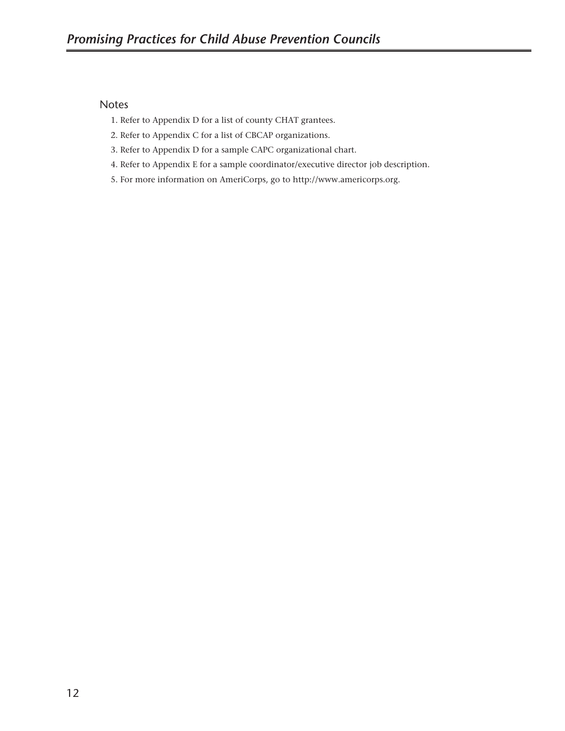## Notes

1. Refer to Appendix D for a list of county CHAT grantees.
2. Refer to Appendix C for a list of CBCAP organizations.
3. Refer to Appendix D for a sample CAPC organizational chart.
4. Refer to Appendix E for a sample coordinator/executive director job description.
5. For more information on AmeriCorps, go to http://www.americorps.org.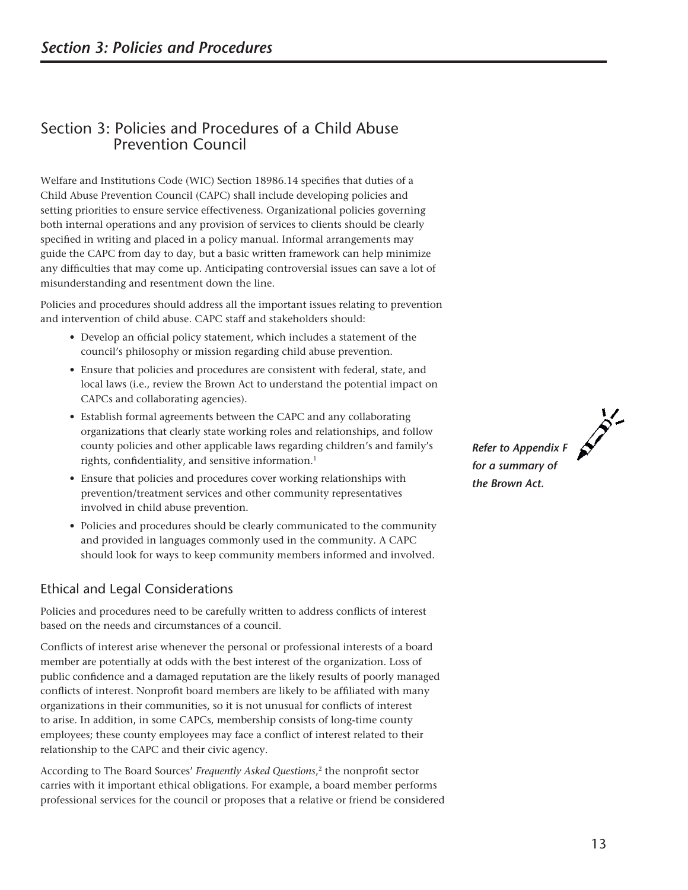# Section 3: Policies and Procedures of a Child Abuse Prevention Council

Welfare and Institutions Code (WIC) Section 18986.14 specifies that duties of a Child Abuse Prevention Council (CAPC) shall include developing policies and setting priorities to ensure service effectiveness. Organizational policies governing both internal operations and any provision of services to clients should be clearly specified in writing and placed in a policy manual. Informal arrangements may guide the CAPC from day to day, but a basic written framework can help minimize any difficulties that may come up. Anticipating controversial issues can save a lot of misunderstanding and resentment down the line.

Policies and procedures should address all the important issues relating to prevention and intervention of child abuse. CAPC staff and stakeholders should:

- Develop an official policy statement, which includes a statement of the council's philosophy or mission regarding child abuse prevention.
- Ensure that policies and procedures are consistent with federal, state, and local laws (i.e., review the Brown Act to understand the potential impact on CAPCs and collaborating agencies).
- Establish formal agreements between the CAPC and any collaborating organizations that clearly state working roles and relationships, and follow county policies and other applicable laws regarding children's and family's rights, confidentiality, and sensitive information.[1]
- Ensure that policies and procedures cover working relationships with prevention/treatment services and other community representatives involved in child abuse prevention.
- Policies and procedures should be clearly communicated to the community and provided in languages commonly used in the community. A CAPC should look for ways to keep community members informed and involved.

***Refer to Appendix F for a summary of the Brown Act.***

## Ethical and Legal Considerations

Policies and procedures need to be carefully written to address conflicts of interest based on the needs and circumstances of a council.

Conflicts of interest arise whenever the personal or professional interests of a board member are potentially at odds with the best interest of the organization. Loss of public confidence and a damaged reputation are the likely results of poorly managed conflicts of interest. Nonprofit board members are likely to be affiliated with many organizations in their communities, so it is not unusual for conflicts of interest to arise. In addition, in some CAPCs, membership consists of long-time county employees; these county employees may face a conflict of interest related to their relationship to the CAPC and their civic agency.

According to The Board Sources' *Frequently Asked Questions*,[2] the nonprofit sector carries with it important ethical obligations. For example, a board member performs professional services for the council or proposes that a relative or friend be considered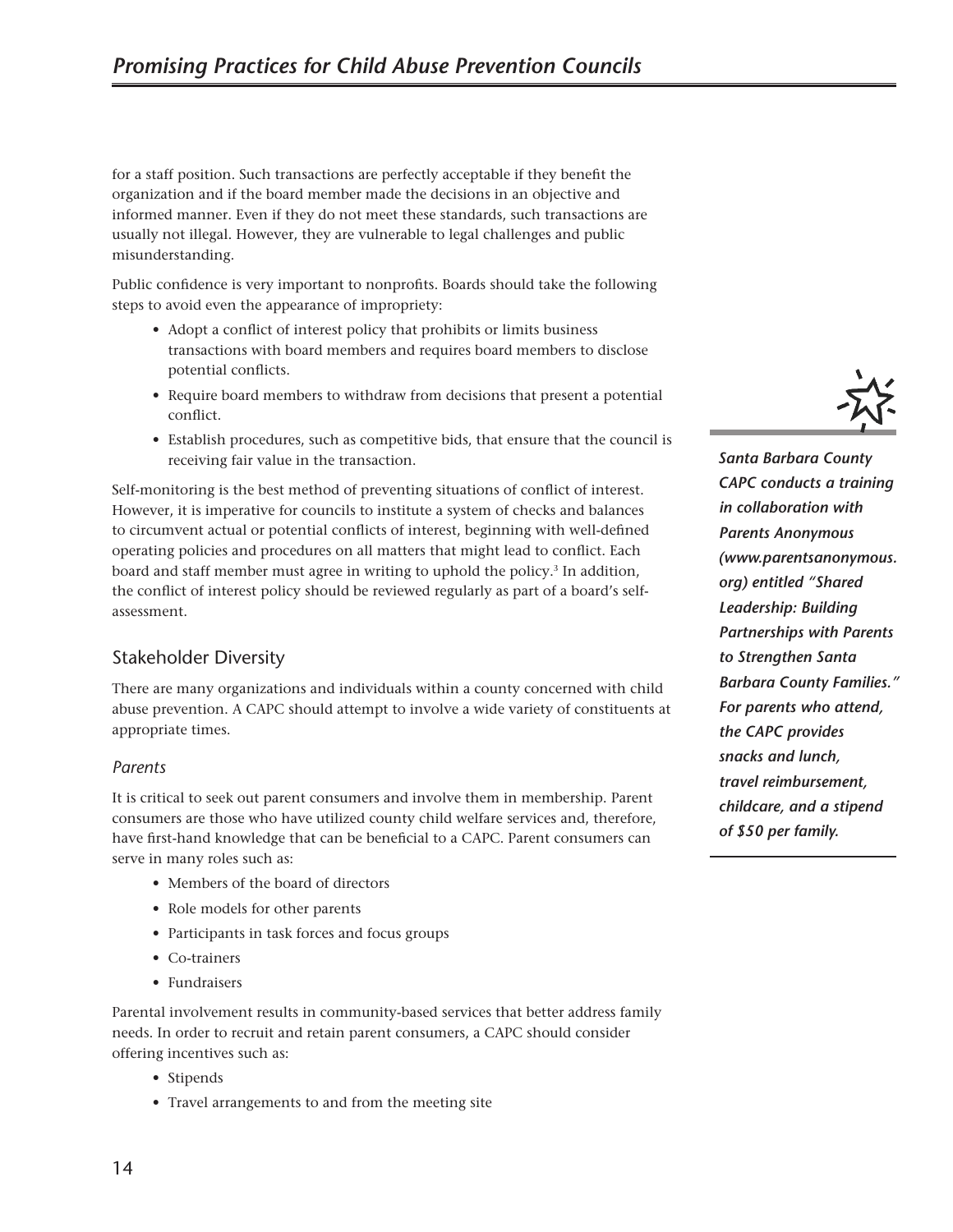for a staff position. Such transactions are perfectly acceptable if they benefit the organization and if the board member made the decisions in an objective and informed manner. Even if they do not meet these standards, such transactions are usually not illegal. However, they are vulnerable to legal challenges and public misunderstanding.

Public confidence is very important to nonprofits. Boards should take the following steps to avoid even the appearance of impropriety:

- Adopt a conflict of interest policy that prohibits or limits business transactions with board members and requires board members to disclose potential conflicts.
- Require board members to withdraw from decisions that present a potential conflict.
- Establish procedures, such as competitive bids, that ensure that the council is receiving fair value in the transaction.

Self-monitoring is the best method of preventing situations of conflict of interest. However, it is imperative for councils to institute a system of checks and balances to circumvent actual or potential conflicts of interest, beginning with well-defined operating policies and procedures on all matters that might lead to conflict. Each board and staff member must agree in writing to uphold the policy.[3] In addition, the conflict of interest policy should be reviewed regularly as part of a board's self-assessment.

## Stakeholder Diversity

There are many organizations and individuals within a county concerned with child abuse prevention. A CAPC should attempt to involve a wide variety of constituents at appropriate times.

### *Parents*

It is critical to seek out parent consumers and involve them in membership. Parent consumers are those who have utilized county child welfare services and, therefore, have first-hand knowledge that can be beneficial to a CAPC. Parent consumers can serve in many roles such as:

- Members of the board of directors
- Role models for other parents
- Participants in task forces and focus groups
- Co-trainers
- Fundraisers

Parental involvement results in community-based services that better address family needs. In order to recruit and retain parent consumers, a CAPC should consider offering incentives such as:

- Stipends
- Travel arrangements to and from the meeting site

***Santa Barbara County CAPC conducts a training in collaboration with Parents Anonymous (www.parentsanonymous.org) entitled "Shared Leadership: Building Partnerships with Parents to Strengthen Santa Barbara County Families." For parents who attend, the CAPC provides snacks and lunch, travel reimbursement, childcare, and a stipend of $50 per family.***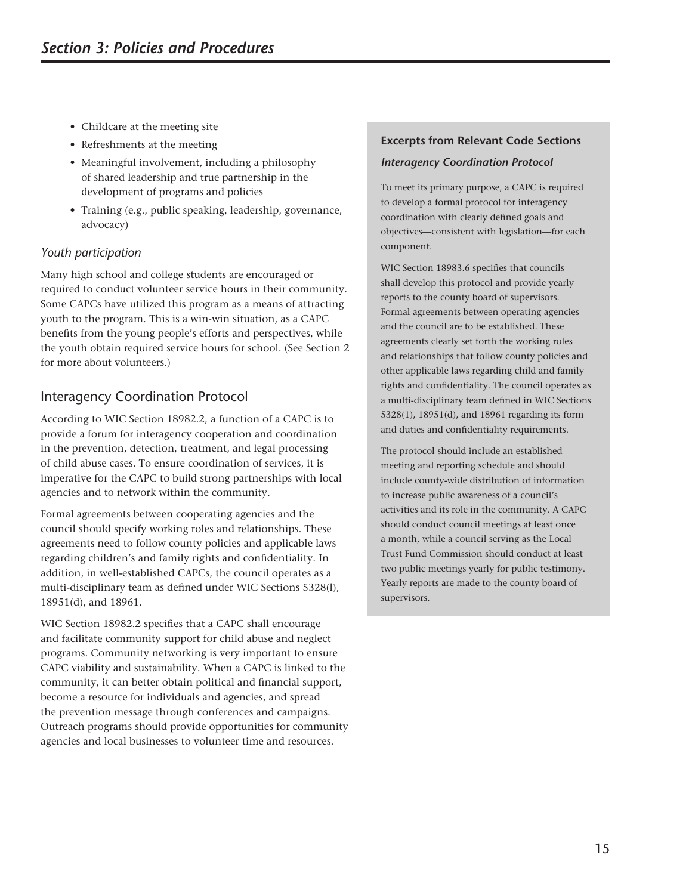- Childcare at the meeting site
- Refreshments at the meeting
- Meaningful involvement, including a philosophy of shared leadership and true partnership in the development of programs and policies
- Training (e.g., public speaking, leadership, governance, advocacy)

### *Youth participation*

Many high school and college students are encouraged or required to conduct volunteer service hours in their community. Some CAPCs have utilized this program as a means of attracting youth to the program. This is a win-win situation, as a CAPC benefits from the young people's efforts and perspectives, while the youth obtain required service hours for school. (See Section 2 for more about volunteers.)

## Interagency Coordination Protocol

According to WIC Section 18982.2, a function of a CAPC is to provide a forum for interagency cooperation and coordination in the prevention, detection, treatment, and legal processing of child abuse cases. To ensure coordination of services, it is imperative for the CAPC to build strong partnerships with local agencies and to network within the community.

Formal agreements between cooperating agencies and the council should specify working roles and relationships. These agreements need to follow county policies and applicable laws regarding children's and family rights and confidentiality. In addition, in well-established CAPCs, the council operates as a multi-disciplinary team as defined under WIC Sections 5328(l), 18951(d), and 18961.

WIC Section 18982.2 specifies that a CAPC shall encourage and facilitate community support for child abuse and neglect programs. Community networking is very important to ensure CAPC viability and sustainability. When a CAPC is linked to the community, it can better obtain political and financial support, become a resource for individuals and agencies, and spread the prevention message through conferences and campaigns. Outreach programs should provide opportunities for community agencies and local businesses to volunteer time and resources.

**Excerpts from Relevant Code Sections**

***Interagency Coordination Protocol***

To meet its primary purpose, a CAPC is required to develop a formal protocol for interagency coordination with clearly defined goals and objectives—consistent with legislation—for each component.

WIC Section 18983.6 specifies that councils shall develop this protocol and provide yearly reports to the county board of supervisors. Formal agreements between operating agencies and the council are to be established. These agreements clearly set forth the working roles and relationships that follow county policies and other applicable laws regarding child and family rights and confidentiality. The council operates as a multi-disciplinary team defined in WIC Sections 5328(1), 18951(d), and 18961 regarding its form and duties and confidentiality requirements.

The protocol should include an established meeting and reporting schedule and should include county-wide distribution of information to increase public awareness of a council's activities and its role in the community. A CAPC should conduct council meetings at least once a month, while a council serving as the Local Trust Fund Commission should conduct at least two public meetings yearly for public testimony. Yearly reports are made to the county board of supervisors.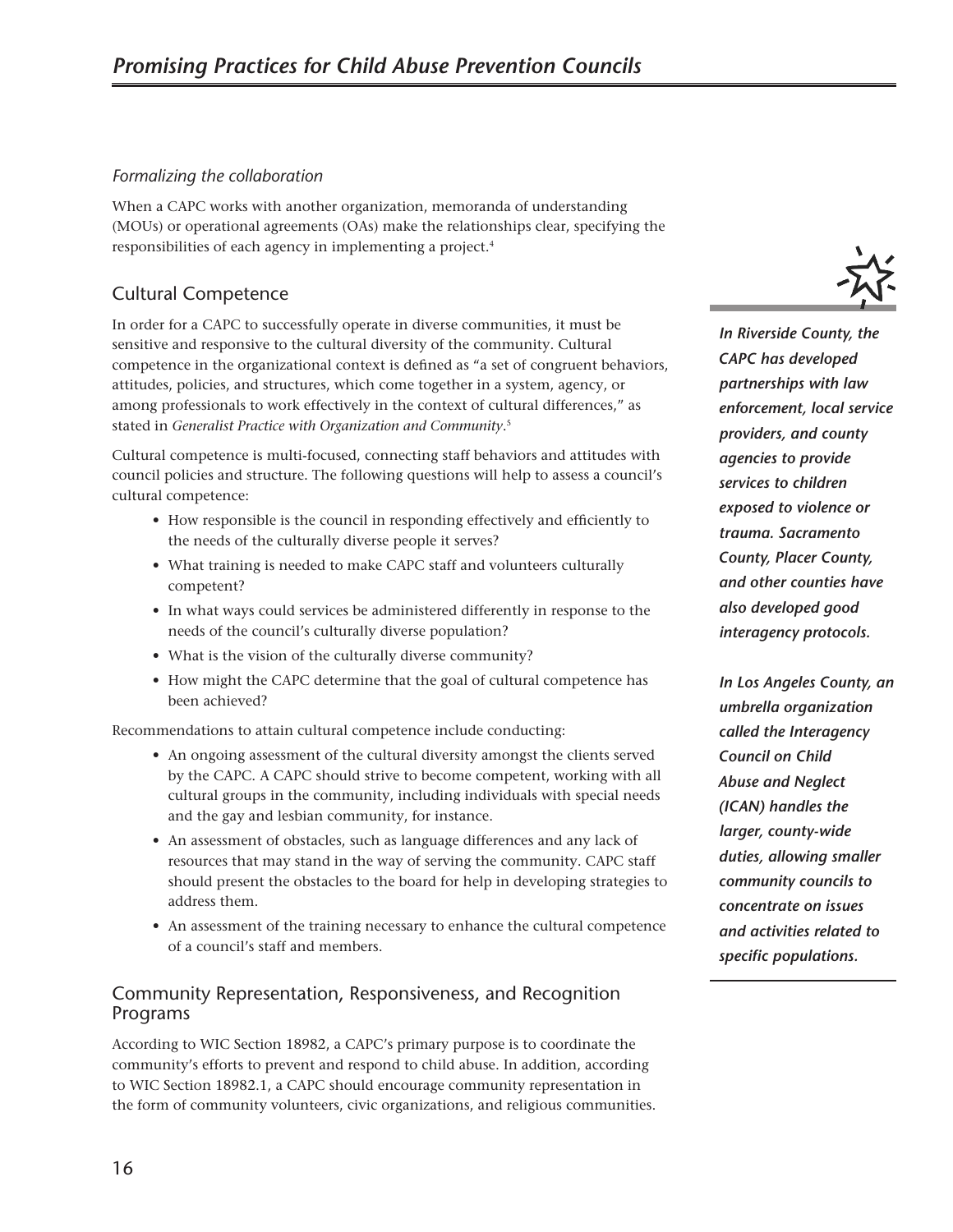*Formalizing the collaboration*

When a CAPC works with another organization, memoranda of understanding (MOUs) or operational agreements (OAs) make the relationships clear, specifying the responsibilities of each agency in implementing a project.[4]

## Cultural Competence

In order for a CAPC to successfully operate in diverse communities, it must be sensitive and responsive to the cultural diversity of the community. Cultural competence in the organizational context is defined as "a set of congruent behaviors, attitudes, policies, and structures, which come together in a system, agency, or among professionals to work effectively in the context of cultural differences," as stated in *Generalist Practice with Organization and Community*.[5]

Cultural competence is multi-focused, connecting staff behaviors and attitudes with council policies and structure. The following questions will help to assess a council's cultural competence:

- How responsible is the council in responding effectively and efficiently to the needs of the culturally diverse people it serves?
- What training is needed to make CAPC staff and volunteers culturally competent?
- In what ways could services be administered differently in response to the needs of the council's culturally diverse population?
- What is the vision of the culturally diverse community?
- How might the CAPC determine that the goal of cultural competence has been achieved?

Recommendations to attain cultural competence include conducting:

- An ongoing assessment of the cultural diversity amongst the clients served by the CAPC. A CAPC should strive to become competent, working with all cultural groups in the community, including individuals with special needs and the gay and lesbian community, for instance.
- An assessment of obstacles, such as language differences and any lack of resources that may stand in the way of serving the community. CAPC staff should present the obstacles to the board for help in developing strategies to address them.
- An assessment of the training necessary to enhance the cultural competence of a council's staff and members.

***In Riverside County, the CAPC has developed partnerships with law enforcement, local service providers, and county agencies to provide services to children exposed to violence or trauma. Sacramento County, Placer County, and other counties have also developed good interagency protocols.***

***In Los Angeles County, an umbrella organization called the Interagency Council on Child Abuse and Neglect (ICAN) handles the larger, county-wide duties, allowing smaller community councils to concentrate on issues and activities related to specific populations.***

## Community Representation, Responsiveness, and Recognition Programs

According to WIC Section 18982, a CAPC's primary purpose is to coordinate the community's efforts to prevent and respond to child abuse. In addition, according to WIC Section 18982.1, a CAPC should encourage community representation in the form of community volunteers, civic organizations, and religious communities.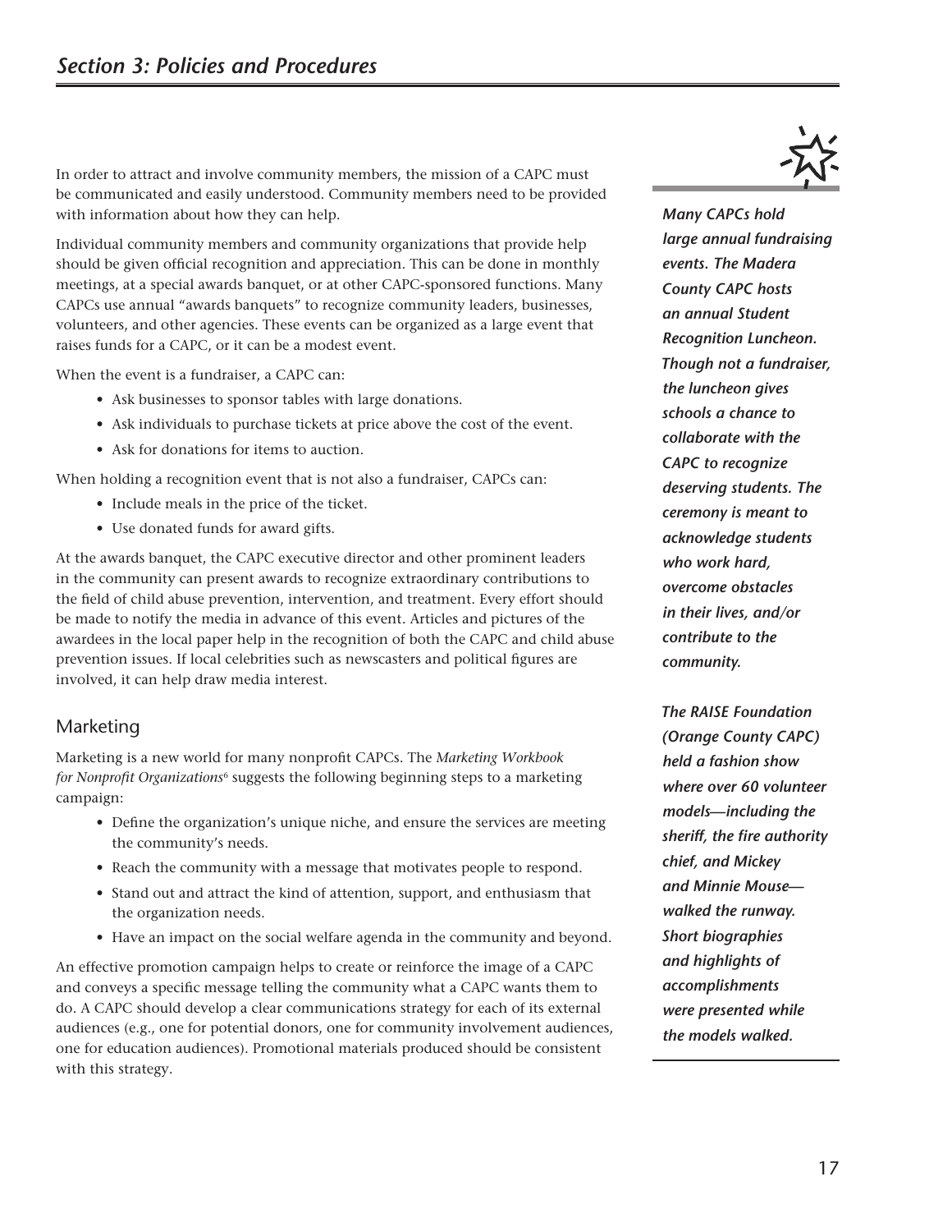In order to attract and involve community members, the mission of a CAPC must be communicated and easily understood. Community members need to be provided with information about how they can help.

Individual community members and community organizations that provide help should be given official recognition and appreciation. This can be done in monthly meetings, at a special awards banquet, or at other CAPC-sponsored functions. Many CAPCs use annual "awards banquets" to recognize community leaders, businesses, volunteers, and other agencies. These events can be organized as a large event that raises funds for a CAPC, or it can be a modest event.

When the event is a fundraiser, a CAPC can:

- Ask businesses to sponsor tables with large donations.
- Ask individuals to purchase tickets at price above the cost of the event.
- Ask for donations for items to auction.

When holding a recognition event that is not also a fundraiser, CAPCs can:

- Include meals in the price of the ticket.
- Use donated funds for award gifts.

At the awards banquet, the CAPC executive director and other prominent leaders in the community can present awards to recognize extraordinary contributions to the field of child abuse prevention, intervention, and treatment. Every effort should be made to notify the media in advance of this event. Articles and pictures of the awardees in the local paper help in the recognition of both the CAPC and child abuse prevention issues. If local celebrities such as newscasters and political figures are involved, it can help draw media interest.

## Marketing

Marketing is a new world for many nonprofit CAPCs. The *Marketing Workbook for Nonprofit Organizations*[6] suggests the following beginning steps to a marketing campaign:

- Define the organization's unique niche, and ensure the services are meeting the community's needs.
- Reach the community with a message that motivates people to respond.
- Stand out and attract the kind of attention, support, and enthusiasm that the organization needs.
- Have an impact on the social welfare agenda in the community and beyond.

An effective promotion campaign helps to create or reinforce the image of a CAPC and conveys a specific message telling the community what a CAPC wants them to do. A CAPC should develop a clear communications strategy for each of its external audiences (e.g., one for potential donors, one for community involvement audiences, one for education audiences). Promotional materials produced should be consistent with this strategy.

***Many CAPCs hold large annual fundraising events. The Madera County CAPC hosts an annual Student Recognition Luncheon. Though not a fundraiser, the luncheon gives schools a chance to collaborate with the CAPC to recognize deserving students. The ceremony is meant to acknowledge students who work hard, overcome obstacles in their lives, and/or contribute to the community.***

***The RAISE Foundation (Orange County CAPC) held a fashion show where over 60 volunteer models—including the sheriff, the fire authority chief, and Mickey and Minnie Mouse—walked the runway. Short biographies and highlights of accomplishments were presented while the models walked.***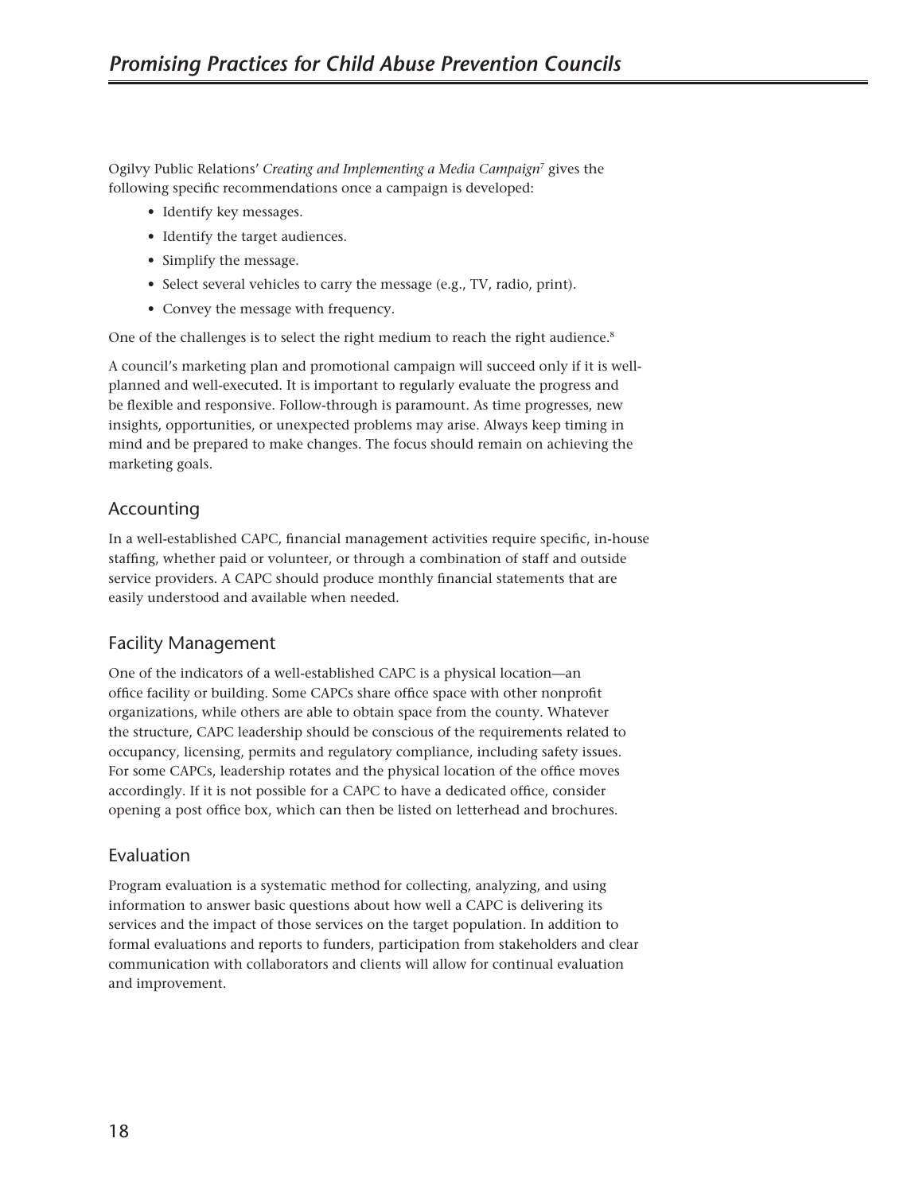Ogilvy Public Relations' *Creating and Implementing a Media Campaign*[7] gives the following specific recommendations once a campaign is developed:

- Identify key messages.
- Identify the target audiences.
- Simplify the message.
- Select several vehicles to carry the message (e.g., TV, radio, print).
- Convey the message with frequency.

One of the challenges is to select the right medium to reach the right audience.[8]

A council's marketing plan and promotional campaign will succeed only if it is well-planned and well-executed. It is important to regularly evaluate the progress and be flexible and responsive. Follow-through is paramount. As time progresses, new insights, opportunities, or unexpected problems may arise. Always keep timing in mind and be prepared to make changes. The focus should remain on achieving the marketing goals.

## Accounting

In a well-established CAPC, financial management activities require specific, in-house staffing, whether paid or volunteer, or through a combination of staff and outside service providers. A CAPC should produce monthly financial statements that are easily understood and available when needed.

## Facility Management

One of the indicators of a well-established CAPC is a physical location—an office facility or building. Some CAPCs share office space with other nonprofit organizations, while others are able to obtain space from the county. Whatever the structure, CAPC leadership should be conscious of the requirements related to occupancy, licensing, permits and regulatory compliance, including safety issues. For some CAPCs, leadership rotates and the physical location of the office moves accordingly. If it is not possible for a CAPC to have a dedicated office, consider opening a post office box, which can then be listed on letterhead and brochures.

## Evaluation

Program evaluation is a systematic method for collecting, analyzing, and using information to answer basic questions about how well a CAPC is delivering its services and the impact of those services on the target population. In addition to formal evaluations and reports to funders, participation from stakeholders and clear communication with collaborators and clients will allow for continual evaluation and improvement.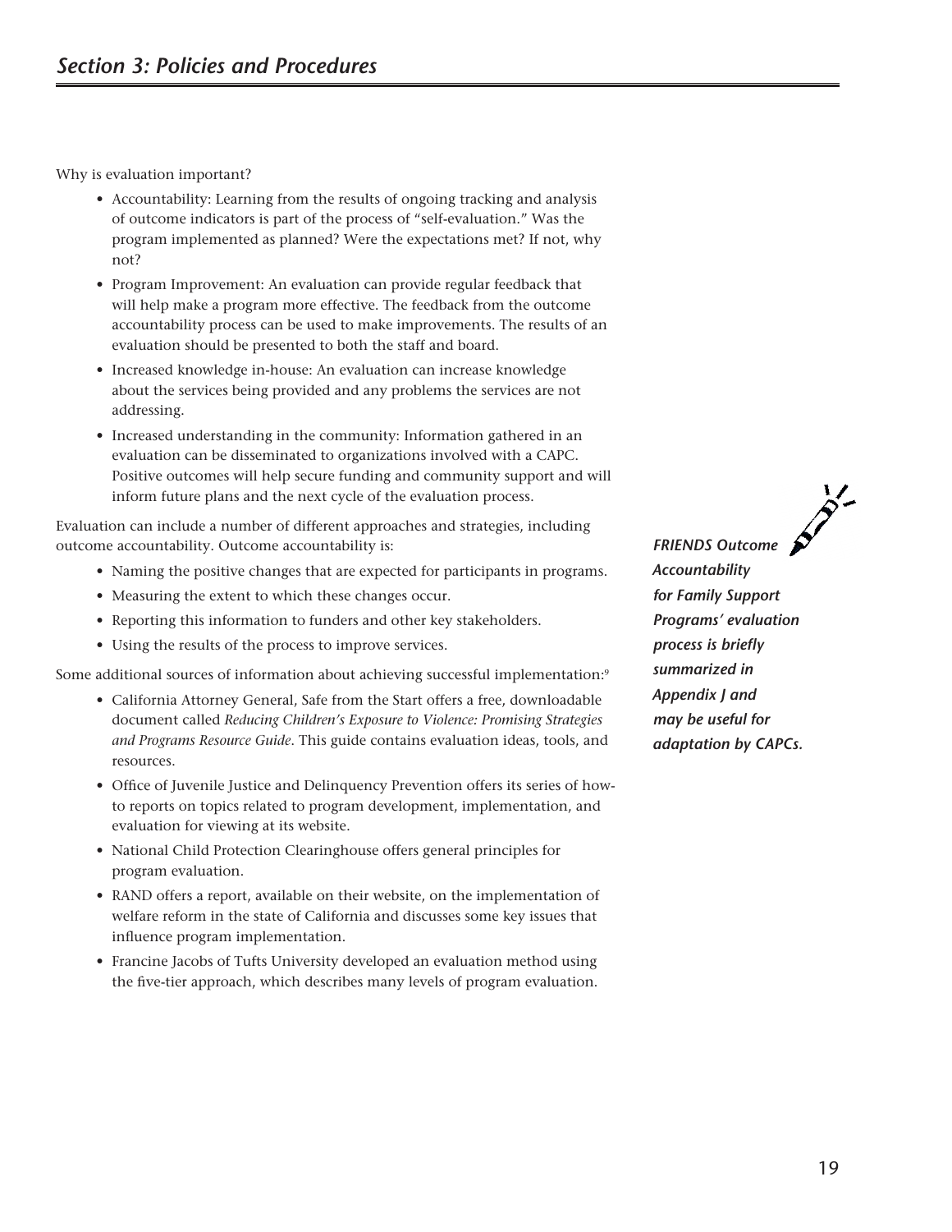Why is evaluation important?

- Accountability: Learning from the results of ongoing tracking and analysis of outcome indicators is part of the process of "self-evaluation." Was the program implemented as planned? Were the expectations met? If not, why not?
- Program Improvement: An evaluation can provide regular feedback that will help make a program more effective. The feedback from the outcome accountability process can be used to make improvements. The results of an evaluation should be presented to both the staff and board.
- Increased knowledge in-house: An evaluation can increase knowledge about the services being provided and any problems the services are not addressing.
- Increased understanding in the community: Information gathered in an evaluation can be disseminated to organizations involved with a CAPC. Positive outcomes will help secure funding and community support and will inform future plans and the next cycle of the evaluation process.

Evaluation can include a number of different approaches and strategies, including outcome accountability. Outcome accountability is:

- Naming the positive changes that are expected for participants in programs.
- Measuring the extent to which these changes occur.
- Reporting this information to funders and other key stakeholders.
- Using the results of the process to improve services.

***FRIENDS Outcome Accountability for Family Support Programs' evaluation process is briefly summarized in Appendix J and may be useful for adaptation by CAPCs.***

Some additional sources of information about achieving successful implementation:[9]

- California Attorney General, Safe from the Start offers a free, downloadable document called *Reducing Children's Exposure to Violence: Promising Strategies and Programs Resource Guide*. This guide contains evaluation ideas, tools, and resources.
- Office of Juvenile Justice and Delinquency Prevention offers its series of how-to reports on topics related to program development, implementation, and evaluation for viewing at its website.
- National Child Protection Clearinghouse offers general principles for program evaluation.
- RAND offers a report, available on their website, on the implementation of welfare reform in the state of California and discusses some key issues that influence program implementation.
- Francine Jacobs of Tufts University developed an evaluation method using the five-tier approach, which describes many levels of program evaluation.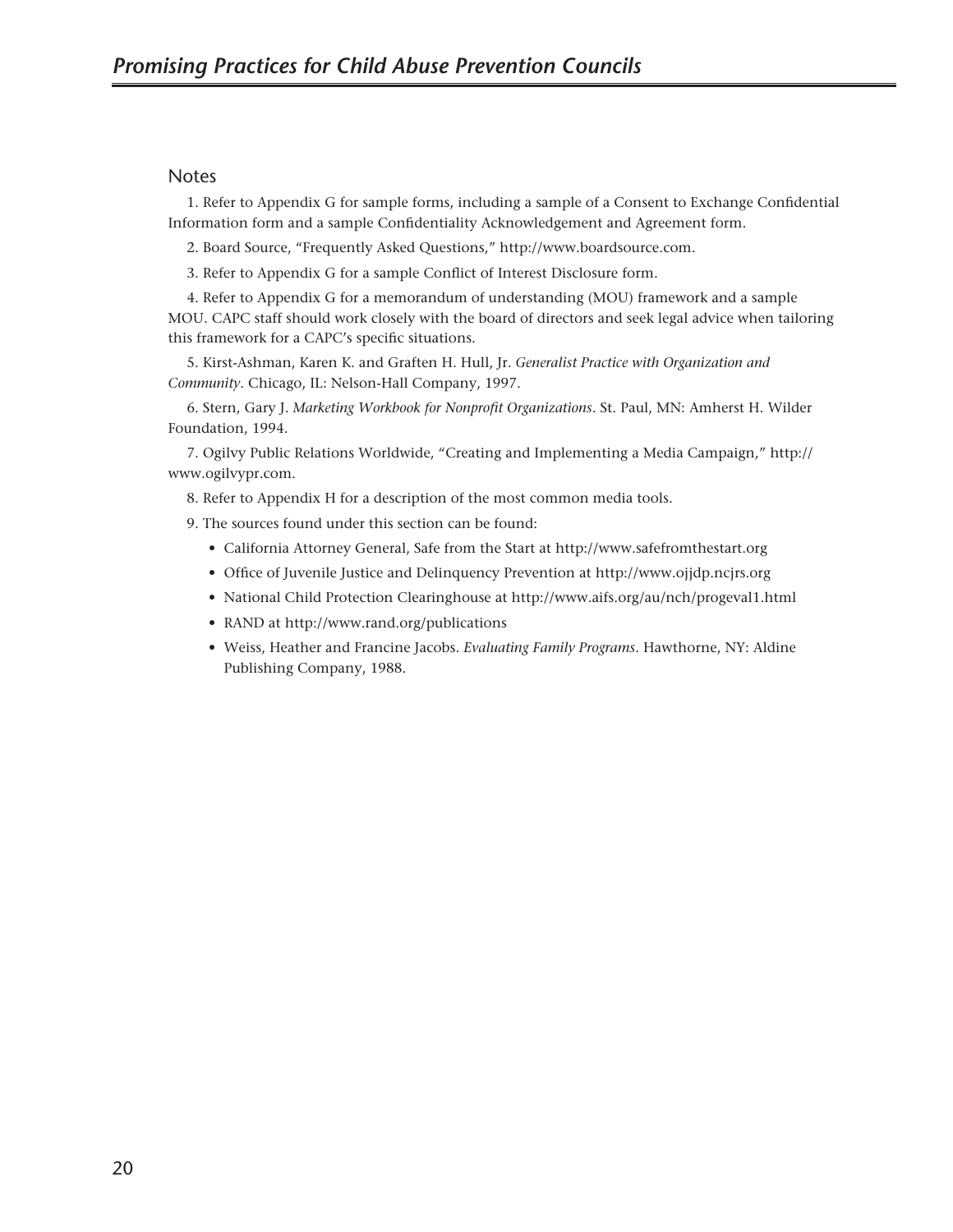## Notes

1. Refer to Appendix G for sample forms, including a sample of a Consent to Exchange Confidential Information form and a sample Confidentiality Acknowledgement and Agreement form.

2. Board Source, "Frequently Asked Questions," http://www.boardsource.com.

3. Refer to Appendix G for a sample Conflict of Interest Disclosure form.

4. Refer to Appendix G for a memorandum of understanding (MOU) framework and a sample MOU. CAPC staff should work closely with the board of directors and seek legal advice when tailoring this framework for a CAPC's specific situations.

5. Kirst-Ashman, Karen K. and Graften H. Hull, Jr. *Generalist Practice with Organization and Community*. Chicago, IL: Nelson-Hall Company, 1997.

6. Stern, Gary J. *Marketing Workbook for Nonprofit Organizations*. St. Paul, MN: Amherst H. Wilder Foundation, 1994.

7. Ogilvy Public Relations Worldwide, "Creating and Implementing a Media Campaign," http://www.ogilvypr.com.

8. Refer to Appendix H for a description of the most common media tools.

9. The sources found under this section can be found:

- California Attorney General, Safe from the Start at http://www.safefromthestart.org
- Office of Juvenile Justice and Delinquency Prevention at http://www.ojjdp.ncjrs.org
- National Child Protection Clearinghouse at http://www.aifs.org/au/nch/progeval1.html
- RAND at http://www.rand.org/publications
- Weiss, Heather and Francine Jacobs. *Evaluating Family Programs*. Hawthorne, NY: Aldine Publishing Company, 1988.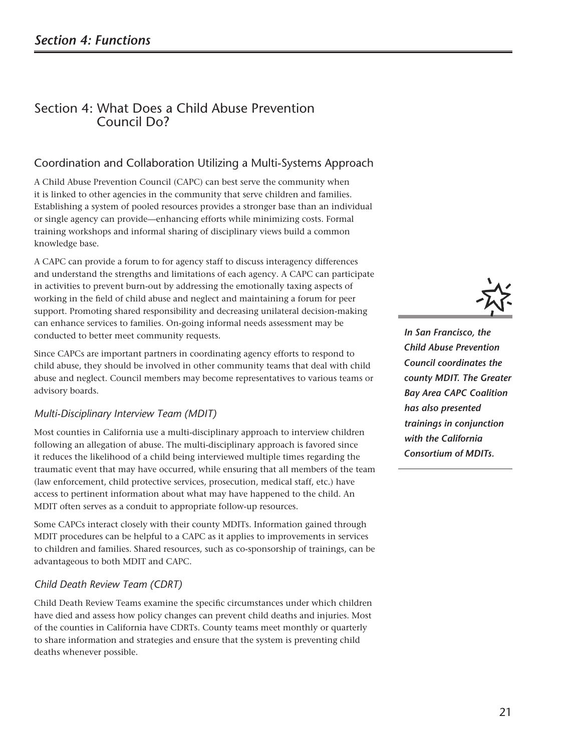# Section 4: What Does a Child Abuse Prevention Council Do?

## Coordination and Collaboration Utilizing a Multi-Systems Approach

A Child Abuse Prevention Council (CAPC) can best serve the community when it is linked to other agencies in the community that serve children and families. Establishing a system of pooled resources provides a stronger base than an individual or single agency can provide—enhancing efforts while minimizing costs. Formal training workshops and informal sharing of disciplinary views build a common knowledge base.

A CAPC can provide a forum to for agency staff to discuss interagency differences and understand the strengths and limitations of each agency. A CAPC can participate in activities to prevent burn-out by addressing the emotionally taxing aspects of working in the field of child abuse and neglect and maintaining a forum for peer support. Promoting shared responsibility and decreasing unilateral decision-making can enhance services to families. On-going informal needs assessment may be conducted to better meet community requests.

Since CAPCs are important partners in coordinating agency efforts to respond to child abuse, they should be involved in other community teams that deal with child abuse and neglect. Council members may become representatives to various teams or advisory boards.

***In San Francisco, the Child Abuse Prevention Council coordinates the county MDIT. The Greater Bay Area CAPC Coalition has also presented trainings in conjunction with the California Consortium of MDITs.***

### *Multi-Disciplinary Interview Team (MDIT)*

Most counties in California use a multi-disciplinary approach to interview children following an allegation of abuse. The multi-disciplinary approach is favored since it reduces the likelihood of a child being interviewed multiple times regarding the traumatic event that may have occurred, while ensuring that all members of the team (law enforcement, child protective services, prosecution, medical staff, etc.) have access to pertinent information about what may have happened to the child. An MDIT often serves as a conduit to appropriate follow-up resources.

Some CAPCs interact closely with their county MDITs. Information gained through MDIT procedures can be helpful to a CAPC as it applies to improvements in services to children and families. Shared resources, such as co-sponsorship of trainings, can be advantageous to both MDIT and CAPC.

### *Child Death Review Team (CDRT)*

Child Death Review Teams examine the specific circumstances under which children have died and assess how policy changes can prevent child deaths and injuries. Most of the counties in California have CDRTs. County teams meet monthly or quarterly to share information and strategies and ensure that the system is preventing child deaths whenever possible.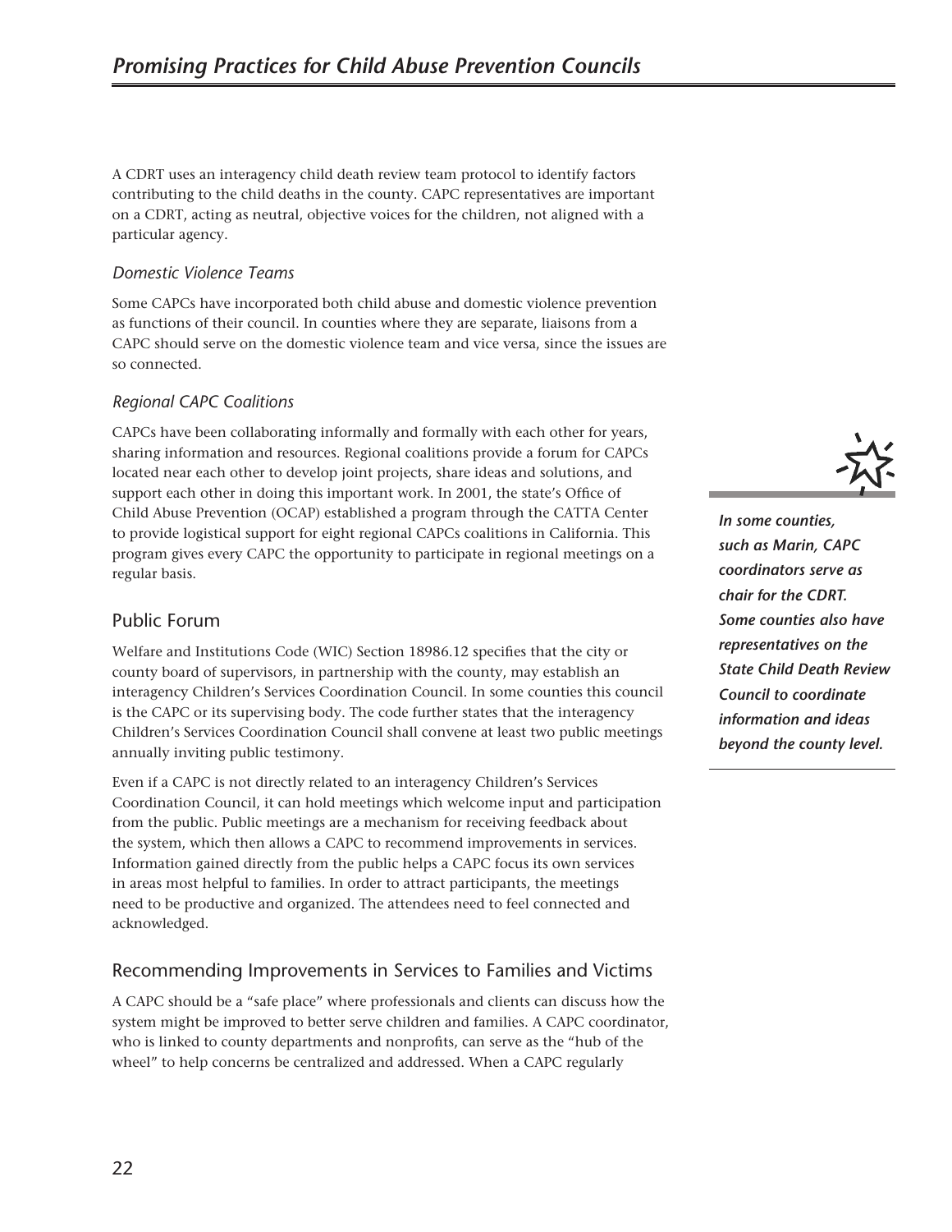A CDRT uses an interagency child death review team protocol to identify factors contributing to the child deaths in the county. CAPC representatives are important on a CDRT, acting as neutral, objective voices for the children, not aligned with a particular agency.

### *Domestic Violence Teams*

Some CAPCs have incorporated both child abuse and domestic violence prevention as functions of their council. In counties where they are separate, liaisons from a CAPC should serve on the domestic violence team and vice versa, since the issues are so connected.

### *Regional CAPC Coalitions*

CAPCs have been collaborating informally and formally with each other for years, sharing information and resources. Regional coalitions provide a forum for CAPCs located near each other to develop joint projects, share ideas and solutions, and support each other in doing this important work. In 2001, the state's Office of Child Abuse Prevention (OCAP) established a program through the CATTA Center to provide logistical support for eight regional CAPCs coalitions in California. This program gives every CAPC the opportunity to participate in regional meetings on a regular basis.

***In some counties, such as Marin, CAPC coordinators serve as chair for the CDRT. Some counties also have representatives on the State Child Death Review Council to coordinate information and ideas beyond the county level.***

## Public Forum

Welfare and Institutions Code (WIC) Section 18986.12 specifies that the city or county board of supervisors, in partnership with the county, may establish an interagency Children's Services Coordination Council. In some counties this council is the CAPC or its supervising body. The code further states that the interagency Children's Services Coordination Council shall convene at least two public meetings annually inviting public testimony.

Even if a CAPC is not directly related to an interagency Children's Services Coordination Council, it can hold meetings which welcome input and participation from the public. Public meetings are a mechanism for receiving feedback about the system, which then allows a CAPC to recommend improvements in services. Information gained directly from the public helps a CAPC focus its own services in areas most helpful to families. In order to attract participants, the meetings need to be productive and organized. The attendees need to feel connected and acknowledged.

## Recommending Improvements in Services to Families and Victims

A CAPC should be a "safe place" where professionals and clients can discuss how the system might be improved to better serve children and families. A CAPC coordinator, who is linked to county departments and nonprofits, can serve as the "hub of the wheel" to help concerns be centralized and addressed. When a CAPC regularly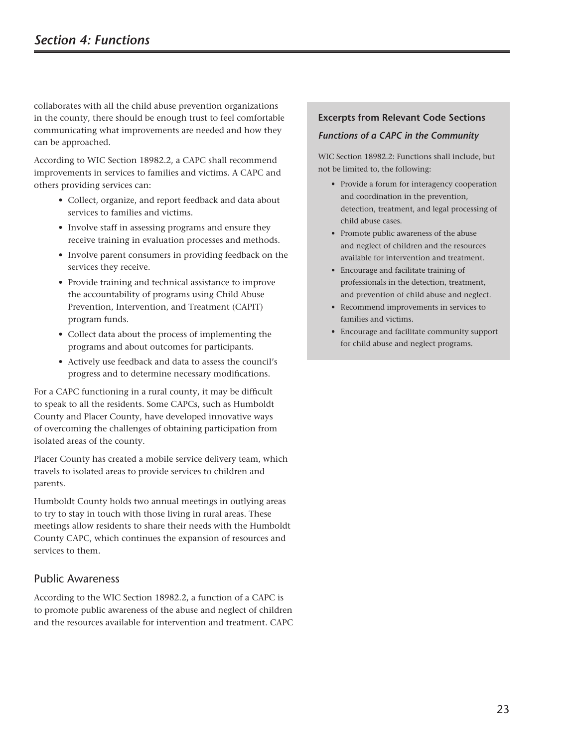collaborates with all the child abuse prevention organizations in the county, there should be enough trust to feel comfortable communicating what improvements are needed and how they can be approached.

According to WIC Section 18982.2, a CAPC shall recommend improvements in services to families and victims. A CAPC and others providing services can:

- Collect, organize, and report feedback and data about services to families and victims.
- Involve staff in assessing programs and ensure they receive training in evaluation processes and methods.
- Involve parent consumers in providing feedback on the services they receive.
- Provide training and technical assistance to improve the accountability of programs using Child Abuse Prevention, Intervention, and Treatment (CAPIT) program funds.
- Collect data about the process of implementing the programs and about outcomes for participants.
- Actively use feedback and data to assess the council's progress and to determine necessary modifications.

For a CAPC functioning in a rural county, it may be difficult to speak to all the residents. Some CAPCs, such as Humboldt County and Placer County, have developed innovative ways of overcoming the challenges of obtaining participation from isolated areas of the county.

Placer County has created a mobile service delivery team, which travels to isolated areas to provide services to children and parents.

Humboldt County holds two annual meetings in outlying areas to try to stay in touch with those living in rural areas. These meetings allow residents to share their needs with the Humboldt County CAPC, which continues the expansion of resources and services to them.

## Public Awareness

According to the WIC Section 18982.2, a function of a CAPC is to promote public awareness of the abuse and neglect of children and the resources available for intervention and treatment. CAPC

**Excerpts from Relevant Code Sections**

***Functions of a CAPC in the Community***

WIC Section 18982.2: Functions shall include, but not be limited to, the following:

- Provide a forum for interagency cooperation and coordination in the prevention, detection, treatment, and legal processing of child abuse cases.
- Promote public awareness of the abuse and neglect of children and the resources available for intervention and treatment.
- Encourage and facilitate training of professionals in the detection, treatment, and prevention of child abuse and neglect.
- Recommend improvements in services to families and victims.
- Encourage and facilitate community support for child abuse and neglect programs.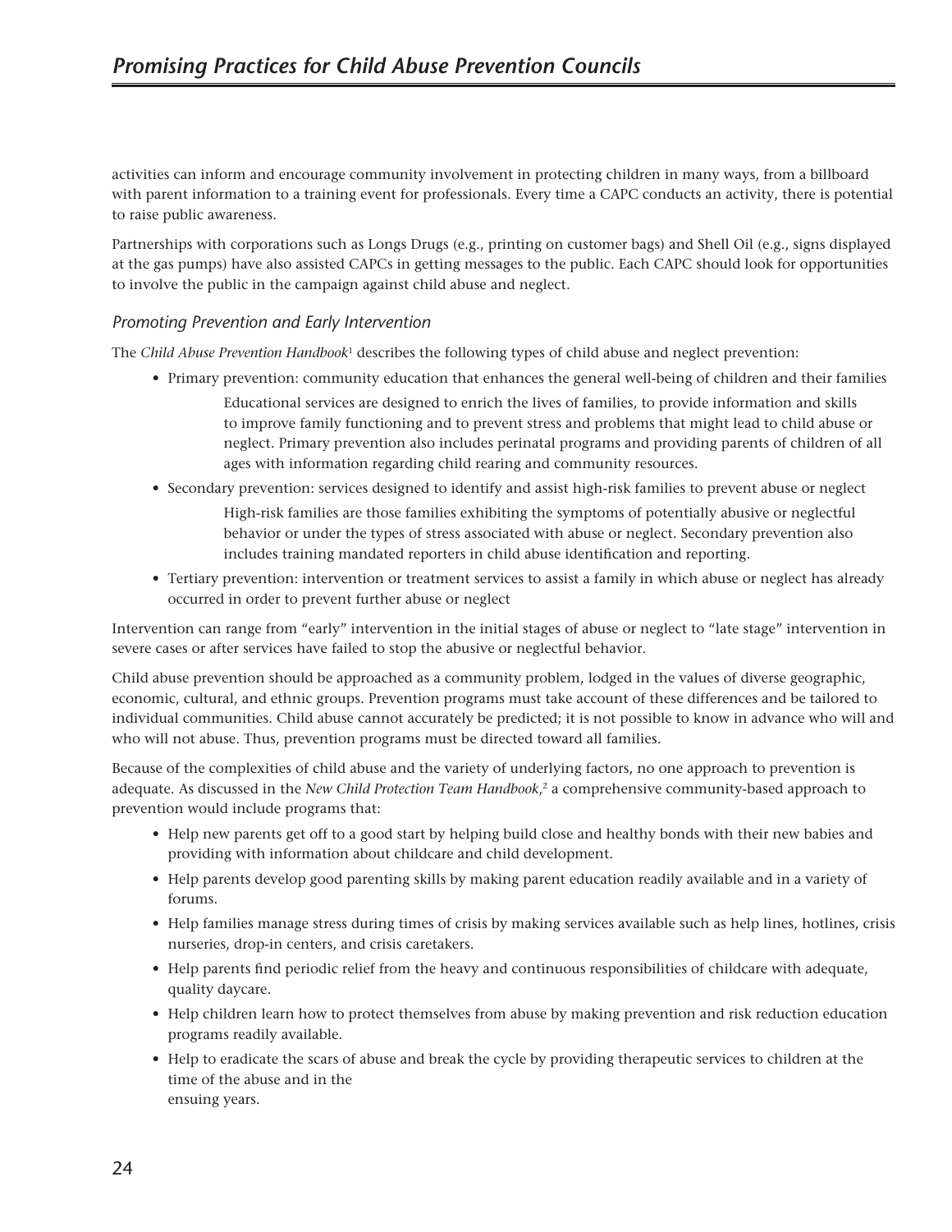activities can inform and encourage community involvement in protecting children in many ways, from a billboard with parent information to a training event for professionals. Every time a CAPC conducts an activity, there is potential to raise public awareness.

Partnerships with corporations such as Longs Drugs (e.g., printing on customer bags) and Shell Oil (e.g., signs displayed at the gas pumps) have also assisted CAPCs in getting messages to the public. Each CAPC should look for opportunities to involve the public in the campaign against child abuse and neglect.

### *Promoting Prevention and Early Intervention*

The *Child Abuse Prevention Handbook*[1] describes the following types of child abuse and neglect prevention:

- Primary prevention: community education that enhances the general well-being of children and their families

  Educational services are designed to enrich the lives of families, to provide information and skills to improve family functioning and to prevent stress and problems that might lead to child abuse or neglect. Primary prevention also includes perinatal programs and providing parents of children of all ages with information regarding child rearing and community resources.

- Secondary prevention: services designed to identify and assist high-risk families to prevent abuse or neglect

  High-risk families are those families exhibiting the symptoms of potentially abusive or neglectful behavior or under the types of stress associated with abuse or neglect. Secondary prevention also includes training mandated reporters in child abuse identification and reporting.

- Tertiary prevention: intervention or treatment services to assist a family in which abuse or neglect has already occurred in order to prevent further abuse or neglect

Intervention can range from "early" intervention in the initial stages of abuse or neglect to "late stage" intervention in severe cases or after services have failed to stop the abusive or neglectful behavior.

Child abuse prevention should be approached as a community problem, lodged in the values of diverse geographic, economic, cultural, and ethnic groups. Prevention programs must take account of these differences and be tailored to individual communities. Child abuse cannot accurately be predicted; it is not possible to know in advance who will and who will not abuse. Thus, prevention programs must be directed toward all families.

Because of the complexities of child abuse and the variety of underlying factors, no one approach to prevention is adequate. As discussed in the *New Child Protection Team Handbook*,[2] a comprehensive community-based approach to prevention would include programs that:

- Help new parents get off to a good start by helping build close and healthy bonds with their new babies and providing with information about childcare and child development.
- Help parents develop good parenting skills by making parent education readily available and in a variety of forums.
- Help families manage stress during times of crisis by making services available such as help lines, hotlines, crisis nurseries, drop-in centers, and crisis caretakers.
- Help parents find periodic relief from the heavy and continuous responsibilities of childcare with adequate, quality daycare.
- Help children learn how to protect themselves from abuse by making prevention and risk reduction education programs readily available.
- Help to eradicate the scars of abuse and break the cycle by providing therapeutic services to children at the time of the abuse and in the ensuing years.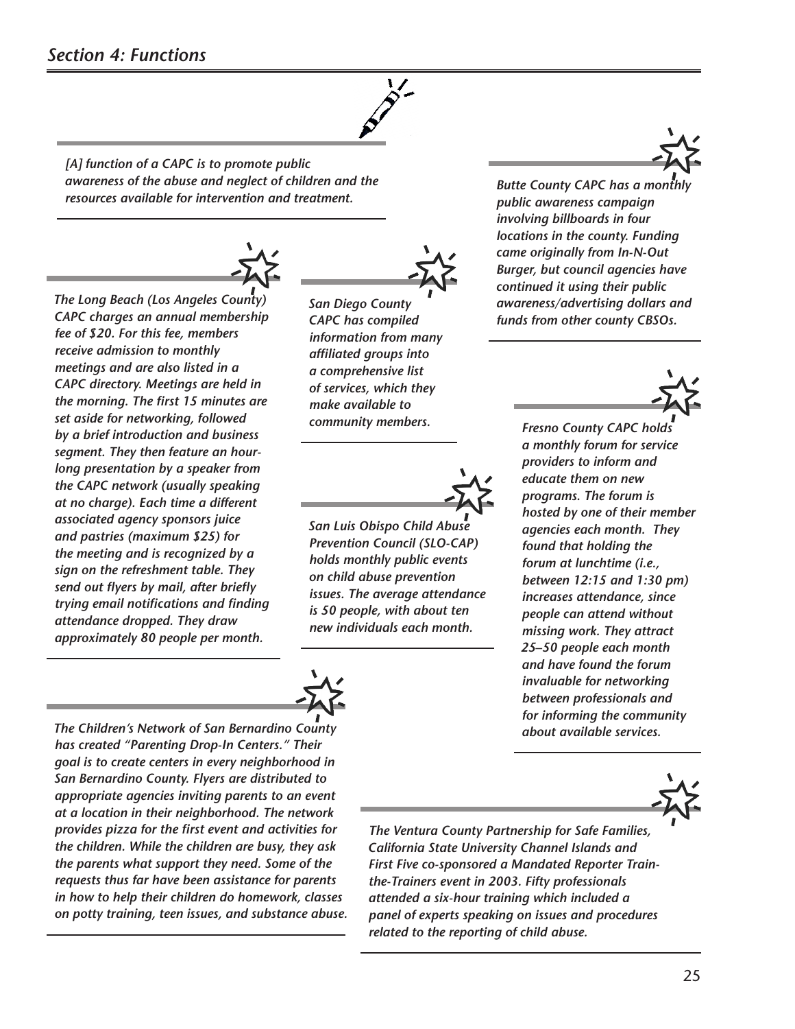*[A] function of a CAPC is to promote public awareness of the abuse and neglect of children and the resources available for intervention and treatment.*

*The Long Beach (Los Angeles County) CAPC charges an annual membership fee of $20. For this fee, members receive admission to monthly meetings and are also listed in a CAPC directory. Meetings are held in the morning. The first 15 minutes are set aside for networking, followed by a brief introduction and business segment. They then feature an hour-long presentation by a speaker from the CAPC network (usually speaking at no charge). Each time a different associated agency sponsors juice and pastries (maximum $25) for the meeting and is recognized by a sign on the refreshment table. They send out flyers by mail, after briefly trying email notifications and finding attendance dropped. They draw approximately 80 people per month.*

*San Diego County CAPC has compiled information from many affiliated groups into a comprehensive list of services, which they make available to community members.*

*San Luis Obispo Child Abuse Prevention Council (SLO-CAP) holds monthly public events on child abuse prevention issues. The average attendance is 50 people, with about ten new individuals each month.*

*Butte County CAPC has a monthly public awareness campaign involving billboards in four locations in the county. Funding came originally from In-N-Out Burger, but council agencies have continued it using their public awareness/advertising dollars and funds from other county CBSOs.*

*Fresno County CAPC holds a monthly forum for service providers to inform and educate them on new programs. The forum is hosted by one of their member agencies each month. They found that holding the forum at lunchtime (i.e., between 12:15 and 1:30 pm) increases attendance, since people can attend without missing work. They attract 25–50 people each month and have found the forum invaluable for networking between professionals and for informing the community about available services.*

*The Children's Network of San Bernardino County has created "Parenting Drop-In Centers." Their goal is to create centers in every neighborhood in San Bernardino County. Flyers are distributed to appropriate agencies inviting parents to an event at a location in their neighborhood. The network provides pizza for the first event and activities for the children. While the children are busy, they ask the parents what support they need. Some of the requests thus far have been assistance for parents in how to help their children do homework, classes on potty training, teen issues, and substance abuse.*

*The Ventura County Partnership for Safe Families, California State University Channel Islands and First Five co-sponsored a Mandated Reporter Train-the-Trainers event in 2003. Fifty professionals attended a six-hour training which included a panel of experts speaking on issues and procedures related to the reporting of child abuse.*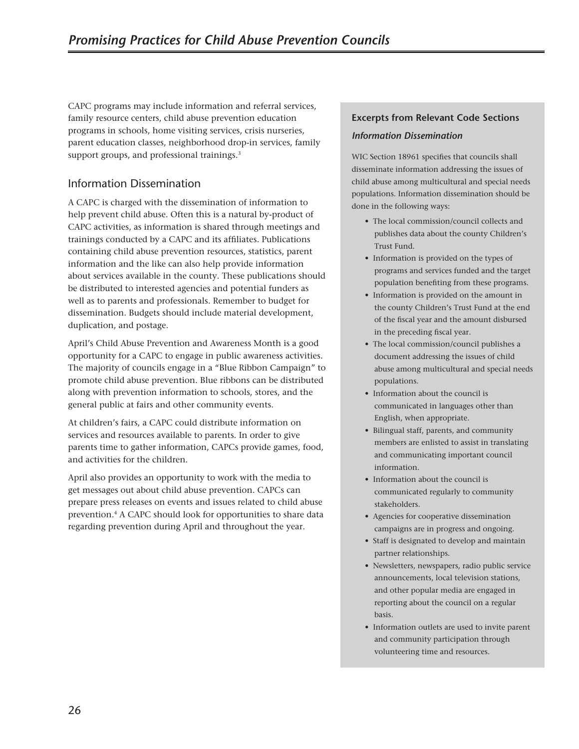CAPC programs may include information and referral services, family resource centers, child abuse prevention education programs in schools, home visiting services, crisis nurseries, parent education classes, neighborhood drop-in services, family support groups, and professional trainings.[3]

## Information Dissemination

A CAPC is charged with the dissemination of information to help prevent child abuse. Often this is a natural by-product of CAPC activities, as information is shared through meetings and trainings conducted by a CAPC and its affiliates. Publications containing child abuse prevention resources, statistics, parent information and the like can also help provide information about services available in the county. These publications should be distributed to interested agencies and potential funders as well as to parents and professionals. Remember to budget for dissemination. Budgets should include material development, duplication, and postage.

April's Child Abuse Prevention and Awareness Month is a good opportunity for a CAPC to engage in public awareness activities. The majority of councils engage in a "Blue Ribbon Campaign" to promote child abuse prevention. Blue ribbons can be distributed along with prevention information to schools, stores, and the general public at fairs and other community events.

At children's fairs, a CAPC could distribute information on services and resources available to parents. In order to give parents time to gather information, CAPCs provide games, food, and activities for the children.

April also provides an opportunity to work with the media to get messages out about child abuse prevention. CAPCs can prepare press releases on events and issues related to child abuse prevention.[4] A CAPC should look for opportunities to share data regarding prevention during April and throughout the year.

### Excerpts from Relevant Code Sections

#### *Information Dissemination*

WIC Section 18961 specifies that councils shall disseminate information addressing the issues of child abuse among multicultural and special needs populations. Information dissemination should be done in the following ways:

- The local commission/council collects and publishes data about the county Children's Trust Fund.
- Information is provided on the types of programs and services funded and the target population benefiting from these programs.
- Information is provided on the amount in the county Children's Trust Fund at the end of the fiscal year and the amount disbursed in the preceding fiscal year.
- The local commission/council publishes a document addressing the issues of child abuse among multicultural and special needs populations.
- Information about the council is communicated in languages other than English, when appropriate.
- Bilingual staff, parents, and community members are enlisted to assist in translating and communicating important council information.
- Information about the council is communicated regularly to community stakeholders.
- Agencies for cooperative dissemination campaigns are in progress and ongoing.
- Staff is designated to develop and maintain partner relationships.
- Newsletters, newspapers, radio public service announcements, local television stations, and other popular media are engaged in reporting about the council on a regular basis.
- Information outlets are used to invite parent and community participation through volunteering time and resources.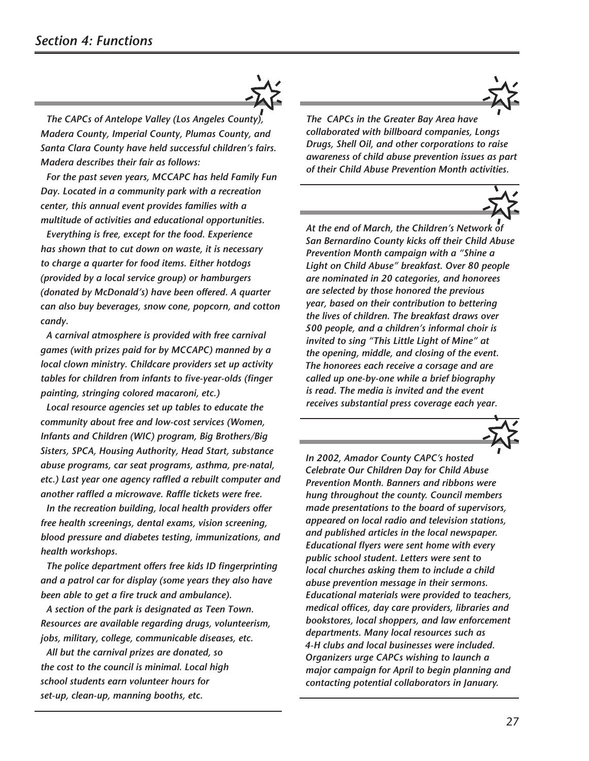## Section 4: Functions

*The CAPCs of Antelope Valley (Los Angeles County), Madera County, Imperial County, Plumas County, and Santa Clara County have held successful children's fairs. Madera describes their fair as follows:*

*For the past seven years, MCCAPC has held Family Fun Day. Located in a community park with a recreation center, this annual event provides families with a multitude of activities and educational opportunities.*

*Everything is free, except for the food. Experience has shown that to cut down on waste, it is necessary to charge a quarter for food items. Either hotdogs (provided by a local service group) or hamburgers (donated by McDonald's) have been offered. A quarter can also buy beverages, snow cone, popcorn, and cotton candy.*

*A carnival atmosphere is provided with free carnival games (with prizes paid for by MCCAPC) manned by a local clown ministry. Childcare providers set up activity tables for children from infants to five-year-olds (finger painting, stringing colored macaroni, etc.)*

*Local resource agencies set up tables to educate the community about free and low-cost services (Women, Infants and Children (WIC) program, Big Brothers/Big Sisters, SPCA, Housing Authority, Head Start, substance abuse programs, car seat programs, asthma, pre-natal, etc.) Last year one agency raffled a rebuilt computer and another raffled a microwave. Raffle tickets were free.*

*In the recreation building, local health providers offer free health screenings, dental exams, vision screening, blood pressure and diabetes testing, immunizations, and health workshops.*

*The police department offers free kids ID fingerprinting and a patrol car for display (some years they also have been able to get a fire truck and ambulance).*

*A section of the park is designated as Teen Town. Resources are available regarding drugs, volunteerism, jobs, military, college, communicable diseases, etc.*

*All but the carnival prizes are donated, so the cost to the council is minimal. Local high school students earn volunteer hours for set-up, clean-up, manning booths, etc.*

---

*The CAPCs in the Greater Bay Area have collaborated with billboard companies, Longs Drugs, Shell Oil, and other corporations to raise awareness of child abuse prevention issues as part of their Child Abuse Prevention Month activities.*

---

*At the end of March, the Children's Network of San Bernardino County kicks off their Child Abuse Prevention Month campaign with a "Shine a Light on Child Abuse" breakfast. Over 80 people are nominated in 20 categories, and honorees are selected by those honored the previous year, based on their contribution to bettering the lives of children. The breakfast draws over 500 people, and a children's informal choir is invited to sing "This Little Light of Mine" at the opening, middle, and closing of the event. The honorees each receive a corsage and are called up one-by-one while a brief biography is read. The media is invited and the event receives substantial press coverage each year.*

---

*In 2002, Amador County CAPC's hosted Celebrate Our Children Day for Child Abuse Prevention Month. Banners and ribbons were hung throughout the county. Council members made presentations to the board of supervisors, appeared on local radio and television stations, and published articles in the local newspaper. Educational flyers were sent home with every public school student. Letters were sent to local churches asking them to include a child abuse prevention message in their sermons. Educational materials were provided to teachers, medical offices, day care providers, libraries and bookstores, local shoppers, and law enforcement departments. Many local resources such as 4-H clubs and local businesses were included. Organizers urge CAPCs wishing to launch a major campaign for April to begin planning and contacting potential collaborators in January.*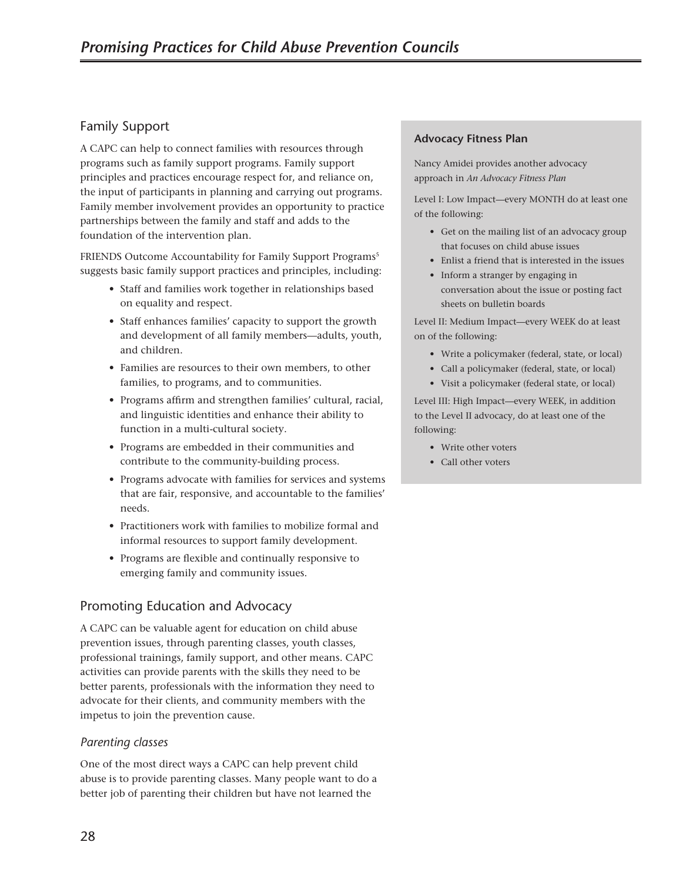## Family Support

A CAPC can help to connect families with resources through programs such as family support programs. Family support principles and practices encourage respect for, and reliance on, the input of participants in planning and carrying out programs. Family member involvement provides an opportunity to practice partnerships between the family and staff and adds to the foundation of the intervention plan.

FRIENDS Outcome Accountability for Family Support Programs[5] suggests basic family support practices and principles, including:

- Staff and families work together in relationships based on equality and respect.
- Staff enhances families' capacity to support the growth and development of all family members—adults, youth, and children.
- Families are resources to their own members, to other families, to programs, and to communities.
- Programs affirm and strengthen families' cultural, racial, and linguistic identities and enhance their ability to function in a multi-cultural society.
- Programs are embedded in their communities and contribute to the community-building process.
- Programs advocate with families for services and systems that are fair, responsive, and accountable to the families' needs.
- Practitioners work with families to mobilize formal and informal resources to support family development.
- Programs are flexible and continually responsive to emerging family and community issues.

## Promoting Education and Advocacy

A CAPC can be valuable agent for education on child abuse prevention issues, through parenting classes, youth classes, professional trainings, family support, and other means. CAPC activities can provide parents with the skills they need to be better parents, professionals with the information they need to advocate for their clients, and community members with the impetus to join the prevention cause.

### *Parenting classes*

One of the most direct ways a CAPC can help prevent child abuse is to provide parenting classes. Many people want to do a better job of parenting their children but have not learned the

**Advocacy Fitness Plan**

Nancy Amidei provides another advocacy approach in *An Advocacy Fitness Plan*

Level I: Low Impact—every MONTH do at least one of the following:

- Get on the mailing list of an advocacy group that focuses on child abuse issues
- Enlist a friend that is interested in the issues
- Inform a stranger by engaging in conversation about the issue or posting fact sheets on bulletin boards

Level II: Medium Impact—every WEEK do at least on of the following:

- Write a policymaker (federal, state, or local)
- Call a policymaker (federal, state, or local)
- Visit a policymaker (federal state, or local)

Level III: High Impact—every WEEK, in addition to the Level II advocacy, do at least one of the following:

- Write other voters
- Call other voters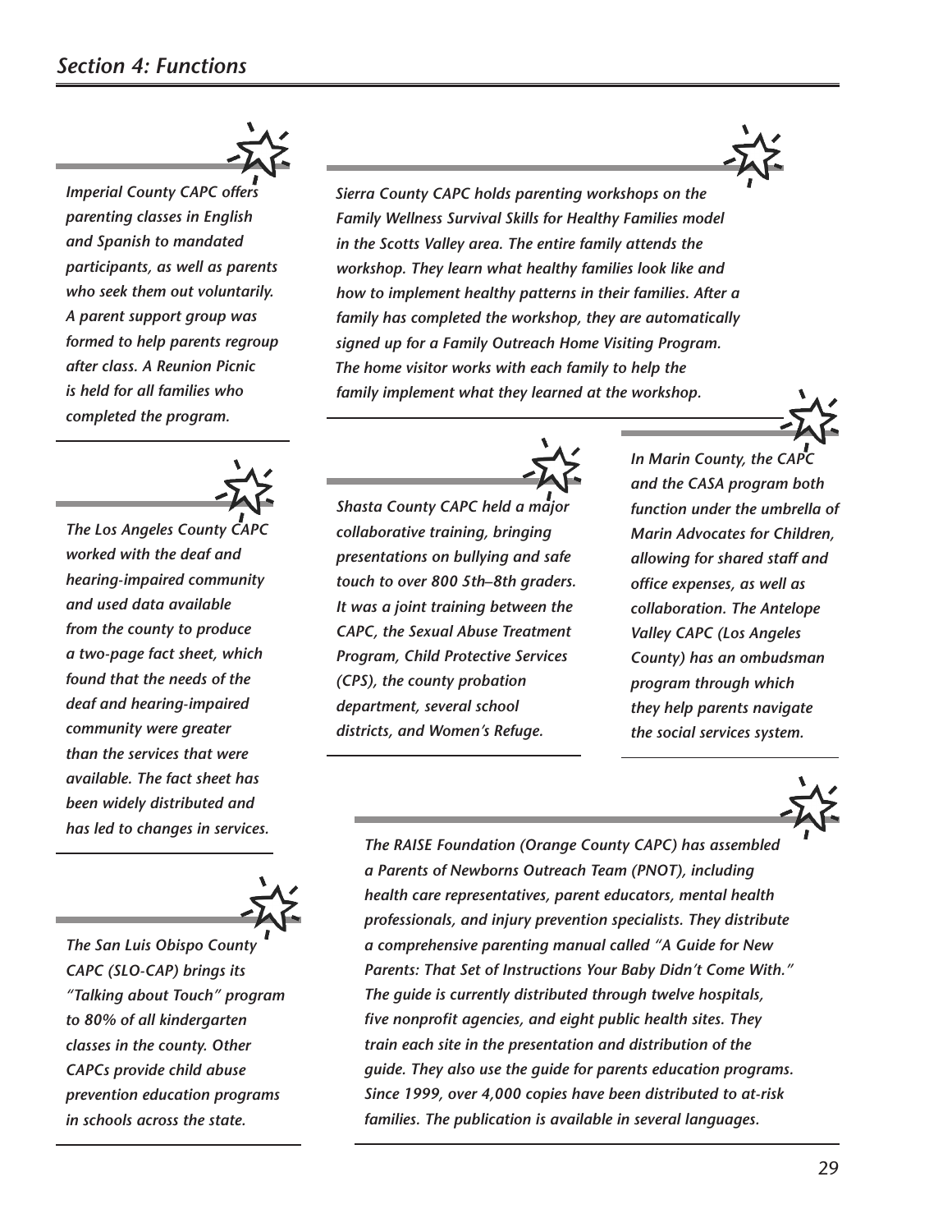## Section 4: Functions

*Imperial County CAPC offers parenting classes in English and Spanish to mandated participants, as well as parents who seek them out voluntarily. A parent support group was formed to help parents regroup after class. A Reunion Picnic is held for all families who completed the program.*

*Sierra County CAPC holds parenting workshops on the Family Wellness Survival Skills for Healthy Families model in the Scotts Valley area. The entire family attends the workshop. They learn what healthy families look like and how to implement healthy patterns in their families. After a family has completed the workshop, they are automatically signed up for a Family Outreach Home Visiting Program. The home visitor works with each family to help the family implement what they learned at the workshop.*

*The Los Angeles County CAPC worked with the deaf and hearing-impaired community and used data available from the county to produce a two-page fact sheet, which found that the needs of the deaf and hearing-impaired community were greater than the services that were available. The fact sheet has been widely distributed and has led to changes in services.*

*Shasta County CAPC held a major collaborative training, bringing presentations on bullying and safe touch to over 800 5th–8th graders. It was a joint training between the CAPC, the Sexual Abuse Treatment Program, Child Protective Services (CPS), the county probation department, several school districts, and Women's Refuge.*

*In Marin County, the CAPC and the CASA program both function under the umbrella of Marin Advocates for Children, allowing for shared staff and office expenses, as well as collaboration. The Antelope Valley CAPC (Los Angeles County) has an ombudsman program through which they help parents navigate the social services system.*

*The San Luis Obispo County CAPC (SLO-CAP) brings its "Talking about Touch" program to 80% of all kindergarten classes in the county. Other CAPCs provide child abuse prevention education programs in schools across the state.*

*The RAISE Foundation (Orange County CAPC) has assembled a Parents of Newborns Outreach Team (PNOT), including health care representatives, parent educators, mental health professionals, and injury prevention specialists. They distribute a comprehensive parenting manual called "A Guide for New Parents: That Set of Instructions Your Baby Didn't Come With." The guide is currently distributed through twelve hospitals, five nonprofit agencies, and eight public health sites. They train each site in the presentation and distribution of the guide. They also use the guide for parents education programs. Since 1999, over 4,000 copies have been distributed to at-risk families. The publication is available in several languages.*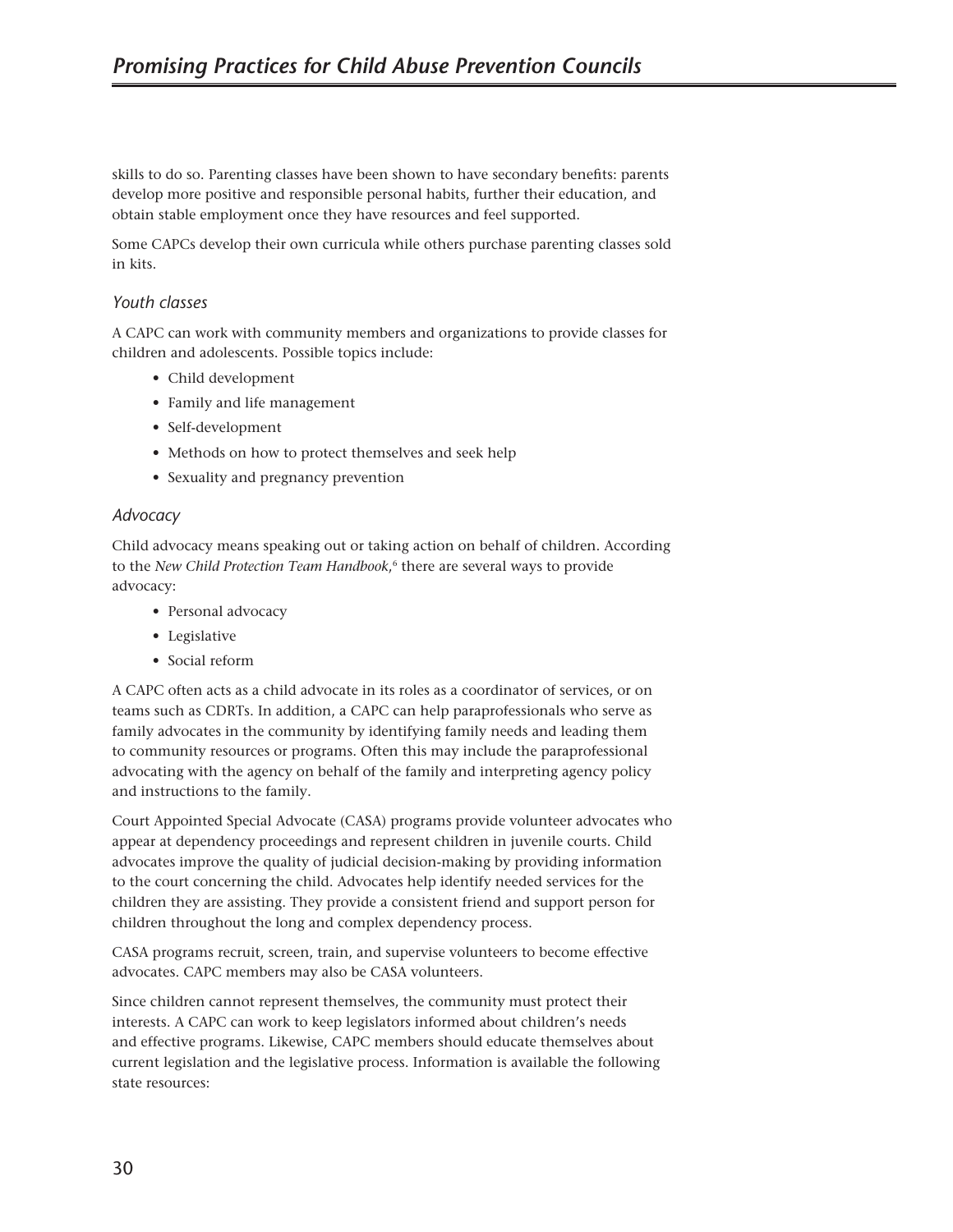skills to do so. Parenting classes have been shown to have secondary benefits: parents develop more positive and responsible personal habits, further their education, and obtain stable employment once they have resources and feel supported.

Some CAPCs develop their own curricula while others purchase parenting classes sold in kits.

### *Youth classes*

A CAPC can work with community members and organizations to provide classes for children and adolescents. Possible topics include:

- Child development
- Family and life management
- Self-development
- Methods on how to protect themselves and seek help
- Sexuality and pregnancy prevention

### *Advocacy*

Child advocacy means speaking out or taking action on behalf of children. According to the *New Child Protection Team Handbook*,[6] there are several ways to provide advocacy:

- Personal advocacy
- Legislative
- Social reform

A CAPC often acts as a child advocate in its roles as a coordinator of services, or on teams such as CDRTs. In addition, a CAPC can help paraprofessionals who serve as family advocates in the community by identifying family needs and leading them to community resources or programs. Often this may include the paraprofessional advocating with the agency on behalf of the family and interpreting agency policy and instructions to the family.

Court Appointed Special Advocate (CASA) programs provide volunteer advocates who appear at dependency proceedings and represent children in juvenile courts. Child advocates improve the quality of judicial decision-making by providing information to the court concerning the child. Advocates help identify needed services for the children they are assisting. They provide a consistent friend and support person for children throughout the long and complex dependency process.

CASA programs recruit, screen, train, and supervise volunteers to become effective advocates. CAPC members may also be CASA volunteers.

Since children cannot represent themselves, the community must protect their interests. A CAPC can work to keep legislators informed about children's needs and effective programs. Likewise, CAPC members should educate themselves about current legislation and the legislative process. Information is available the following state resources: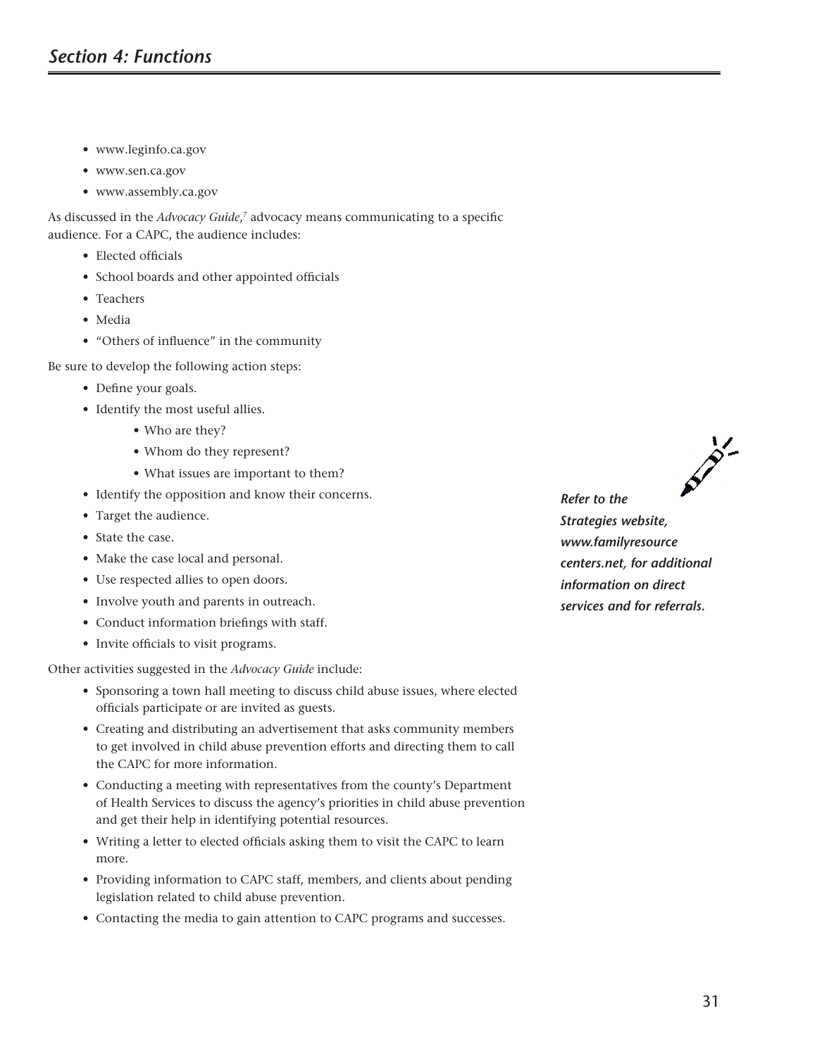- www.leginfo.ca.gov
- www.sen.ca.gov
- www.assembly.ca.gov

As discussed in the *Advocacy Guide*,[7] advocacy means communicating to a specific audience. For a CAPC, the audience includes:

- Elected officials
- School boards and other appointed officials
- Teachers
- Media
- "Others of influence" in the community

Be sure to develop the following action steps:

- Define your goals.
- Identify the most useful allies.
    - Who are they?
    - Whom do they represent?
    - What issues are important to them?
- Identify the opposition and know their concerns.
- Target the audience.
- State the case.
- Make the case local and personal.
- Use respected allies to open doors.
- Involve youth and parents in outreach.
- Conduct information briefings with staff.
- Invite officials to visit programs.

Other activities suggested in the *Advocacy Guide* include:

- Sponsoring a town hall meeting to discuss child abuse issues, where elected officials participate or are invited as guests.
- Creating and distributing an advertisement that asks community members to get involved in child abuse prevention efforts and directing them to call the CAPC for more information.
- Conducting a meeting with representatives from the county's Department of Health Services to discuss the agency's priorities in child abuse prevention and get their help in identifying potential resources.
- Writing a letter to elected officials asking them to visit the CAPC to learn more.
- Providing information to CAPC staff, members, and clients about pending legislation related to child abuse prevention.
- Contacting the media to gain attention to CAPC programs and successes.

***Refer to the Strategies website, www.familyresourcecenters.net, for additional information on direct services and for referrals.***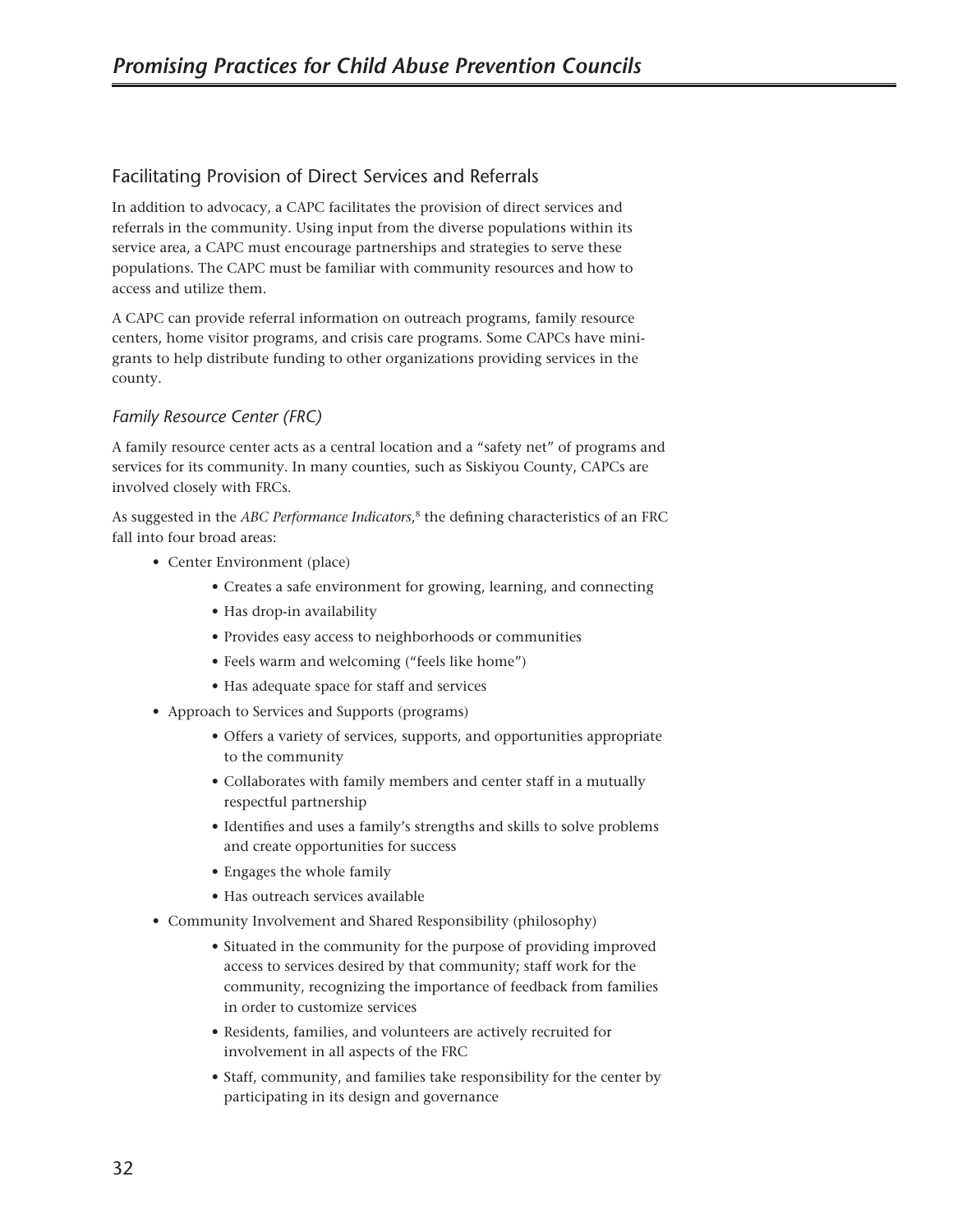## Facilitating Provision of Direct Services and Referrals

In addition to advocacy, a CAPC facilitates the provision of direct services and referrals in the community. Using input from the diverse populations within its service area, a CAPC must encourage partnerships and strategies to serve these populations. The CAPC must be familiar with community resources and how to access and utilize them.

A CAPC can provide referral information on outreach programs, family resource centers, home visitor programs, and crisis care programs. Some CAPCs have mini-grants to help distribute funding to other organizations providing services in the county.

### *Family Resource Center (FRC)*

A family resource center acts as a central location and a "safety net" of programs and services for its community. In many counties, such as Siskiyou County, CAPCs are involved closely with FRCs.

As suggested in the *ABC Performance Indicators*,[8] the defining characteristics of an FRC fall into four broad areas:

- Center Environment (place)
    - Creates a safe environment for growing, learning, and connecting
    - Has drop-in availability
    - Provides easy access to neighborhoods or communities
    - Feels warm and welcoming ("feels like home")
    - Has adequate space for staff and services
- Approach to Services and Supports (programs)
    - Offers a variety of services, supports, and opportunities appropriate to the community
    - Collaborates with family members and center staff in a mutually respectful partnership
    - Identifies and uses a family's strengths and skills to solve problems and create opportunities for success
    - Engages the whole family
    - Has outreach services available
- Community Involvement and Shared Responsibility (philosophy)
    - Situated in the community for the purpose of providing improved access to services desired by that community; staff work for the community, recognizing the importance of feedback from families in order to customize services
    - Residents, families, and volunteers are actively recruited for involvement in all aspects of the FRC
    - Staff, community, and families take responsibility for the center by participating in its design and governance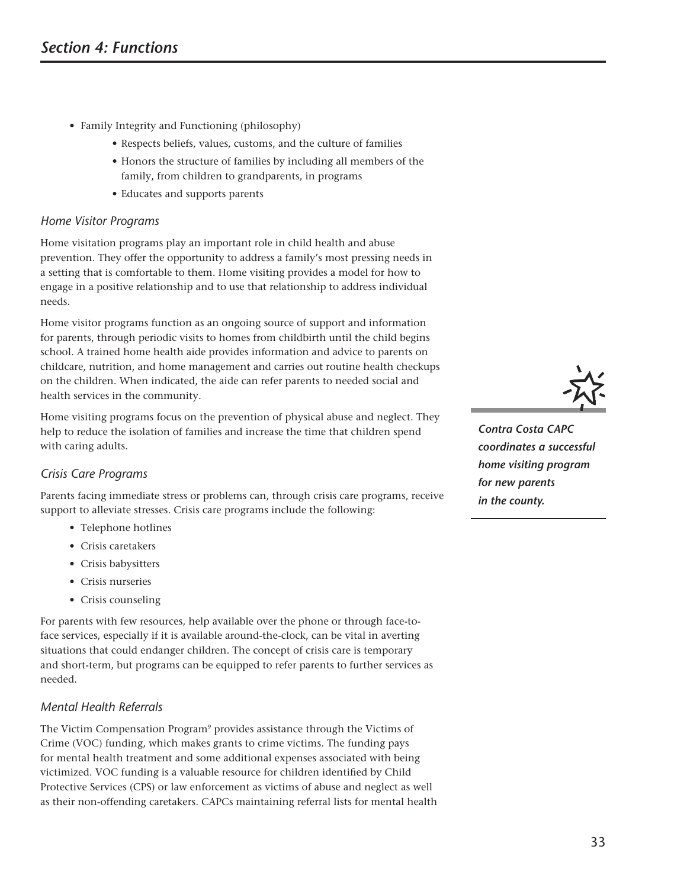- Family Integrity and Functioning (philosophy)
  - Respects beliefs, values, customs, and the culture of families
  - Honors the structure of families by including all members of the family, from children to grandparents, in programs
  - Educates and supports parents

### *Home Visitor Programs*

Home visitation programs play an important role in child health and abuse prevention. They offer the opportunity to address a family's most pressing needs in a setting that is comfortable to them. Home visiting provides a model for how to engage in a positive relationship and to use that relationship to address individual needs.

Home visitor programs function as an ongoing source of support and information for parents, through periodic visits to homes from childbirth until the child begins school. A trained home health aide provides information and advice to parents on childcare, nutrition, and home management and carries out routine health checkups on the children. When indicated, the aide can refer parents to needed social and health services in the community.

Home visiting programs focus on the prevention of physical abuse and neglect. They help to reduce the isolation of families and increase the time that children spend with caring adults.

***Contra Costa CAPC coordinates a successful home visiting program for new parents in the county.***

### *Crisis Care Programs*

Parents facing immediate stress or problems can, through crisis care programs, receive support to alleviate stresses. Crisis care programs include the following:

- Telephone hotlines
- Crisis caretakers
- Crisis babysitters
- Crisis nurseries
- Crisis counseling

For parents with few resources, help available over the phone or through face-to-face services, especially if it is available around-the-clock, can be vital in averting situations that could endanger children. The concept of crisis care is temporary and short-term, but programs can be equipped to refer parents to further services as needed.

### *Mental Health Referrals*

The Victim Compensation Program[9] provides assistance through the Victims of Crime (VOC) funding, which makes grants to crime victims. The funding pays for mental health treatment and some additional expenses associated with being victimized. VOC funding is a valuable resource for children identified by Child Protective Services (CPS) or law enforcement as victims of abuse and neglect as well as their non-offending caretakers. CAPCs maintaining referral lists for mental health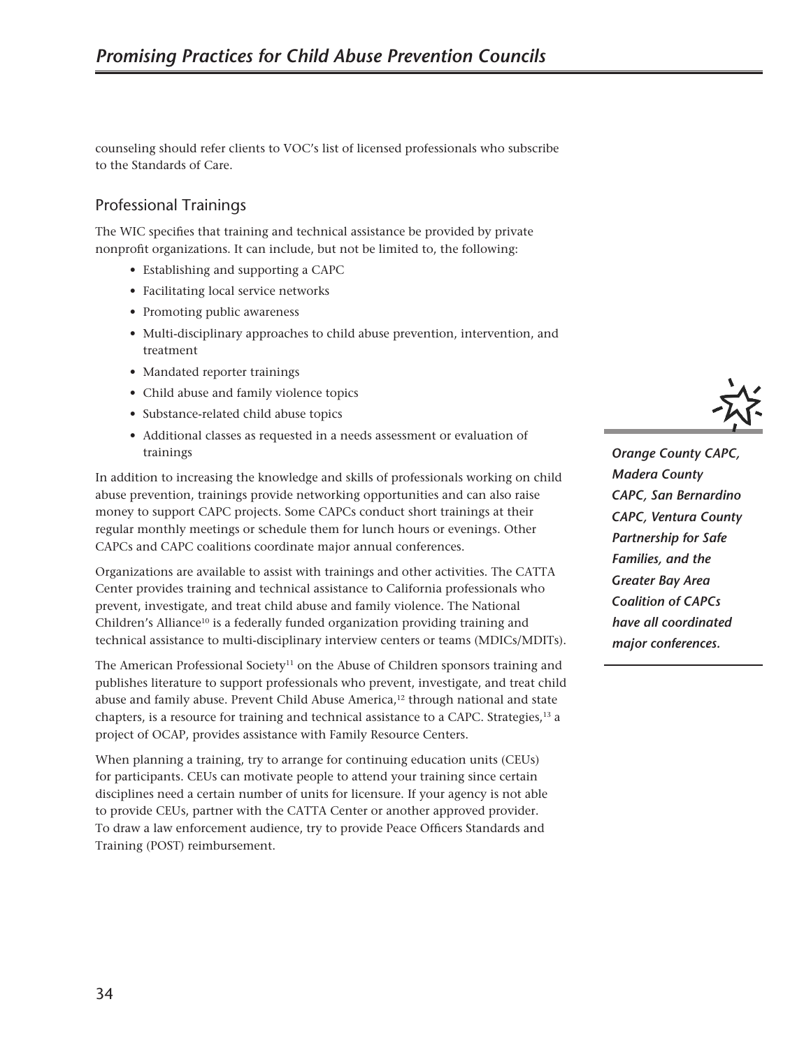counseling should refer clients to VOC's list of licensed professionals who subscribe to the Standards of Care.

## Professional Trainings

The WIC specifies that training and technical assistance be provided by private nonprofit organizations. It can include, but not be limited to, the following:

- Establishing and supporting a CAPC
- Facilitating local service networks
- Promoting public awareness
- Multi-disciplinary approaches to child abuse prevention, intervention, and treatment
- Mandated reporter trainings
- Child abuse and family violence topics
- Substance-related child abuse topics
- Additional classes as requested in a needs assessment or evaluation of trainings

In addition to increasing the knowledge and skills of professionals working on child abuse prevention, trainings provide networking opportunities and can also raise money to support CAPC projects. Some CAPCs conduct short trainings at their regular monthly meetings or schedule them for lunch hours or evenings. Other CAPCs and CAPC coalitions coordinate major annual conferences.

***Orange County CAPC, Madera County CAPC, San Bernardino CAPC, Ventura County Partnership for Safe Families, and the Greater Bay Area Coalition of CAPCs have all coordinated major conferences.***

Organizations are available to assist with trainings and other activities. The CATTA Center provides training and technical assistance to California professionals who prevent, investigate, and treat child abuse and family violence. The National Children's Alliance[10] is a federally funded organization providing training and technical assistance to multi-disciplinary interview centers or teams (MDICs/MDITs).

The American Professional Society[11] on the Abuse of Children sponsors training and publishes literature to support professionals who prevent, investigate, and treat child abuse and family abuse. Prevent Child Abuse America,[12] through national and state chapters, is a resource for training and technical assistance to a CAPC. Strategies,[13] a project of OCAP, provides assistance with Family Resource Centers.

When planning a training, try to arrange for continuing education units (CEUs) for participants. CEUs can motivate people to attend your training since certain disciplines need a certain number of units for licensure. If your agency is not able to provide CEUs, partner with the CATTA Center or another approved provider. To draw a law enforcement audience, try to provide Peace Officers Standards and Training (POST) reimbursement.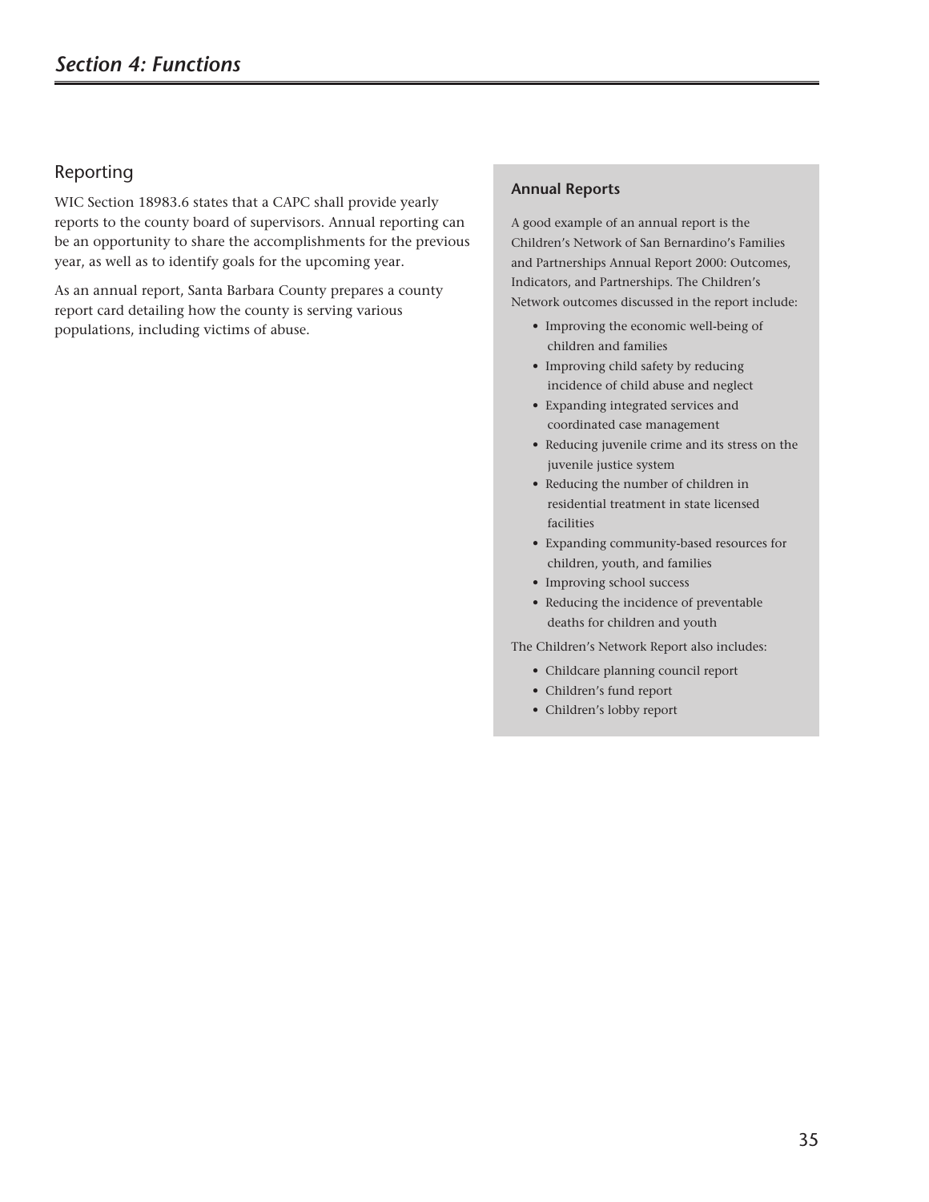## Reporting

WIC Section 18983.6 states that a CAPC shall provide yearly reports to the county board of supervisors. Annual reporting can be an opportunity to share the accomplishments for the previous year, as well as to identify goals for the upcoming year.

As an annual report, Santa Barbara County prepares a county report card detailing how the county is serving various populations, including victims of abuse.

### Annual Reports

A good example of an annual report is the Children's Network of San Bernardino's Families and Partnerships Annual Report 2000: Outcomes, Indicators, and Partnerships. The Children's Network outcomes discussed in the report include:

- Improving the economic well-being of children and families
- Improving child safety by reducing incidence of child abuse and neglect
- Expanding integrated services and coordinated case management
- Reducing juvenile crime and its stress on the juvenile justice system
- Reducing the number of children in residential treatment in state licensed facilities
- Expanding community-based resources for children, youth, and families
- Improving school success
- Reducing the incidence of preventable deaths for children and youth

The Children's Network Report also includes:

- Childcare planning council report
- Children's fund report
- Children's lobby report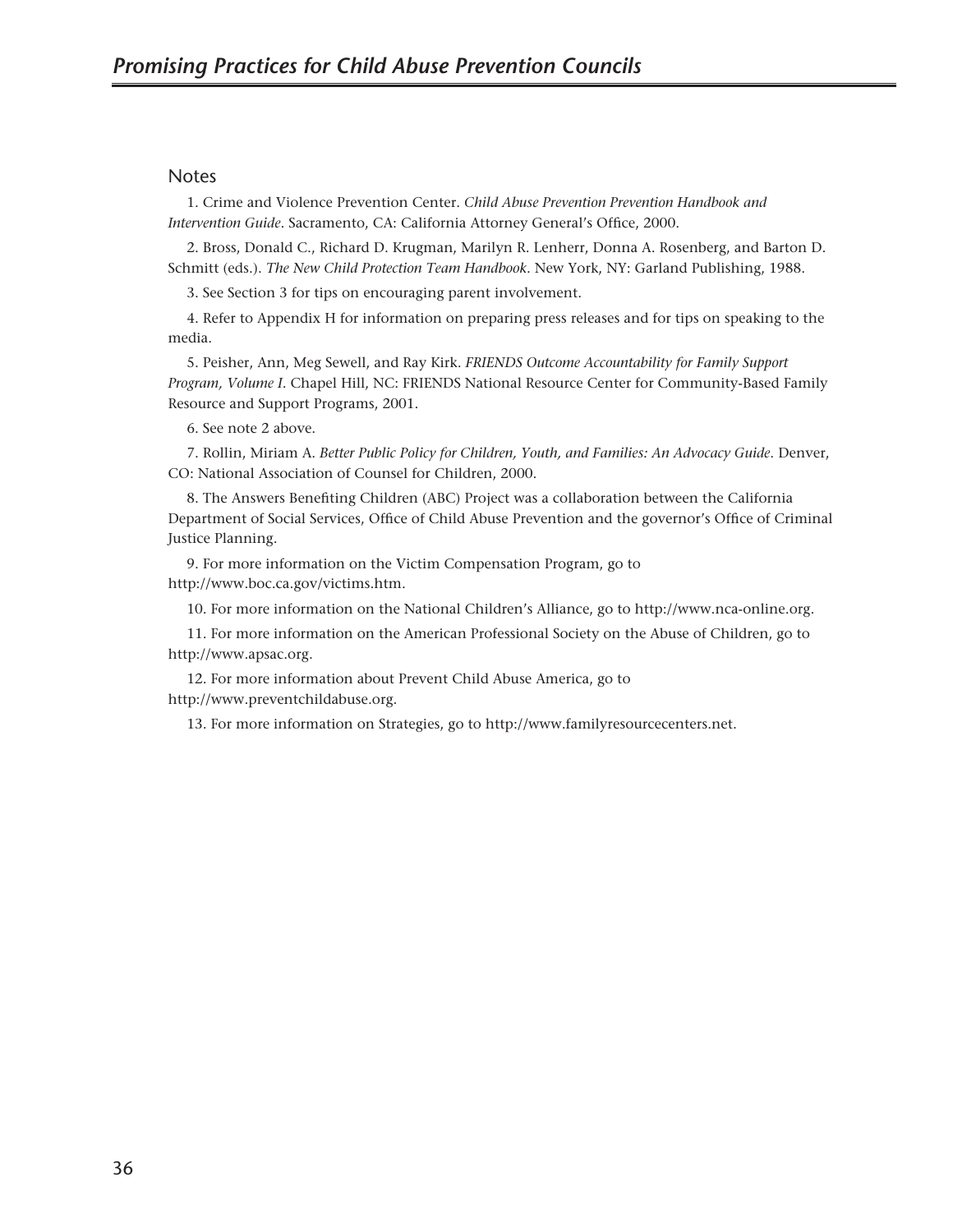## Notes

1. Crime and Violence Prevention Center. *Child Abuse Prevention Prevention Handbook and Intervention Guide*. Sacramento, CA: California Attorney General's Office, 2000.

2. Bross, Donald C., Richard D. Krugman, Marilyn R. Lenherr, Donna A. Rosenberg, and Barton D. Schmitt (eds.). *The New Child Protection Team Handbook*. New York, NY: Garland Publishing, 1988.

3. See Section 3 for tips on encouraging parent involvement.

4. Refer to Appendix H for information on preparing press releases and for tips on speaking to the media.

5. Peisher, Ann, Meg Sewell, and Ray Kirk. *FRIENDS Outcome Accountability for Family Support Program, Volume I*. Chapel Hill, NC: FRIENDS National Resource Center for Community-Based Family Resource and Support Programs, 2001.

6. See note 2 above.

7. Rollin, Miriam A. *Better Public Policy for Children, Youth, and Families: An Advocacy Guide*. Denver, CO: National Association of Counsel for Children, 2000.

8. The Answers Benefiting Children (ABC) Project was a collaboration between the California Department of Social Services, Office of Child Abuse Prevention and the governor's Office of Criminal Justice Planning.

9. For more information on the Victim Compensation Program, go to http://www.boc.ca.gov/victims.htm.

10. For more information on the National Children's Alliance, go to http://www.nca-online.org.

11. For more information on the American Professional Society on the Abuse of Children, go to http://www.apsac.org.

12. For more information about Prevent Child Abuse America, go to http://www.preventchildabuse.org.

13. For more information on Strategies, go to http://www.familyresourcecenters.net.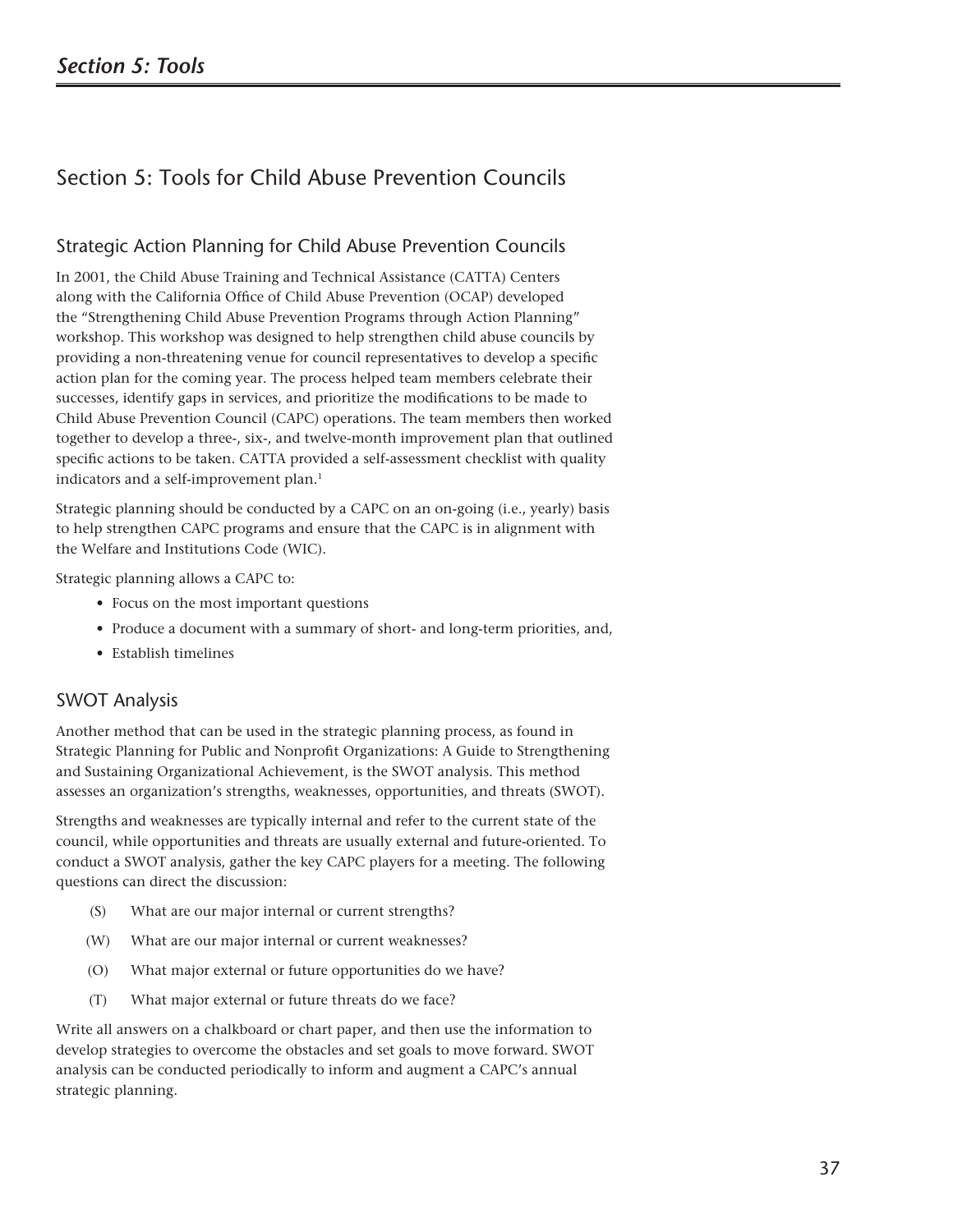# Section 5: Tools for Child Abuse Prevention Councils

## Strategic Action Planning for Child Abuse Prevention Councils

In 2001, the Child Abuse Training and Technical Assistance (CATTA) Centers along with the California Office of Child Abuse Prevention (OCAP) developed the "Strengthening Child Abuse Prevention Programs through Action Planning" workshop. This workshop was designed to help strengthen child abuse councils by providing a non-threatening venue for council representatives to develop a specific action plan for the coming year. The process helped team members celebrate their successes, identify gaps in services, and prioritize the modifications to be made to Child Abuse Prevention Council (CAPC) operations. The team members then worked together to develop a three-, six-, and twelve-month improvement plan that outlined specific actions to be taken. CATTA provided a self-assessment checklist with quality indicators and a self-improvement plan.[1]

Strategic planning should be conducted by a CAPC on an on-going (i.e., yearly) basis to help strengthen CAPC programs and ensure that the CAPC is in alignment with the Welfare and Institutions Code (WIC).

Strategic planning allows a CAPC to:

- Focus on the most important questions
- Produce a document with a summary of short- and long-term priorities, and,
- Establish timelines

## SWOT Analysis

Another method that can be used in the strategic planning process, as found in Strategic Planning for Public and Nonprofit Organizations: A Guide to Strengthening and Sustaining Organizational Achievement, is the SWOT analysis. This method assesses an organization's strengths, weaknesses, opportunities, and threats (SWOT).

Strengths and weaknesses are typically internal and refer to the current state of the council, while opportunities and threats are usually external and future-oriented. To conduct a SWOT analysis, gather the key CAPC players for a meeting. The following questions can direct the discussion:

(S) What are our major internal or current strengths?

(W) What are our major internal or current weaknesses?

(O) What major external or future opportunities do we have?

(T) What major external or future threats do we face?

Write all answers on a chalkboard or chart paper, and then use the information to develop strategies to overcome the obstacles and set goals to move forward. SWOT analysis can be conducted periodically to inform and augment a CAPC's annual strategic planning.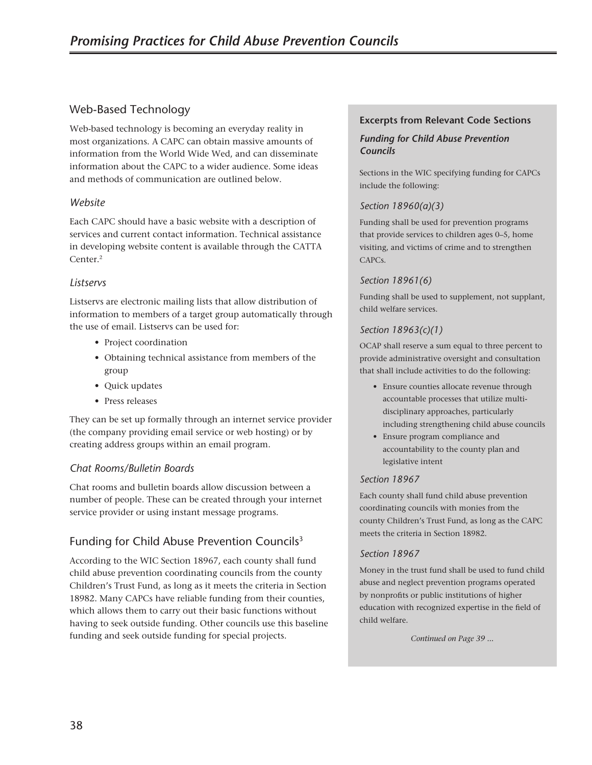## Web-Based Technology

Web-based technology is becoming an everyday reality in most organizations. A CAPC can obtain massive amounts of information from the World Wide Wed, and can disseminate information about the CAPC to a wider audience. Some ideas and methods of communication are outlined below.

### *Website*

Each CAPC should have a basic website with a description of services and current contact information. Technical assistance in developing website content is available through the CATTA Center.[2]

### *Listservs*

Listservs are electronic mailing lists that allow distribution of information to members of a target group automatically through the use of email. Listservs can be used for:

- Project coordination
- Obtaining technical assistance from members of the group
- Quick updates
- Press releases

They can be set up formally through an internet service provider (the company providing email service or web hosting) or by creating address groups within an email program.

### *Chat Rooms/Bulletin Boards*

Chat rooms and bulletin boards allow discussion between a number of people. These can be created through your internet service provider or using instant message programs.

## Funding for Child Abuse Prevention Councils[3]

According to the WIC Section 18967, each county shall fund child abuse prevention coordinating councils from the county Children's Trust Fund, as long as it meets the criteria in Section 18982. Many CAPCs have reliable funding from their counties, which allows them to carry out their basic functions without having to seek outside funding. Other councils use this baseline funding and seek outside funding for special projects.

**Excerpts from Relevant Code Sections**

***Funding for Child Abuse Prevention Councils***

Sections in the WIC specifying funding for CAPCs include the following:

*Section 18960(a)(3)*

Funding shall be used for prevention programs that provide services to children ages 0–5, home visiting, and victims of crime and to strengthen CAPCs.

*Section 18961(6)*

Funding shall be used to supplement, not supplant, child welfare services.

*Section 18963(c)(1)*

OCAP shall reserve a sum equal to three percent to provide administrative oversight and consultation that shall include activities to do the following:

- Ensure counties allocate revenue through accountable processes that utilize multi-disciplinary approaches, particularly including strengthening child abuse councils
- Ensure program compliance and accountability to the county plan and legislative intent

*Section 18967*

Each county shall fund child abuse prevention coordinating councils with monies from the county Children's Trust Fund, as long as the CAPC meets the criteria in Section 18982.

*Section 18967*

Money in the trust fund shall be used to fund child abuse and neglect prevention programs operated by nonprofits or public institutions of higher education with recognized expertise in the field of child welfare.

*Continued on Page 39 ...*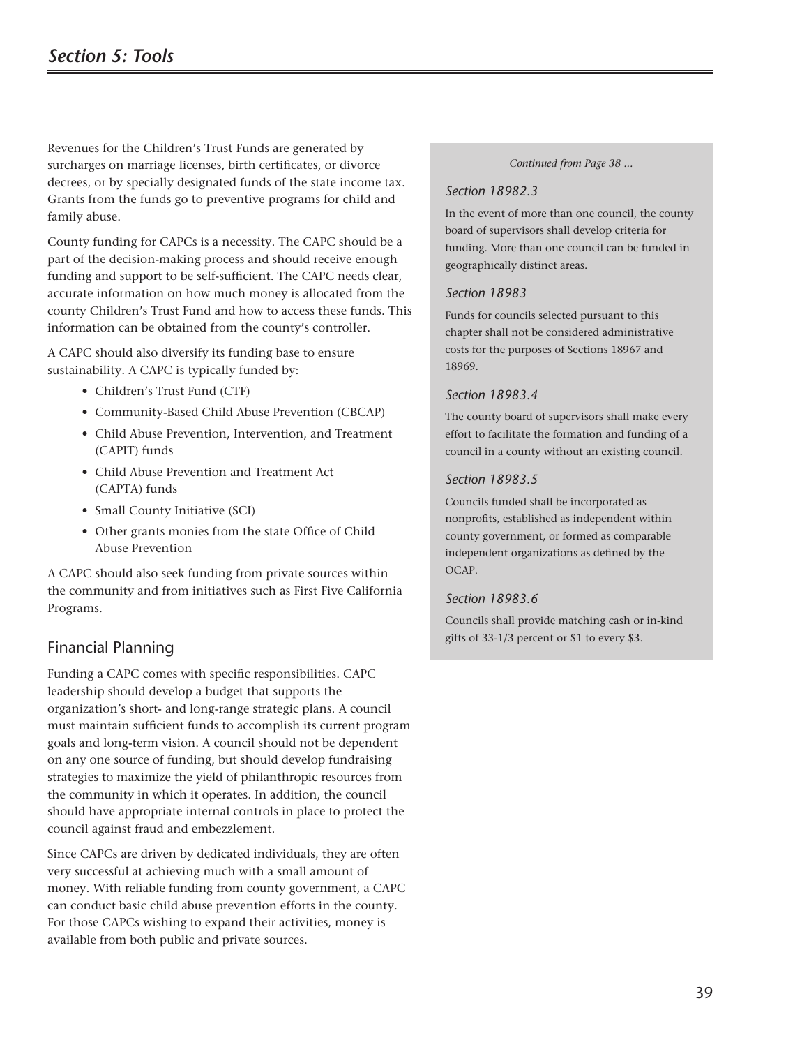Revenues for the Children's Trust Funds are generated by surcharges on marriage licenses, birth certificates, or divorce decrees, or by specially designated funds of the state income tax. Grants from the funds go to preventive programs for child and family abuse.

County funding for CAPCs is a necessity. The CAPC should be a part of the decision-making process and should receive enough funding and support to be self-sufficient. The CAPC needs clear, accurate information on how much money is allocated from the county Children's Trust Fund and how to access these funds. This information can be obtained from the county's controller.

A CAPC should also diversify its funding base to ensure sustainability. A CAPC is typically funded by:

- Children's Trust Fund (CTF)
- Community-Based Child Abuse Prevention (CBCAP)
- Child Abuse Prevention, Intervention, and Treatment (CAPIT) funds
- Child Abuse Prevention and Treatment Act (CAPTA) funds
- Small County Initiative (SCI)
- Other grants monies from the state Office of Child Abuse Prevention

A CAPC should also seek funding from private sources within the community and from initiatives such as First Five California Programs.

## Financial Planning

Funding a CAPC comes with specific responsibilities. CAPC leadership should develop a budget that supports the organization's short- and long-range strategic plans. A council must maintain sufficient funds to accomplish its current program goals and long-term vision. A council should not be dependent on any one source of funding, but should develop fundraising strategies to maximize the yield of philanthropic resources from the community in which it operates. In addition, the council should have appropriate internal controls in place to protect the council against fraud and embezzlement.

Since CAPCs are driven by dedicated individuals, they are often very successful at achieving much with a small amount of money. With reliable funding from county government, a CAPC can conduct basic child abuse prevention efforts in the county. For those CAPCs wishing to expand their activities, money is available from both public and private sources.

*Continued from Page 38 ...*

### *Section 18982.3*

In the event of more than one council, the county board of supervisors shall develop criteria for funding. More than one council can be funded in geographically distinct areas.

### *Section 18983*

Funds for councils selected pursuant to this chapter shall not be considered administrative costs for the purposes of Sections 18967 and 18969.

### *Section 18983.4*

The county board of supervisors shall make every effort to facilitate the formation and funding of a council in a county without an existing council.

### *Section 18983.5*

Councils funded shall be incorporated as nonprofits, established as independent within county government, or formed as comparable independent organizations as defined by the OCAP.

### *Section 18983.6*

Councils shall provide matching cash or in-kind gifts of 33-1/3 percent or $1 to every $3.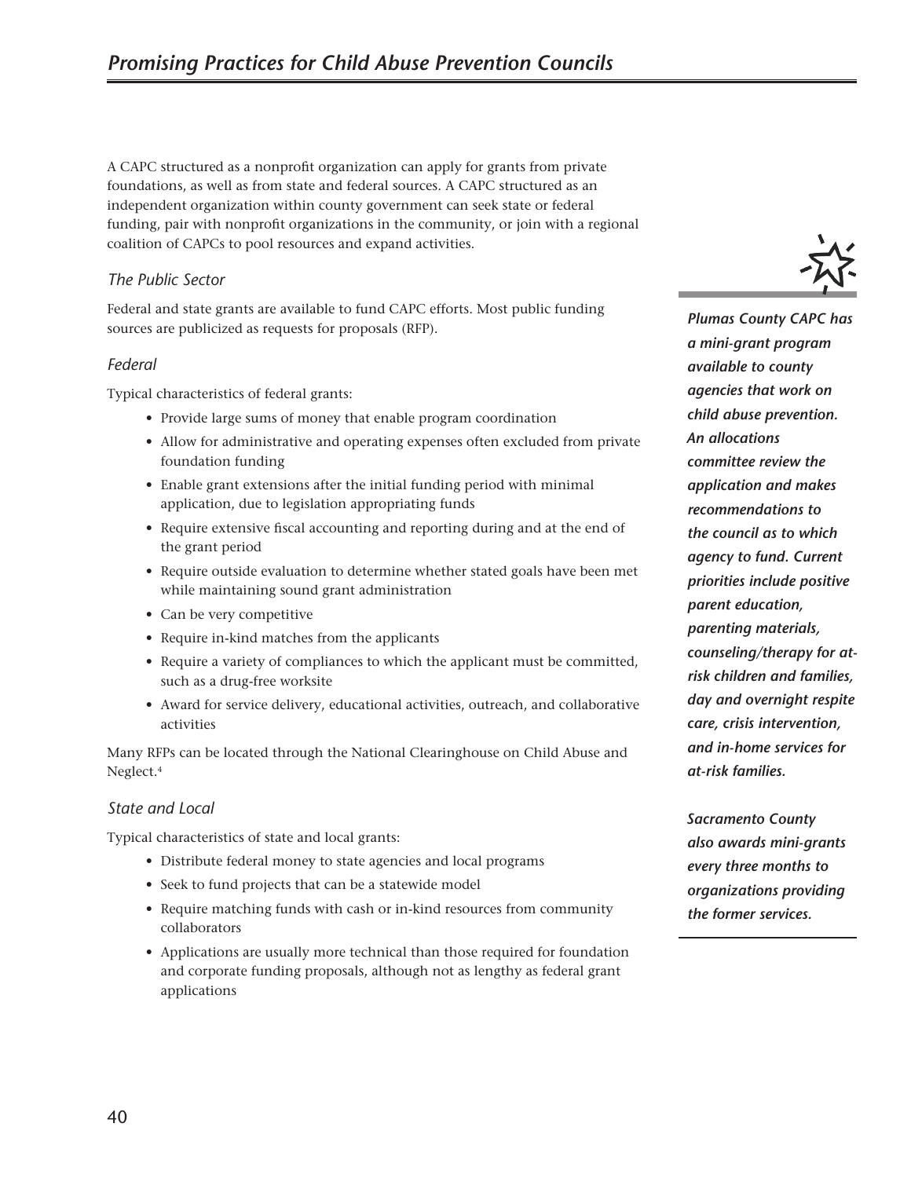A CAPC structured as a nonprofit organization can apply for grants from private foundations, as well as from state and federal sources. A CAPC structured as an independent organization within county government can seek state or federal funding, pair with nonprofit organizations in the community, or join with a regional coalition of CAPCs to pool resources and expand activities.

### *The Public Sector*

Federal and state grants are available to fund CAPC efforts. Most public funding sources are publicized as requests for proposals (RFP).

### *Federal*

Typical characteristics of federal grants:

- Provide large sums of money that enable program coordination
- Allow for administrative and operating expenses often excluded from private foundation funding
- Enable grant extensions after the initial funding period with minimal application, due to legislation appropriating funds
- Require extensive fiscal accounting and reporting during and at the end of the grant period
- Require outside evaluation to determine whether stated goals have been met while maintaining sound grant administration
- Can be very competitive
- Require in-kind matches from the applicants
- Require a variety of compliances to which the applicant must be committed, such as a drug-free worksite
- Award for service delivery, educational activities, outreach, and collaborative activities

Many RFPs can be located through the National Clearinghouse on Child Abuse and Neglect.[4]

### *State and Local*

Typical characteristics of state and local grants:

- Distribute federal money to state agencies and local programs
- Seek to fund projects that can be a statewide model
- Require matching funds with cash or in-kind resources from community collaborators
- Applications are usually more technical than those required for foundation and corporate funding proposals, although not as lengthy as federal grant applications

***Plumas County CAPC has a mini-grant program available to county agencies that work on child abuse prevention. An allocations committee review the application and makes recommendations to the council as to which agency to fund. Current priorities include positive parent education, parenting materials, counseling/therapy for at-risk children and families, day and overnight respite care, crisis intervention, and in-home services for at-risk families.***

***Sacramento County also awards mini-grants every three months to organizations providing the former services.***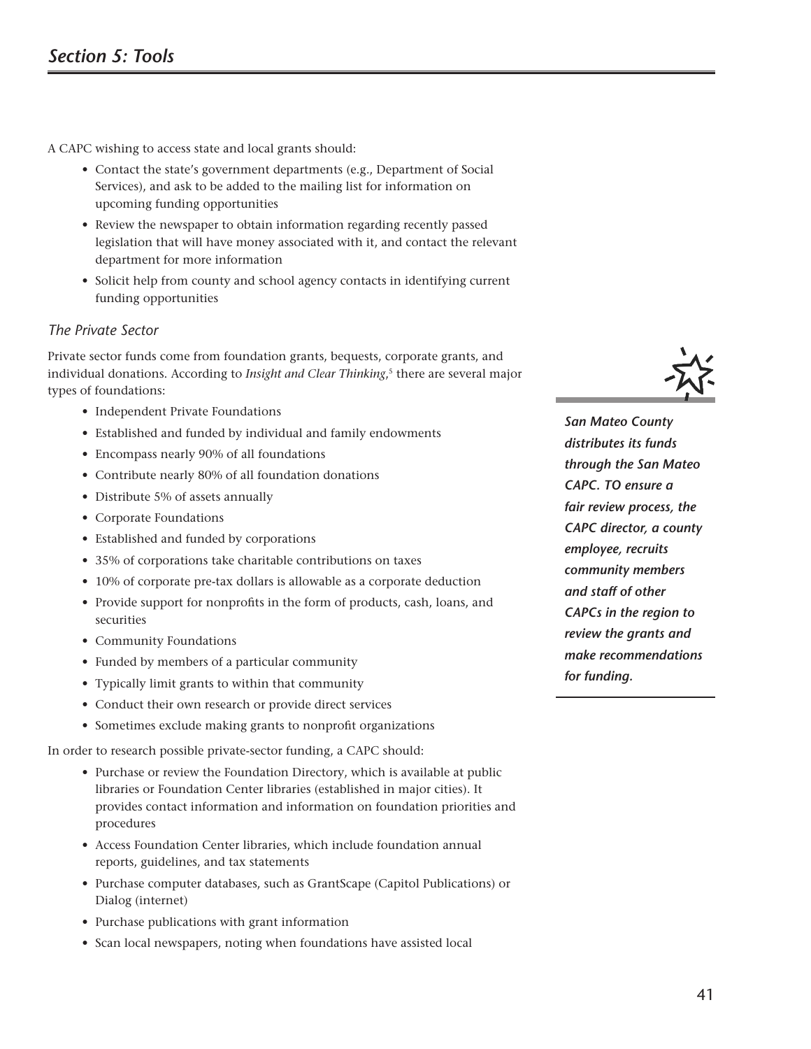A CAPC wishing to access state and local grants should:

- Contact the state's government departments (e.g., Department of Social Services), and ask to be added to the mailing list for information on upcoming funding opportunities
- Review the newspaper to obtain information regarding recently passed legislation that will have money associated with it, and contact the relevant department for more information
- Solicit help from county and school agency contacts in identifying current funding opportunities

### *The Private Sector*

Private sector funds come from foundation grants, bequests, corporate grants, and individual donations. According to *Insight and Clear Thinking*,[5] there are several major types of foundations:

- Independent Private Foundations
- Established and funded by individual and family endowments
- Encompass nearly 90% of all foundations
- Contribute nearly 80% of all foundation donations
- Distribute 5% of assets annually
- Corporate Foundations
- Established and funded by corporations
- 35% of corporations take charitable contributions on taxes
- 10% of corporate pre-tax dollars is allowable as a corporate deduction
- Provide support for nonprofits in the form of products, cash, loans, and securities
- Community Foundations
- Funded by members of a particular community
- Typically limit grants to within that community
- Conduct their own research or provide direct services
- Sometimes exclude making grants to nonprofit organizations

In order to research possible private-sector funding, a CAPC should:

- Purchase or review the Foundation Directory, which is available at public libraries or Foundation Center libraries (established in major cities). It provides contact information and information on foundation priorities and procedures
- Access Foundation Center libraries, which include foundation annual reports, guidelines, and tax statements
- Purchase computer databases, such as GrantScape (Capitol Publications) or Dialog (internet)
- Purchase publications with grant information
- Scan local newspapers, noting when foundations have assisted local

***San Mateo County distributes its funds through the San Mateo CAPC. TO ensure a fair review process, the CAPC director, a county employee, recruits community members and staff of other CAPCs in the region to review the grants and make recommendations for funding.***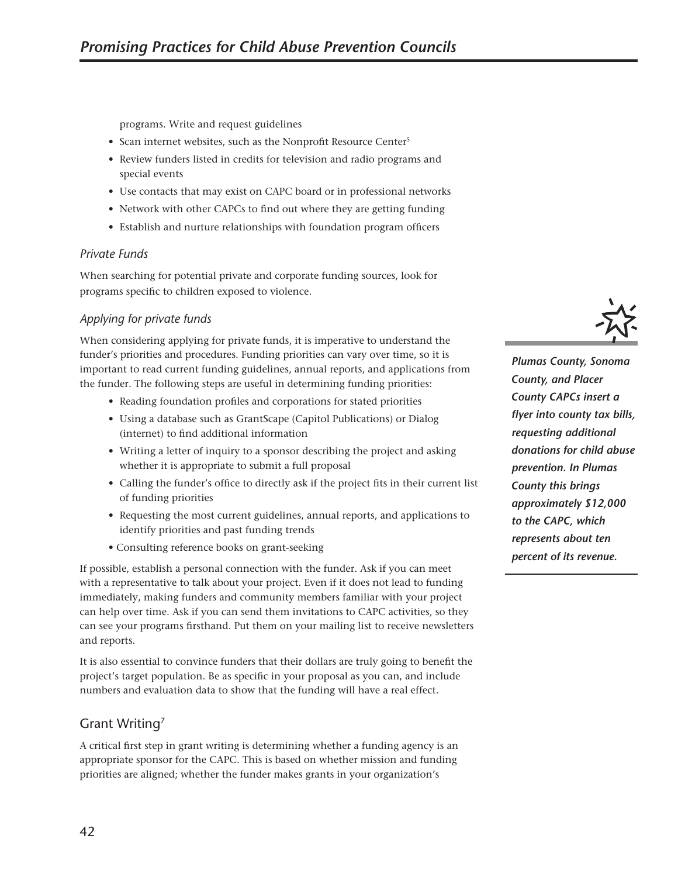programs. Write and request guidelines

- Scan internet websites, such as the Nonprofit Resource Center[5]
- Review funders listed in credits for television and radio programs and special events
- Use contacts that may exist on CAPC board or in professional networks
- Network with other CAPCs to find out where they are getting funding
- Establish and nurture relationships with foundation program officers

### *Private Funds*

When searching for potential private and corporate funding sources, look for programs specific to children exposed to violence.

### *Applying for private funds*

When considering applying for private funds, it is imperative to understand the funder's priorities and procedures. Funding priorities can vary over time, so it is important to read current funding guidelines, annual reports, and applications from the funder. The following steps are useful in determining funding priorities:

- Reading foundation profiles and corporations for stated priorities
- Using a database such as GrantScape (Capitol Publications) or Dialog (internet) to find additional information
- Writing a letter of inquiry to a sponsor describing the project and asking whether it is appropriate to submit a full proposal
- Calling the funder's office to directly ask if the project fits in their current list of funding priorities
- Requesting the most current guidelines, annual reports, and applications to identify priorities and past funding trends
- Consulting reference books on grant-seeking

If possible, establish a personal connection with the funder. Ask if you can meet with a representative to talk about your project. Even if it does not lead to funding immediately, making funders and community members familiar with your project can help over time. Ask if you can send them invitations to CAPC activities, so they can see your programs firsthand. Put them on your mailing list to receive newsletters and reports.

It is also essential to convince funders that their dollars are truly going to benefit the project's target population. Be as specific in your proposal as you can, and include numbers and evaluation data to show that the funding will have a real effect.

***Plumas County, Sonoma County, and Placer County CAPCs insert a flyer into county tax bills, requesting additional donations for child abuse prevention. In Plumas County this brings approximately $12,000 to the CAPC, which represents about ten percent of its revenue.***

## Grant Writing[7]

A critical first step in grant writing is determining whether a funding agency is an appropriate sponsor for the CAPC. This is based on whether mission and funding priorities are aligned; whether the funder makes grants in your organization's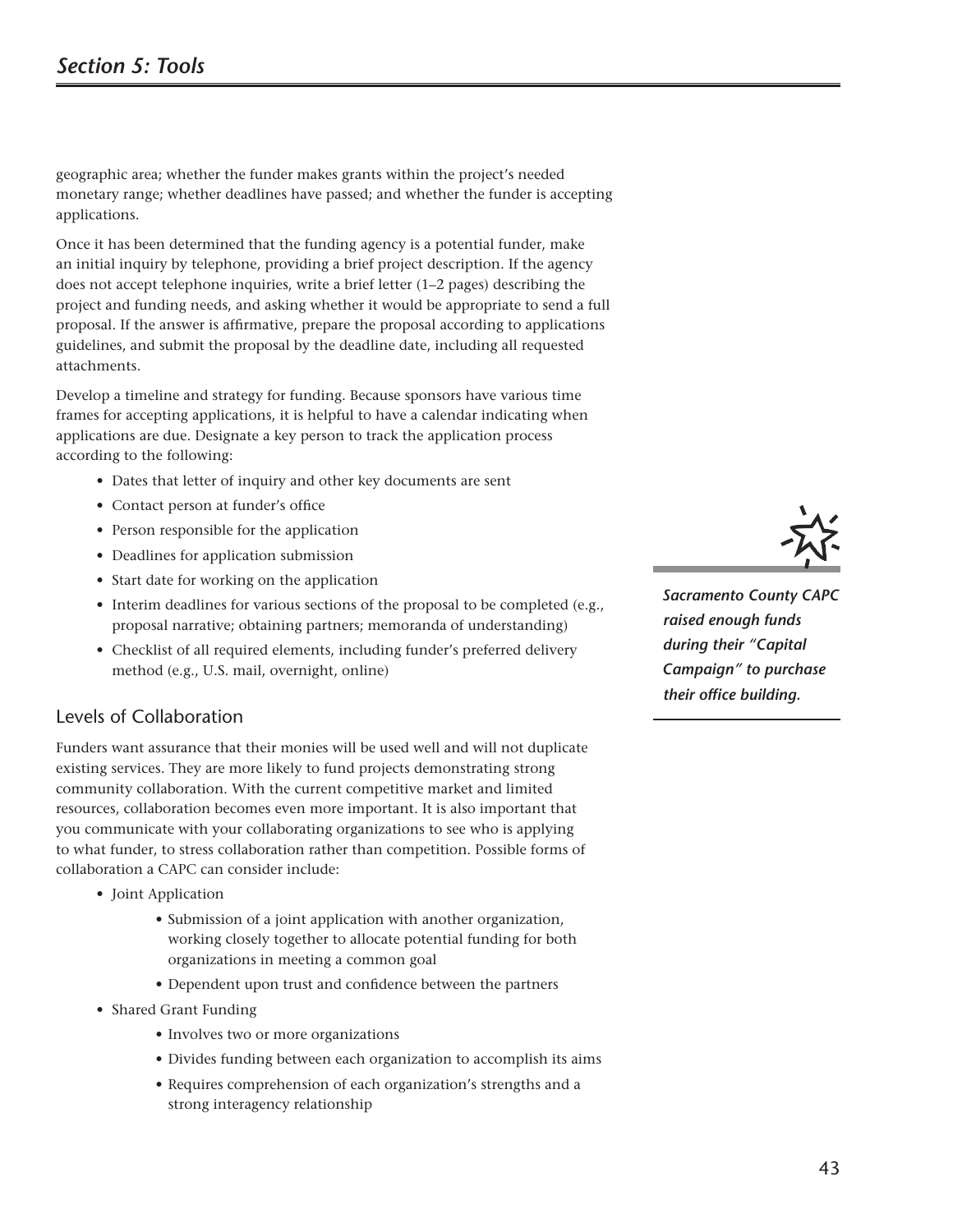geographic area; whether the funder makes grants within the project's needed monetary range; whether deadlines have passed; and whether the funder is accepting applications.

Once it has been determined that the funding agency is a potential funder, make an initial inquiry by telephone, providing a brief project description. If the agency does not accept telephone inquiries, write a brief letter (1–2 pages) describing the project and funding needs, and asking whether it would be appropriate to send a full proposal. If the answer is affirmative, prepare the proposal according to applications guidelines, and submit the proposal by the deadline date, including all requested attachments.

Develop a timeline and strategy for funding. Because sponsors have various time frames for accepting applications, it is helpful to have a calendar indicating when applications are due. Designate a key person to track the application process according to the following:

- Dates that letter of inquiry and other key documents are sent
- Contact person at funder's office
- Person responsible for the application
- Deadlines for application submission
- Start date for working on the application
- Interim deadlines for various sections of the proposal to be completed (e.g., proposal narrative; obtaining partners; memoranda of understanding)
- Checklist of all required elements, including funder's preferred delivery method (e.g., U.S. mail, overnight, online)

***Sacramento County CAPC raised enough funds during their "Capital Campaign" to purchase their office building.***

## Levels of Collaboration

Funders want assurance that their monies will be used well and will not duplicate existing services. They are more likely to fund projects demonstrating strong community collaboration. With the current competitive market and limited resources, collaboration becomes even more important. It is also important that you communicate with your collaborating organizations to see who is applying to what funder, to stress collaboration rather than competition. Possible forms of collaboration a CAPC can consider include:

- Joint Application
    - Submission of a joint application with another organization, working closely together to allocate potential funding for both organizations in meeting a common goal
    - Dependent upon trust and confidence between the partners
- Shared Grant Funding
    - Involves two or more organizations
    - Divides funding between each organization to accomplish its aims
    - Requires comprehension of each organization's strengths and a strong interagency relationship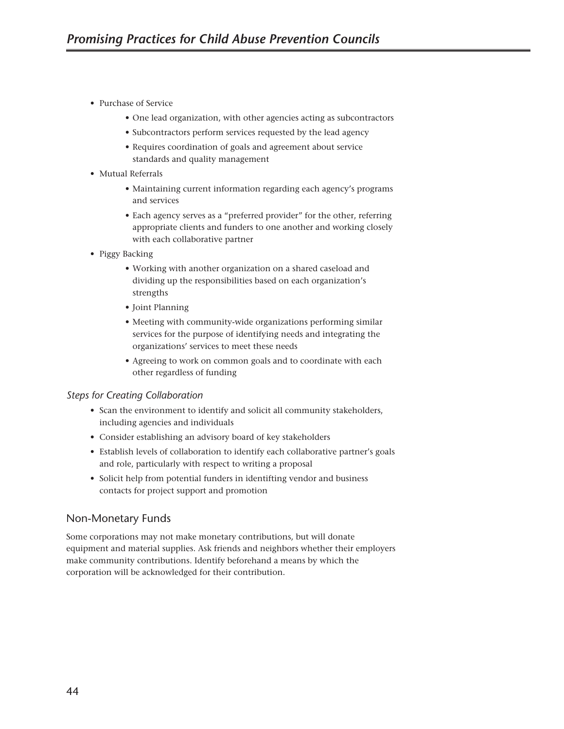- Purchase of Service
    - One lead organization, with other agencies acting as subcontractors
    - Subcontractors perform services requested by the lead agency
    - Requires coordination of goals and agreement about service standards and quality management
- Mutual Referrals
    - Maintaining current information regarding each agency's programs and services
    - Each agency serves as a "preferred provider" for the other, referring appropriate clients and funders to one another and working closely with each collaborative partner
- Piggy Backing
    - Working with another organization on a shared caseload and dividing up the responsibilities based on each organization's strengths
    - Joint Planning
    - Meeting with community-wide organizations performing similar services for the purpose of identifying needs and integrating the organizations' services to meet these needs
    - Agreeing to work on common goals and to coordinate with each other regardless of funding

### *Steps for Creating Collaboration*

- Scan the environment to identify and solicit all community stakeholders, including agencies and individuals
- Consider establishing an advisory board of key stakeholders
- Establish levels of collaboration to identify each collaborative partner's goals and role, particularly with respect to writing a proposal
- Solicit help from potential funders in identifting vendor and business contacts for project support and promotion

## Non-Monetary Funds

Some corporations may not make monetary contributions, but will donate equipment and material supplies. Ask friends and neighbors whether their employers make community contributions. Identify beforehand a means by which the corporation will be acknowledged for their contribution.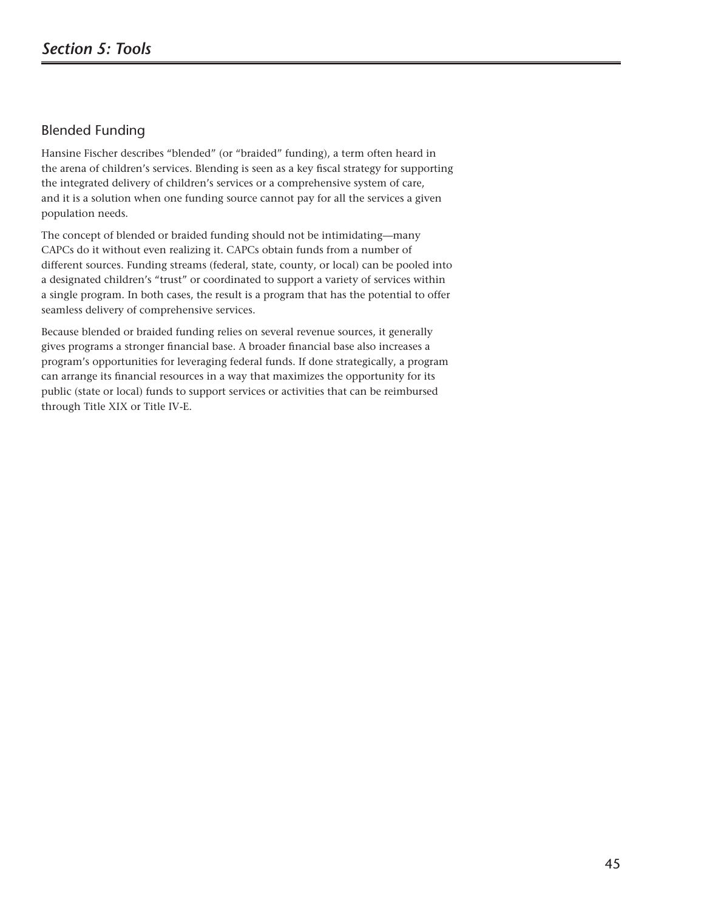## Blended Funding

Hansine Fischer describes "blended" (or "braided" funding), a term often heard in the arena of children's services. Blending is seen as a key fiscal strategy for supporting the integrated delivery of children's services or a comprehensive system of care, and it is a solution when one funding source cannot pay for all the services a given population needs.

The concept of blended or braided funding should not be intimidating—many CAPCs do it without even realizing it. CAPCs obtain funds from a number of different sources. Funding streams (federal, state, county, or local) can be pooled into a designated children's "trust" or coordinated to support a variety of services within a single program. In both cases, the result is a program that has the potential to offer seamless delivery of comprehensive services.

Because blended or braided funding relies on several revenue sources, it generally gives programs a stronger financial base. A broader financial base also increases a program's opportunities for leveraging federal funds. If done strategically, a program can arrange its financial resources in a way that maximizes the opportunity for its public (state or local) funds to support services or activities that can be reimbursed through Title XIX or Title IV-E.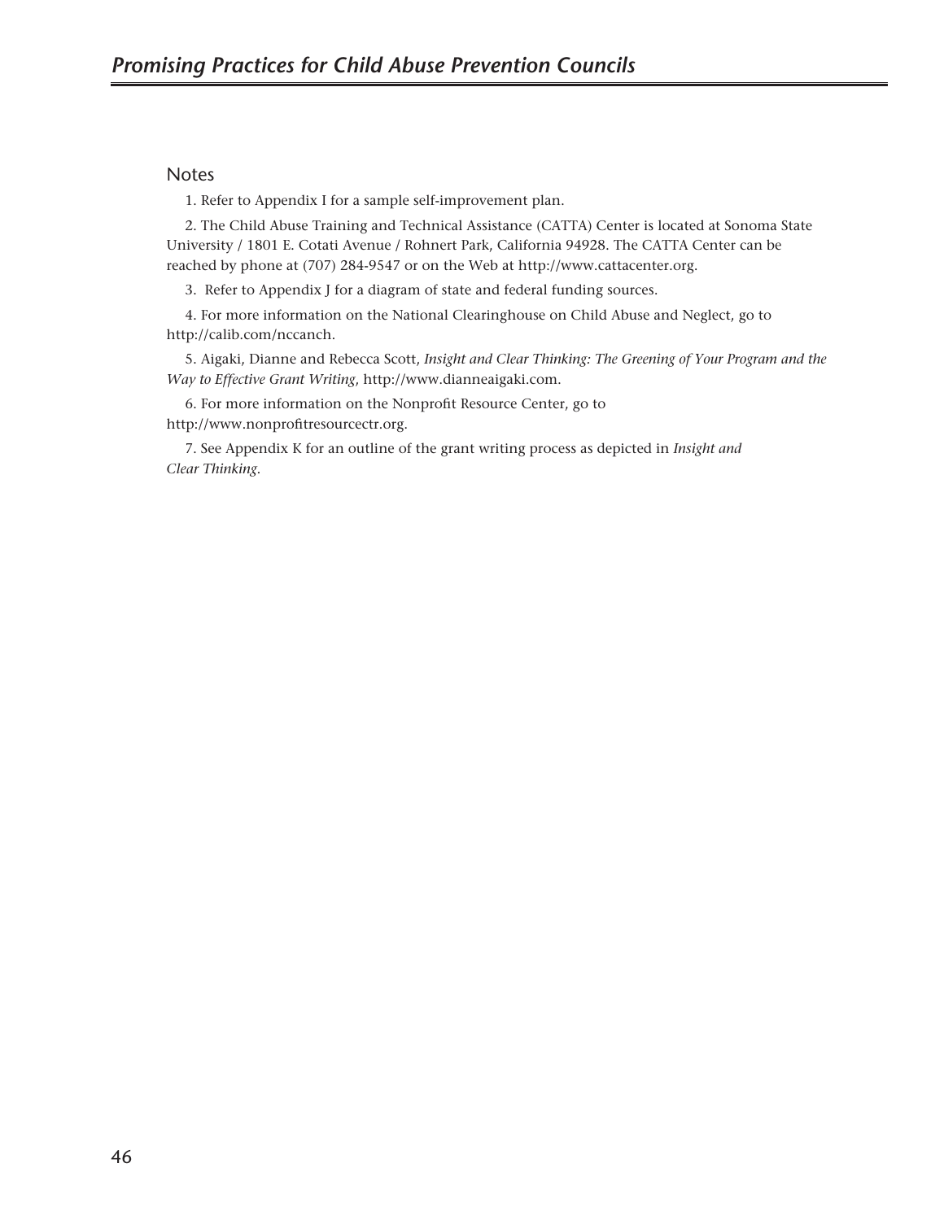## Notes

1. Refer to Appendix I for a sample self-improvement plan.

2. The Child Abuse Training and Technical Assistance (CATTA) Center is located at Sonoma State University / 1801 E. Cotati Avenue / Rohnert Park, California 94928. The CATTA Center can be reached by phone at (707) 284-9547 or on the Web at http://www.cattacenter.org.

3. Refer to Appendix J for a diagram of state and federal funding sources.

4. For more information on the National Clearinghouse on Child Abuse and Neglect, go to http://calib.com/nccanch.

5. Aigaki, Dianne and Rebecca Scott, *Insight and Clear Thinking: The Greening of Your Program and the Way to Effective Grant Writing*, http://www.dianneaigaki.com.

6. For more information on the Nonprofit Resource Center, go to http://www.nonprofitresourcectr.org.

7. See Appendix K for an outline of the grant writing process as depicted in *Insight and Clear Thinking*.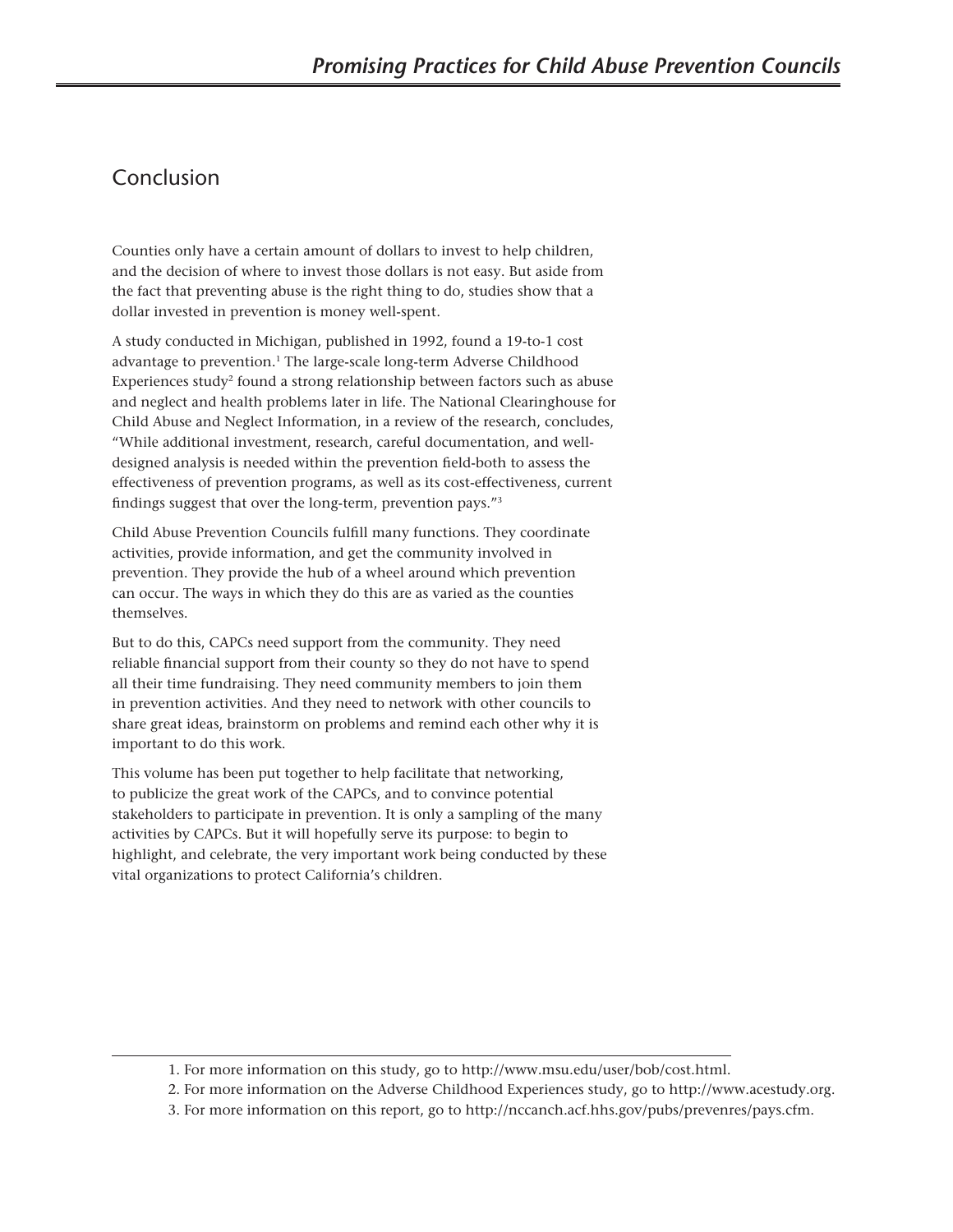## Conclusion

Counties only have a certain amount of dollars to invest to help children, and the decision of where to invest those dollars is not easy. But aside from the fact that preventing abuse is the right thing to do, studies show that a dollar invested in prevention is money well-spent.

A study conducted in Michigan, published in 1992, found a 19-to-1 cost advantage to prevention.[1] The large-scale long-term Adverse Childhood Experiences study[2] found a strong relationship between factors such as abuse and neglect and health problems later in life. The National Clearinghouse for Child Abuse and Neglect Information, in a review of the research, concludes, "While additional investment, research, careful documentation, and well-designed analysis is needed within the prevention field-both to assess the effectiveness of prevention programs, as well as its cost-effectiveness, current findings suggest that over the long-term, prevention pays."[3]

Child Abuse Prevention Councils fulfill many functions. They coordinate activities, provide information, and get the community involved in prevention. They provide the hub of a wheel around which prevention can occur. The ways in which they do this are as varied as the counties themselves.

But to do this, CAPCs need support from the community. They need reliable financial support from their county so they do not have to spend all their time fundraising. They need community members to join them in prevention activities. And they need to network with other councils to share great ideas, brainstorm on problems and remind each other why it is important to do this work.

This volume has been put together to help facilitate that networking, to publicize the great work of the CAPCs, and to convince potential stakeholders to participate in prevention. It is only a sampling of the many activities by CAPCs. But it will hopefully serve its purpose: to begin to highlight, and celebrate, the very important work being conducted by these vital organizations to protect California's children.

---

1. For more information on this study, go to http://www.msu.edu/user/bob/cost.html.
2. For more information on the Adverse Childhood Experiences study, go to http://www.acestudy.org.
3. For more information on this report, go to http://nccanch.acf.hhs.gov/pubs/prevenres/pays.cfm.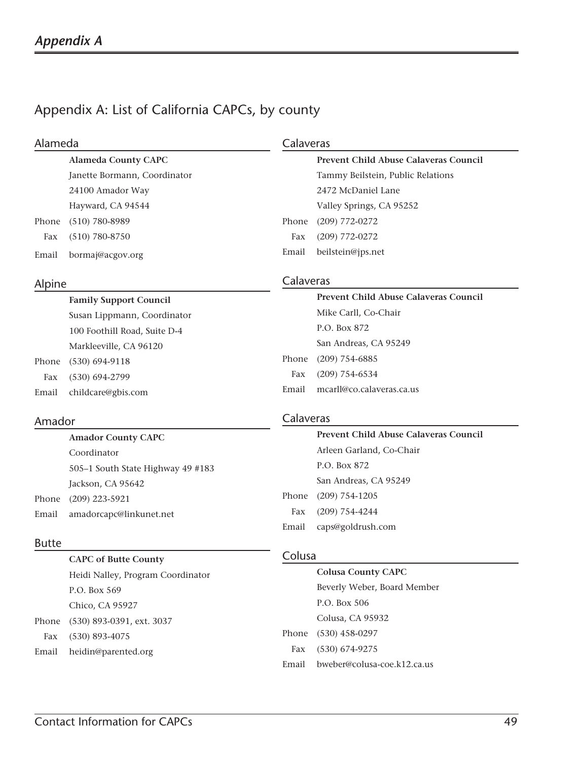# Appendix A: List of California CAPCs, by county

## Alameda

**Alameda County CAPC**
Janette Bormann, Coordinator
24100 Amador Way
Hayward, CA 94544
Phone (510) 780-8989
Fax (510) 780-8750
Email bormaj@acgov.org

## Alpine

**Family Support Council**
Susan Lippmann, Coordinator
100 Foothill Road, Suite D-4
Markleeville, CA 96120
Phone (530) 694-9118
Fax (530) 694-2799
Email childcare@gbis.com

## Amador

**Amador County CAPC**
Coordinator
505–1 South State Highway 49 #183
Jackson, CA 95642
Phone (209) 223-5921
Email amadorcapc@linkunet.net

## Butte

**CAPC of Butte County**
Heidi Nalley, Program Coordinator
P.O. Box 569
Chico, CA 95927
Phone (530) 893-0391, ext. 3037
Fax (530) 893-4075
Email heidin@parented.org

## Calaveras

**Prevent Child Abuse Calaveras Council**
Tammy Beilstein, Public Relations
2472 McDaniel Lane
Valley Springs, CA 95252
Phone (209) 772-0272
Fax (209) 772-0272
Email beilstein@jps.net

## Calaveras

**Prevent Child Abuse Calaveras Council**
Mike Carll, Co-Chair
P.O. Box 872
San Andreas, CA 95249
Phone (209) 754-6885
Fax (209) 754-6534
Email mcarll@co.calaveras.ca.us

## Calaveras

**Prevent Child Abuse Calaveras Council**
Arleen Garland, Co-Chair
P.O. Box 872
San Andreas, CA 95249
Phone (209) 754-1205
Fax (209) 754-4244
Email caps@goldrush.com

## Colusa

**Colusa County CAPC**
Beverly Weber, Board Member
P.O. Box 506
Colusa, CA 95932
Phone (530) 458-0297
Fax (530) 674-9275
Email bweber@colusa-coe.k12.ca.us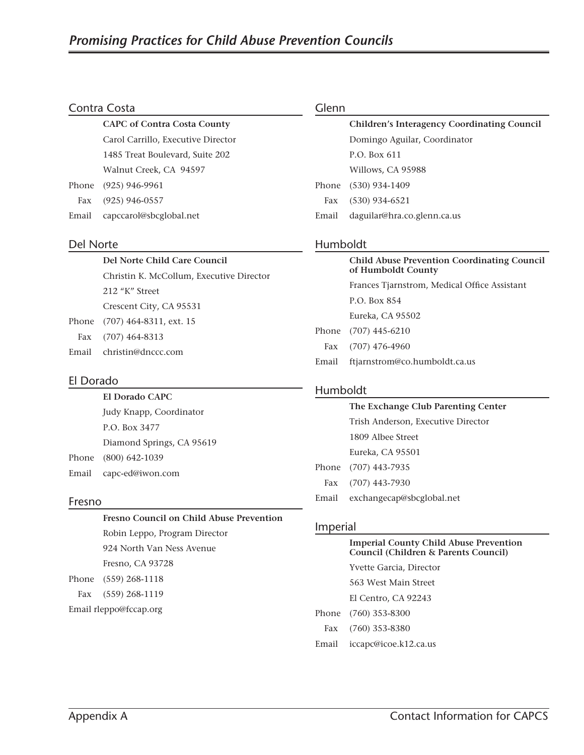## Contra Costa

**CAPC of Contra Costa County**
Carol Carrillo, Executive Director
1485 Treat Boulevard, Suite 202
Walnut Creek, CA 94597
Phone (925) 946-9961
Fax (925) 946-0557
Email capccarol@sbcglobal.net

## Del Norte

**Del Norte Child Care Council**
Christin K. McCollum, Executive Director
212 "K" Street
Crescent City, CA 95531
Phone (707) 464-8311, ext. 15
Fax (707) 464-8313
Email christin@dnccc.com

## El Dorado

**El Dorado CAPC**
Judy Knapp, Coordinator
P.O. Box 3477
Diamond Springs, CA 95619
Phone (800) 642-1039
Email capc-ed@iwon.com

## Fresno

**Fresno Council on Child Abuse Prevention**
Robin Leppo, Program Director
924 North Van Ness Avenue
Fresno, CA 93728
Phone (559) 268-1118
Fax (559) 268-1119
Email rleppo@fccap.org

## Glenn

**Children's Interagency Coordinating Council**
Domingo Aguilar, Coordinator
P.O. Box 611
Willows, CA 95988
Phone (530) 934-1409
Fax (530) 934-6521
Email daguilar@hra.co.glenn.ca.us

## Humboldt

**Child Abuse Prevention Coordinating Council of Humboldt County**
Frances Tjarnstrom, Medical Office Assistant
P.O. Box 854
Eureka, CA 95502
Phone (707) 445-6210
Fax (707) 476-4960
Email ftjarnstrom@co.humboldt.ca.us

## Humboldt

**The Exchange Club Parenting Center**
Trish Anderson, Executive Director
1809 Albee Street
Eureka, CA 95501
Phone (707) 443-7935
Fax (707) 443-7930
Email exchangecap@sbcglobal.net

## Imperial

**Imperial County Child Abuse Prevention Council (Children & Parents Council)**
Yvette Garcia, Director
563 West Main Street
El Centro, CA 92243
Phone (760) 353-8300
Fax (760) 353-8380
Email iccapc@icoe.k12.ca.us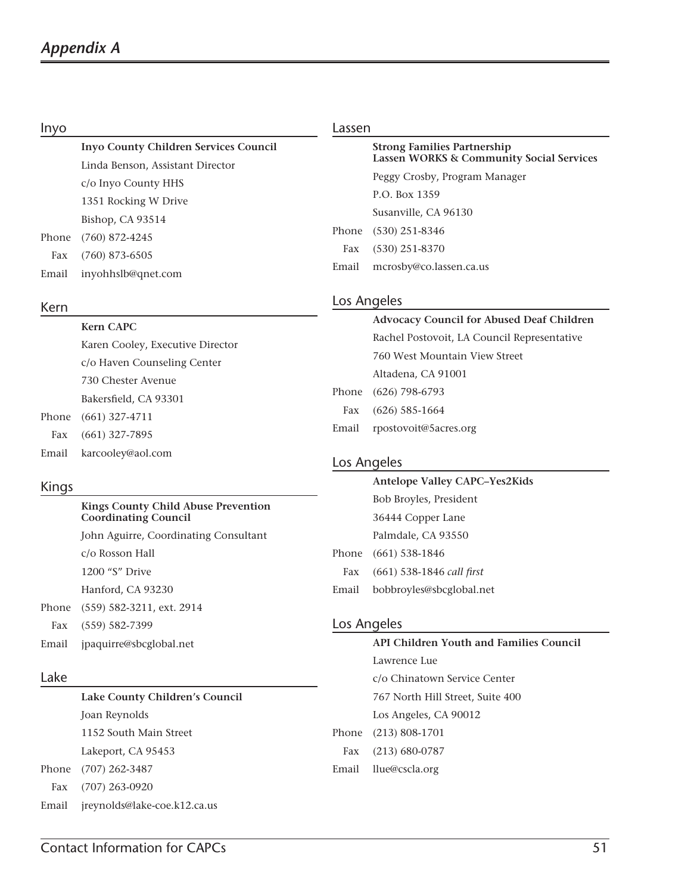## Inyo

**Inyo County Children Services Council**

Linda Benson, Assistant Director

c/o Inyo County HHS

1351 Rocking W Drive

Bishop, CA 93514

Phone (760) 872-4245

Fax (760) 873-6505

Email inyohhslb@qnet.com

## Kern

**Kern CAPC**

Karen Cooley, Executive Director

c/o Haven Counseling Center

730 Chester Avenue

Bakersfield, CA 93301

Phone (661) 327-4711

Fax (661) 327-7895

Email karcooley@aol.com

## Kings

**Kings County Child Abuse Prevention Coordinating Council**

John Aguirre, Coordinating Consultant

c/o Rosson Hall

1200 "S" Drive

Hanford, CA 93230

Phone (559) 582-3211, ext. 2914

Fax (559) 582-7399

Email jpaquirre@sbcglobal.net

## Lake

**Lake County Children's Council**

Joan Reynolds

1152 South Main Street

Lakeport, CA 95453

Phone (707) 262-3487

Fax (707) 263-0920

Email jreynolds@lake-coe.k12.ca.us

## Lassen

**Strong Families Partnership**
**Lassen WORKS & Community Social Services**

Peggy Crosby, Program Manager

P.O. Box 1359

Susanville, CA 96130

Phone (530) 251-8346

Fax (530) 251-8370

Email mcrosby@co.lassen.ca.us

## Los Angeles

**Advocacy Council for Abused Deaf Children**

Rachel Postovoit, LA Council Representative

760 West Mountain View Street

Altadena, CA 91001

Phone (626) 798-6793

Fax (626) 585-1664

Email rpostovoit@5acres.org

## Los Angeles

**Antelope Valley CAPC–Yes2Kids**

Bob Broyles, President

36444 Copper Lane

Palmdale, CA 93550

Phone (661) 538-1846

Fax (661) 538-1846 *call first*

Email bobbroyles@sbcglobal.net

## Los Angeles

**API Children Youth and Families Council**

Lawrence Lue

c/o Chinatown Service Center

767 North Hill Street, Suite 400

Los Angeles, CA 90012

Phone (213) 808-1701

Fax (213) 680-0787

Email llue@cscla.org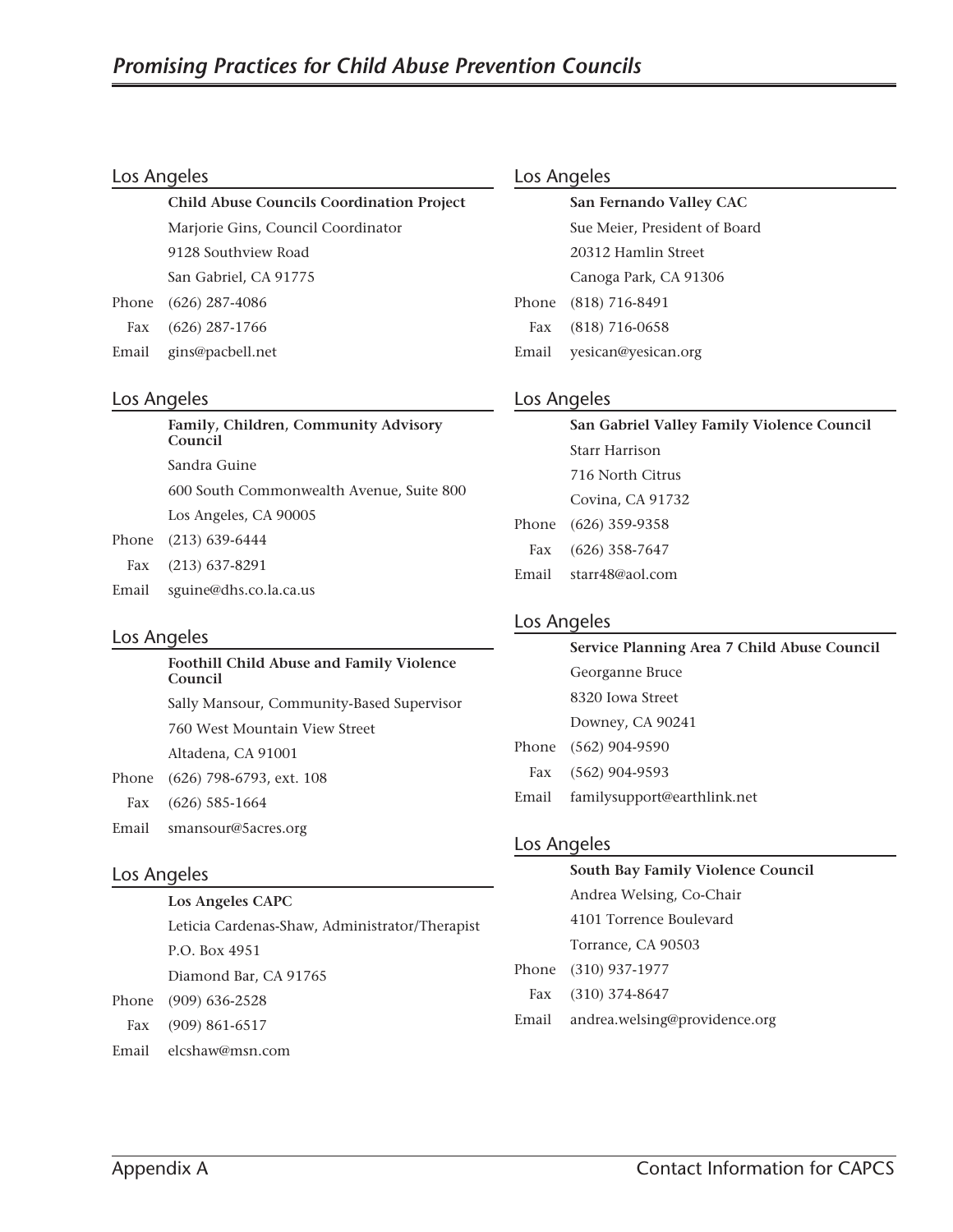## Los Angeles

**Child Abuse Councils Coordination Project**

Marjorie Gins, Council Coordinator

9128 Southview Road

San Gabriel, CA 91775

Phone (626) 287-4086

Fax (626) 287-1766

Email gins@pacbell.net

## Los Angeles

**Family, Children, Community Advisory Council**

Sandra Guine

600 South Commonwealth Avenue, Suite 800

Los Angeles, CA 90005

Phone (213) 639-6444

Fax (213) 637-8291

Email sguine@dhs.co.la.ca.us

## Los Angeles

**Foothill Child Abuse and Family Violence Council**

Sally Mansour, Community-Based Supervisor

760 West Mountain View Street

Altadena, CA 91001

Phone (626) 798-6793, ext. 108

Fax (626) 585-1664

Email smansour@5acres.org

## Los Angeles

**Los Angeles CAPC**

Leticia Cardenas-Shaw, Administrator/Therapist

P.O. Box 4951

Diamond Bar, CA 91765

Phone (909) 636-2528

Fax (909) 861-6517

Email elcshaw@msn.com

## Los Angeles

**San Fernando Valley CAC**

Sue Meier, President of Board

20312 Hamlin Street

Canoga Park, CA 91306

Phone (818) 716-8491

Fax (818) 716-0658

Email yesican@yesican.org

## Los Angeles

**San Gabriel Valley Family Violence Council**

Starr Harrison

716 North Citrus

Covina, CA 91732

Phone (626) 359-9358

Fax (626) 358-7647

Email starr48@aol.com

## Los Angeles

**Service Planning Area 7 Child Abuse Council**

Georganne Bruce

8320 Iowa Street

Downey, CA 90241

Phone (562) 904-9590

Fax (562) 904-9593

Email familysupport@earthlink.net

## Los Angeles

**South Bay Family Violence Council**

Andrea Welsing, Co-Chair

4101 Torrence Boulevard

Torrance, CA 90503

Phone (310) 937-1977

Fax (310) 374-8647

Email andrea.welsing@providence.org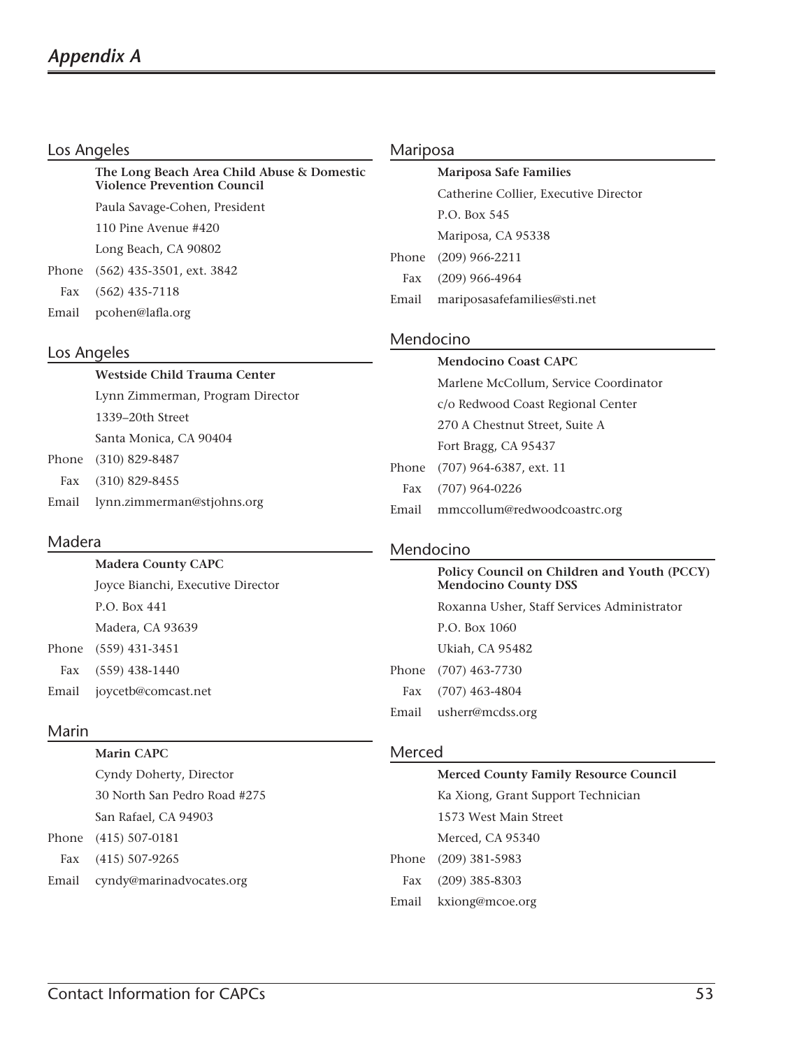## Los Angeles

**The Long Beach Area Child Abuse & Domestic Violence Prevention Council**

Paula Savage-Cohen, President
110 Pine Avenue #420
Long Beach, CA 90802

Phone (562) 435-3501, ext. 3842
Fax (562) 435-7118
Email pcohen@lafla.org

## Los Angeles

**Westside Child Trauma Center**

Lynn Zimmerman, Program Director
1339–20th Street
Santa Monica, CA 90404

Phone (310) 829-8487
Fax (310) 829-8455
Email lynn.zimmerman@stjohns.org

## Madera

**Madera County CAPC**

Joyce Bianchi, Executive Director
P.O. Box 441
Madera, CA 93639

Phone (559) 431-3451
Fax (559) 438-1440
Email joycetb@comcast.net

## Marin

**Marin CAPC**

Cyndy Doherty, Director
30 North San Pedro Road #275
San Rafael, CA 94903

Phone (415) 507-0181
Fax (415) 507-9265
Email cyndy@marinadvocates.org

## Mariposa

**Mariposa Safe Families**

Catherine Collier, Executive Director
P.O. Box 545
Mariposa, CA 95338

Phone (209) 966-2211
Fax (209) 966-4964
Email mariposasafefamilies@sti.net

## Mendocino

**Mendocino Coast CAPC**

Marlene McCollum, Service Coordinator
c/o Redwood Coast Regional Center
270 A Chestnut Street, Suite A
Fort Bragg, CA 95437

Phone (707) 964-6387, ext. 11
Fax (707) 964-0226
Email mmccollum@redwoodcoastrc.org

## Mendocino

**Policy Council on Children and Youth (PCCY) Mendocino County DSS**

Roxanna Usher, Staff Services Administrator
P.O. Box 1060
Ukiah, CA 95482

Phone (707) 463-7730
Fax (707) 463-4804
Email usherr@mcdss.org

## Merced

**Merced County Family Resource Council**

Ka Xiong, Grant Support Technician
1573 West Main Street
Merced, CA 95340

Phone (209) 381-5983
Fax (209) 385-8303
Email kxiong@mcoe.org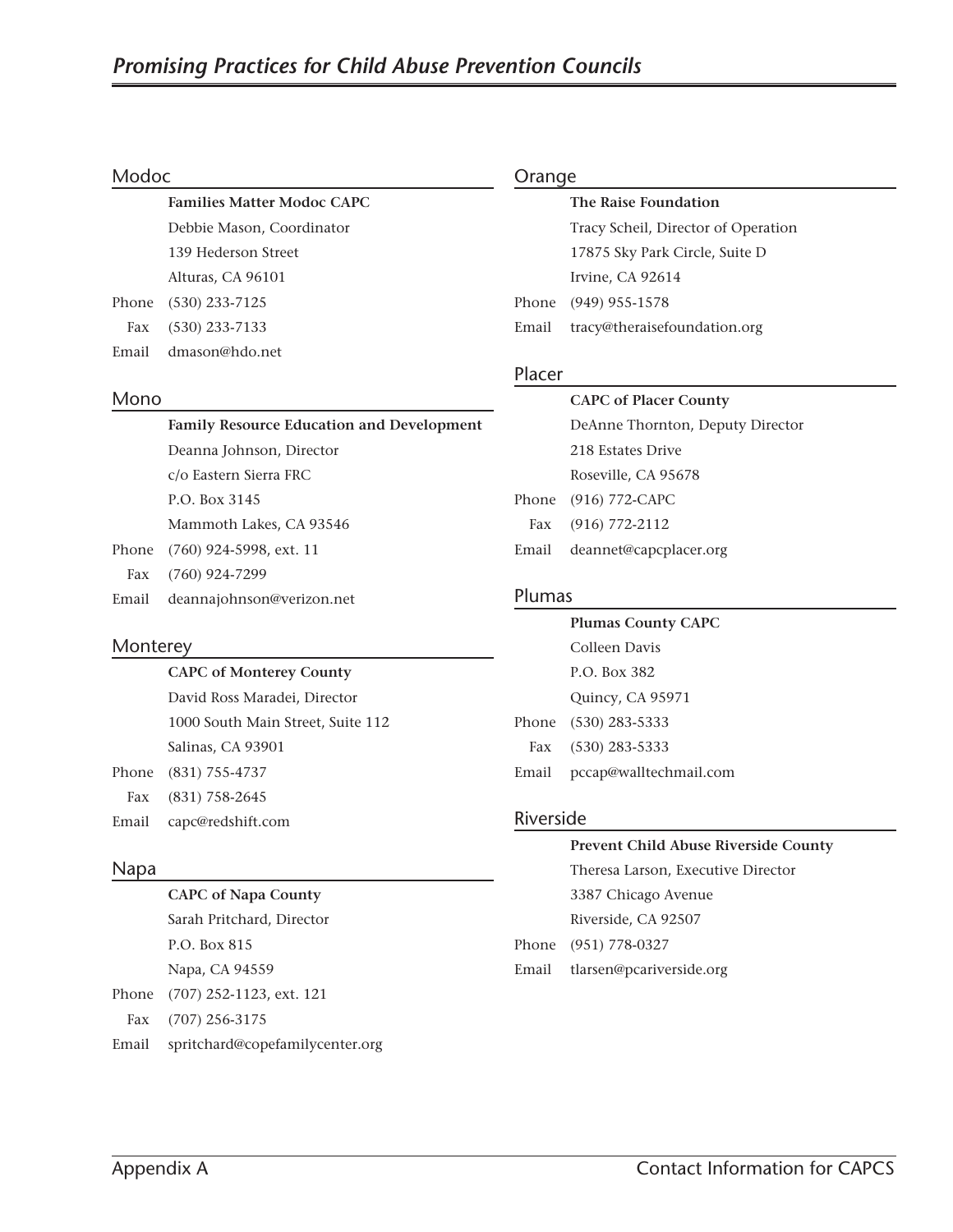## Modoc

**Families Matter Modoc CAPC**
Debbie Mason, Coordinator
139 Hederson Street
Alturas, CA 96101
Phone (530) 233-7125
Fax (530) 233-7133
Email dmason@hdo.net

## Mono

**Family Resource Education and Development**
Deanna Johnson, Director
c/o Eastern Sierra FRC
P.O. Box 3145
Mammoth Lakes, CA 93546
Phone (760) 924-5998, ext. 11
Fax (760) 924-7299
Email deannajohnson@verizon.net

## Monterey

**CAPC of Monterey County**
David Ross Maradei, Director
1000 South Main Street, Suite 112
Salinas, CA 93901
Phone (831) 755-4737
Fax (831) 758-2645
Email capc@redshift.com

## Napa

**CAPC of Napa County**
Sarah Pritchard, Director
P.O. Box 815
Napa, CA 94559
Phone (707) 252-1123, ext. 121
Fax (707) 256-3175
Email spritchard@copefamilycenter.org

## Orange

**The Raise Foundation**
Tracy Scheil, Director of Operation
17875 Sky Park Circle, Suite D
Irvine, CA 92614
Phone (949) 955-1578
Email tracy@theraisefoundation.org

## Placer

**CAPC of Placer County**
DeAnne Thornton, Deputy Director
218 Estates Drive
Roseville, CA 95678
Phone (916) 772-CAPC
Fax (916) 772-2112
Email deannet@capcplacer.org

## Plumas

**Plumas County CAPC**
Colleen Davis
P.O. Box 382
Quincy, CA 95971
Phone (530) 283-5333
Fax (530) 283-5333
Email pccap@walltechmail.com

## Riverside

**Prevent Child Abuse Riverside County**
Theresa Larson, Executive Director
3387 Chicago Avenue
Riverside, CA 92507
Phone (951) 778-0327
Email tlarsen@pcariverside.org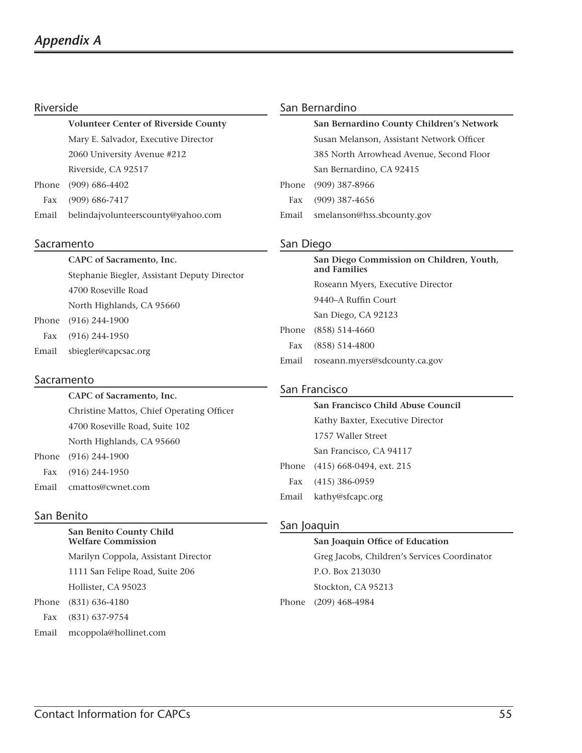## Riverside

**Volunteer Center of Riverside County**
Mary E. Salvador, Executive Director
2060 University Avenue #212
Riverside, CA 92517

Phone (909) 686-4402
Fax (909) 686-7417
Email belindajvolunteerscounty@yahoo.com

## Sacramento

**CAPC of Sacramento, Inc.**
Stephanie Biegler, Assistant Deputy Director
4700 Roseville Road
North Highlands, CA 95660

Phone (916) 244-1900
Fax (916) 244-1950
Email sbiegler@capcsac.org

## Sacramento

**CAPC of Sacramento, Inc.**
Christine Mattos, Chief Operating Officer
4700 Roseville Road, Suite 102
North Highlands, CA 95660

Phone (916) 244-1900
Fax (916) 244-1950
Email cmattos@cwnet.com

## San Benito

**San Benito County Child Welfare Commission**
Marilyn Coppola, Assistant Director
1111 San Felipe Road, Suite 206
Hollister, CA 95023

Phone (831) 636-4180
Fax (831) 637-9754
Email mcoppola@hollinet.com

## San Bernardino

**San Bernardino County Children's Network**
Susan Melanson, Assistant Network Officer
385 North Arrowhead Avenue, Second Floor
San Bernardino, CA 92415

Phone (909) 387-8966
Fax (909) 387-4656
Email smelanson@hss.sbcounty.gov

## San Diego

**San Diego Commission on Children, Youth, and Families**
Roseann Myers, Executive Director
9440–A Ruffin Court
San Diego, CA 92123

Phone (858) 514-4660
Fax (858) 514-4800
Email roseann.myers@sdcounty.ca.gov

## San Francisco

**San Francisco Child Abuse Council**
Kathy Baxter, Executive Director
1757 Waller Street
San Francisco, CA 94117

Phone (415) 668-0494, ext. 215
Fax (415) 386-0959
Email kathy@sfcapc.org

## San Joaquin

**San Joaquin Office of Education**
Greg Jacobs, Children's Services Coordinator
P.O. Box 213030
Stockton, CA 95213

Phone (209) 468-4984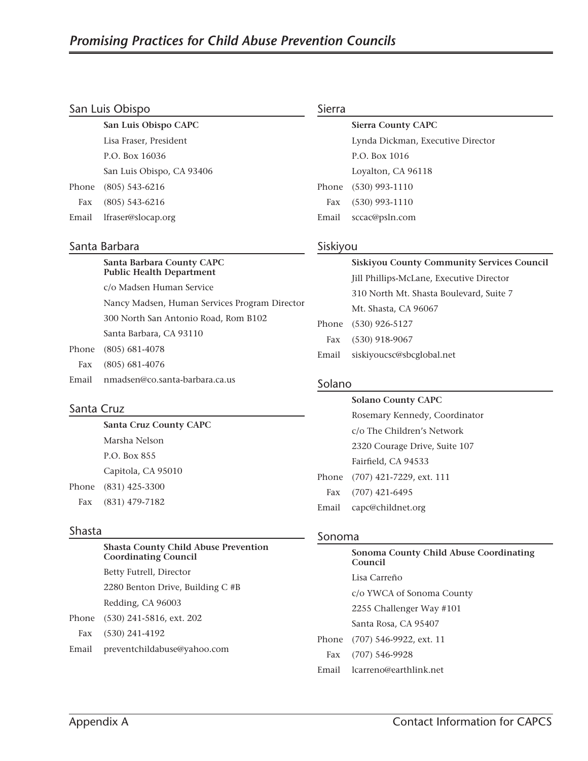## San Luis Obispo

**San Luis Obispo CAPC**
Lisa Fraser, President
P.O. Box 16036
San Luis Obispo, CA 93406
Phone (805) 543-6216
Fax (805) 543-6216
Email lfraser@slocap.org

## Santa Barbara

**Santa Barbara County CAPC**
**Public Health Department**
c/o Madsen Human Service
Nancy Madsen, Human Services Program Director
300 North San Antonio Road, Rom B102
Santa Barbara, CA 93110
Phone (805) 681-4078
Fax (805) 681-4076
Email nmadsen@co.santa-barbara.ca.us

## Santa Cruz

**Santa Cruz County CAPC**
Marsha Nelson
P.O. Box 855
Capitola, CA 95010
Phone (831) 425-3300
Fax (831) 479-7182

## Shasta

**Shasta County Child Abuse Prevention Coordinating Council**
Betty Futrell, Director
2280 Benton Drive, Building C #B
Redding, CA 96003
Phone (530) 241-5816, ext. 202
Fax (530) 241-4192
Email preventchildabuse@yahoo.com

## Sierra

**Sierra County CAPC**
Lynda Dickman, Executive Director
P.O. Box 1016
Loyalton, CA 96118
Phone (530) 993-1110
Fax (530) 993-1110
Email sccac@psln.com

## Siskiyou

**Siskiyou County Community Services Council**
Jill Phillips-McLane, Executive Director
310 North Mt. Shasta Boulevard, Suite 7
Mt. Shasta, CA 96067
Phone (530) 926-5127
Fax (530) 918-9067
Email siskiyoucsc@sbcglobal.net

## Solano

**Solano County CAPC**
Rosemary Kennedy, Coordinator
c/o The Children's Network
2320 Courage Drive, Suite 107
Fairfield, CA 94533
Phone (707) 421-7229, ext. 111
Fax (707) 421-6495
Email capc@childnet.org

## Sonoma

**Sonoma County Child Abuse Coordinating Council**
Lisa Carreño
c/o YWCA of Sonoma County
2255 Challenger Way #101
Santa Rosa, CA 95407
Phone (707) 546-9922, ext. 11
Fax (707) 546-9928
Email lcarreno@earthlink.net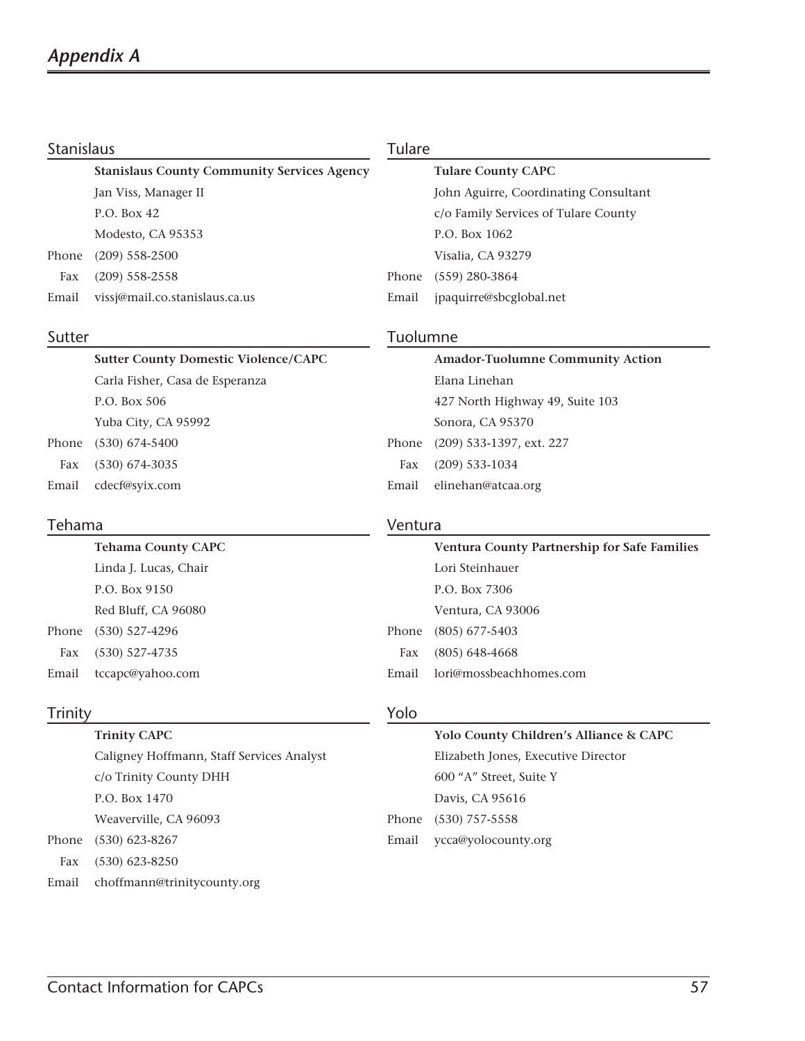## Appendix A

### Stanislaus

**Stanislaus County Community Services Agency**
Jan Viss, Manager II
P.O. Box 42
Modesto, CA 95353
Phone (209) 558-2500
Fax (209) 558-2558
Email vissj@mail.co.stanislaus.ca.us

### Sutter

**Sutter County Domestic Violence/CAPC**
Carla Fisher, Casa de Esperanza
P.O. Box 506
Yuba City, CA 95992
Phone (530) 674-5400
Fax (530) 674-3035
Email cdecf@syix.com

### Tehama

**Tehama County CAPC**
Linda J. Lucas, Chair
P.O. Box 9150
Red Bluff, CA 96080
Phone (530) 527-4296
Fax (530) 527-4735
Email tccapc@yahoo.com

### Trinity

**Trinity CAPC**
Caligney Hoffmann, Staff Services Analyst
c/o Trinity County DHH
P.O. Box 1470
Weaverville, CA 96093
Phone (530) 623-8267
Fax (530) 623-8250
Email choffmann@trinitycounty.org

### Tulare

**Tulare County CAPC**
John Aguirre, Coordinating Consultant
c/o Family Services of Tulare County
P.O. Box 1062
Visalia, CA 93279
Phone (559) 280-3864
Email jpaquirre@sbcglobal.net

### Tuolumne

**Amador-Tuolumne Community Action**
Elana Linehan
427 North Highway 49, Suite 103
Sonora, CA 95370
Phone (209) 533-1397, ext. 227
Fax (209) 533-1034
Email elinehan@atcaa.org

### Ventura

**Ventura County Partnership for Safe Families**
Lori Steinhauer
P.O. Box 7306
Ventura, CA 93006
Phone (805) 677-5403
Fax (805) 648-4668
Email lori@mossbeachhomes.com

### Yolo

**Yolo County Children's Alliance & CAPC**
Elizabeth Jones, Executive Director
600 "A" Street, Suite Y
Davis, CA 95616
Phone (530) 757-5558
Email ycca@yolocounty.org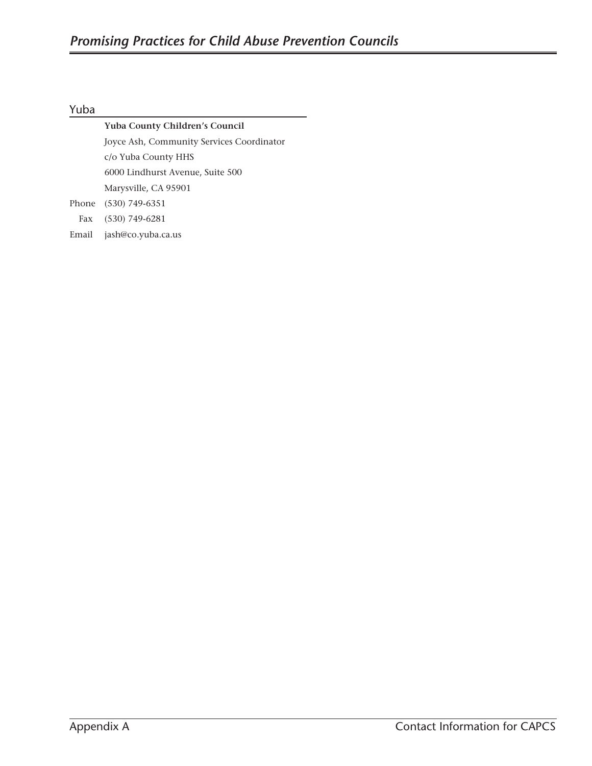## Yuba

**Yuba County Children's Council**

Joyce Ash, Community Services Coordinator

c/o Yuba County HHS

6000 Lindhurst Avenue, Suite 500

Marysville, CA 95901

Phone (530) 749-6351

Fax (530) 749-6281

Email jash@co.yuba.ca.us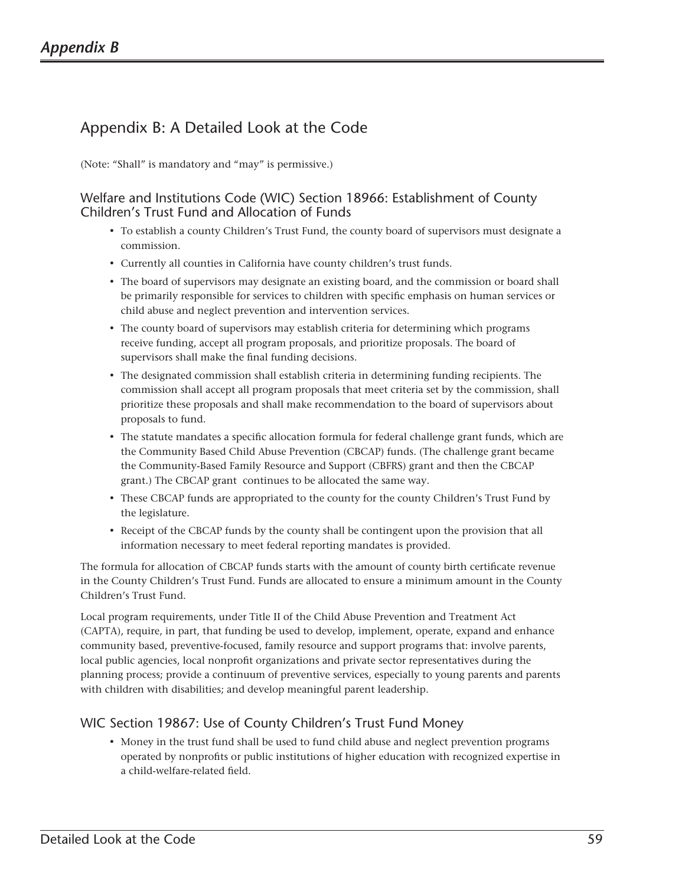## Appendix B: A Detailed Look at the Code

(Note: "Shall" is mandatory and "may" is permissive.)

### Welfare and Institutions Code (WIC) Section 18966: Establishment of County Children's Trust Fund and Allocation of Funds

- To establish a county Children's Trust Fund, the county board of supervisors must designate a commission.
- Currently all counties in California have county children's trust funds.
- The board of supervisors may designate an existing board, and the commission or board shall be primarily responsible for services to children with specific emphasis on human services or child abuse and neglect prevention and intervention services.
- The county board of supervisors may establish criteria for determining which programs receive funding, accept all program proposals, and prioritize proposals. The board of supervisors shall make the final funding decisions.
- The designated commission shall establish criteria in determining funding recipients. The commission shall accept all program proposals that meet criteria set by the commission, shall prioritize these proposals and shall make recommendation to the board of supervisors about proposals to fund.
- The statute mandates a specific allocation formula for federal challenge grant funds, which are the Community Based Child Abuse Prevention (CBCAP) funds. (The challenge grant became the Community-Based Family Resource and Support (CBFRS) grant and then the CBCAP grant.) The CBCAP grant continues to be allocated the same way.
- These CBCAP funds are appropriated to the county for the county Children's Trust Fund by the legislature.
- Receipt of the CBCAP funds by the county shall be contingent upon the provision that all information necessary to meet federal reporting mandates is provided.

The formula for allocation of CBCAP funds starts with the amount of county birth certificate revenue in the County Children's Trust Fund. Funds are allocated to ensure a minimum amount in the County Children's Trust Fund.

Local program requirements, under Title II of the Child Abuse Prevention and Treatment Act (CAPTA), require, in part, that funding be used to develop, implement, operate, expand and enhance community based, preventive-focused, family resource and support programs that: involve parents, local public agencies, local nonprofit organizations and private sector representatives during the planning process; provide a continuum of preventive services, especially to young parents and parents with children with disabilities; and develop meaningful parent leadership.

### WIC Section 19867: Use of County Children's Trust Fund Money

- Money in the trust fund shall be used to fund child abuse and neglect prevention programs operated by nonprofits or public institutions of higher education with recognized expertise in a child-welfare-related field.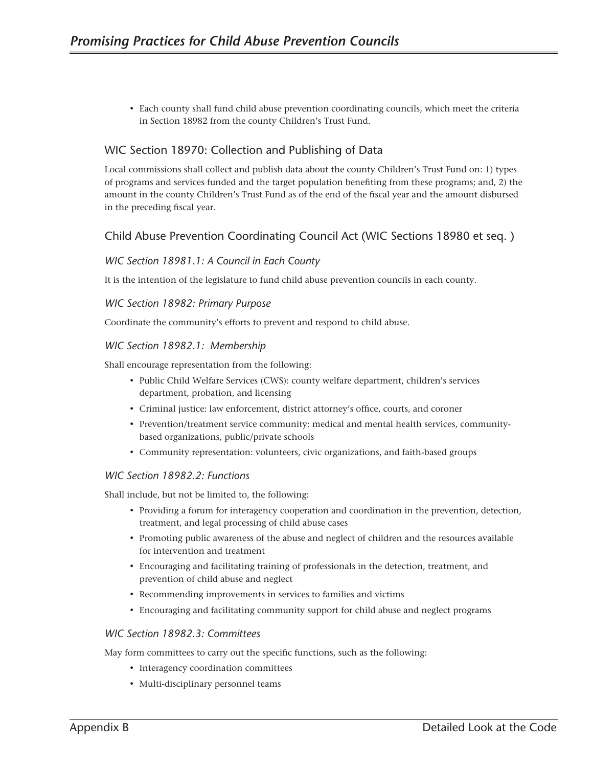- Each county shall fund child abuse prevention coordinating councils, which meet the criteria in Section 18982 from the county Children's Trust Fund.

## WIC Section 18970: Collection and Publishing of Data

Local commissions shall collect and publish data about the county Children's Trust Fund on: 1) types of programs and services funded and the target population benefiting from these programs; and, 2) the amount in the county Children's Trust Fund as of the end of the fiscal year and the amount disbursed in the preceding fiscal year.

## Child Abuse Prevention Coordinating Council Act (WIC Sections 18980 et seq. )

### *WIC Section 18981.1: A Council in Each County*

It is the intention of the legislature to fund child abuse prevention councils in each county.

### *WIC Section 18982: Primary Purpose*

Coordinate the community's efforts to prevent and respond to child abuse.

### *WIC Section 18982.1: Membership*

Shall encourage representation from the following:

- Public Child Welfare Services (CWS): county welfare department, children's services department, probation, and licensing
- Criminal justice: law enforcement, district attorney's office, courts, and coroner
- Prevention/treatment service community: medical and mental health services, community-based organizations, public/private schools
- Community representation: volunteers, civic organizations, and faith-based groups

### *WIC Section 18982.2: Functions*

Shall include, but not be limited to, the following:

- Providing a forum for interagency cooperation and coordination in the prevention, detection, treatment, and legal processing of child abuse cases
- Promoting public awareness of the abuse and neglect of children and the resources available for intervention and treatment
- Encouraging and facilitating training of professionals in the detection, treatment, and prevention of child abuse and neglect
- Recommending improvements in services to families and victims
- Encouraging and facilitating community support for child abuse and neglect programs

### *WIC Section 18982.3: Committees*

May form committees to carry out the specific functions, such as the following:

- Interagency coordination committees
- Multi-disciplinary personnel teams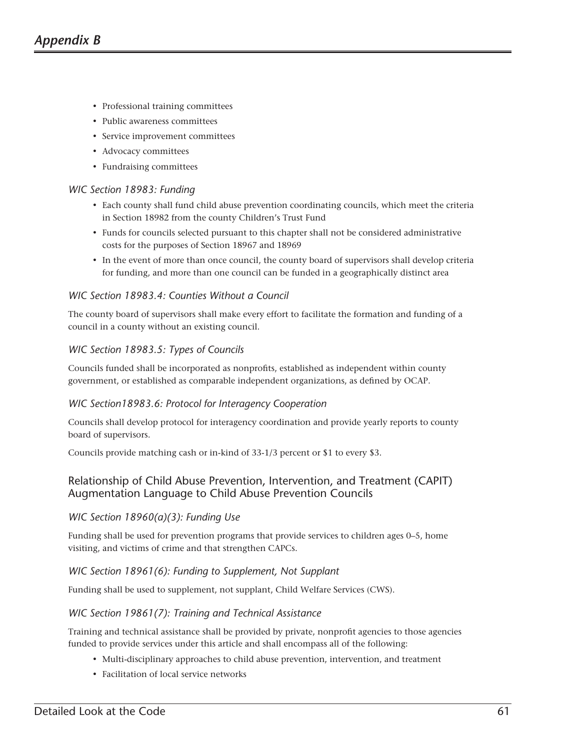- Professional training committees
- Public awareness committees
- Service improvement committees
- Advocacy committees
- Fundraising committees

*WIC Section 18983: Funding*

- Each county shall fund child abuse prevention coordinating councils, which meet the criteria in Section 18982 from the county Children's Trust Fund
- Funds for councils selected pursuant to this chapter shall not be considered administrative costs for the purposes of Section 18967 and 18969
- In the event of more than once council, the county board of supervisors shall develop criteria for funding, and more than one council can be funded in a geographically distinct area

*WIC Section 18983.4: Counties Without a Council*

The county board of supervisors shall make every effort to facilitate the formation and funding of a council in a county without an existing council.

*WIC Section 18983.5: Types of Councils*

Councils funded shall be incorporated as nonprofits, established as independent within county government, or established as comparable independent organizations, as defined by OCAP.

*WIC Section18983.6: Protocol for Interagency Cooperation*

Councils shall develop protocol for interagency coordination and provide yearly reports to county board of supervisors.

Councils provide matching cash or in-kind of 33-1/3 percent or $1 to every $3.

## Relationship of Child Abuse Prevention, Intervention, and Treatment (CAPIT) Augmentation Language to Child Abuse Prevention Councils

*WIC Section 18960(a)(3): Funding Use*

Funding shall be used for prevention programs that provide services to children ages 0–5, home visiting, and victims of crime and that strengthen CAPCs.

*WIC Section 18961(6): Funding to Supplement, Not Supplant*

Funding shall be used to supplement, not supplant, Child Welfare Services (CWS).

*WIC Section 19861(7): Training and Technical Assistance*

Training and technical assistance shall be provided by private, nonprofit agencies to those agencies funded to provide services under this article and shall encompass all of the following:

- Multi-disciplinary approaches to child abuse prevention, intervention, and treatment
- Facilitation of local service networks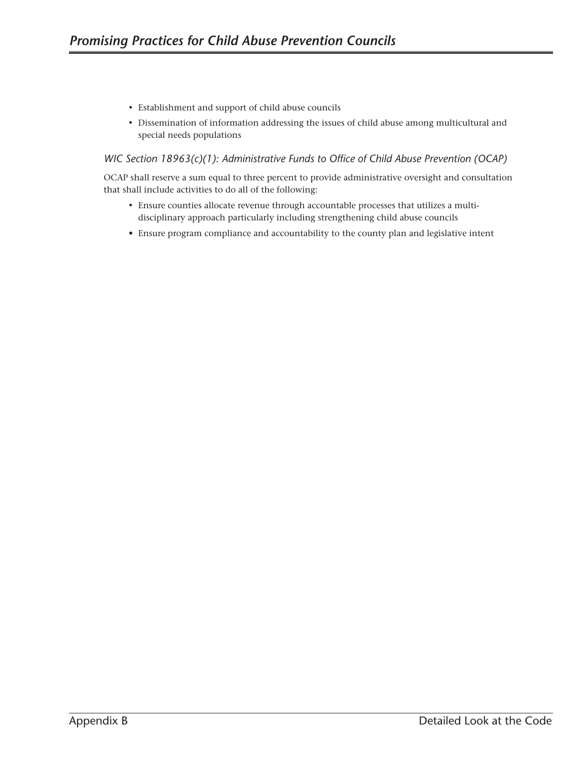- Establishment and support of child abuse councils
- Dissemination of information addressing the issues of child abuse among multicultural and special needs populations

*WIC Section 18963(c)(1): Administrative Funds to Office of Child Abuse Prevention (OCAP)*

OCAP shall reserve a sum equal to three percent to provide administrative oversight and consultation that shall include activities to do all of the following:

- Ensure counties allocate revenue through accountable processes that utilizes a multi-disciplinary approach particularly including strengthening child abuse councils
- Ensure program compliance and accountability to the county plan and legislative intent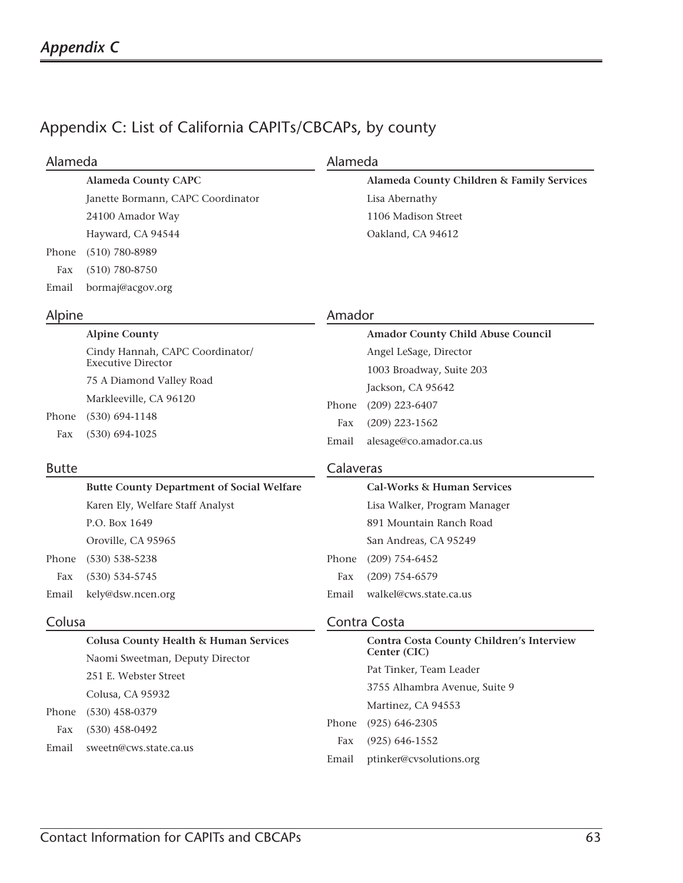## Appendix C: List of California CAPITs/CBCAPs, by county

### Alameda

**Alameda County CAPC**
Janette Bormann, CAPC Coordinator
24100 Amador Way
Hayward, CA 94544
Phone (510) 780-8989
Fax (510) 780-8750
Email bormaj@acgov.org

### Alameda

**Alameda County Children & Family Services**
Lisa Abernathy
1106 Madison Street
Oakland, CA 94612

### Alpine

**Alpine County**
Cindy Hannah, CAPC Coordinator/ Executive Director
75 A Diamond Valley Road
Markleeville, CA 96120
Phone (530) 694-1148
Fax (530) 694-1025

### Amador

**Amador County Child Abuse Council**
Angel LeSage, Director
1003 Broadway, Suite 203
Jackson, CA 95642
Phone (209) 223-6407
Fax (209) 223-1562
Email alesage@co.amador.ca.us

### Butte

**Butte County Department of Social Welfare**
Karen Ely, Welfare Staff Analyst
P.O. Box 1649
Oroville, CA 95965
Phone (530) 538-5238
Fax (530) 534-5745
Email kely@dsw.ncen.org

### Calaveras

**Cal-Works & Human Services**
Lisa Walker, Program Manager
891 Mountain Ranch Road
San Andreas, CA 95249
Phone (209) 754-6452
Fax (209) 754-6579
Email walkel@cws.state.ca.us

### Colusa

**Colusa County Health & Human Services**
Naomi Sweetman, Deputy Director
251 E. Webster Street
Colusa, CA 95932
Phone (530) 458-0379
Fax (530) 458-0492
Email sweetn@cws.state.ca.us

### Contra Costa

**Contra Costa County Children's Interview Center (CIC)**
Pat Tinker, Team Leader
3755 Alhambra Avenue, Suite 9
Martinez, CA 94553
Phone (925) 646-2305
Fax (925) 646-1552
Email ptinker@cvsolutions.org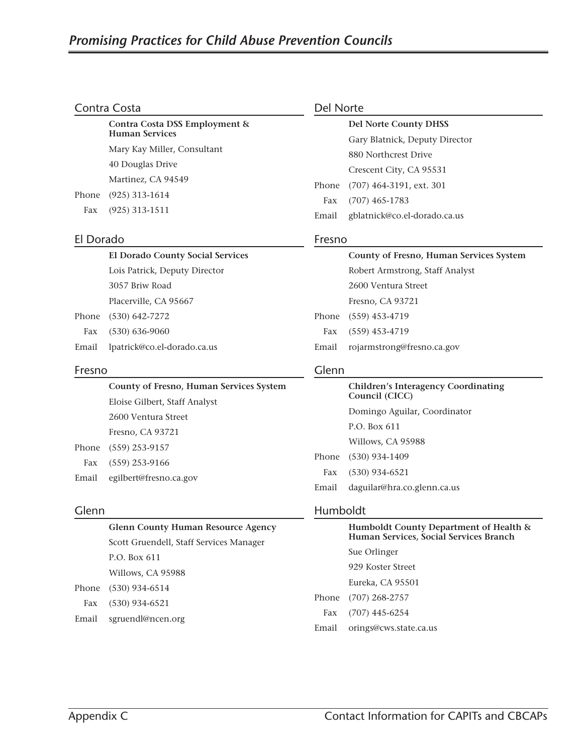## Contra Costa

**Contra Costa DSS Employment & Human Services**
Mary Kay Miller, Consultant
40 Douglas Drive
Martinez, CA 94549
Phone (925) 313-1614
Fax (925) 313-1511

## El Dorado

**El Dorado County Social Services**
Lois Patrick, Deputy Director
3057 Briw Road
Placerville, CA 95667
Phone (530) 642-7272
Fax (530) 636-9060
Email lpatrick@co.el-dorado.ca.us

## Fresno

**County of Fresno, Human Services System**
Eloise Gilbert, Staff Analyst
2600 Ventura Street
Fresno, CA 93721
Phone (559) 253-9157
Fax (559) 253-9166
Email egilbert@fresno.ca.gov

## Glenn

**Glenn County Human Resource Agency**
Scott Gruendell, Staff Services Manager
P.O. Box 611
Willows, CA 95988
Phone (530) 934-6514
Fax (530) 934-6521
Email sgruendl@ncen.org

## Del Norte

**Del Norte County DHSS**
Gary Blatnick, Deputy Director
880 Northcrest Drive
Crescent City, CA 95531
Phone (707) 464-3191, ext. 301
Fax (707) 465-1783
Email gblatnick@co.el-dorado.ca.us

## Fresno

**County of Fresno, Human Services System**
Robert Armstrong, Staff Analyst
2600 Ventura Street
Fresno, CA 93721
Phone (559) 453-4719
Fax (559) 453-4719
Email rojarmstrong@fresno.ca.gov

## Glenn

**Children's Interagency Coordinating Council (CICC)**
Domingo Aguilar, Coordinator
P.O. Box 611
Willows, CA 95988
Phone (530) 934-1409
Fax (530) 934-6521
Email daguilar@hra.co.glenn.ca.us

## Humboldt

**Humboldt County Department of Health & Human Services, Social Services Branch**
Sue Orlinger
929 Koster Street
Eureka, CA 95501
Phone (707) 268-2757
Fax (707) 445-6254
Email orings@cws.state.ca.us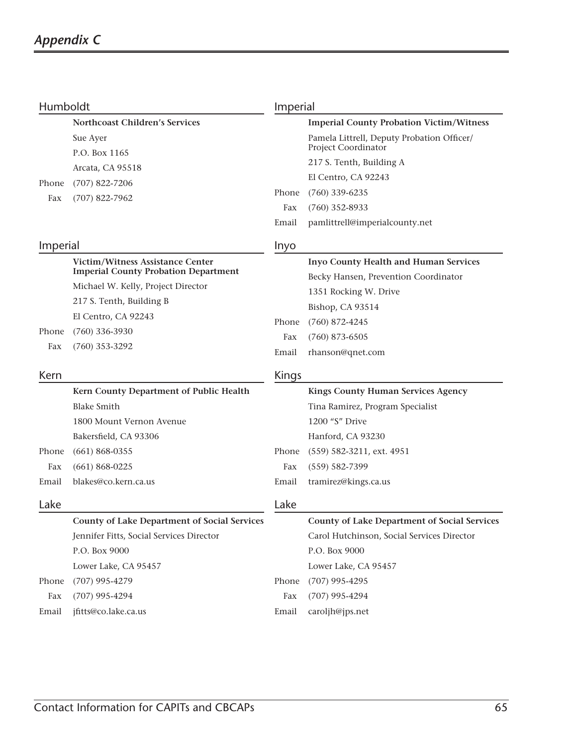## Appendix C

### Humboldt

**Northcoast Children's Services**
Sue Ayer
P.O. Box 1165
Arcata, CA 95518
Phone (707) 822-7206
Fax (707) 822-7962

### Imperial

**Imperial County Probation Victim/Witness**
Pamela Littrell, Deputy Probation Officer/ Project Coordinator
217 S. Tenth, Building A
El Centro, CA 92243
Phone (760) 339-6235
Fax (760) 352-8933
Email pamlittrell@imperialcounty.net

### Imperial

**Victim/Witness Assistance Center**
**Imperial County Probation Department**
Michael W. Kelly, Project Director
217 S. Tenth, Building B
El Centro, CA 92243
Phone (760) 336-3930
Fax (760) 353-3292

### Inyo

**Inyo County Health and Human Services**
Becky Hansen, Prevention Coordinator
1351 Rocking W. Drive
Bishop, CA 93514
Phone (760) 872-4245
Fax (760) 873-6505
Email rhanson@qnet.com

### Kern

**Kern County Department of Public Health**
Blake Smith
1800 Mount Vernon Avenue
Bakersfield, CA 93306
Phone (661) 868-0355
Fax (661) 868-0225
Email blakes@co.kern.ca.us

### Kings

**Kings County Human Services Agency**
Tina Ramirez, Program Specialist
1200 "S" Drive
Hanford, CA 93230
Phone (559) 582-3211, ext. 4951
Fax (559) 582-7399
Email tramirez@kings.ca.us

### Lake

**County of Lake Department of Social Services**
Jennifer Fitts, Social Services Director
P.O. Box 9000
Lower Lake, CA 95457
Phone (707) 995-4279
Fax (707) 995-4294
Email jfitts@co.lake.ca.us

### Lake

**County of Lake Department of Social Services**
Carol Hutchinson, Social Services Director
P.O. Box 9000
Lower Lake, CA 95457
Phone (707) 995-4295
Fax (707) 995-4294
Email caroljh@jps.net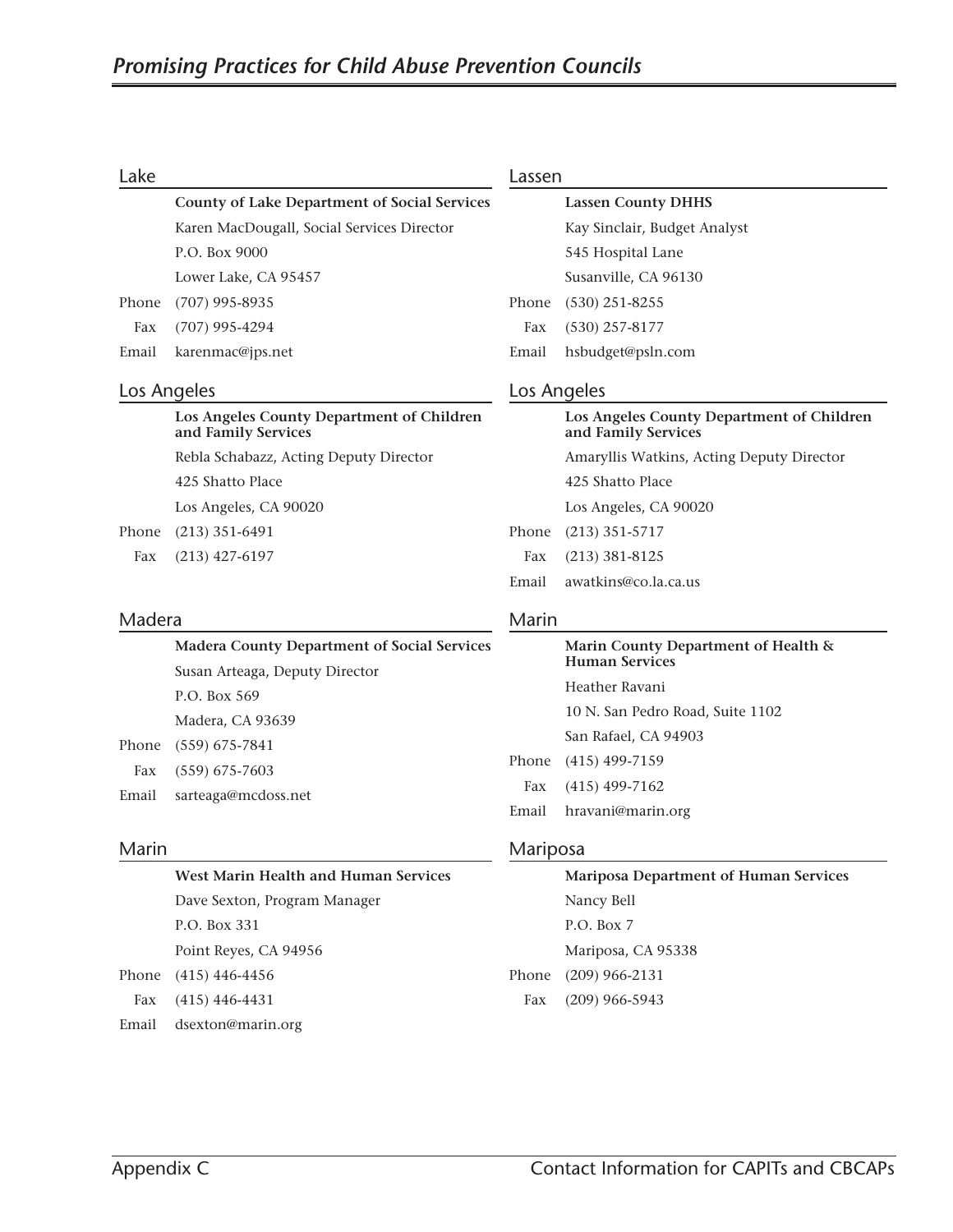## Lake

**County of Lake Department of Social Services**
Karen MacDougall, Social Services Director
P.O. Box 9000
Lower Lake, CA 95457
Phone (707) 995-8935
Fax (707) 995-4294
Email karenmac@jps.net

## Lassen

**Lassen County DHHS**
Kay Sinclair, Budget Analyst
545 Hospital Lane
Susanville, CA 96130
Phone (530) 251-8255
Fax (530) 257-8177
Email hsbudget@psln.com

## Los Angeles

**Los Angeles County Department of Children and Family Services**
Rebla Schabazz, Acting Deputy Director
425 Shatto Place
Los Angeles, CA 90020
Phone (213) 351-6491
Fax (213) 427-6197

## Los Angeles

**Los Angeles County Department of Children and Family Services**
Amaryllis Watkins, Acting Deputy Director
425 Shatto Place
Los Angeles, CA 90020
Phone (213) 351-5717
Fax (213) 381-8125
Email awatkins@co.la.ca.us

## Madera

**Madera County Department of Social Services**
Susan Arteaga, Deputy Director
P.O. Box 569
Madera, CA 93639
Phone (559) 675-7841
Fax (559) 675-7603
Email sarteaga@mcdoss.net

## Marin

**Marin County Department of Health & Human Services**
Heather Ravani
10 N. San Pedro Road, Suite 1102
San Rafael, CA 94903
Phone (415) 499-7159
Fax (415) 499-7162
Email hravani@marin.org

## Marin

**West Marin Health and Human Services**
Dave Sexton, Program Manager
P.O. Box 331
Point Reyes, CA 94956
Phone (415) 446-4456
Fax (415) 446-4431
Email dsexton@marin.org

## Mariposa

**Mariposa Department of Human Services**
Nancy Bell
P.O. Box 7
Mariposa, CA 95338
Phone (209) 966-2131
Fax (209) 966-5943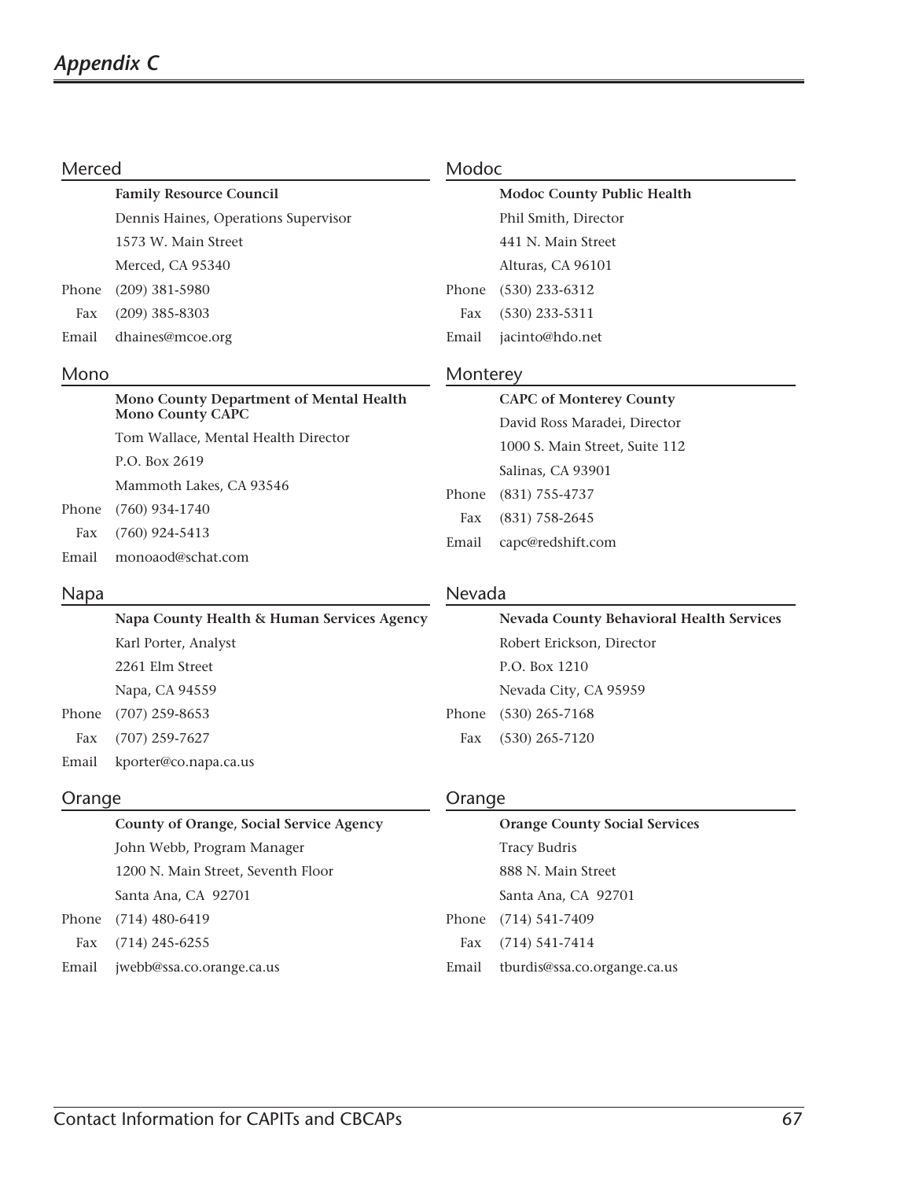## Appendix C

### Merced

**Family Resource Council**
Dennis Haines, Operations Supervisor
1573 W. Main Street
Merced, CA 95340
Phone (209) 381-5980
Fax (209) 385-8303
Email dhaines@mcoe.org

### Modoc

**Modoc County Public Health**
Phil Smith, Director
441 N. Main Street
Alturas, CA 96101
Phone (530) 233-6312
Fax (530) 233-5311
Email jacinto@hdo.net

### Mono

**Mono County Department of Mental Health**
**Mono County CAPC**
Tom Wallace, Mental Health Director
P.O. Box 2619
Mammoth Lakes, CA 93546
Phone (760) 934-1740
Fax (760) 924-5413
Email monoaod@schat.com

### Monterey

**CAPC of Monterey County**
David Ross Maradei, Director
1000 S. Main Street, Suite 112
Salinas, CA 93901
Phone (831) 755-4737
Fax (831) 758-2645
Email capc@redshift.com

### Napa

**Napa County Health & Human Services Agency**
Karl Porter, Analyst
2261 Elm Street
Napa, CA 94559
Phone (707) 259-8653
Fax (707) 259-7627
Email kporter@co.napa.ca.us

### Nevada

**Nevada County Behavioral Health Services**
Robert Erickson, Director
P.O. Box 1210
Nevada City, CA 95959
Phone (530) 265-7168
Fax (530) 265-7120

### Orange

**County of Orange, Social Service Agency**
John Webb, Program Manager
1200 N. Main Street, Seventh Floor
Santa Ana, CA 92701
Phone (714) 480-6419
Fax (714) 245-6255
Email jwebb@ssa.co.orange.ca.us

### Orange

**Orange County Social Services**
Tracy Budris
888 N. Main Street
Santa Ana, CA 92701
Phone (714) 541-7409
Fax (714) 541-7414
Email tburdis@ssa.co.organge.ca.us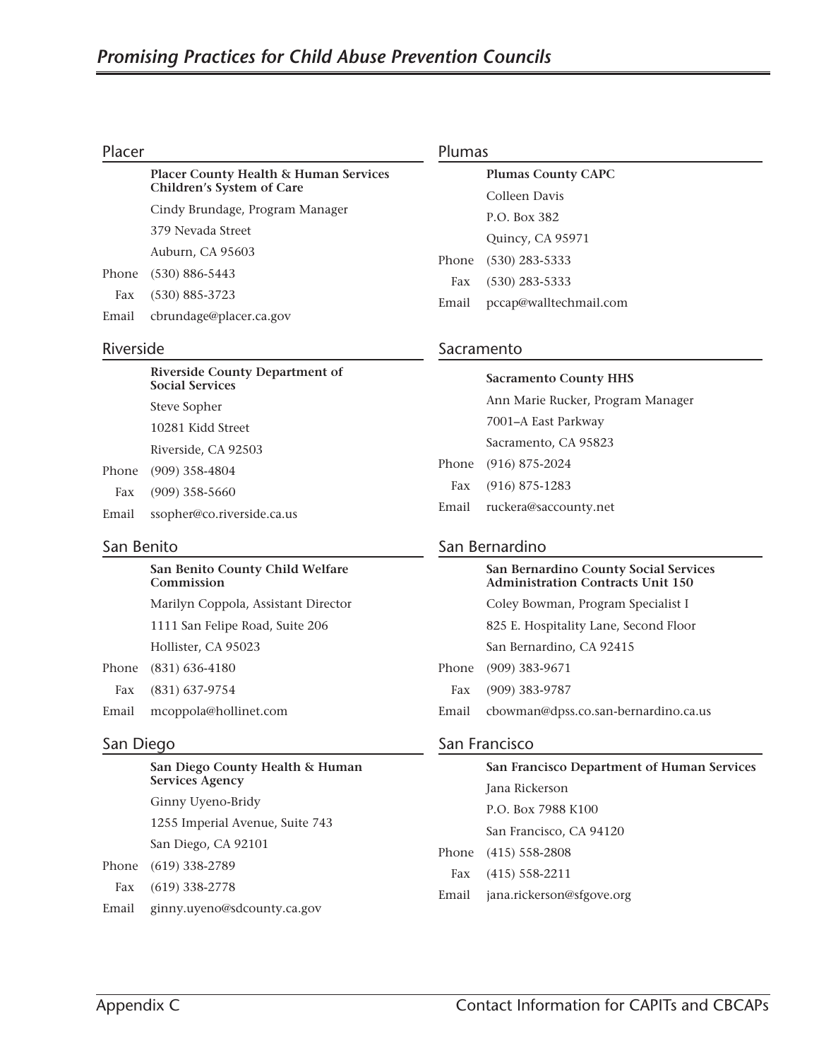## Placer

**Placer County Health & Human Services Children's System of Care**

Cindy Brundage, Program Manager

379 Nevada Street

Auburn, CA 95603

Phone (530) 886-5443

Fax (530) 885-3723

Email cbrundage@placer.ca.gov

## Riverside

**Riverside County Department of Social Services**

Steve Sopher

10281 Kidd Street

Riverside, CA 92503

Phone (909) 358-4804

Fax (909) 358-5660

Email ssopher@co.riverside.ca.us

## San Benito

**San Benito County Child Welfare Commission**

Marilyn Coppola, Assistant Director

1111 San Felipe Road, Suite 206

Hollister, CA 95023

Phone (831) 636-4180

Fax (831) 637-9754

Email mcoppola@hollinet.com

## San Diego

**San Diego County Health & Human Services Agency**

Ginny Uyeno-Bridy

1255 Imperial Avenue, Suite 743

San Diego, CA 92101

Phone (619) 338-2789

Fax (619) 338-2778

Email ginny.uyeno@sdcounty.ca.gov

## Plumas

**Plumas County CAPC**

Colleen Davis

P.O. Box 382

Quincy, CA 95971

Phone (530) 283-5333

Fax (530) 283-5333

Email pccap@walltechmail.com

## Sacramento

**Sacramento County HHS**

Ann Marie Rucker, Program Manager

7001–A East Parkway

Sacramento, CA 95823

Phone (916) 875-2024

Fax (916) 875-1283

Email ruckera@saccounty.net

## San Bernardino

**San Bernardino County Social Services Administration Contracts Unit 150**

Coley Bowman, Program Specialist I

825 E. Hospitality Lane, Second Floor

San Bernardino, CA 92415

Phone (909) 383-9671

Fax (909) 383-9787

Email cbowman@dpss.co.san-bernardino.ca.us

## San Francisco

**San Francisco Department of Human Services**

Jana Rickerson

P.O. Box 7988 K100

San Francisco, CA 94120

Phone (415) 558-2808

Fax (415) 558-2211

Email jana.rickerson@sfgove.org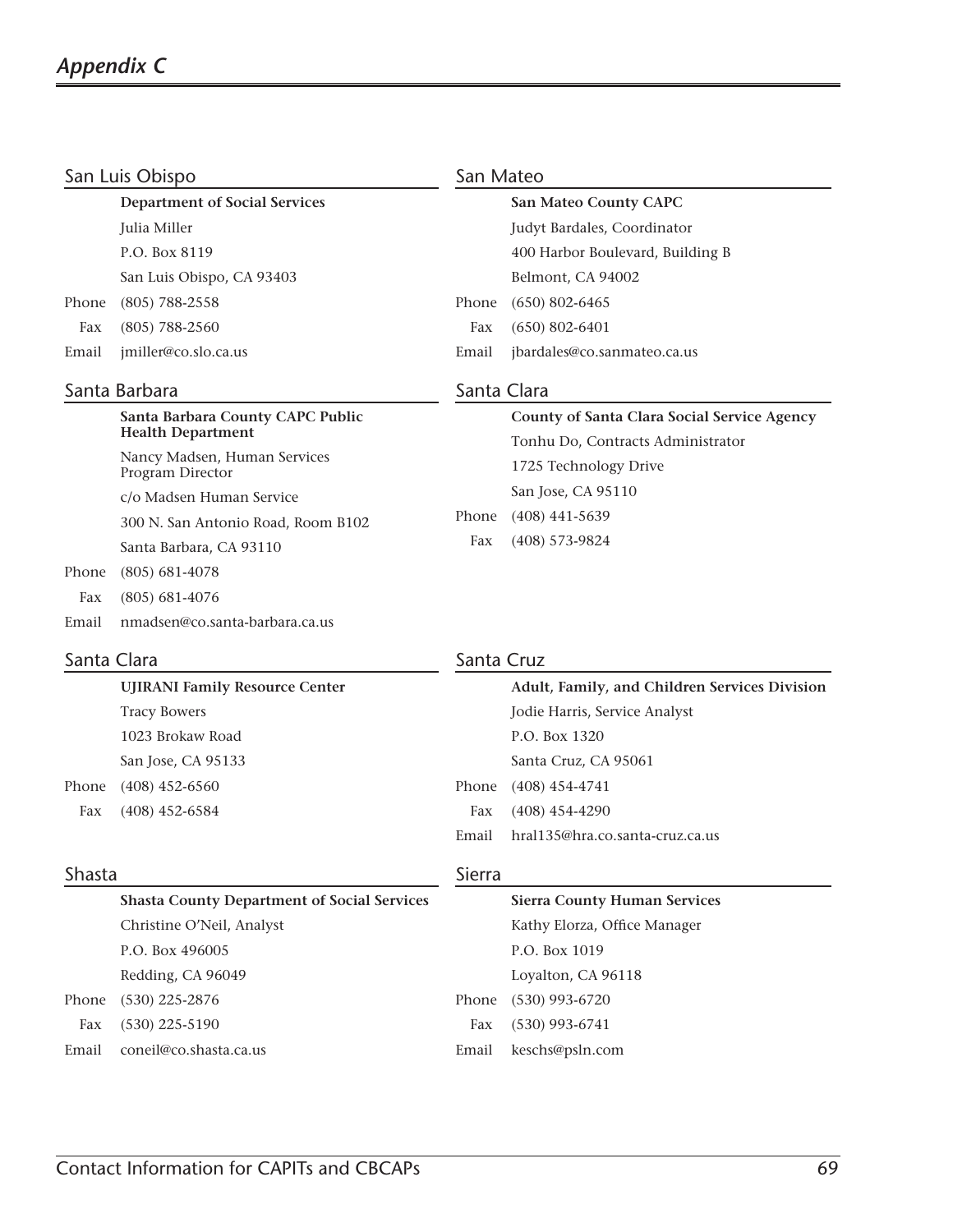## San Luis Obispo

**Department of Social Services**
Julia Miller
P.O. Box 8119
San Luis Obispo, CA 93403
Phone (805) 788-2558
Fax (805) 788-2560
Email jmiller@co.slo.ca.us

## Santa Barbara

**Santa Barbara County CAPC Public Health Department**
Nancy Madsen, Human Services Program Director
c/o Madsen Human Service
300 N. San Antonio Road, Room B102
Santa Barbara, CA 93110
Phone (805) 681-4078
Fax (805) 681-4076
Email nmadsen@co.santa-barbara.ca.us

## Santa Clara

**UJIRANI Family Resource Center**
Tracy Bowers
1023 Brokaw Road
San Jose, CA 95133
Phone (408) 452-6560
Fax (408) 452-6584

## Shasta

**Shasta County Department of Social Services**
Christine O'Neil, Analyst
P.O. Box 496005
Redding, CA 96049
Phone (530) 225-2876
Fax (530) 225-5190
Email coneil@co.shasta.ca.us

## San Mateo

**San Mateo County CAPC**
Judyt Bardales, Coordinator
400 Harbor Boulevard, Building B
Belmont, CA 94002
Phone (650) 802-6465
Fax (650) 802-6401
Email jbardales@co.sanmateo.ca.us

## Santa Clara

**County of Santa Clara Social Service Agency**
Tonhu Do, Contracts Administrator
1725 Technology Drive
San Jose, CA 95110
Phone (408) 441-5639
Fax (408) 573-9824

## Santa Cruz

**Adult, Family, and Children Services Division**
Jodie Harris, Service Analyst
P.O. Box 1320
Santa Cruz, CA 95061
Phone (408) 454-4741
Fax (408) 454-4290
Email hral135@hra.co.santa-cruz.ca.us

## Sierra

**Sierra County Human Services**
Kathy Elorza, Office Manager
P.O. Box 1019
Loyalton, CA 96118
Phone (530) 993-6720
Fax (530) 993-6741
Email keschs@psln.com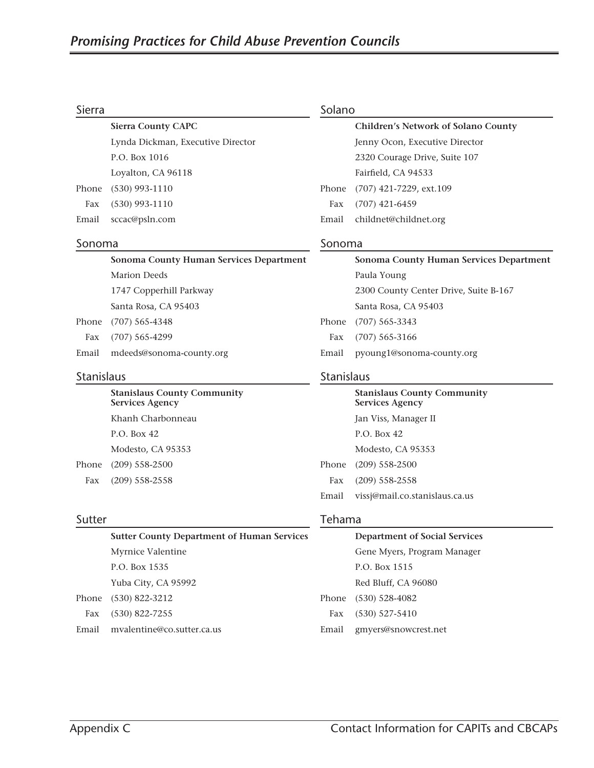## Sierra

**Sierra County CAPC**
Lynda Dickman, Executive Director
P.O. Box 1016
Loyalton, CA 96118

Phone (530) 993-1110
Fax (530) 993-1110
Email sccac@psln.com

## Solano

**Children's Network of Solano County**
Jenny Ocon, Executive Director
2320 Courage Drive, Suite 107
Fairfield, CA 94533

Phone (707) 421-7229, ext.109
Fax (707) 421-6459
Email childnet@childnet.org

## Sonoma

**Sonoma County Human Services Department**
Marion Deeds
1747 Copperhill Parkway
Santa Rosa, CA 95403

Phone (707) 565-4348
Fax (707) 565-4299
Email mdeeds@sonoma-county.org

## Sonoma

**Sonoma County Human Services Department**
Paula Young
2300 County Center Drive, Suite B-167
Santa Rosa, CA 95403

Phone (707) 565-3343
Fax (707) 565-3166
Email pyoung1@sonoma-county.org

## Stanislaus

**Stanislaus County Community Services Agency**
Khanh Charbonneau
P.O. Box 42
Modesto, CA 95353

Phone (209) 558-2500
Fax (209) 558-2558

## Stanislaus

**Stanislaus County Community Services Agency**
Jan Viss, Manager II
P.O. Box 42
Modesto, CA 95353

Phone (209) 558-2500
Fax (209) 558-2558
Email vissj@mail.co.stanislaus.ca.us

## Sutter

**Sutter County Department of Human Services**
Myrnice Valentine
P.O. Box 1535
Yuba City, CA 95992

Phone (530) 822-3212
Fax (530) 822-7255
Email mvalentine@co.sutter.ca.us

## Tehama

**Department of Social Services**
Gene Myers, Program Manager
P.O. Box 1515
Red Bluff, CA 96080

Phone (530) 528-4082
Fax (530) 527-5410
Email gmyers@snowcrest.net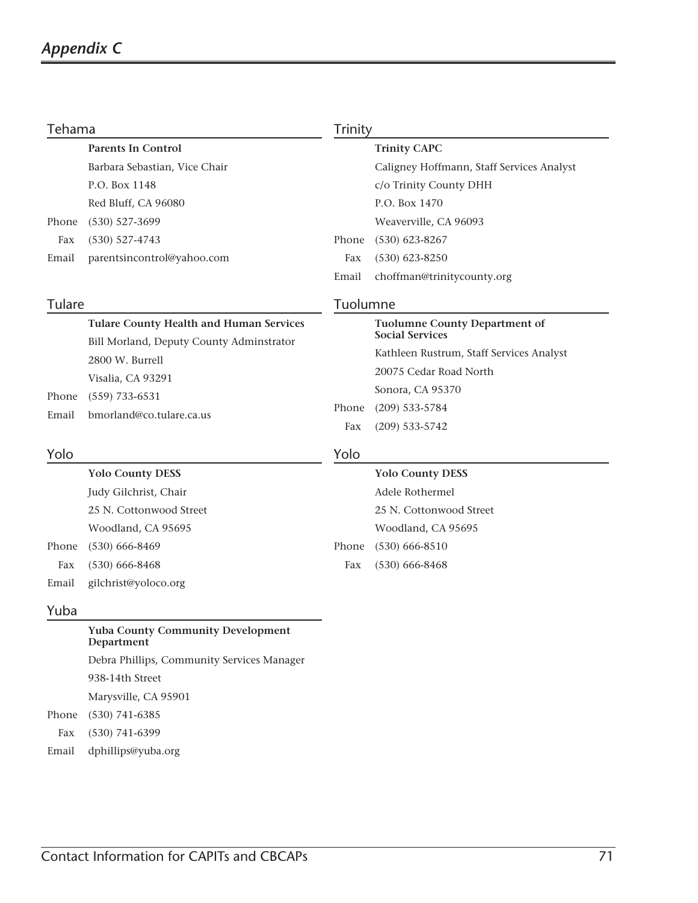## Tehama

**Parents In Control**

Barbara Sebastian, Vice Chair

P.O. Box 1148

Red Bluff, CA 96080

Phone (530) 527-3699

Fax (530) 527-4743

Email parentsincontrol@yahoo.com

## Trinity

**Trinity CAPC**

Caligney Hoffmann, Staff Services Analyst

c/o Trinity County DHH

P.O. Box 1470

Weaverville, CA 96093

Phone (530) 623-8267

Fax (530) 623-8250

Email choffman@trinitycounty.org

## Tulare

**Tulare County Health and Human Services**

Bill Morland, Deputy County Adminstrator

2800 W. Burrell

Visalia, CA 93291

Phone (559) 733-6531

Email bmorland@co.tulare.ca.us

## Tuolumne

**Tuolumne County Department of Social Services**

Kathleen Rustrum, Staff Services Analyst

20075 Cedar Road North

Sonora, CA 95370

Phone (209) 533-5784

Fax (209) 533-5742

## Yolo

**Yolo County DESS**

Judy Gilchrist, Chair

25 N. Cottonwood Street

Woodland, CA 95695

Phone (530) 666-8469

Fax (530) 666-8468

Email gilchrist@yoloco.org

## Yolo

**Yolo County DESS**

Adele Rothermel

25 N. Cottonwood Street

Woodland, CA 95695

Phone (530) 666-8510

Fax (530) 666-8468

## Yuba

**Yuba County Community Development Department**

Debra Phillips, Community Services Manager

938-14th Street

Marysville, CA 95901

Phone (530) 741-6385

Fax (530) 741-6399

Email dphillips@yuba.org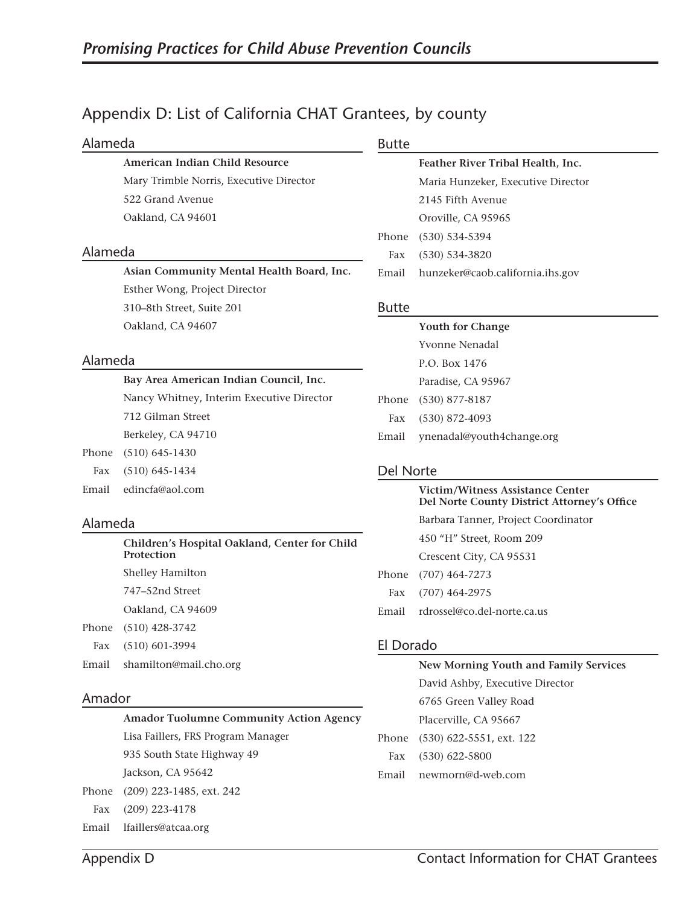## Appendix D: List of California CHAT Grantees, by county

### Alameda

**American Indian Child Resource**
Mary Trimble Norris, Executive Director
522 Grand Avenue
Oakland, CA 94601

### Alameda

**Asian Community Mental Health Board, Inc.**
Esther Wong, Project Director
310–8th Street, Suite 201
Oakland, CA 94607

### Alameda

**Bay Area American Indian Council, Inc.**
Nancy Whitney, Interim Executive Director
712 Gilman Street
Berkeley, CA 94710
Phone (510) 645-1430
Fax (510) 645-1434
Email edincfa@aol.com

### Alameda

**Children's Hospital Oakland, Center for Child Protection**
Shelley Hamilton
747–52nd Street
Oakland, CA 94609
Phone (510) 428-3742
Fax (510) 601-3994
Email shamilton@mail.cho.org

### Amador

**Amador Tuolumne Community Action Agency**
Lisa Faillers, FRS Program Manager
935 South State Highway 49
Jackson, CA 95642
Phone (209) 223-1485, ext. 242
Fax (209) 223-4178
Email lfaillers@atcaa.org

### Butte

**Feather River Tribal Health, Inc.**
Maria Hunzeker, Executive Director
2145 Fifth Avenue
Oroville, CA 95965
Phone (530) 534-5394
Fax (530) 534-3820
Email hunzeker@caob.california.ihs.gov

### Butte

**Youth for Change**
Yvonne Nenadal
P.O. Box 1476
Paradise, CA 95967
Phone (530) 877-8187
Fax (530) 872-4093
Email ynenadal@youth4change.org

### Del Norte

**Victim/Witness Assistance Center**
**Del Norte County District Attorney's Office**
Barbara Tanner, Project Coordinator
450 "H" Street, Room 209
Crescent City, CA 95531
Phone (707) 464-7273
Fax (707) 464-2975
Email rdrossel@co.del-norte.ca.us

### El Dorado

**New Morning Youth and Family Services**
David Ashby, Executive Director
6765 Green Valley Road
Placerville, CA 95667
Phone (530) 622-5551, ext. 122
Fax (530) 622-5800
Email newmorn@d-web.com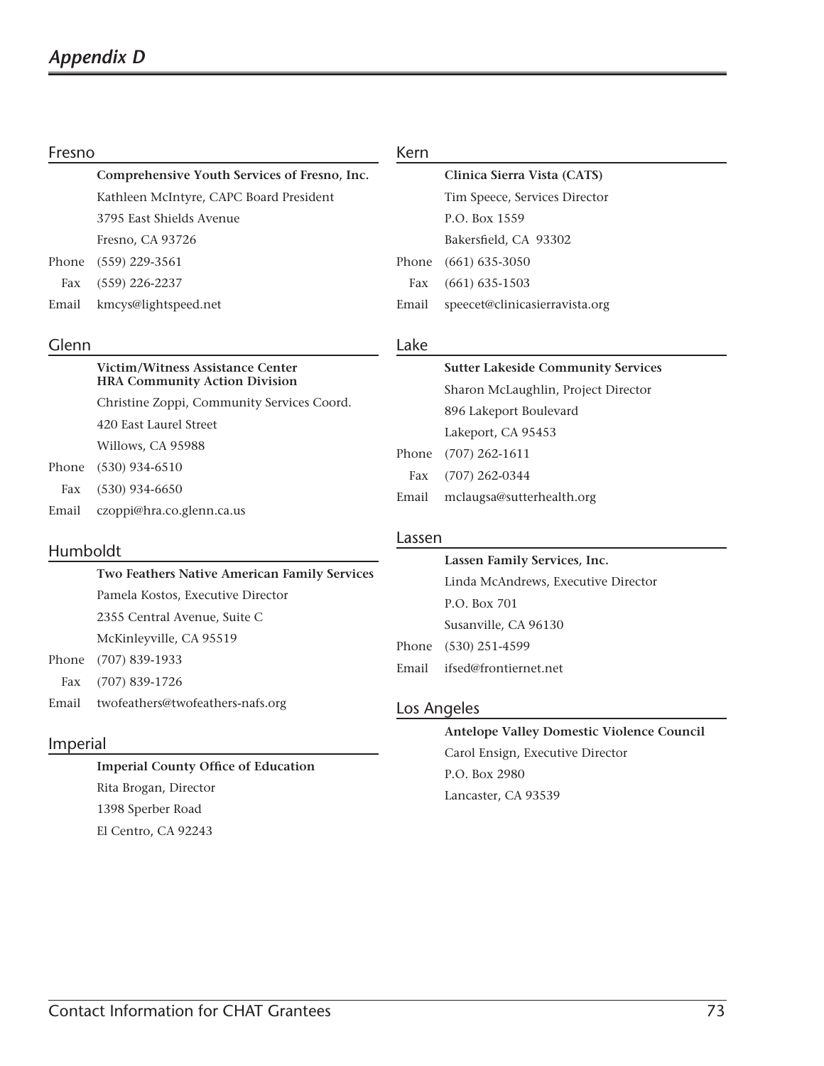## Fresno

**Comprehensive Youth Services of Fresno, Inc.**
Kathleen McIntyre, CAPC Board President
3795 East Shields Avenue
Fresno, CA 93726
Phone (559) 229-3561
Fax (559) 226-2237
Email kmcys@lightspeed.net

## Glenn

**Victim/Witness Assistance Center**
**HRA Community Action Division**
Christine Zoppi, Community Services Coord.
420 East Laurel Street
Willows, CA 95988
Phone (530) 934-6510
Fax (530) 934-6650
Email czoppi@hra.co.glenn.ca.us

## Humboldt

**Two Feathers Native American Family Services**
Pamela Kostos, Executive Director
2355 Central Avenue, Suite C
McKinleyville, CA 95519
Phone (707) 839-1933
Fax (707) 839-1726
Email twofeathers@twofeathers-nafs.org

## Imperial

**Imperial County Office of Education**
Rita Brogan, Director
1398 Sperber Road
El Centro, CA 92243

## Kern

**Clinica Sierra Vista (CATS)**
Tim Speece, Services Director
P.O. Box 1559
Bakersfield, CA 93302
Phone (661) 635-3050
Fax (661) 635-1503
Email speecet@clinicasierravista.org

## Lake

**Sutter Lakeside Community Services**
Sharon McLaughlin, Project Director
896 Lakeport Boulevard
Lakeport, CA 95453
Phone (707) 262-1611
Fax (707) 262-0344
Email mclaugsa@sutterhealth.org

## Lassen

**Lassen Family Services, Inc.**
Linda McAndrews, Executive Director
P.O. Box 701
Susanville, CA 96130
Phone (530) 251-4599
Email ifsed@frontiernet.net

## Los Angeles

**Antelope Valley Domestic Violence Council**
Carol Ensign, Executive Director
P.O. Box 2980
Lancaster, CA 93539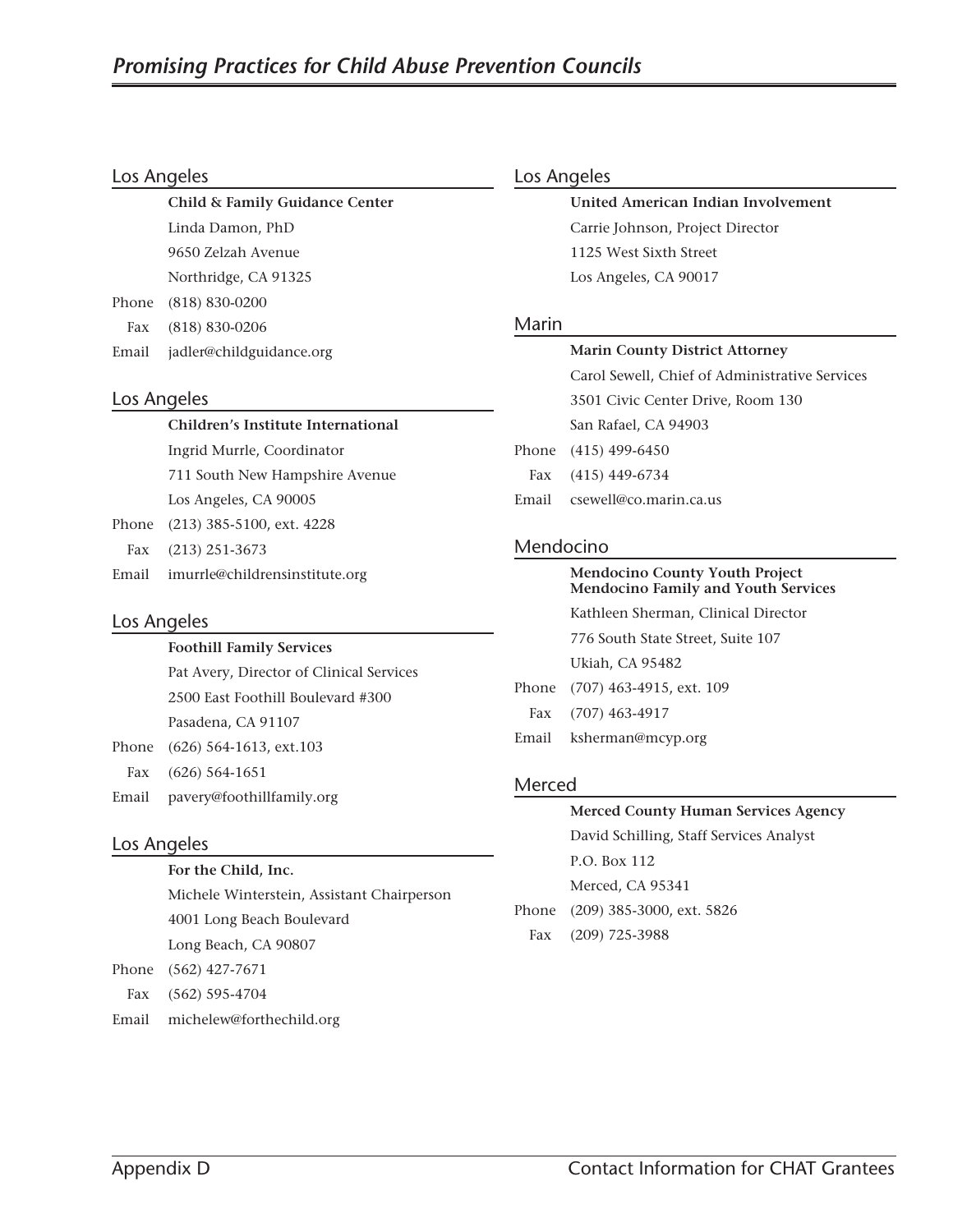## Los Angeles

**Child & Family Guidance Center**
Linda Damon, PhD
9650 Zelzah Avenue
Northridge, CA 91325
Phone (818) 830-0200
Fax (818) 830-0206
Email jadler@childguidance.org

## Los Angeles

**Children's Institute International**
Ingrid Murrle, Coordinator
711 South New Hampshire Avenue
Los Angeles, CA 90005
Phone (213) 385-5100, ext. 4228
Fax (213) 251-3673
Email imurrle@childrensinstitute.org

## Los Angeles

**Foothill Family Services**
Pat Avery, Director of Clinical Services
2500 East Foothill Boulevard #300
Pasadena, CA 91107
Phone (626) 564-1613, ext.103
Fax (626) 564-1651
Email pavery@foothillfamily.org

## Los Angeles

**For the Child, Inc.**
Michele Winterstein, Assistant Chairperson
4001 Long Beach Boulevard
Long Beach, CA 90807
Phone (562) 427-7671
Fax (562) 595-4704
Email michelew@forthechild.org

## Los Angeles

**United American Indian Involvement**
Carrie Johnson, Project Director
1125 West Sixth Street
Los Angeles, CA 90017

## Marin

**Marin County District Attorney**
Carol Sewell, Chief of Administrative Services
3501 Civic Center Drive, Room 130
San Rafael, CA 94903
Phone (415) 499-6450
Fax (415) 449-6734
Email csewell@co.marin.ca.us

## Mendocino

**Mendocino County Youth Project**
**Mendocino Family and Youth Services**
Kathleen Sherman, Clinical Director
776 South State Street, Suite 107
Ukiah, CA 95482
Phone (707) 463-4915, ext. 109
Fax (707) 463-4917
Email ksherman@mcyp.org

## Merced

**Merced County Human Services Agency**
David Schilling, Staff Services Analyst
P.O. Box 112
Merced, CA 95341
Phone (209) 385-3000, ext. 5826
Fax (209) 725-3988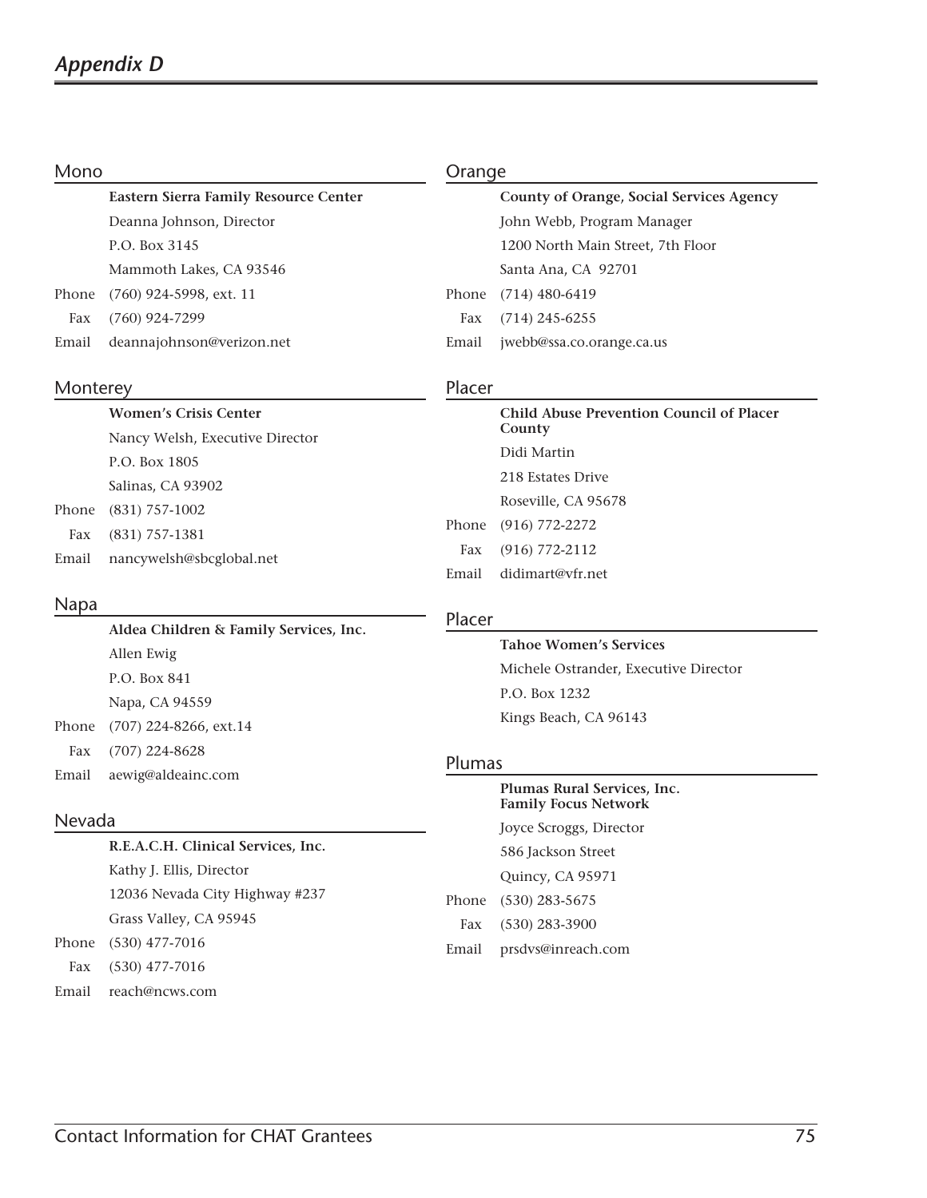## Mono

**Eastern Sierra Family Resource Center**
Deanna Johnson, Director
P.O. Box 3145
Mammoth Lakes, CA 93546
Phone (760) 924-5998, ext. 11
Fax (760) 924-7299
Email deannajohnson@verizon.net

## Monterey

**Women's Crisis Center**
Nancy Welsh, Executive Director
P.O. Box 1805
Salinas, CA 93902
Phone (831) 757-1002
Fax (831) 757-1381
Email nancywelsh@sbcglobal.net

## Napa

**Aldea Children & Family Services, Inc.**
Allen Ewig
P.O. Box 841
Napa, CA 94559
Phone (707) 224-8266, ext.14
Fax (707) 224-8628
Email aewig@aldeainc.com

## Nevada

**R.E.A.C.H. Clinical Services, Inc.**
Kathy J. Ellis, Director
12036 Nevada City Highway #237
Grass Valley, CA 95945
Phone (530) 477-7016
Fax (530) 477-7016
Email reach@ncws.com

## Orange

**County of Orange, Social Services Agency**
John Webb, Program Manager
1200 North Main Street, 7th Floor
Santa Ana, CA 92701
Phone (714) 480-6419
Fax (714) 245-6255
Email jwebb@ssa.co.orange.ca.us

## Placer

**Child Abuse Prevention Council of Placer County**
Didi Martin
218 Estates Drive
Roseville, CA 95678
Phone (916) 772-2272
Fax (916) 772-2112
Email didimart@vfr.net

## Placer

**Tahoe Women's Services**
Michele Ostrander, Executive Director
P.O. Box 1232
Kings Beach, CA 96143

## Plumas

**Plumas Rural Services, Inc.**
**Family Focus Network**
Joyce Scroggs, Director
586 Jackson Street
Quincy, CA 95971
Phone (530) 283-5675
Fax (530) 283-3900
Email prsdvs@inreach.com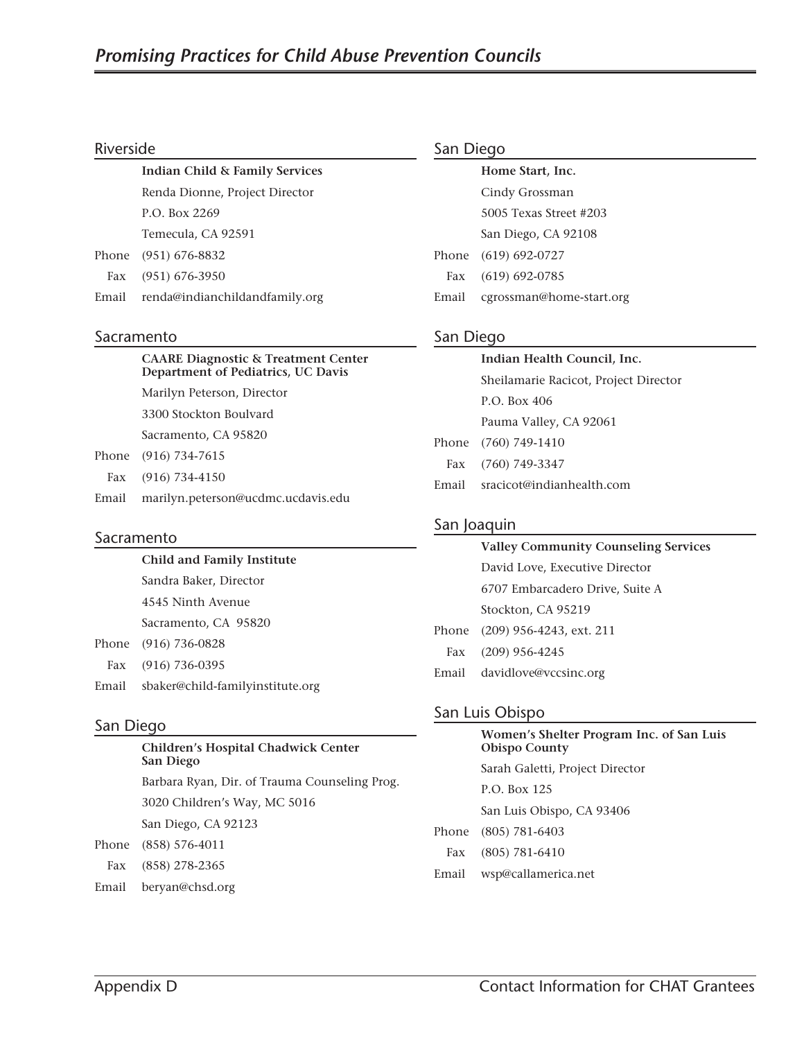## Riverside

**Indian Child & Family Services**
Renda Dionne, Project Director
P.O. Box 2269
Temecula, CA 92591
Phone (951) 676-8832
Fax (951) 676-3950
Email renda@indianchildandfamily.org

## Sacramento

**CAARE Diagnostic & Treatment Center Department of Pediatrics, UC Davis**
Marilyn Peterson, Director
3300 Stockton Boulvard
Sacramento, CA 95820
Phone (916) 734-7615
Fax (916) 734-4150
Email marilyn.peterson@ucdmc.ucdavis.edu

## Sacramento

**Child and Family Institute**
Sandra Baker, Director
4545 Ninth Avenue
Sacramento, CA 95820
Phone (916) 736-0828
Fax (916) 736-0395
Email sbaker@child-familyinstitute.org

## San Diego

**Children's Hospital Chadwick Center San Diego**
Barbara Ryan, Dir. of Trauma Counseling Prog.
3020 Children's Way, MC 5016
San Diego, CA 92123
Phone (858) 576-4011
Fax (858) 278-2365
Email beryan@chsd.org

## San Diego

**Home Start, Inc.**
Cindy Grossman
5005 Texas Street #203
San Diego, CA 92108
Phone (619) 692-0727
Fax (619) 692-0785
Email cgrossman@home-start.org

## San Diego

**Indian Health Council, Inc.**
Sheilamarie Racicot, Project Director
P.O. Box 406
Pauma Valley, CA 92061
Phone (760) 749-1410
Fax (760) 749-3347
Email sracicot@indianhealth.com

## San Joaquin

**Valley Community Counseling Services**
David Love, Executive Director
6707 Embarcadero Drive, Suite A
Stockton, CA 95219
Phone (209) 956-4243, ext. 211
Fax (209) 956-4245
Email davidlove@vccsinc.org

## San Luis Obispo

**Women's Shelter Program Inc. of San Luis Obispo County**
Sarah Galetti, Project Director
P.O. Box 125
San Luis Obispo, CA 93406
Phone (805) 781-6403
Fax (805) 781-6410
Email wsp@callamerica.net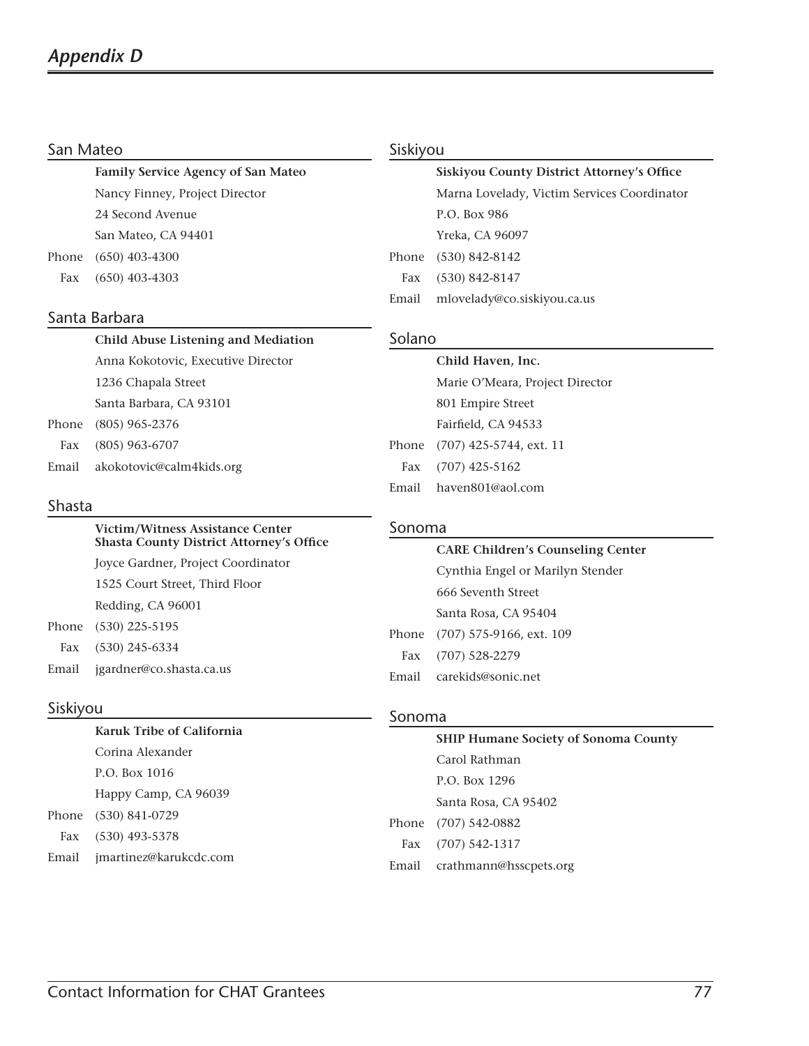## San Mateo

**Family Service Agency of San Mateo**
Nancy Finney, Project Director
24 Second Avenue
San Mateo, CA 94401
Phone (650) 403-4300
Fax (650) 403-4303

## Santa Barbara

**Child Abuse Listening and Mediation**
Anna Kokotovic, Executive Director
1236 Chapala Street
Santa Barbara, CA 93101
Phone (805) 965-2376
Fax (805) 963-6707
Email akokotovic@calm4kids.org

## Shasta

**Victim/Witness Assistance Center**
**Shasta County District Attorney's Office**
Joyce Gardner, Project Coordinator
1525 Court Street, Third Floor
Redding, CA 96001
Phone (530) 225-5195
Fax (530) 245-6334
Email jgardner@co.shasta.ca.us

## Siskiyou

**Karuk Tribe of California**
Corina Alexander
P.O. Box 1016
Happy Camp, CA 96039
Phone (530) 841-0729
Fax (530) 493-5378
Email jmartinez@karukcdc.com

## Siskiyou

**Siskiyou County District Attorney's Office**
Marna Lovelady, Victim Services Coordinator
P.O. Box 986
Yreka, CA 96097
Phone (530) 842-8142
Fax (530) 842-8147
Email mlovelady@co.siskiyou.ca.us

## Solano

**Child Haven, Inc.**
Marie O'Meara, Project Director
801 Empire Street
Fairfield, CA 94533
Phone (707) 425-5744, ext. 11
Fax (707) 425-5162
Email haven801@aol.com

## Sonoma

**CARE Children's Counseling Center**
Cynthia Engel or Marilyn Stender
666 Seventh Street
Santa Rosa, CA 95404
Phone (707) 575-9166, ext. 109
Fax (707) 528-2279
Email carekids@sonic.net

## Sonoma

**SHIP Humane Society of Sonoma County**
Carol Rathman
P.O. Box 1296
Santa Rosa, CA 95402
Phone (707) 542-0882
Fax (707) 542-1317
Email crathmann@hsscpets.org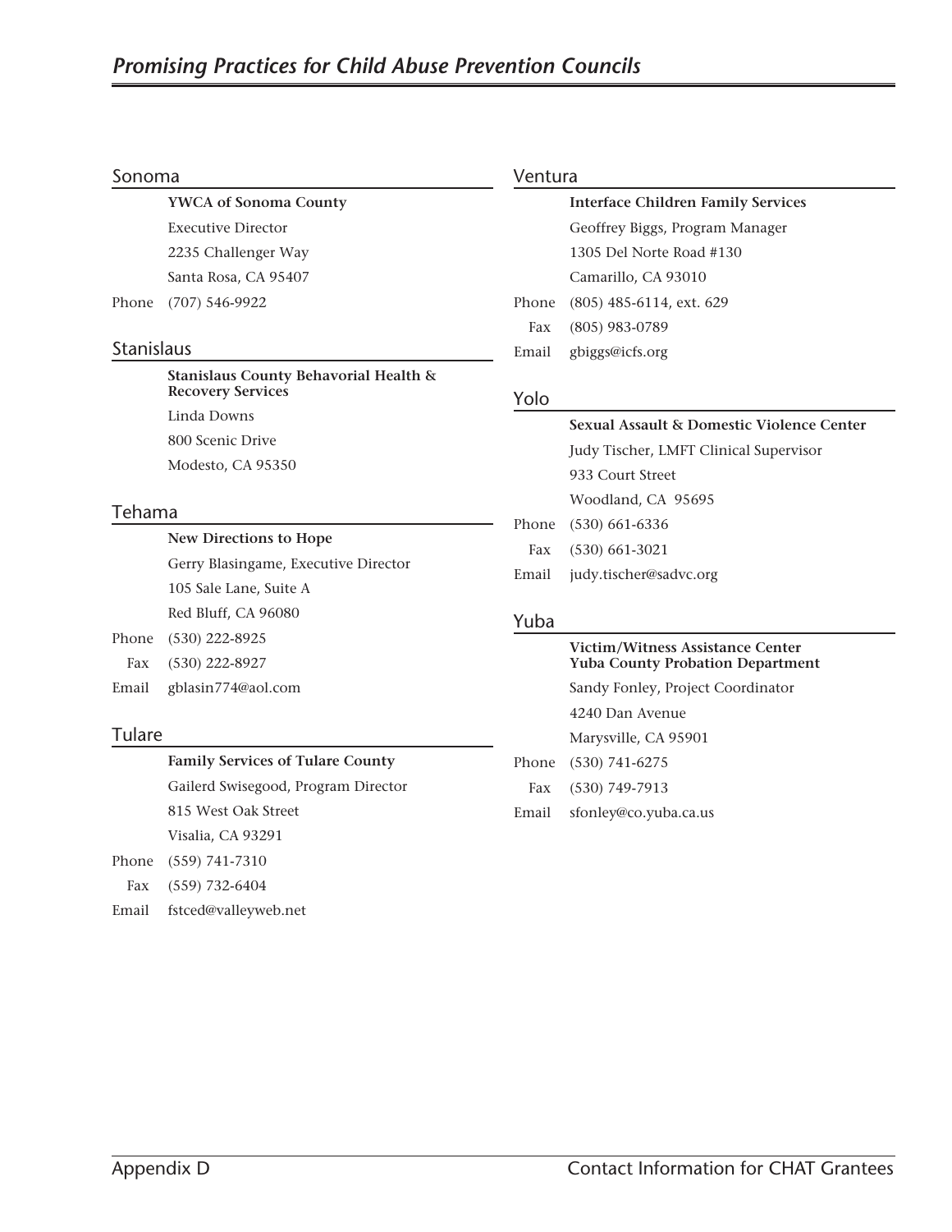## Sonoma

**YWCA of Sonoma County**
Executive Director
2235 Challenger Way
Santa Rosa, CA 95407
Phone (707) 546-9922

## Stanislaus

**Stanislaus County Behavioral Health & Recovery Services**
Linda Downs
800 Scenic Drive
Modesto, CA 95350

## Tehama

**New Directions to Hope**
Gerry Blasingame, Executive Director
105 Sale Lane, Suite A
Red Bluff, CA 96080
Phone (530) 222-8925
Fax (530) 222-8927
Email gblasin774@aol.com

## Tulare

**Family Services of Tulare County**
Gailerd Swisegood, Program Director
815 West Oak Street
Visalia, CA 93291
Phone (559) 741-7310
Fax (559) 732-6404
Email fstced@valleyweb.net

## Ventura

**Interface Children Family Services**
Geoffrey Biggs, Program Manager
1305 Del Norte Road #130
Camarillo, CA 93010
Phone (805) 485-6114, ext. 629
Fax (805) 983-0789
Email gbiggs@icfs.org

## Yolo

**Sexual Assault & Domestic Violence Center**
Judy Tischer, LMFT Clinical Supervisor
933 Court Street
Woodland, CA 95695
Phone (530) 661-6336
Fax (530) 661-3021
Email judy.tischer@sadvc.org

## Yuba

**Victim/Witness Assistance Center**
**Yuba County Probation Department**
Sandy Fonley, Project Coordinator
4240 Dan Avenue
Marysville, CA 95901
Phone (530) 741-6275
Fax (530) 749-7913
Email sfonley@co.yuba.ca.us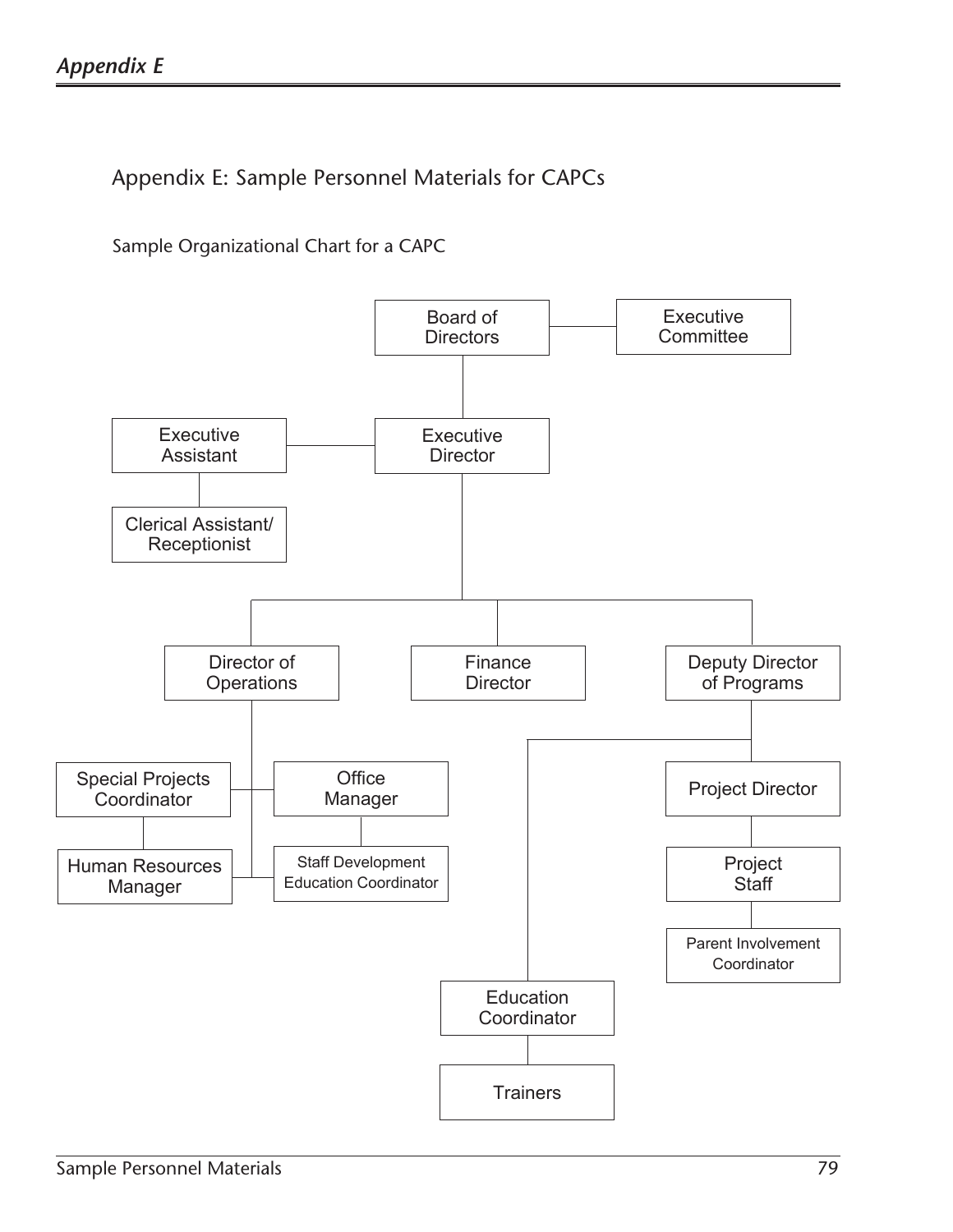## Appendix E: Sample Personnel Materials for CAPCs

Sample Organizational Chart for a CAPC

- Board of Directors
  - Executive Committee
  - Executive Director
    - Executive Assistant
      - Clerical Assistant/ Receptionist
    - Director of Operations
      - Special Projects Coordinator
      - Human Resources Manager
      - Office Manager
        - Staff Development Education Coordinator
    - Finance Director
    - Deputy Director of Programs
      - Project Director
        - Project Staff
          - Parent Involvement Coordinator
      - Education Coordinator
        - Trainers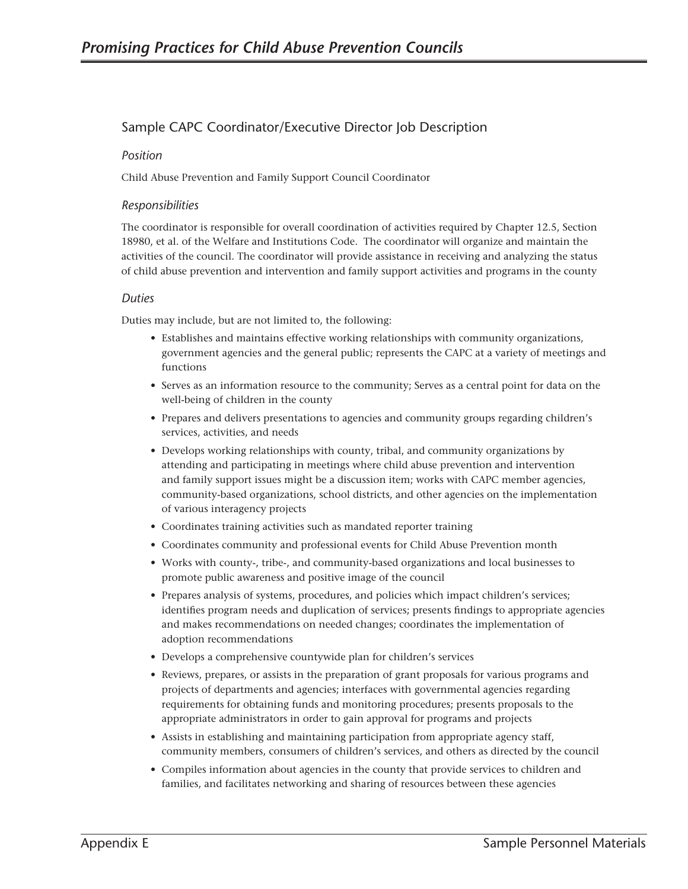## Sample CAPC Coordinator/Executive Director Job Description

### *Position*

Child Abuse Prevention and Family Support Council Coordinator

### *Responsibilities*

The coordinator is responsible for overall coordination of activities required by Chapter 12.5, Section 18980, et al. of the Welfare and Institutions Code. The coordinator will organize and maintain the activities of the council. The coordinator will provide assistance in receiving and analyzing the status of child abuse prevention and intervention and family support activities and programs in the county

### *Duties*

Duties may include, but are not limited to, the following:

- Establishes and maintains effective working relationships with community organizations, government agencies and the general public; represents the CAPC at a variety of meetings and functions
- Serves as an information resource to the community; Serves as a central point for data on the well-being of children in the county
- Prepares and delivers presentations to agencies and community groups regarding children's services, activities, and needs
- Develops working relationships with county, tribal, and community organizations by attending and participating in meetings where child abuse prevention and intervention and family support issues might be a discussion item; works with CAPC member agencies, community-based organizations, school districts, and other agencies on the implementation of various interagency projects
- Coordinates training activities such as mandated reporter training
- Coordinates community and professional events for Child Abuse Prevention month
- Works with county-, tribe-, and community-based organizations and local businesses to promote public awareness and positive image of the council
- Prepares analysis of systems, procedures, and policies which impact children's services; identifies program needs and duplication of services; presents findings to appropriate agencies and makes recommendations on needed changes; coordinates the implementation of adoption recommendations
- Develops a comprehensive countywide plan for children's services
- Reviews, prepares, or assists in the preparation of grant proposals for various programs and projects of departments and agencies; interfaces with governmental agencies regarding requirements for obtaining funds and monitoring procedures; presents proposals to the appropriate administrators in order to gain approval for programs and projects
- Assists in establishing and maintaining participation from appropriate agency staff, community members, consumers of children's services, and others as directed by the council
- Compiles information about agencies in the county that provide services to children and families, and facilitates networking and sharing of resources between these agencies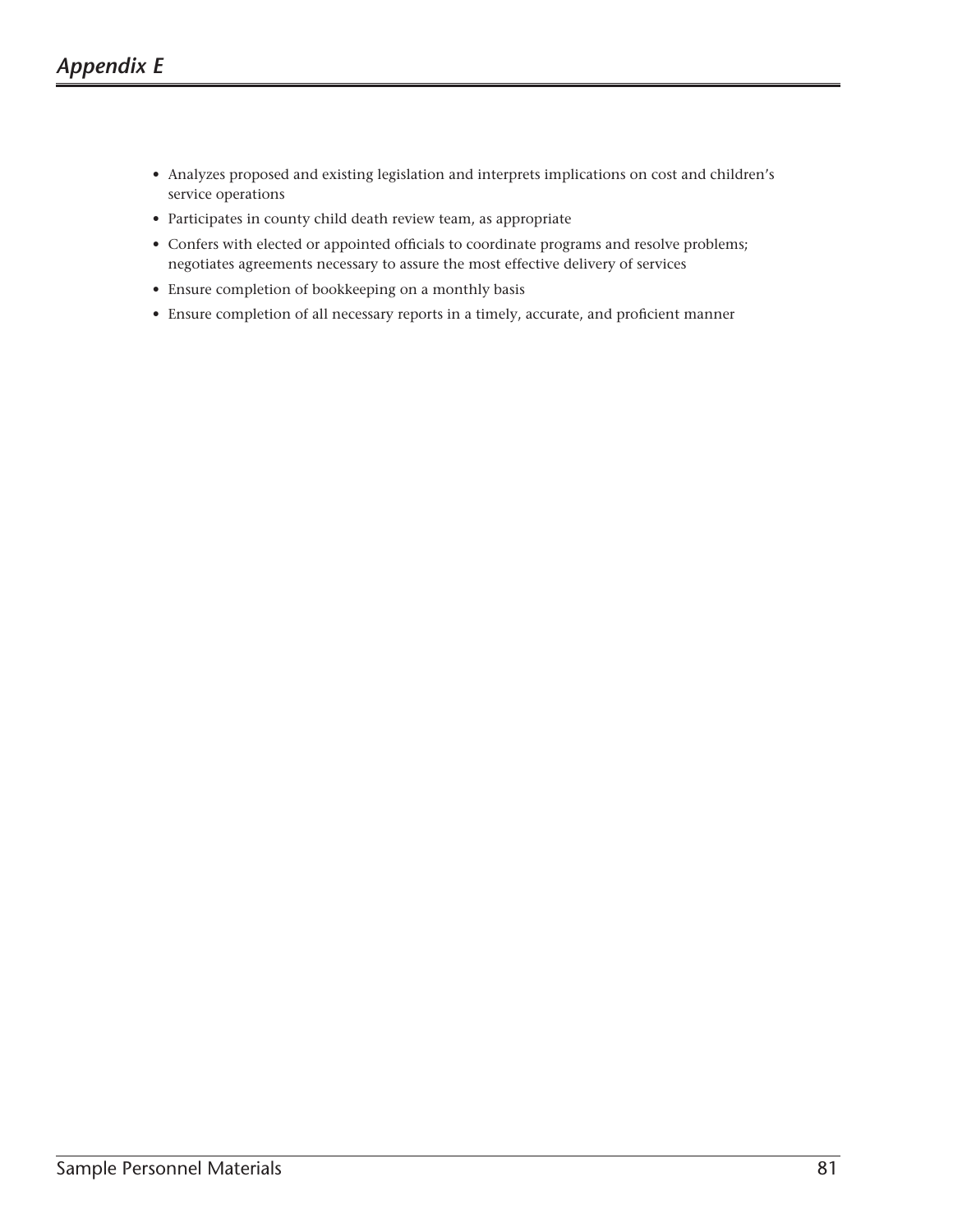- Analyzes proposed and existing legislation and interprets implications on cost and children's service operations
- Participates in county child death review team, as appropriate
- Confers with elected or appointed officials to coordinate programs and resolve problems; negotiates agreements necessary to assure the most effective delivery of services
- Ensure completion of bookkeeping on a monthly basis
- Ensure completion of all necessary reports in a timely, accurate, and proficient manner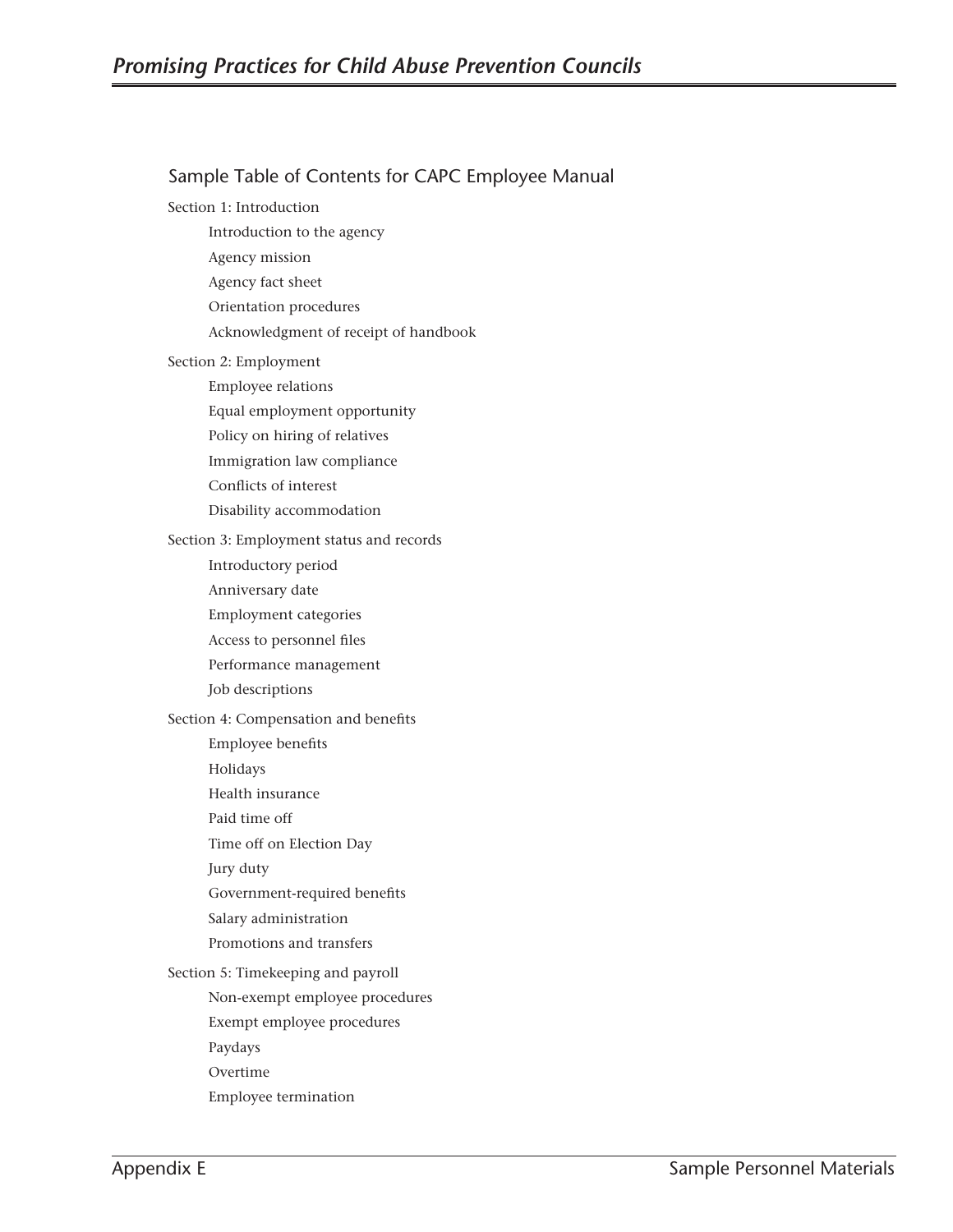## Sample Table of Contents for CAPC Employee Manual

Section 1: Introduction

- Introduction to the agency
- Agency mission
- Agency fact sheet
- Orientation procedures
- Acknowledgment of receipt of handbook

Section 2: Employment

- Employee relations
- Equal employment opportunity
- Policy on hiring of relatives
- Immigration law compliance
- Conflicts of interest
- Disability accommodation

Section 3: Employment status and records

- Introductory period
- Anniversary date
- Employment categories
- Access to personnel files
- Performance management
- Job descriptions

Section 4: Compensation and benefits

- Employee benefits
- Holidays
- Health insurance
- Paid time off
- Time off on Election Day
- Jury duty
- Government-required benefits
- Salary administration
- Promotions and transfers

Section 5: Timekeeping and payroll

- Non-exempt employee procedures
- Exempt employee procedures
- Paydays
- Overtime
- Employee termination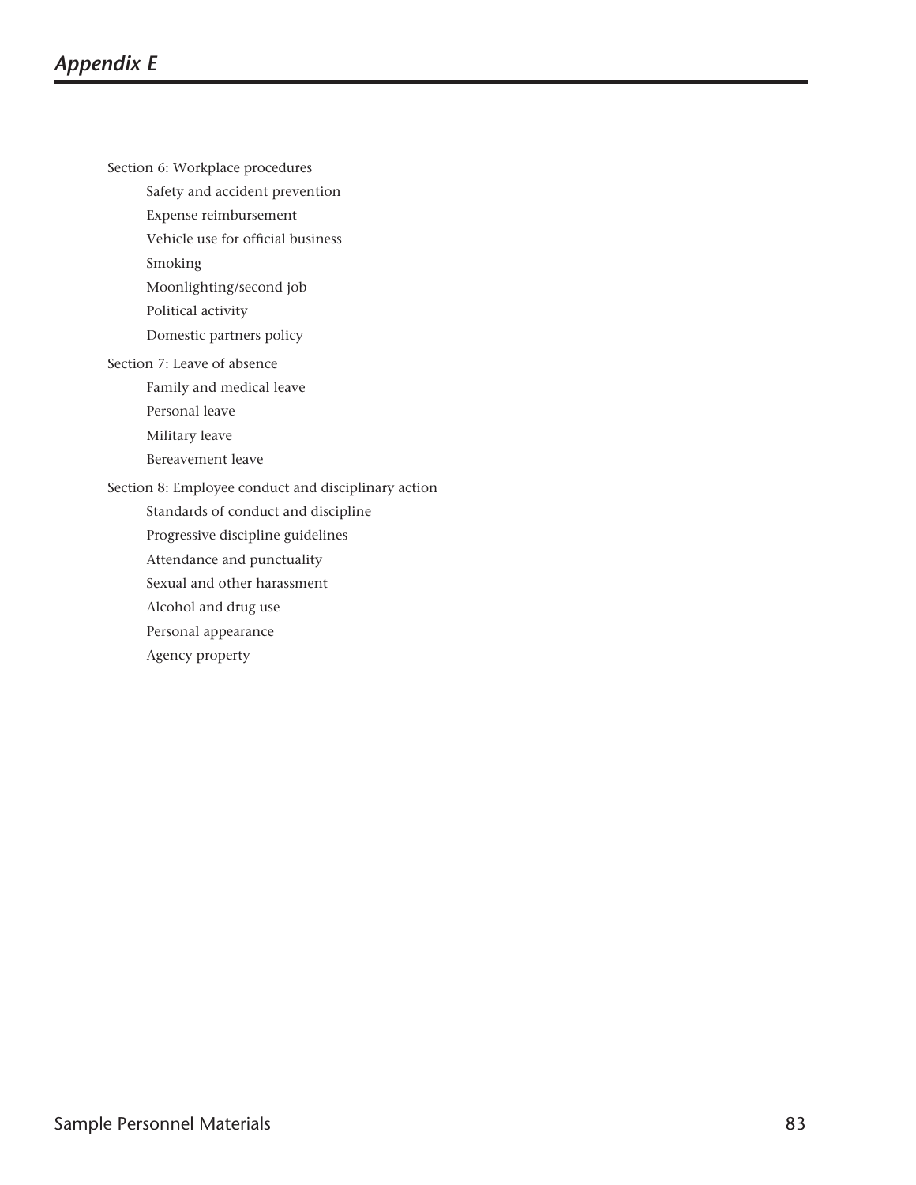Section 6: Workplace procedures

- Safety and accident prevention
- Expense reimbursement
- Vehicle use for official business
- Smoking
- Moonlighting/second job
- Political activity
- Domestic partners policy

Section 7: Leave of absence

- Family and medical leave
- Personal leave
- Military leave
- Bereavement leave

Section 8: Employee conduct and disciplinary action

- Standards of conduct and discipline
- Progressive discipline guidelines
- Attendance and punctuality
- Sexual and other harassment
- Alcohol and drug use
- Personal appearance
- Agency property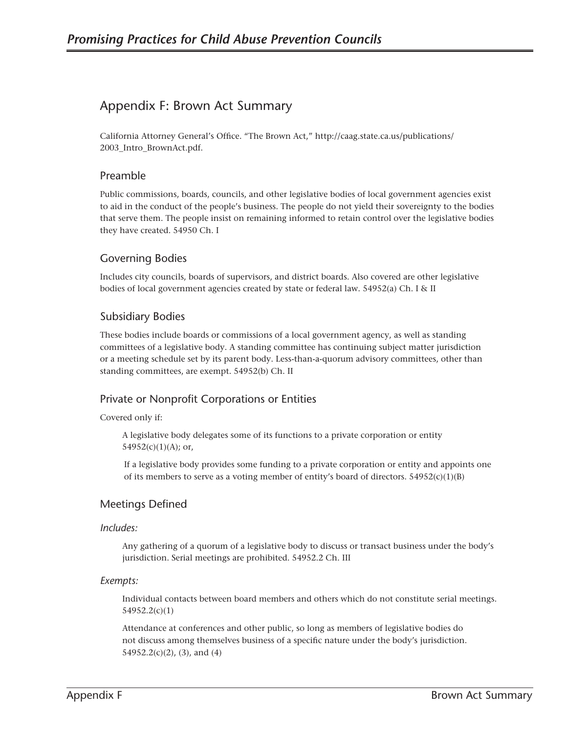# Appendix F: Brown Act Summary

California Attorney General's Office. "The Brown Act," http://caag.state.ca.us/publications/2003_Intro_BrownAct.pdf.

## Preamble

Public commissions, boards, councils, and other legislative bodies of local government agencies exist to aid in the conduct of the people's business. The people do not yield their sovereignty to the bodies that serve them. The people insist on remaining informed to retain control over the legislative bodies they have created. 54950 Ch. I

## Governing Bodies

Includes city councils, boards of supervisors, and district boards. Also covered are other legislative bodies of local government agencies created by state or federal law. 54952(a) Ch. I & II

## Subsidiary Bodies

These bodies include boards or commissions of a local government agency, as well as standing committees of a legislative body. A standing committee has continuing subject matter jurisdiction or a meeting schedule set by its parent body. Less-than-a-quorum advisory committees, other than standing committees, are exempt. 54952(b) Ch. II

## Private or Nonprofit Corporations or Entities

Covered only if:

> A legislative body delegates some of its functions to a private corporation or entity 54952(c)(1)(A); or,
>
> If a legislative body provides some funding to a private corporation or entity and appoints one of its members to serve as a voting member of entity's board of directors. 54952(c)(1)(B)

## Meetings Defined

*Includes:*

> Any gathering of a quorum of a legislative body to discuss or transact business under the body's jurisdiction. Serial meetings are prohibited. 54952.2 Ch. III

*Exempts:*

> Individual contacts between board members and others which do not constitute serial meetings. 54952.2(c)(1)
>
> Attendance at conferences and other public, so long as members of legislative bodies do not discuss among themselves business of a specific nature under the body's jurisdiction. 54952.2(c)(2), (3), and (4)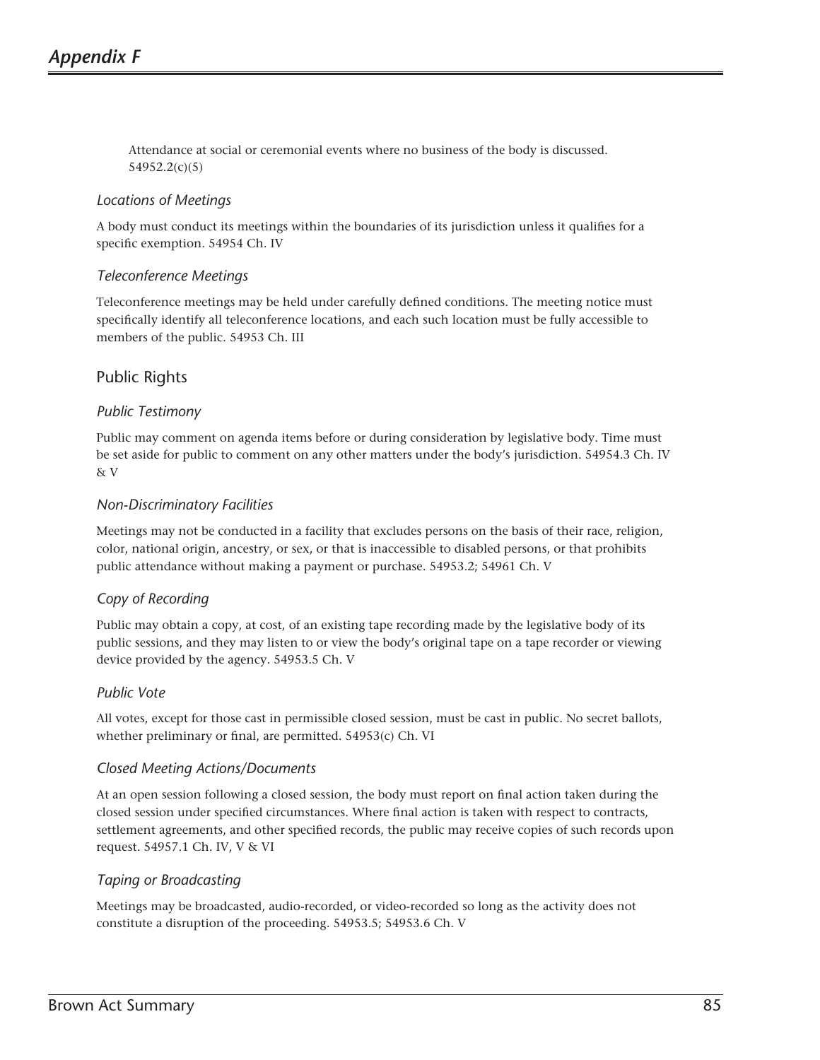Attendance at social or ceremonial events where no business of the body is discussed. 54952.2(c)(5)

### *Locations of Meetings*

A body must conduct its meetings within the boundaries of its jurisdiction unless it qualifies for a specific exemption. 54954 Ch. IV

### *Teleconference Meetings*

Teleconference meetings may be held under carefully defined conditions. The meeting notice must specifically identify all teleconference locations, and each such location must be fully accessible to members of the public. 54953 Ch. III

## Public Rights

### *Public Testimony*

Public may comment on agenda items before or during consideration by legislative body. Time must be set aside for public to comment on any other matters under the body's jurisdiction. 54954.3 Ch. IV & V

### *Non-Discriminatory Facilities*

Meetings may not be conducted in a facility that excludes persons on the basis of their race, religion, color, national origin, ancestry, or sex, or that is inaccessible to disabled persons, or that prohibits public attendance without making a payment or purchase. 54953.2; 54961 Ch. V

### *Copy of Recording*

Public may obtain a copy, at cost, of an existing tape recording made by the legislative body of its public sessions, and they may listen to or view the body's original tape on a tape recorder or viewing device provided by the agency. 54953.5 Ch. V

### *Public Vote*

All votes, except for those cast in permissible closed session, must be cast in public. No secret ballots, whether preliminary or final, are permitted. 54953(c) Ch. VI

### *Closed Meeting Actions/Documents*

At an open session following a closed session, the body must report on final action taken during the closed session under specified circumstances. Where final action is taken with respect to contracts, settlement agreements, and other specified records, the public may receive copies of such records upon request. 54957.1 Ch. IV, V & VI

### *Taping or Broadcasting*

Meetings may be broadcasted, audio-recorded, or video-recorded so long as the activity does not constitute a disruption of the proceeding. 54953.5; 54953.6 Ch. V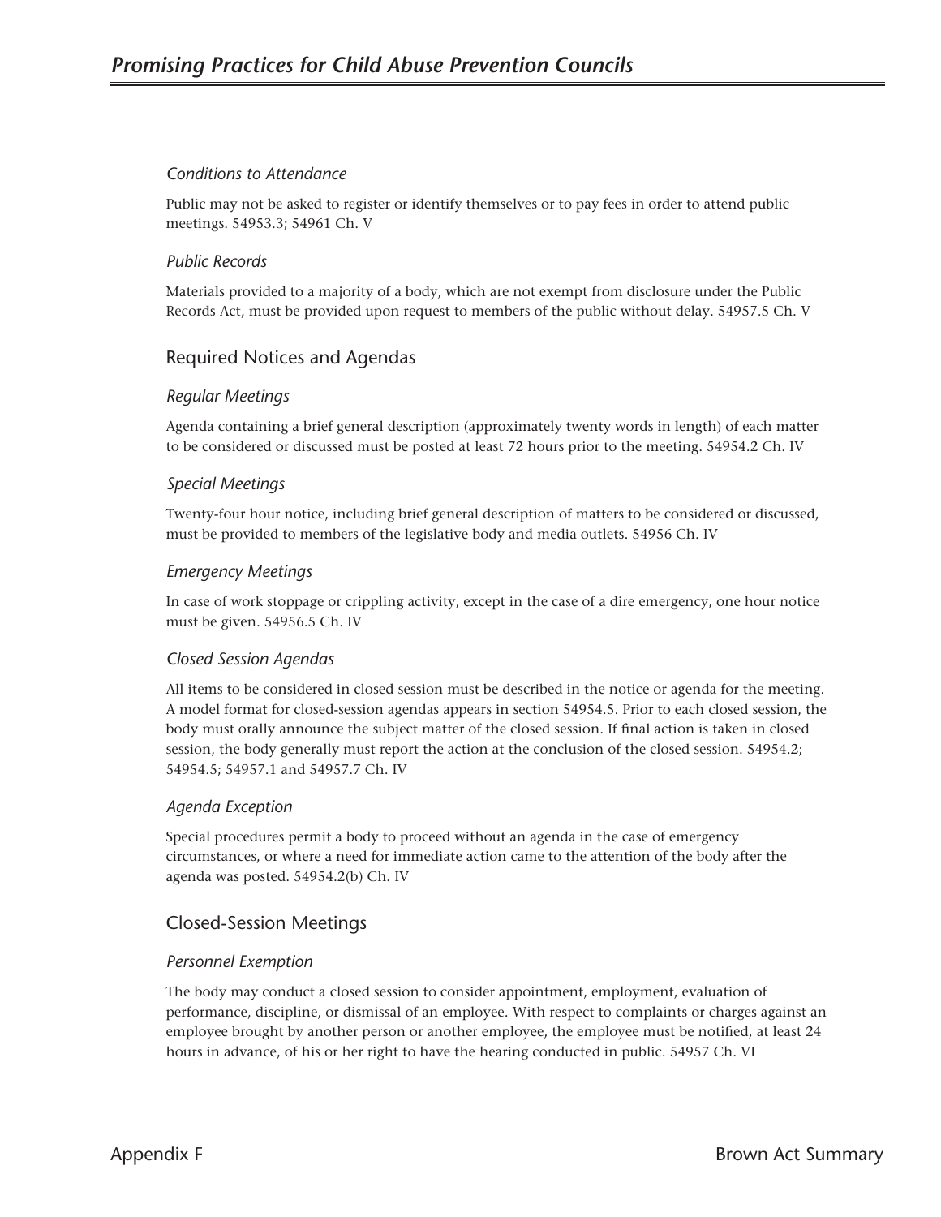### *Conditions to Attendance*

Public may not be asked to register or identify themselves or to pay fees in order to attend public meetings. 54953.3; 54961 Ch. V

### *Public Records*

Materials provided to a majority of a body, which are not exempt from disclosure under the Public Records Act, must be provided upon request to members of the public without delay. 54957.5 Ch. V

## Required Notices and Agendas

### *Regular Meetings*

Agenda containing a brief general description (approximately twenty words in length) of each matter to be considered or discussed must be posted at least 72 hours prior to the meeting. 54954.2 Ch. IV

### *Special Meetings*

Twenty-four hour notice, including brief general description of matters to be considered or discussed, must be provided to members of the legislative body and media outlets. 54956 Ch. IV

### *Emergency Meetings*

In case of work stoppage or crippling activity, except in the case of a dire emergency, one hour notice must be given. 54956.5 Ch. IV

### *Closed Session Agendas*

All items to be considered in closed session must be described in the notice or agenda for the meeting. A model format for closed-session agendas appears in section 54954.5. Prior to each closed session, the body must orally announce the subject matter of the closed session. If final action is taken in closed session, the body generally must report the action at the conclusion of the closed session. 54954.2; 54954.5; 54957.1 and 54957.7 Ch. IV

### *Agenda Exception*

Special procedures permit a body to proceed without an agenda in the case of emergency circumstances, or where a need for immediate action came to the attention of the body after the agenda was posted. 54954.2(b) Ch. IV

## Closed-Session Meetings

### *Personnel Exemption*

The body may conduct a closed session to consider appointment, employment, evaluation of performance, discipline, or dismissal of an employee. With respect to complaints or charges against an employee brought by another person or another employee, the employee must be notified, at least 24 hours in advance, of his or her right to have the hearing conducted in public. 54957 Ch. VI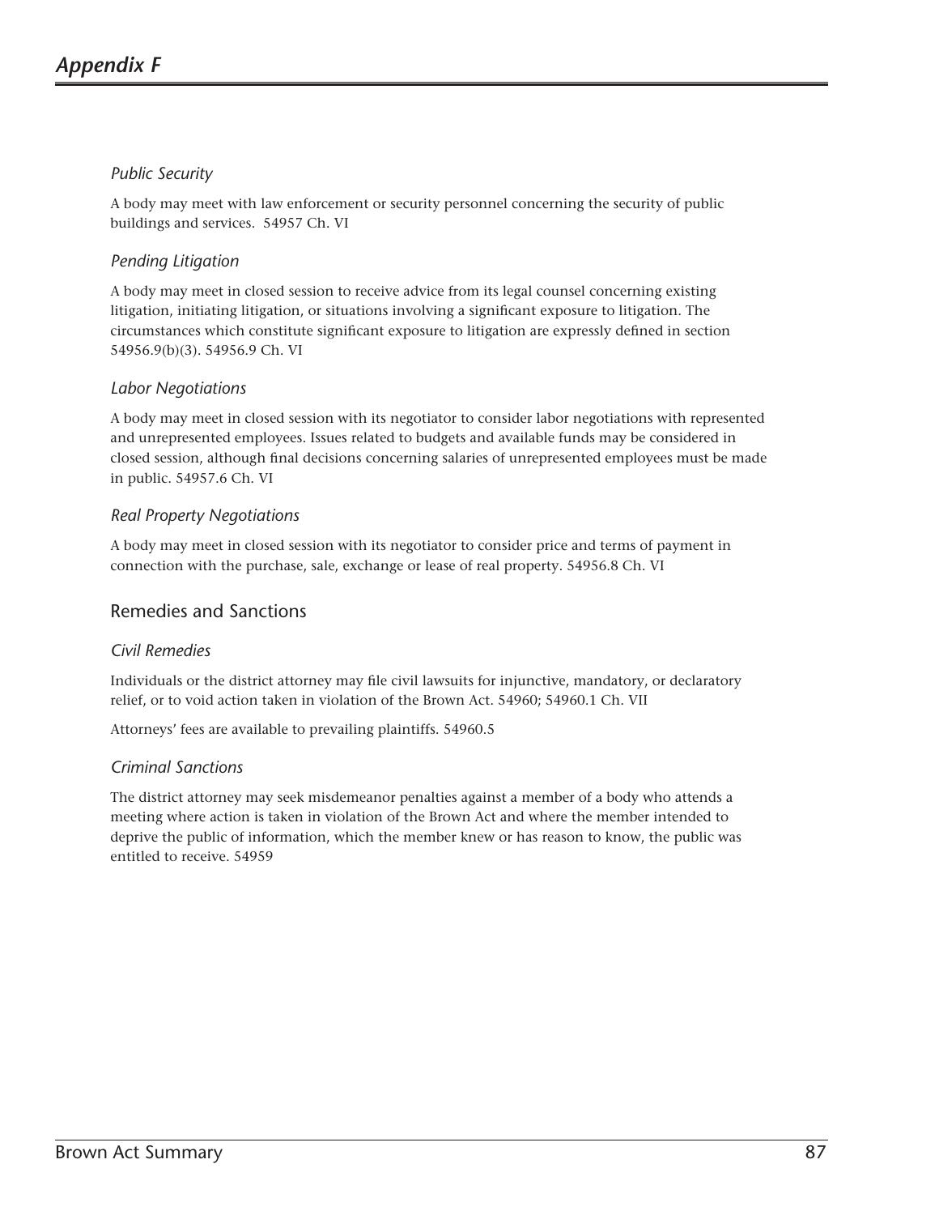### *Public Security*

A body may meet with law enforcement or security personnel concerning the security of public buildings and services. 54957 Ch. VI

### *Pending Litigation*

A body may meet in closed session to receive advice from its legal counsel concerning existing litigation, initiating litigation, or situations involving a significant exposure to litigation. The circumstances which constitute significant exposure to litigation are expressly defined in section 54956.9(b)(3). 54956.9 Ch. VI

### *Labor Negotiations*

A body may meet in closed session with its negotiator to consider labor negotiations with represented and unrepresented employees. Issues related to budgets and available funds may be considered in closed session, although final decisions concerning salaries of unrepresented employees must be made in public. 54957.6 Ch. VI

### *Real Property Negotiations*

A body may meet in closed session with its negotiator to consider price and terms of payment in connection with the purchase, sale, exchange or lease of real property. 54956.8 Ch. VI

## Remedies and Sanctions

### *Civil Remedies*

Individuals or the district attorney may file civil lawsuits for injunctive, mandatory, or declaratory relief, or to void action taken in violation of the Brown Act. 54960; 54960.1 Ch. VII

Attorneys' fees are available to prevailing plaintiffs. 54960.5

### *Criminal Sanctions*

The district attorney may seek misdemeanor penalties against a member of a body who attends a meeting where action is taken in violation of the Brown Act and where the member intended to deprive the public of information, which the member knew or has reason to know, the public was entitled to receive. 54959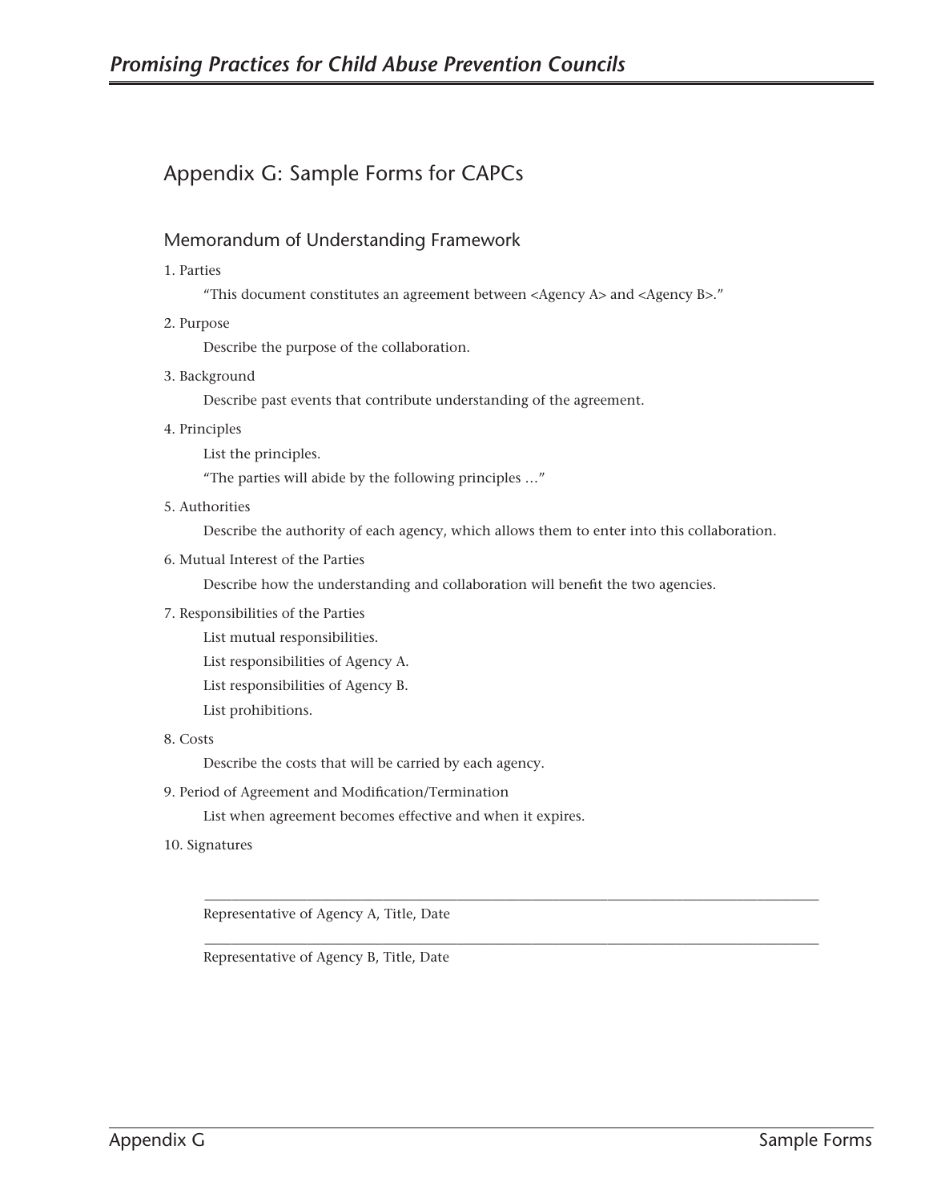## Appendix G: Sample Forms for CAPCs

### Memorandum of Understanding Framework

1. Parties

   "This document constitutes an agreement between <Agency A> and <Agency B>."

2. Purpose

   Describe the purpose of the collaboration.

3. Background

   Describe past events that contribute understanding of the agreement.

4. Principles

   List the principles.

   "The parties will abide by the following principles …"

5. Authorities

   Describe the authority of each agency, which allows them to enter into this collaboration.

6. Mutual Interest of the Parties

   Describe how the understanding and collaboration will benefit the two agencies.

7. Responsibilities of the Parties

   List mutual responsibilities.

   List responsibilities of Agency A.

   List responsibilities of Agency B.

   List prohibitions.

8. Costs

   Describe the costs that will be carried by each agency.

9. Period of Agreement and Modification/Termination

   List when agreement becomes effective and when it expires.

10. Signatures

    ______________________________________________

    Representative of Agency A, Title, Date

    ______________________________________________

    Representative of Agency B, Title, Date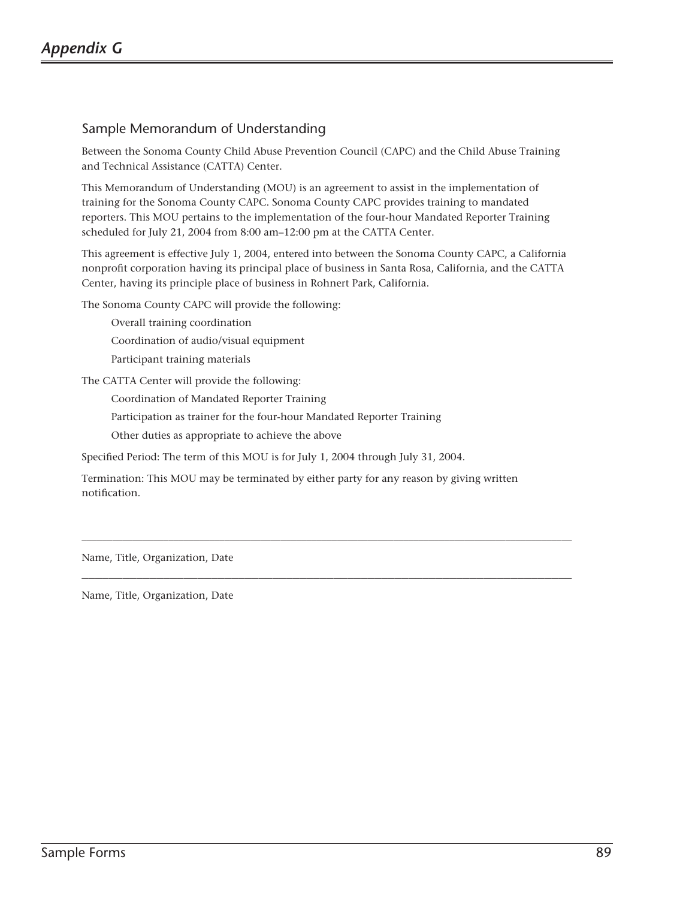# Appendix G

## Sample Memorandum of Understanding

Between the Sonoma County Child Abuse Prevention Council (CAPC) and the Child Abuse Training and Technical Assistance (CATTA) Center.

This Memorandum of Understanding (MOU) is an agreement to assist in the implementation of training for the Sonoma County CAPC. Sonoma County CAPC provides training to mandated reporters. This MOU pertains to the implementation of the four-hour Mandated Reporter Training scheduled for July 21, 2004 from 8:00 am–12:00 pm at the CATTA Center.

This agreement is effective July 1, 2004, entered into between the Sonoma County CAPC, a California nonprofit corporation having its principal place of business in Santa Rosa, California, and the CATTA Center, having its principle place of business in Rohnert Park, California.

The Sonoma County CAPC will provide the following:

- Overall training coordination
- Coordination of audio/visual equipment
- Participant training materials

The CATTA Center will provide the following:

- Coordination of Mandated Reporter Training
- Participation as trainer for the four-hour Mandated Reporter Training
- Other duties as appropriate to achieve the above

Specified Period: The term of this MOU is for July 1, 2004 through July 31, 2004.

Termination: This MOU may be terminated by either party for any reason by giving written notification.

______________________________________________________________________________

Name, Title, Organization, Date

______________________________________________________________________________

Name, Title, Organization, Date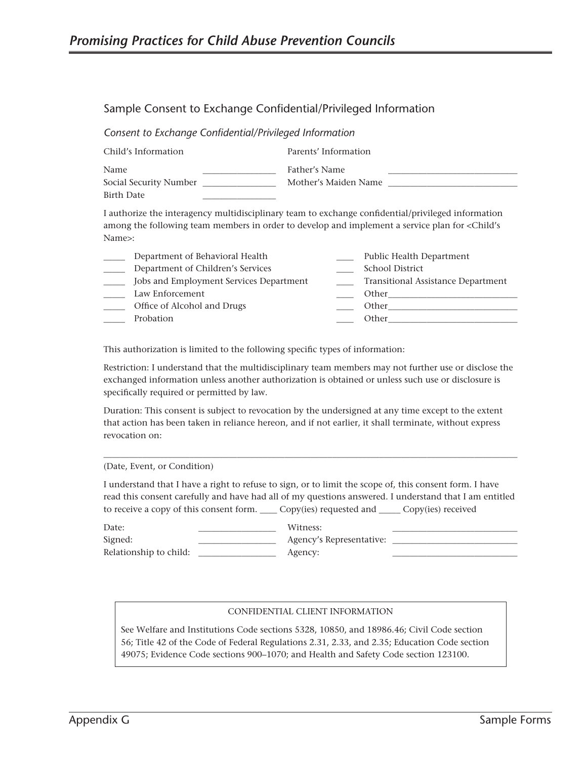## Sample Consent to Exchange Confidential/Privileged Information

*Consent to Exchange Confidential/Privileged Information*

| Child's Information | | Parents' Information | |
|---|---|---|---|
| Name | ________________ | Father's Name | ____________________________ |
| Social Security Number | ________________ | Mother's Maiden Name | ____________________________ |
| Birth Date | ________________ | | |

I authorize the interagency multidisciplinary team to exchange confidential/privileged information among the following team members in order to develop and implement a service plan for <Child's Name>:

_____ Department of Behavioral Health
_____ Department of Children's Services
_____ Jobs and Employment Services Department
_____ Law Enforcement
_____ Office of Alcohol and Drugs
_____ Probation
____ Public Health Department
____ School District
____ Transitional Assistance Department
____ Other____________________________
____ Other____________________________
____ Other____________________________

This authorization is limited to the following specific types of information:

Restriction: I understand that the multidisciplinary team members may not further use or disclose the exchanged information unless another authorization is obtained or unless such use or disclosure is specifically required or permitted by law.

Duration: This consent is subject to revocation by the undersigned at any time except to the extent that action has been taken in reliance hereon, and if not earlier, it shall terminate, without express revocation on:

_____________________________________________________________________________________

(Date, Event, or Condition)

I understand that I have a right to refuse to sign, or to limit the scope of, this consent form. I have read this consent carefully and have had all of my questions answered. I understand that I am entitled to receive a copy of this consent form. ____ Copy(ies) requested and _____ Copy(ies) received

| | | | |
|---|---|---|---|
| Date: | ________________ | Witness: | ____________________________ |
| Signed: | ________________ | Agency's Representative: | ____________________________ |
| Relationship to child: | ________________ | Agency: | ____________________________ |

CONFIDENTIAL CLIENT INFORMATION

See Welfare and Institutions Code sections 5328, 10850, and 18986.46; Civil Code section 56; Title 42 of the Code of Federal Regulations 2.31, 2.33, and 2.35; Education Code section 49075; Evidence Code sections 900–1070; and Health and Safety Code section 123100.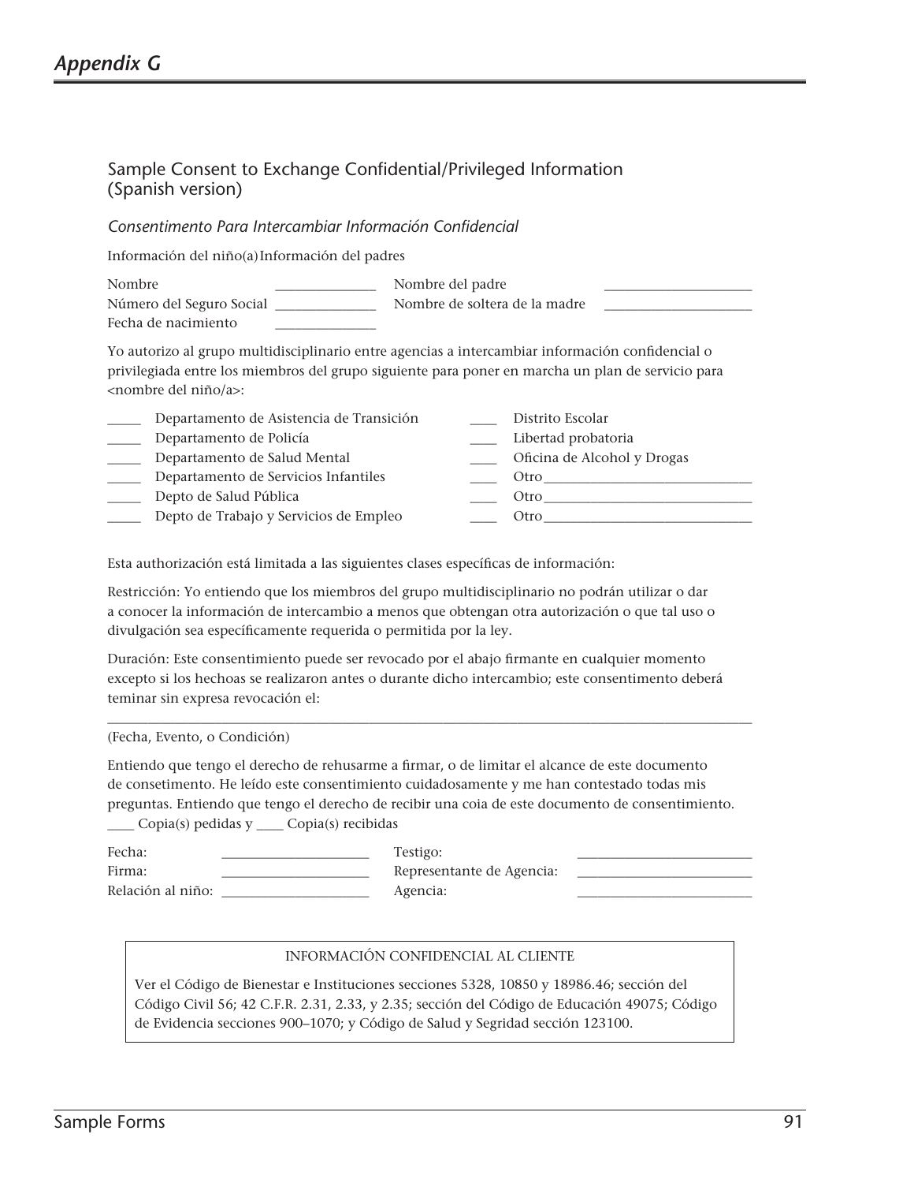## Sample Consent to Exchange Confidential/Privileged Information (Spanish version)

*Consentimento Para Intercambiar Información Confidencial*

Información del niño(a) Información del padres

| | | | |
|---|---|---|---|
| Nombre | ______________ | Nombre del padre | ____________________ |
| Número del Seguro Social | ______________ | Nombre de soltera de la madre | ____________________ |
| Fecha de nacimiento | ______________ | | |

Yo autorizo al grupo multidisciplinario entre agencias a intercambiar información confidencial o privilegiada entre los miembros del grupo siguiente para poner en marcha un plan de servicio para <nombre del niño/a>:

| | | | |
|---|---|---|---|
| _____ | Departamento de Asistencia de Transición | ____ | Distrito Escolar |
| _____ | Departamento de Policía | ____ | Libertad probatoria |
| _____ | Departamento de Salud Mental | ____ | Oficina de Alcohol y Drogas |
| _____ | Departamento de Servicios Infantiles | ____ | Otro______________________________ |
| _____ | Depto de Salud Pública | ____ | Otro______________________________ |
| _____ | Depto de Trabajo y Servicios de Empleo | ____ | Otro______________________________ |

Esta authorización está limitada a las siguientes clases específicas de información:

Restricción: Yo entiendo que los miembros del grupo multidisciplinario no podrán utilizar o dar a conocer la información de intercambio a menos que obtengan otra autorización o que tal uso o divulgación sea específicamente requerida o permitida por la ley.

Duración: Este consentimiento puede ser revocado por el abajo firmante en cualquier momento excepto si los hechoas se realizaron antes o durante dicho intercambio; este consentimiento deberá teminar sin expresa revocación el:

______________________________________________________________________________

(Fecha, Evento, o Condición)

Entiendo que tengo el derecho de rehusarme a firmar, o de limitar el alcance de este documento de consetimento. He leído este consentimiento cuidadosamente y me han contestado todas mis preguntas. Entiendo que tengo el derecho de recibir una coia de este documento de consentimiento.
____ Copia(s) pedidas y ____ Copia(s) recibidas

| | | | |
|---|---|---|---|
| Fecha: | ____________________ | Testigo: | ________________________ |
| Firma: | ____________________ | Representante de Agencia: | ________________________ |
| Relación al niño: | ____________________ | Agencia: | ________________________ |

INFORMACIÓN CONFIDENCIAL AL CLIENTE

Ver el Código de Bienestar e Instituciones secciones 5328, 10850 y 18986.46; sección del Código Civil 56; 42 C.F.R. 2.31, 2.33, y 2.35; sección del Código de Educación 49075; Código de Evidencia secciones 900–1070; y Código de Salud y Segridad sección 123100.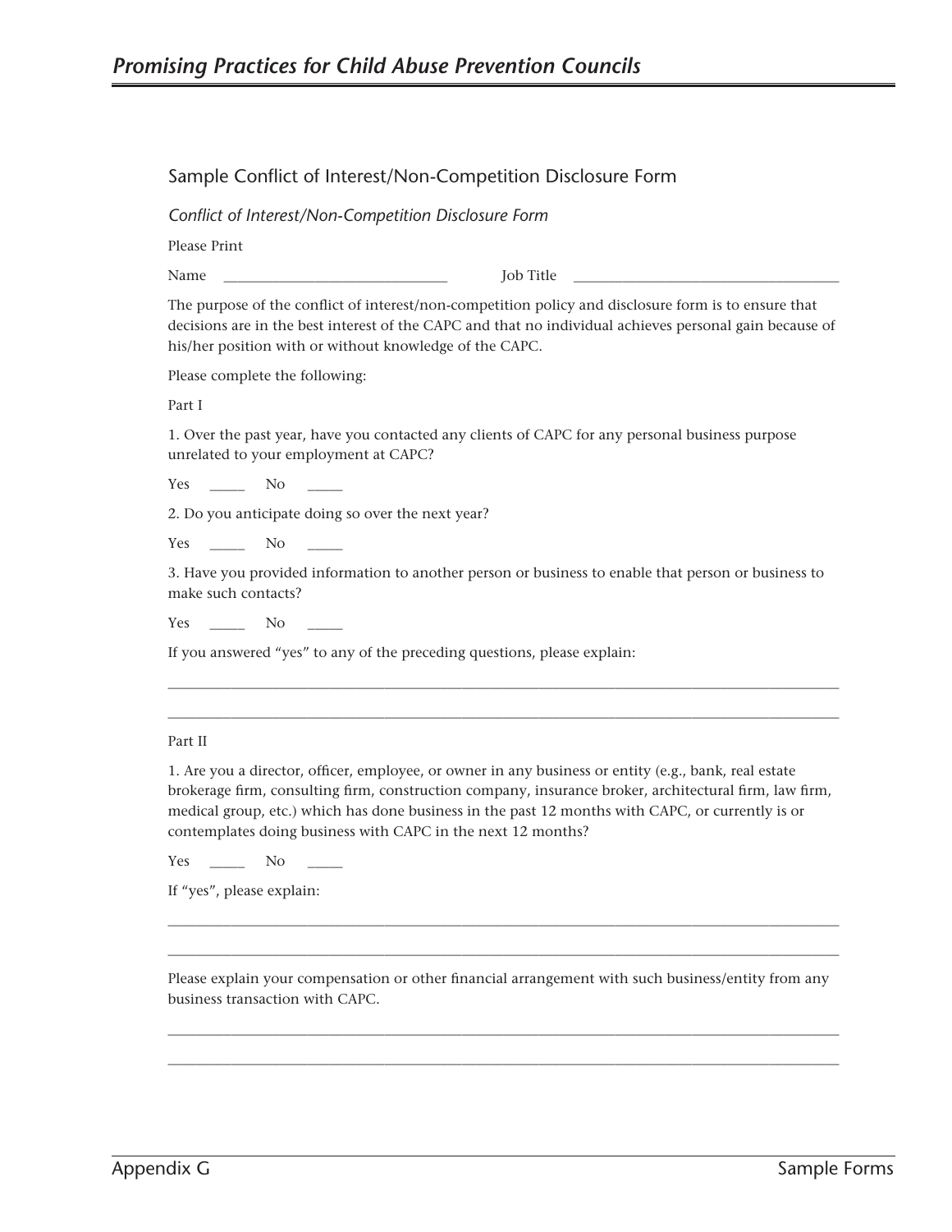## Sample Conflict of Interest/Non-Competition Disclosure Form

*Conflict of Interest/Non-Competition Disclosure Form*

Please Print

Name \_\_\_\_\_\_\_\_\_\_\_\_\_\_\_\_\_\_\_\_\_\_\_\_\_\_\_\_\_\_ Job Title \_\_\_\_\_\_\_\_\_\_\_\_\_\_\_\_\_\_\_\_\_\_\_\_\_\_\_\_\_\_\_\_\_\_\_\_

The purpose of the conflict of interest/non-competition policy and disclosure form is to ensure that decisions are in the best interest of the CAPC and that no individual achieves personal gain because of his/her position with or without knowledge of the CAPC.

Please complete the following:

Part I

1. Over the past year, have you contacted any clients of CAPC for any personal business purpose unrelated to your employment at CAPC?

Yes \_\_\_\_\_ No \_\_\_\_\_

2. Do you anticipate doing so over the next year?

Yes \_\_\_\_\_ No \_\_\_\_\_

3. Have you provided information to another person or business to enable that person or business to make such contacts?

Yes \_\_\_\_\_ No \_\_\_\_\_

If you answered "yes" to any of the preceding questions, please explain:

\_\_\_\_\_\_\_\_\_\_\_\_\_\_\_\_\_\_\_\_\_\_\_\_\_\_\_\_\_\_\_\_\_\_\_\_\_\_\_\_\_\_\_\_\_\_\_\_\_\_\_\_\_\_\_\_\_\_\_\_\_\_\_\_\_\_\_\_\_\_\_\_\_\_\_\_\_\_\_\_\_\_\_\_\_\_\_\_

\_\_\_\_\_\_\_\_\_\_\_\_\_\_\_\_\_\_\_\_\_\_\_\_\_\_\_\_\_\_\_\_\_\_\_\_\_\_\_\_\_\_\_\_\_\_\_\_\_\_\_\_\_\_\_\_\_\_\_\_\_\_\_\_\_\_\_\_\_\_\_\_\_\_\_\_\_\_\_\_\_\_\_\_\_\_\_\_

Part II

1. Are you a director, officer, employee, or owner in any business or entity (e.g., bank, real estate brokerage firm, consulting firm, construction company, insurance broker, architectural firm, law firm, medical group, etc.) which has done business in the past 12 months with CAPC, or currently is or contemplates doing business with CAPC in the next 12 months?

Yes \_\_\_\_\_ No \_\_\_\_\_

If "yes", please explain:

\_\_\_\_\_\_\_\_\_\_\_\_\_\_\_\_\_\_\_\_\_\_\_\_\_\_\_\_\_\_\_\_\_\_\_\_\_\_\_\_\_\_\_\_\_\_\_\_\_\_\_\_\_\_\_\_\_\_\_\_\_\_\_\_\_\_\_\_\_\_\_\_\_\_\_\_\_\_\_\_\_\_\_\_\_\_\_\_

\_\_\_\_\_\_\_\_\_\_\_\_\_\_\_\_\_\_\_\_\_\_\_\_\_\_\_\_\_\_\_\_\_\_\_\_\_\_\_\_\_\_\_\_\_\_\_\_\_\_\_\_\_\_\_\_\_\_\_\_\_\_\_\_\_\_\_\_\_\_\_\_\_\_\_\_\_\_\_\_\_\_\_\_\_\_\_\_

Please explain your compensation or other financial arrangement with such business/entity from any business transaction with CAPC.

\_\_\_\_\_\_\_\_\_\_\_\_\_\_\_\_\_\_\_\_\_\_\_\_\_\_\_\_\_\_\_\_\_\_\_\_\_\_\_\_\_\_\_\_\_\_\_\_\_\_\_\_\_\_\_\_\_\_\_\_\_\_\_\_\_\_\_\_\_\_\_\_\_\_\_\_\_\_\_\_\_\_\_\_\_\_\_\_

\_\_\_\_\_\_\_\_\_\_\_\_\_\_\_\_\_\_\_\_\_\_\_\_\_\_\_\_\_\_\_\_\_\_\_\_\_\_\_\_\_\_\_\_\_\_\_\_\_\_\_\_\_\_\_\_\_\_\_\_\_\_\_\_\_\_\_\_\_\_\_\_\_\_\_\_\_\_\_\_\_\_\_\_\_\_\_\_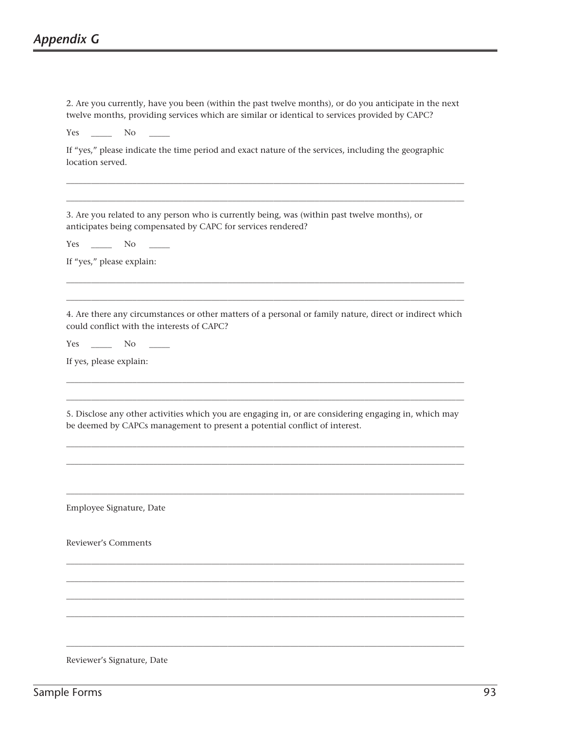2. Are you currently, have you been (within the past twelve months), or do you anticipate in the next twelve months, providing services which are similar or identical to services provided by CAPC?

Yes _____ No _____

If "yes," please indicate the time period and exact nature of the services, including the geographic location served.

______________________________________________________________________________

______________________________________________________________________________

3. Are you related to any person who is currently being, was (within past twelve months), or anticipates being compensated by CAPC for services rendered?

Yes _____ No _____

If "yes," please explain:

______________________________________________________________________________

______________________________________________________________________________

4. Are there any circumstances or other matters of a personal or family nature, direct or indirect which could conflict with the interests of CAPC?

Yes _____ No _____

If yes, please explain:

______________________________________________________________________________

______________________________________________________________________________

5. Disclose any other activities which you are engaging in, or are considering engaging in, which may be deemed by CAPCs management to present a potential conflict of interest.

______________________________________________________________________________

______________________________________________________________________________

______________________________________________________________________________

Employee Signature, Date

Reviewer's Comments

______________________________________________________________________________

______________________________________________________________________________

______________________________________________________________________________

______________________________________________________________________________

______________________________________________________________________________

Reviewer's Signature, Date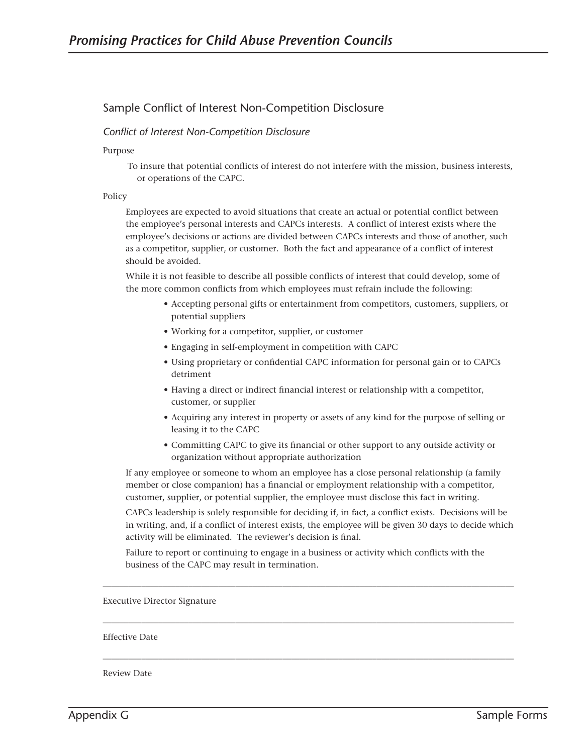## Sample Conflict of Interest Non-Competition Disclosure

### *Conflict of Interest Non-Competition Disclosure*

Purpose

To insure that potential conflicts of interest do not interfere with the mission, business interests, or operations of the CAPC.

Policy

Employees are expected to avoid situations that create an actual or potential conflict between the employee's personal interests and CAPCs interests. A conflict of interest exists where the employee's decisions or actions are divided between CAPCs interests and those of another, such as a competitor, supplier, or customer. Both the fact and appearance of a conflict of interest should be avoided.

While it is not feasible to describe all possible conflicts of interest that could develop, some of the more common conflicts from which employees must refrain include the following:

- Accepting personal gifts or entertainment from competitors, customers, suppliers, or potential suppliers
- Working for a competitor, supplier, or customer
- Engaging in self-employment in competition with CAPC
- Using proprietary or confidential CAPC information for personal gain or to CAPCs detriment
- Having a direct or indirect financial interest or relationship with a competitor, customer, or supplier
- Acquiring any interest in property or assets of any kind for the purpose of selling or leasing it to the CAPC
- Committing CAPC to give its financial or other support to any outside activity or organization without appropriate authorization

If any employee or someone to whom an employee has a close personal relationship (a family member or close companion) has a financial or employment relationship with a competitor, customer, supplier, or potential supplier, the employee must disclose this fact in writing.

CAPCs leadership is solely responsible for deciding if, in fact, a conflict exists. Decisions will be in writing, and, if a conflict of interest exists, the employee will be given 30 days to decide which activity will be eliminated. The reviewer's decision is final.

Failure to report or continuing to engage in a business or activity which conflicts with the business of the CAPC may result in termination.

\_\_\_\_\_\_\_\_\_\_\_\_\_\_\_\_\_\_\_\_\_\_\_\_\_\_\_\_\_\_\_\_\_\_\_\_\_\_\_\_\_\_\_\_\_\_\_\_\_\_\_\_\_\_\_\_

Executive Director Signature

\_\_\_\_\_\_\_\_\_\_\_\_\_\_\_\_\_\_\_\_\_\_\_\_\_\_\_\_\_\_\_\_\_\_\_\_\_\_\_\_\_\_\_\_\_\_\_\_\_\_\_\_\_\_\_\_

Effective Date

\_\_\_\_\_\_\_\_\_\_\_\_\_\_\_\_\_\_\_\_\_\_\_\_\_\_\_\_\_\_\_\_\_\_\_\_\_\_\_\_\_\_\_\_\_\_\_\_\_\_\_\_\_\_\_\_

Review Date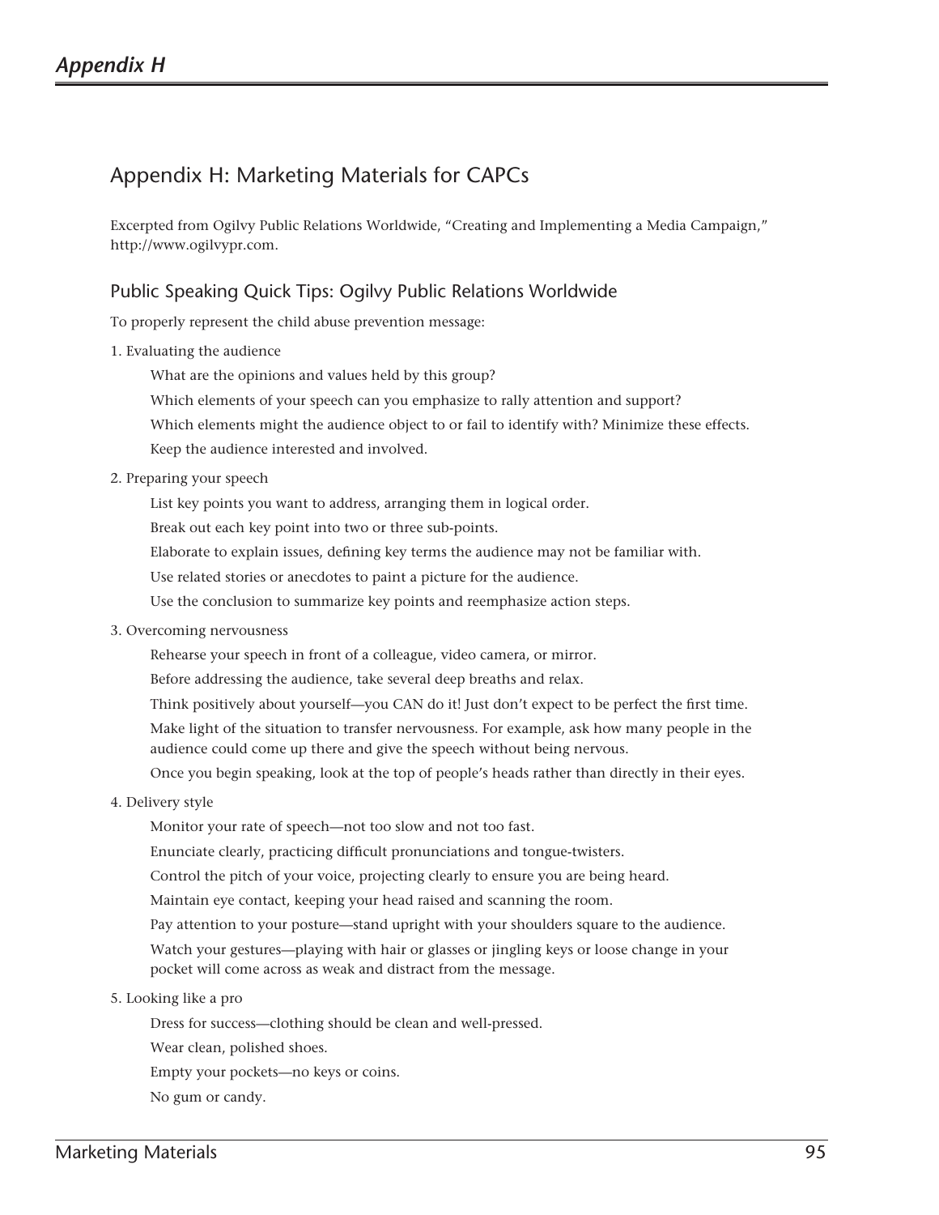# Appendix H: Marketing Materials for CAPCs

Excerpted from Ogilvy Public Relations Worldwide, "Creating and Implementing a Media Campaign," http://www.ogilvypr.com.

## Public Speaking Quick Tips: Ogilvy Public Relations Worldwide

To properly represent the child abuse prevention message:

1. Evaluating the audience

   What are the opinions and values held by this group?

   Which elements of your speech can you emphasize to rally attention and support?

   Which elements might the audience object to or fail to identify with? Minimize these effects.

   Keep the audience interested and involved.

2. Preparing your speech

   List key points you want to address, arranging them in logical order.

   Break out each key point into two or three sub-points.

   Elaborate to explain issues, defining key terms the audience may not be familiar with.

   Use related stories or anecdotes to paint a picture for the audience.

   Use the conclusion to summarize key points and reemphasize action steps.

3. Overcoming nervousness

   Rehearse your speech in front of a colleague, video camera, or mirror.

   Before addressing the audience, take several deep breaths and relax.

   Think positively about yourself—you CAN do it! Just don't expect to be perfect the first time.

   Make light of the situation to transfer nervousness. For example, ask how many people in the audience could come up there and give the speech without being nervous.

   Once you begin speaking, look at the top of people's heads rather than directly in their eyes.

4. Delivery style

   Monitor your rate of speech—not too slow and not too fast.

   Enunciate clearly, practicing difficult pronunciations and tongue-twisters.

   Control the pitch of your voice, projecting clearly to ensure you are being heard.

   Maintain eye contact, keeping your head raised and scanning the room.

   Pay attention to your posture—stand upright with your shoulders square to the audience.

   Watch your gestures—playing with hair or glasses or jingling keys or loose change in your pocket will come across as weak and distract from the message.

5. Looking like a pro

   Dress for success—clothing should be clean and well-pressed.

   Wear clean, polished shoes.

   Empty your pockets—no keys or coins.

   No gum or candy.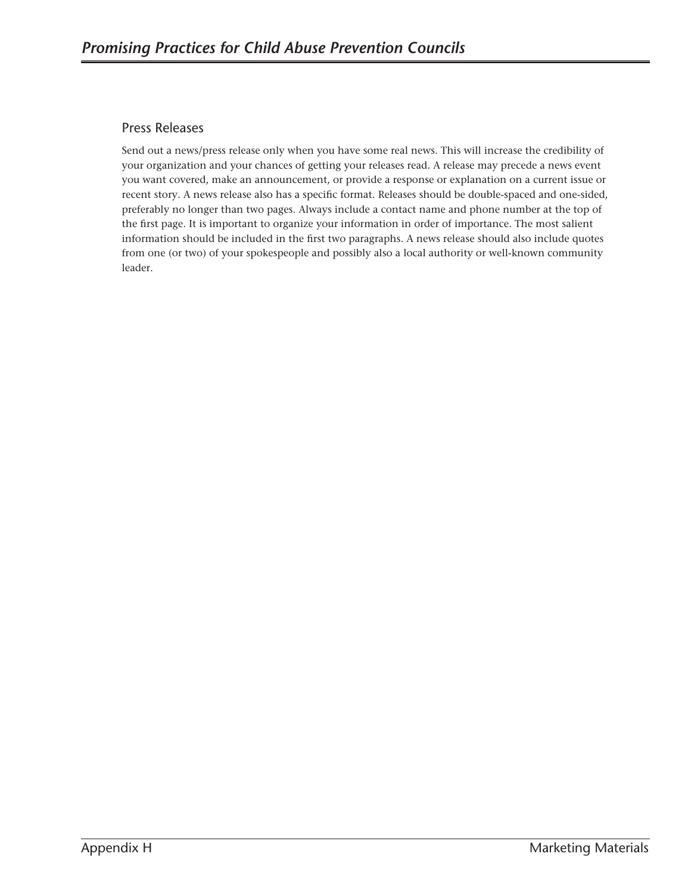## Press Releases

Send out a news/press release only when you have some real news. This will increase the credibility of your organization and your chances of getting your releases read. A release may precede a news event you want covered, make an announcement, or provide a response or explanation on a current issue or recent story. A news release also has a specific format. Releases should be double-spaced and one-sided, preferably no longer than two pages. Always include a contact name and phone number at the top of the first page. It is important to organize your information in order of importance. The most salient information should be included in the first two paragraphs. A news release should also include quotes from one (or two) of your spokespeople and possibly also a local authority or well-known community leader.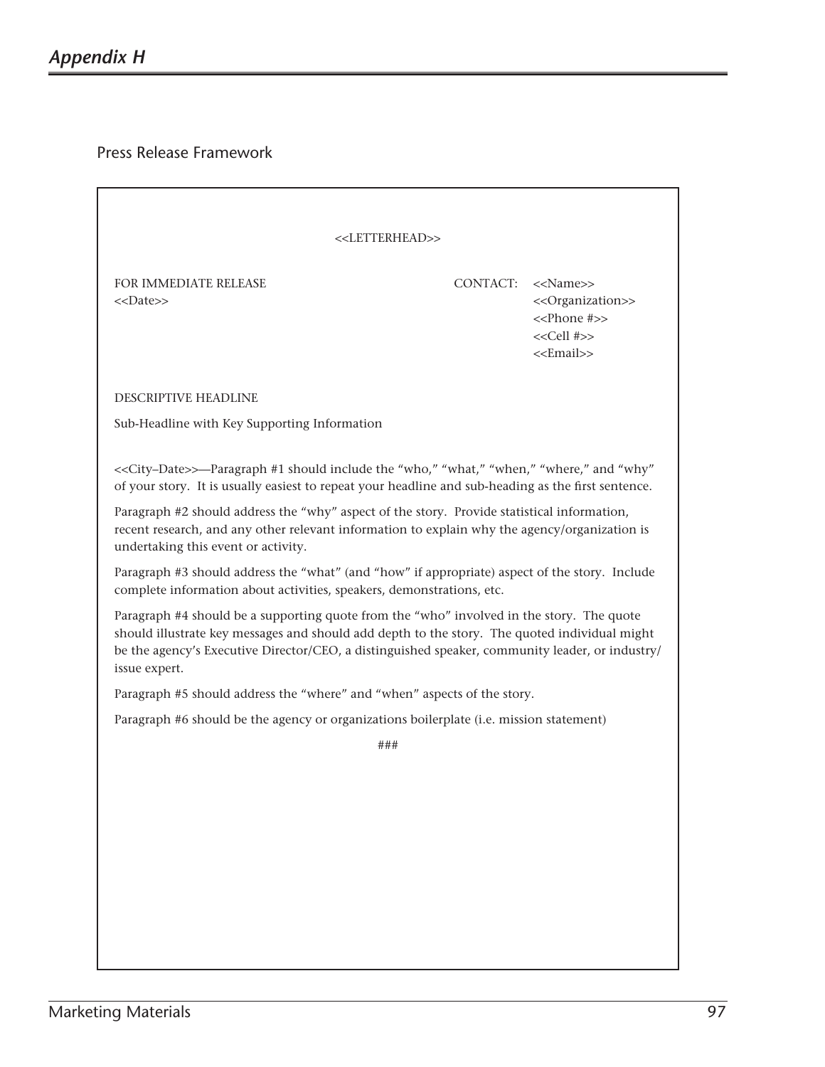## Appendix H

Press Release Framework

<<LETTERHEAD>>

FOR IMMEDIATE RELEASE
<<Date>>

CONTACT: <<Name>>
<<Organization>>
<<Phone #>>
<<Cell #>>
<<Email>>

DESCRIPTIVE HEADLINE

Sub-Headline with Key Supporting Information

<<City–Date>>—Paragraph #1 should include the "who," "what," "when," "where," and "why" of your story. It is usually easiest to repeat your headline and sub-heading as the first sentence.

Paragraph #2 should address the "why" aspect of the story. Provide statistical information, recent research, and any other relevant information to explain why the agency/organization is undertaking this event or activity.

Paragraph #3 should address the "what" (and "how" if appropriate) aspect of the story. Include complete information about activities, speakers, demonstrations, etc.

Paragraph #4 should be a supporting quote from the "who" involved in the story. The quote should illustrate key messages and should add depth to the story. The quoted individual might be the agency's Executive Director/CEO, a distinguished speaker, community leader, or industry/issue expert.

Paragraph #5 should address the "where" and "when" aspects of the story.

Paragraph #6 should be the agency or organizations boilerplate (i.e. mission statement)

###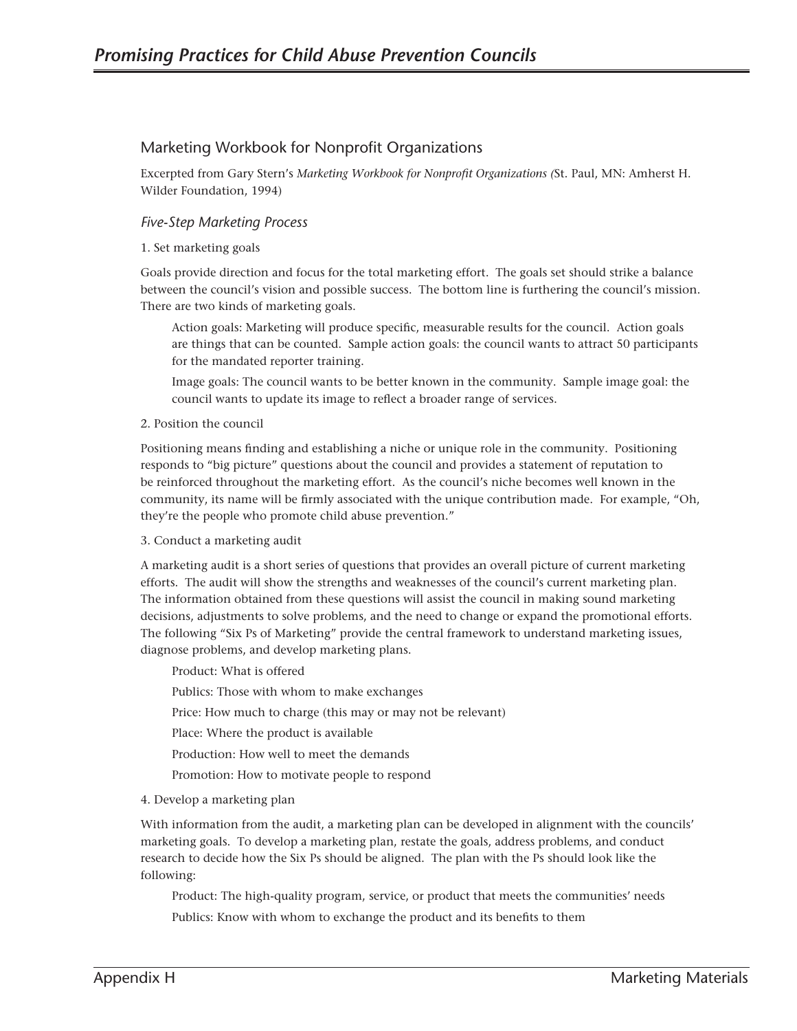## Marketing Workbook for Nonprofit Organizations

Excerpted from Gary Stern's *Marketing Workbook for Nonprofit Organizations (*St. Paul, MN: Amherst H. Wilder Foundation, 1994)

### *Five-Step Marketing Process*

1. Set marketing goals

Goals provide direction and focus for the total marketing effort. The goals set should strike a balance between the council's vision and possible success. The bottom line is furthering the council's mission. There are two kinds of marketing goals.

Action goals: Marketing will produce specific, measurable results for the council. Action goals are things that can be counted. Sample action goals: the council wants to attract 50 participants for the mandated reporter training.

Image goals: The council wants to be better known in the community. Sample image goal: the council wants to update its image to reflect a broader range of services.

2. Position the council

Positioning means finding and establishing a niche or unique role in the community. Positioning responds to "big picture" questions about the council and provides a statement of reputation to be reinforced throughout the marketing effort. As the council's niche becomes well known in the community, its name will be firmly associated with the unique contribution made. For example, "Oh, they're the people who promote child abuse prevention."

3. Conduct a marketing audit

A marketing audit is a short series of questions that provides an overall picture of current marketing efforts. The audit will show the strengths and weaknesses of the council's current marketing plan. The information obtained from these questions will assist the council in making sound marketing decisions, adjustments to solve problems, and the need to change or expand the promotional efforts. The following "Six Ps of Marketing" provide the central framework to understand marketing issues, diagnose problems, and develop marketing plans.

Product: What is offered

Publics: Those with whom to make exchanges

Price: How much to charge (this may or may not be relevant)

Place: Where the product is available

Production: How well to meet the demands

Promotion: How to motivate people to respond

4. Develop a marketing plan

With information from the audit, a marketing plan can be developed in alignment with the councils' marketing goals. To develop a marketing plan, restate the goals, address problems, and conduct research to decide how the Six Ps should be aligned. The plan with the Ps should look like the following:

Product: The high-quality program, service, or product that meets the communities' needs

Publics: Know with whom to exchange the product and its benefits to them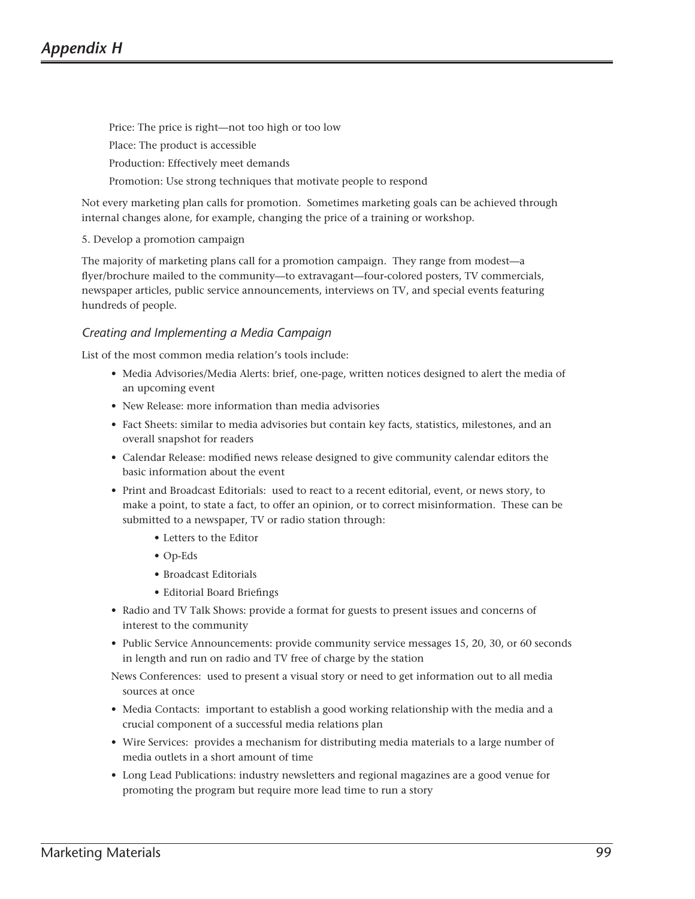Price: The price is right—not too high or too low

Place: The product is accessible

Production: Effectively meet demands

Promotion: Use strong techniques that motivate people to respond

Not every marketing plan calls for promotion. Sometimes marketing goals can be achieved through internal changes alone, for example, changing the price of a training or workshop.

5. Develop a promotion campaign

The majority of marketing plans call for a promotion campaign. They range from modest—a flyer/brochure mailed to the community—to extravagant—four-colored posters, TV commercials, newspaper articles, public service announcements, interviews on TV, and special events featuring hundreds of people.

### *Creating and Implementing a Media Campaign*

List of the most common media relation's tools include:

- Media Advisories/Media Alerts: brief, one-page, written notices designed to alert the media of an upcoming event
- New Release: more information than media advisories
- Fact Sheets: similar to media advisories but contain key facts, statistics, milestones, and an overall snapshot for readers
- Calendar Release: modified news release designed to give community calendar editors the basic information about the event
- Print and Broadcast Editorials: used to react to a recent editorial, event, or news story, to make a point, to state a fact, to offer an opinion, or to correct misinformation. These can be submitted to a newspaper, TV or radio station through:
    - Letters to the Editor
    - Op-Eds
    - Broadcast Editorials
    - Editorial Board Briefings
- Radio and TV Talk Shows: provide a format for guests to present issues and concerns of interest to the community
- Public Service Announcements: provide community service messages 15, 20, 30, or 60 seconds in length and run on radio and TV free of charge by the station

News Conferences: used to present a visual story or need to get information out to all media sources at once

- Media Contacts: important to establish a good working relationship with the media and a crucial component of a successful media relations plan
- Wire Services: provides a mechanism for distributing media materials to a large number of media outlets in a short amount of time
- Long Lead Publications: industry newsletters and regional magazines are a good venue for promoting the program but require more lead time to run a story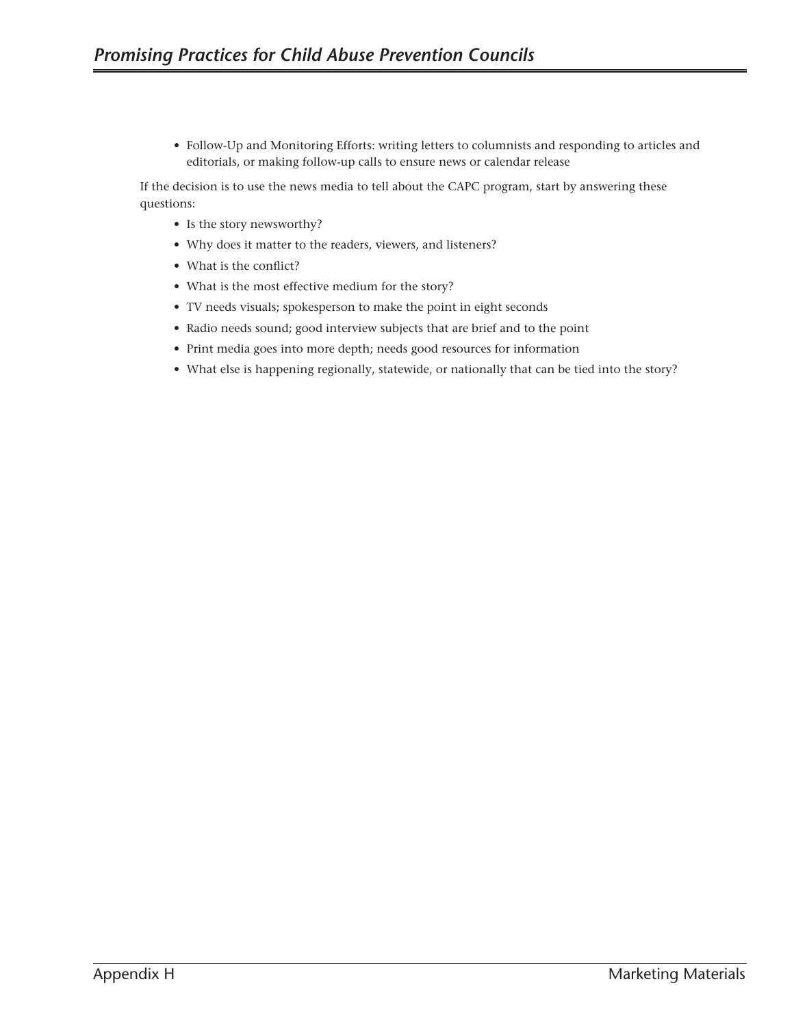- Follow-Up and Monitoring Efforts: writing letters to columnists and responding to articles and editorials, or making follow-up calls to ensure news or calendar release

If the decision is to use the news media to tell about the CAPC program, start by answering these questions:

- Is the story newsworthy?
- Why does it matter to the readers, viewers, and listeners?
- What is the conflict?
- What is the most effective medium for the story?
- TV needs visuals; spokesperson to make the point in eight seconds
- Radio needs sound; good interview subjects that are brief and to the point
- Print media goes into more depth; needs good resources for information
- What else is happening regionally, statewide, or nationally that can be tied into the story?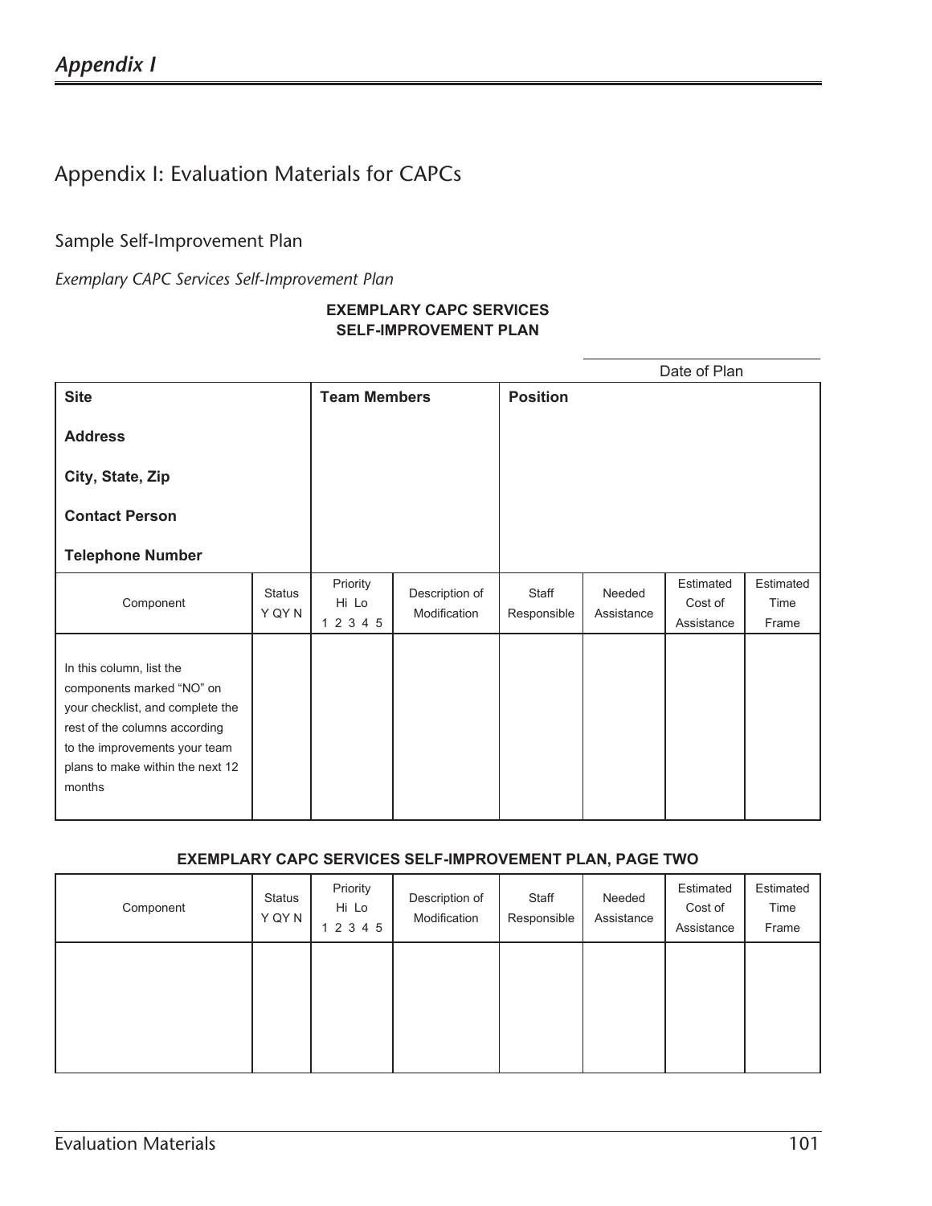# Appendix I: Evaluation Materials for CAPCs

## Sample Self-Improvement Plan

*Exemplary CAPC Services Self-Improvement Plan*

**EXEMPLARY CAPC SERVICES**
**SELF-IMPROVEMENT PLAN**

Date of Plan

| **Site**<br><br>**Address**<br><br>**City, State, Zip**<br><br>**Contact Person**<br><br>**Telephone Number** | **Team Members** | **Position** |
|---|---|---|

| Component | Status Y QY N | Priority Hi Lo 1 2 3 4 5 | Description of Modification | Staff Responsible | Needed Assistance | Estimated Cost of Assistance | Estimated Time Frame |
|---|---|---|---|---|---|---|---|
| In this column, list the components marked "NO" on your checklist, and complete the rest of the columns according to the improvements your team plans to make within the next 12 months | | | | | | | |

**EXEMPLARY CAPC SERVICES SELF-IMPROVEMENT PLAN, PAGE TWO**

| Component | Status Y QY N | Priority Hi Lo 1 2 3 4 5 | Description of Modification | Staff Responsible | Needed Assistance | Estimated Cost of Assistance | Estimated Time Frame |
|---|---|---|---|---|---|---|---|
| | | | | | | | |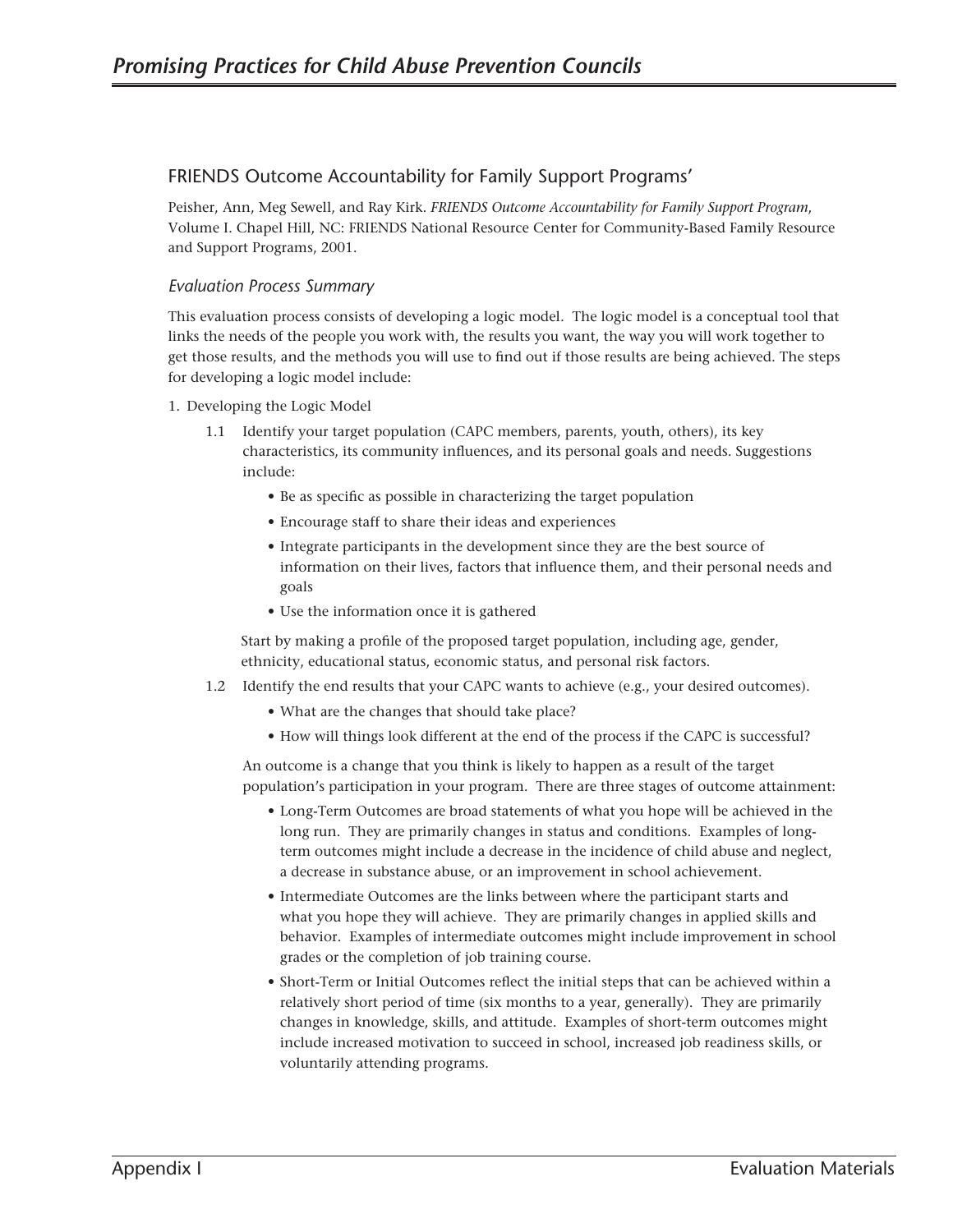## FRIENDS Outcome Accountability for Family Support Programs'

Peisher, Ann, Meg Sewell, and Ray Kirk. *FRIENDS Outcome Accountability for Family Support Program*, Volume I. Chapel Hill, NC: FRIENDS National Resource Center for Community-Based Family Resource and Support Programs, 2001.

### *Evaluation Process Summary*

This evaluation process consists of developing a logic model. The logic model is a conceptual tool that links the needs of the people you work with, the results you want, the way you will work together to get those results, and the methods you will use to find out if those results are being achieved. The steps for developing a logic model include:

1. Developing the Logic Model

   1.1 Identify your target population (CAPC members, parents, youth, others), its key characteristics, its community influences, and its personal goals and needs. Suggestions include:

   - Be as specific as possible in characterizing the target population
   - Encourage staff to share their ideas and experiences
   - Integrate participants in the development since they are the best source of information on their lives, factors that influence them, and their personal needs and goals
   - Use the information once it is gathered

   Start by making a profile of the proposed target population, including age, gender, ethnicity, educational status, economic status, and personal risk factors.

   1.2 Identify the end results that your CAPC wants to achieve (e.g., your desired outcomes).

   - What are the changes that should take place?
   - How will things look different at the end of the process if the CAPC is successful?

   An outcome is a change that you think is likely to happen as a result of the target population's participation in your program. There are three stages of outcome attainment:

   - Long-Term Outcomes are broad statements of what you hope will be achieved in the long run. They are primarily changes in status and conditions. Examples of long-term outcomes might include a decrease in the incidence of child abuse and neglect, a decrease in substance abuse, or an improvement in school achievement.
   - Intermediate Outcomes are the links between where the participant starts and what you hope they will achieve. They are primarily changes in applied skills and behavior. Examples of intermediate outcomes might include improvement in school grades or the completion of job training course.
   - Short-Term or Initial Outcomes reflect the initial steps that can be achieved within a relatively short period of time (six months to a year, generally). They are primarily changes in knowledge, skills, and attitude. Examples of short-term outcomes might include increased motivation to succeed in school, increased job readiness skills, or voluntarily attending programs.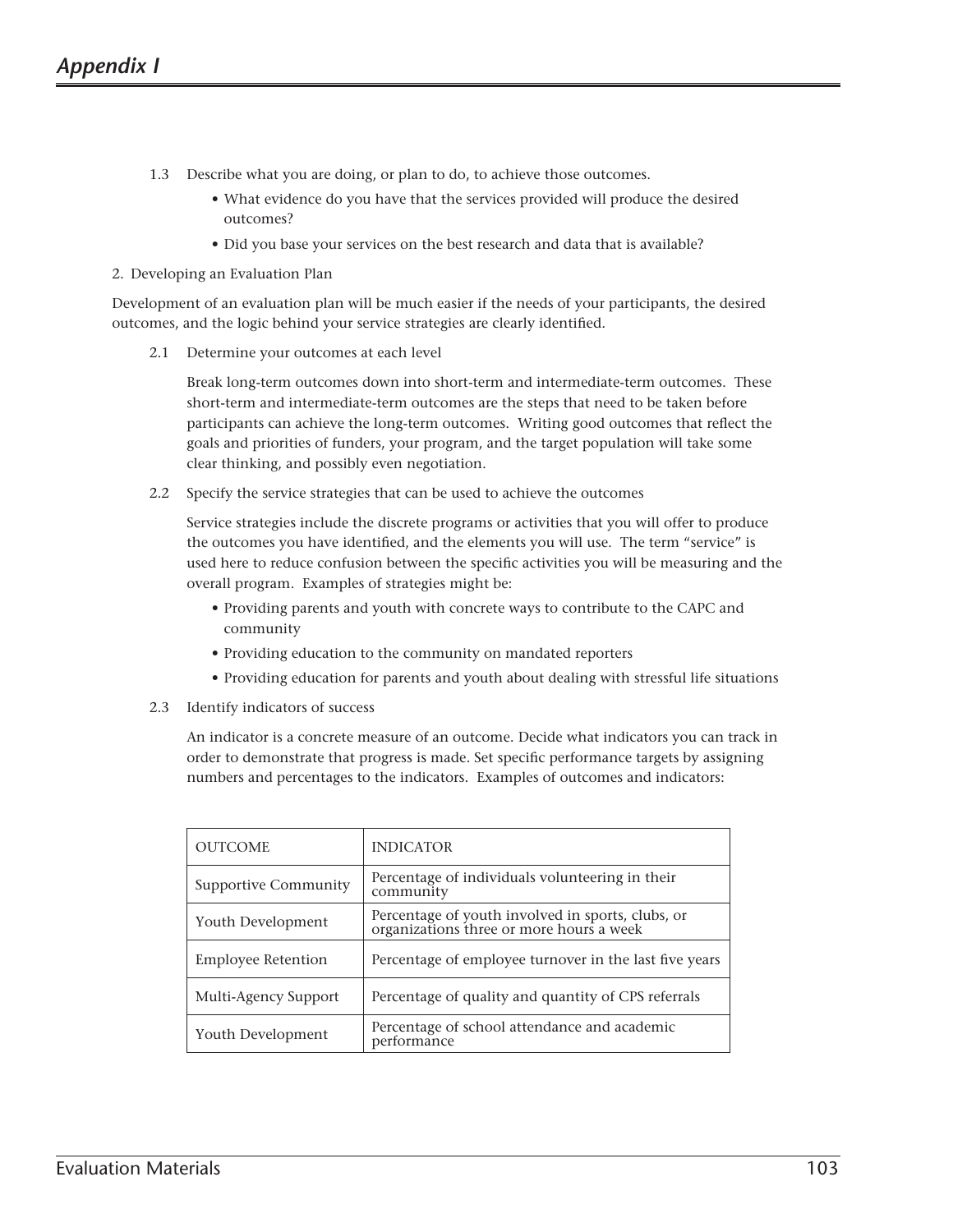1.3 Describe what you are doing, or plan to do, to achieve those outcomes.

- What evidence do you have that the services provided will produce the desired outcomes?
- Did you base your services on the best research and data that is available?

2. Developing an Evaluation Plan

Development of an evaluation plan will be much easier if the needs of your participants, the desired outcomes, and the logic behind your service strategies are clearly identified.

2.1 Determine your outcomes at each level

Break long-term outcomes down into short-term and intermediate-term outcomes. These short-term and intermediate-term outcomes are the steps that need to be taken before participants can achieve the long-term outcomes. Writing good outcomes that reflect the goals and priorities of funders, your program, and the target population will take some clear thinking, and possibly even negotiation.

2.2 Specify the service strategies that can be used to achieve the outcomes

Service strategies include the discrete programs or activities that you will offer to produce the outcomes you have identified, and the elements you will use. The term "service" is used here to reduce confusion between the specific activities you will be measuring and the overall program. Examples of strategies might be:

- Providing parents and youth with concrete ways to contribute to the CAPC and community
- Providing education to the community on mandated reporters
- Providing education for parents and youth about dealing with stressful life situations

2.3 Identify indicators of success

An indicator is a concrete measure of an outcome. Decide what indicators you can track in order to demonstrate that progress is made. Set specific performance targets by assigning numbers and percentages to the indicators. Examples of outcomes and indicators:

| OUTCOME | INDICATOR |
|---|---|
| Supportive Community | Percentage of individuals volunteering in their community |
| Youth Development | Percentage of youth involved in sports, clubs, or organizations three or more hours a week |
| Employee Retention | Percentage of employee turnover in the last five years |
| Multi-Agency Support | Percentage of quality and quantity of CPS referrals |
| Youth Development | Percentage of school attendance and academic performance |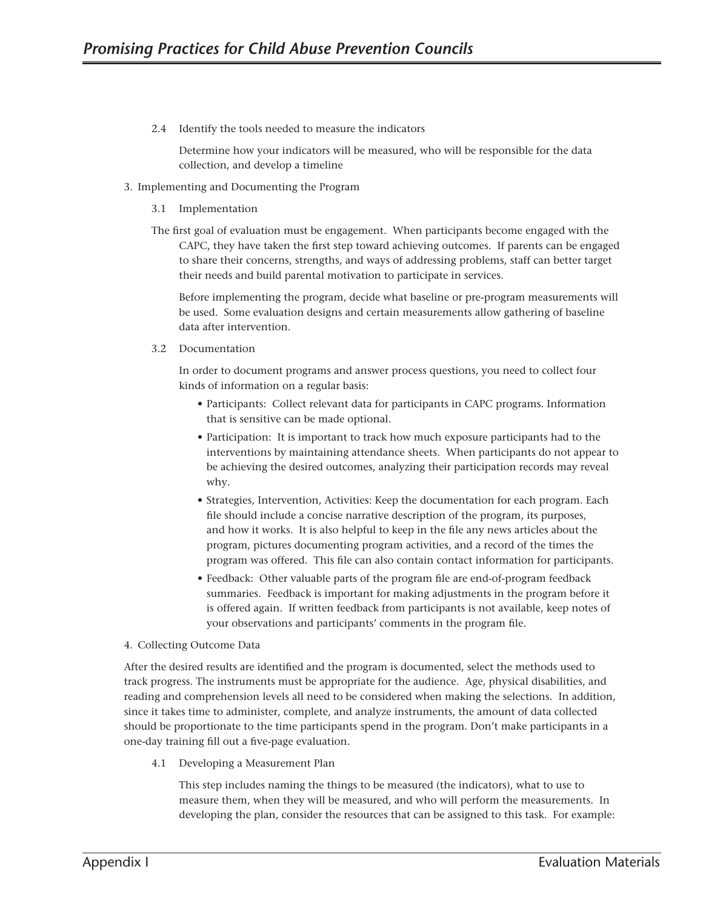2.4 Identify the tools needed to measure the indicators

Determine how your indicators will be measured, who will be responsible for the data collection, and develop a timeline

3. Implementing and Documenting the Program

3.1 Implementation

The first goal of evaluation must be engagement. When participants become engaged with the CAPC, they have taken the first step toward achieving outcomes. If parents can be engaged to share their concerns, strengths, and ways of addressing problems, staff can better target their needs and build parental motivation to participate in services.

Before implementing the program, decide what baseline or pre-program measurements will be used. Some evaluation designs and certain measurements allow gathering of baseline data after intervention.

3.2 Documentation

In order to document programs and answer process questions, you need to collect four kinds of information on a regular basis:

- Participants: Collect relevant data for participants in CAPC programs. Information that is sensitive can be made optional.
- Participation: It is important to track how much exposure participants had to the interventions by maintaining attendance sheets. When participants do not appear to be achieving the desired outcomes, analyzing their participation records may reveal why.
- Strategies, Intervention, Activities: Keep the documentation for each program. Each file should include a concise narrative description of the program, its purposes, and how it works. It is also helpful to keep in the file any news articles about the program, pictures documenting program activities, and a record of the times the program was offered. This file can also contain contact information for participants.
- Feedback: Other valuable parts of the program file are end-of-program feedback summaries. Feedback is important for making adjustments in the program before it is offered again. If written feedback from participants is not available, keep notes of your observations and participants' comments in the program file.

4. Collecting Outcome Data

After the desired results are identified and the program is documented, select the methods used to track progress. The instruments must be appropriate for the audience. Age, physical disabilities, and reading and comprehension levels all need to be considered when making the selections. In addition, since it takes time to administer, complete, and analyze instruments, the amount of data collected should be proportionate to the time participants spend in the program. Don't make participants in a one-day training fill out a five-page evaluation.

4.1 Developing a Measurement Plan

This step includes naming the things to be measured (the indicators), what to use to measure them, when they will be measured, and who will perform the measurements. In developing the plan, consider the resources that can be assigned to this task. For example: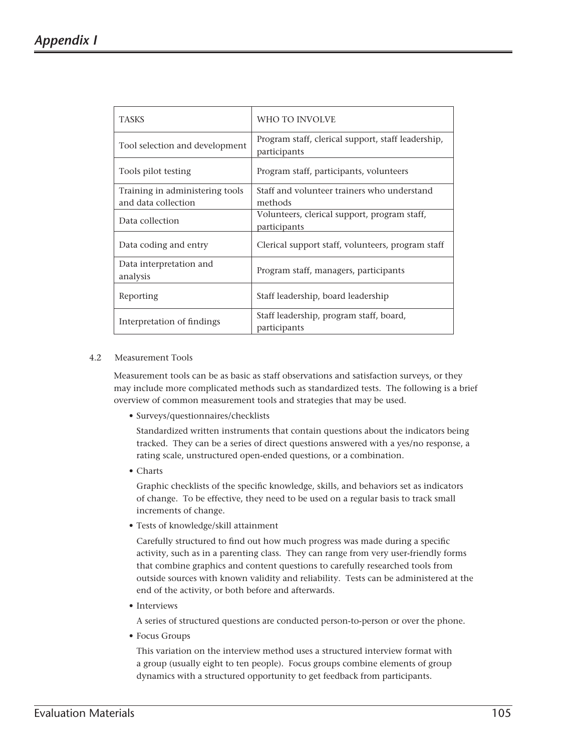| TASKS | WHO TO INVOLVE |
|---|---|
| Tool selection and development | Program staff, clerical support, staff leadership, participants |
| Tools pilot testing | Program staff, participants, volunteers |
| Training in administering tools and data collection | Staff and volunteer trainers who understand methods |
| Data collection | Volunteers, clerical support, program staff, participants |
| Data coding and entry | Clerical support staff, volunteers, program staff |
| Data interpretation and analysis | Program staff, managers, participants |
| Reporting | Staff leadership, board leadership |
| Interpretation of findings | Staff leadership, program staff, board, participants |

4.2 Measurement Tools

Measurement tools can be as basic as staff observations and satisfaction surveys, or they may include more complicated methods such as standardized tests. The following is a brief overview of common measurement tools and strategies that may be used.

- Surveys/questionnaires/checklists

  Standardized written instruments that contain questions about the indicators being tracked. They can be a series of direct questions answered with a yes/no response, a rating scale, unstructured open-ended questions, or a combination.

- Charts

  Graphic checklists of the specific knowledge, skills, and behaviors set as indicators of change. To be effective, they need to be used on a regular basis to track small increments of change.

- Tests of knowledge/skill attainment

  Carefully structured to find out how much progress was made during a specific activity, such as in a parenting class. They can range from very user-friendly forms that combine graphics and content questions to carefully researched tools from outside sources with known validity and reliability. Tests can be administered at the end of the activity, or both before and afterwards.

- Interviews

  A series of structured questions are conducted person-to-person or over the phone.

- Focus Groups

  This variation on the interview method uses a structured interview format with a group (usually eight to ten people). Focus groups combine elements of group dynamics with a structured opportunity to get feedback from participants.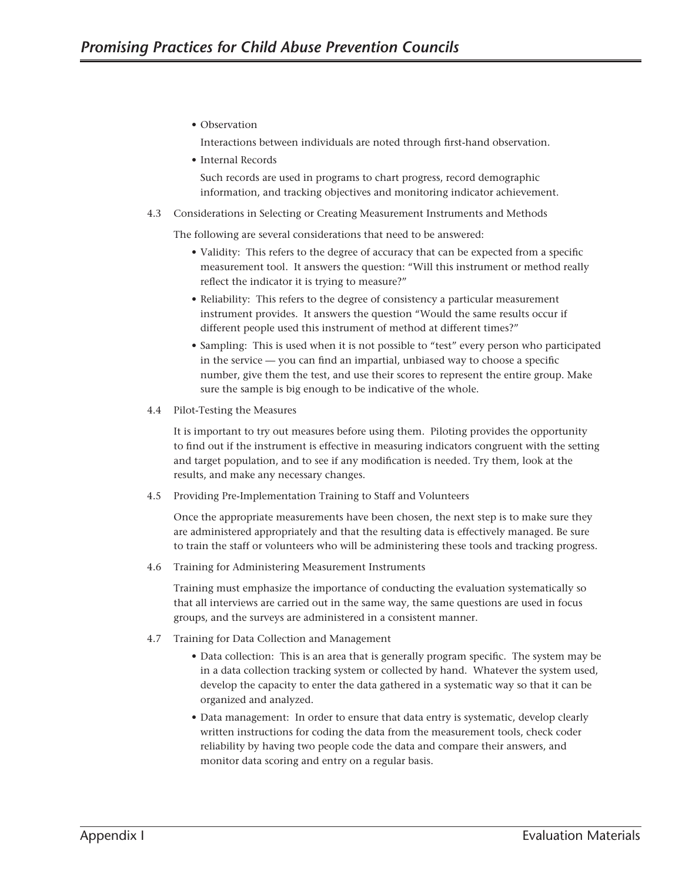- Observation

  Interactions between individuals are noted through first-hand observation.

- Internal Records

  Such records are used in programs to chart progress, record demographic information, and tracking objectives and monitoring indicator achievement.

4.3 Considerations in Selecting or Creating Measurement Instruments and Methods

The following are several considerations that need to be answered:

- Validity: This refers to the degree of accuracy that can be expected from a specific measurement tool. It answers the question: "Will this instrument or method really reflect the indicator it is trying to measure?"
- Reliability: This refers to the degree of consistency a particular measurement instrument provides. It answers the question "Would the same results occur if different people used this instrument of method at different times?"
- Sampling: This is used when it is not possible to "test" every person who participated in the service — you can find an impartial, unbiased way to choose a specific number, give them the test, and use their scores to represent the entire group. Make sure the sample is big enough to be indicative of the whole.

4.4 Pilot-Testing the Measures

It is important to try out measures before using them. Piloting provides the opportunity to find out if the instrument is effective in measuring indicators congruent with the setting and target population, and to see if any modification is needed. Try them, look at the results, and make any necessary changes.

4.5 Providing Pre-Implementation Training to Staff and Volunteers

Once the appropriate measurements have been chosen, the next step is to make sure they are administered appropriately and that the resulting data is effectively managed. Be sure to train the staff or volunteers who will be administering these tools and tracking progress.

4.6 Training for Administering Measurement Instruments

Training must emphasize the importance of conducting the evaluation systematically so that all interviews are carried out in the same way, the same questions are used in focus groups, and the surveys are administered in a consistent manner.

4.7 Training for Data Collection and Management

- Data collection: This is an area that is generally program specific. The system may be in a data collection tracking system or collected by hand. Whatever the system used, develop the capacity to enter the data gathered in a systematic way so that it can be organized and analyzed.
- Data management: In order to ensure that data entry is systematic, develop clearly written instructions for coding the data from the measurement tools, check coder reliability by having two people code the data and compare their answers, and monitor data scoring and entry on a regular basis.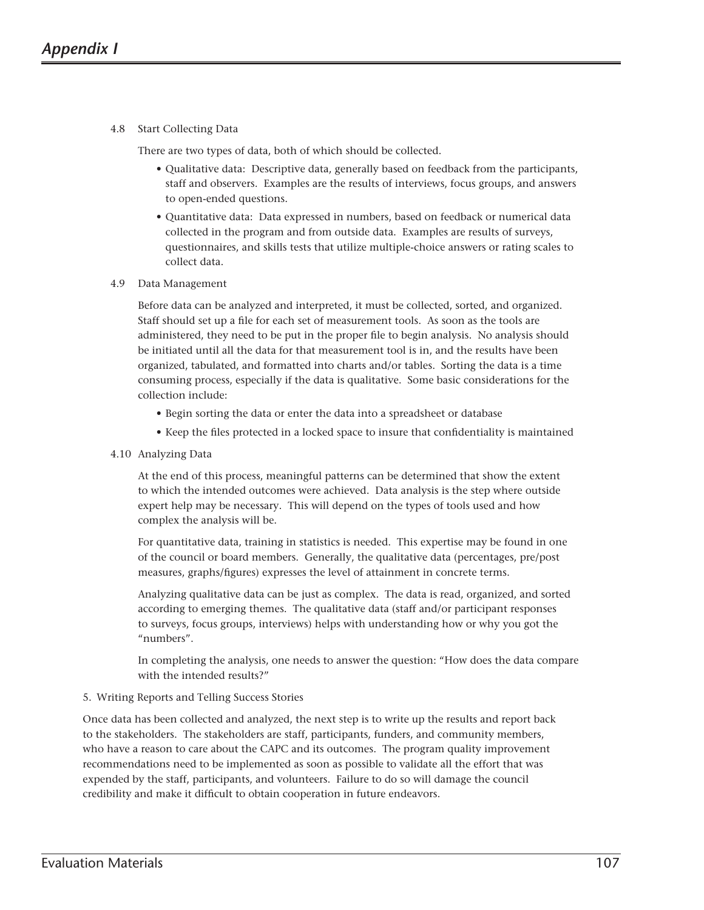4.8 Start Collecting Data

There are two types of data, both of which should be collected.

- Qualitative data: Descriptive data, generally based on feedback from the participants, staff and observers. Examples are the results of interviews, focus groups, and answers to open-ended questions.
- Quantitative data: Data expressed in numbers, based on feedback or numerical data collected in the program and from outside data. Examples are results of surveys, questionnaires, and skills tests that utilize multiple-choice answers or rating scales to collect data.

4.9 Data Management

Before data can be analyzed and interpreted, it must be collected, sorted, and organized. Staff should set up a file for each set of measurement tools. As soon as the tools are administered, they need to be put in the proper file to begin analysis. No analysis should be initiated until all the data for that measurement tool is in, and the results have been organized, tabulated, and formatted into charts and/or tables. Sorting the data is a time consuming process, especially if the data is qualitative. Some basic considerations for the collection include:

- Begin sorting the data or enter the data into a spreadsheet or database
- Keep the files protected in a locked space to insure that confidentiality is maintained

4.10 Analyzing Data

At the end of this process, meaningful patterns can be determined that show the extent to which the intended outcomes were achieved. Data analysis is the step where outside expert help may be necessary. This will depend on the types of tools used and how complex the analysis will be.

For quantitative data, training in statistics is needed. This expertise may be found in one of the council or board members. Generally, the qualitative data (percentages, pre/post measures, graphs/figures) expresses the level of attainment in concrete terms.

Analyzing qualitative data can be just as complex. The data is read, organized, and sorted according to emerging themes. The qualitative data (staff and/or participant responses to surveys, focus groups, interviews) helps with understanding how or why you got the "numbers".

In completing the analysis, one needs to answer the question: "How does the data compare with the intended results?"

5. Writing Reports and Telling Success Stories

Once data has been collected and analyzed, the next step is to write up the results and report back to the stakeholders. The stakeholders are staff, participants, funders, and community members, who have a reason to care about the CAPC and its outcomes. The program quality improvement recommendations need to be implemented as soon as possible to validate all the effort that was expended by the staff, participants, and volunteers. Failure to do so will damage the council credibility and make it difficult to obtain cooperation in future endeavors.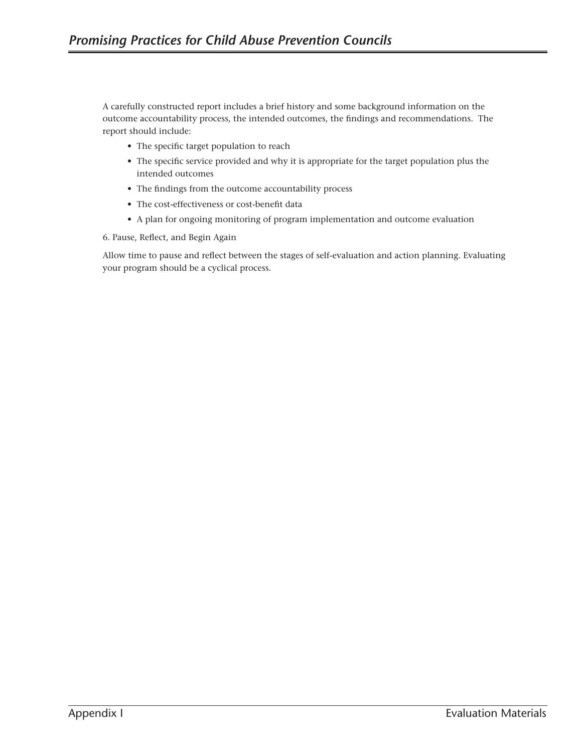A carefully constructed report includes a brief history and some background information on the outcome accountability process, the intended outcomes, the findings and recommendations. The report should include:

- The specific target population to reach
- The specific service provided and why it is appropriate for the target population plus the intended outcomes
- The findings from the outcome accountability process
- The cost-effectiveness or cost-benefit data
- A plan for ongoing monitoring of program implementation and outcome evaluation

6. Pause, Reflect, and Begin Again

Allow time to pause and reflect between the stages of self-evaluation and action planning. Evaluating your program should be a cyclical process.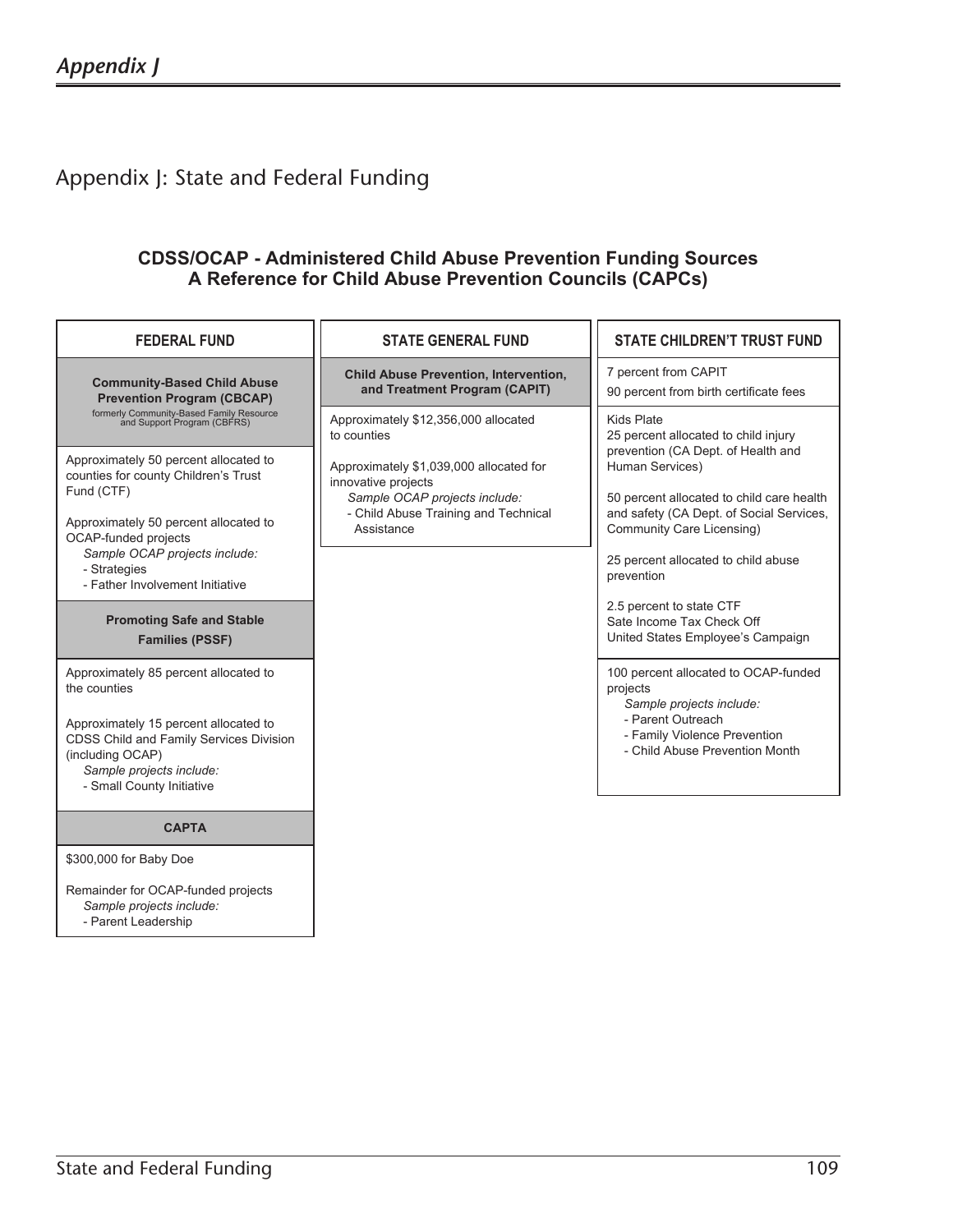# Appendix J: State and Federal Funding

**CDSS/OCAP - Administered Child Abuse Prevention Funding Sources**
**A Reference for Child Abuse Prevention Councils (CAPCs)**

## FEDERAL FUND

### Community-Based Child Abuse Prevention Program (CBCAP)

formerly Community-Based Family Resource and Support Program (CBFRS)

Approximately 50 percent allocated to counties for county Children's Trust Fund (CTF)

Approximately 50 percent allocated to OCAP-funded projects

*Sample OCAP projects include:*
- Strategies
- Father Involvement Initiative

### Promoting Safe and Stable Families (PSSF)

Approximately 85 percent allocated to the counties

Approximately 15 percent allocated to CDSS Child and Family Services Division (including OCAP)

*Sample projects include:*
- Small County Initiative

### CAPTA

$300,000 for Baby Doe

Remainder for OCAP-funded projects

*Sample projects include:*
- Parent Leadership

## STATE GENERAL FUND

### Child Abuse Prevention, Intervention, and Treatment Program (CAPIT)

Approximately $12,356,000 allocated to counties

Approximately $1,039,000 allocated for innovative projects

*Sample OCAP projects include:*
- Child Abuse Training and Technical Assistance

## STATE CHILDREN'T TRUST FUND

7 percent from CAPIT

90 percent from birth certificate fees

Kids Plate

25 percent allocated to child injury prevention (CA Dept. of Health and Human Services)

50 percent allocated to child care health and safety (CA Dept. of Social Services, Community Care Licensing)

25 percent allocated to child abuse prevention

2.5 percent to state CTF

Sate Income Tax Check Off

United States Employee's Campaign

100 percent allocated to OCAP-funded projects

*Sample projects include:*
- Parent Outreach
- Family Violence Prevention
- Child Abuse Prevention Month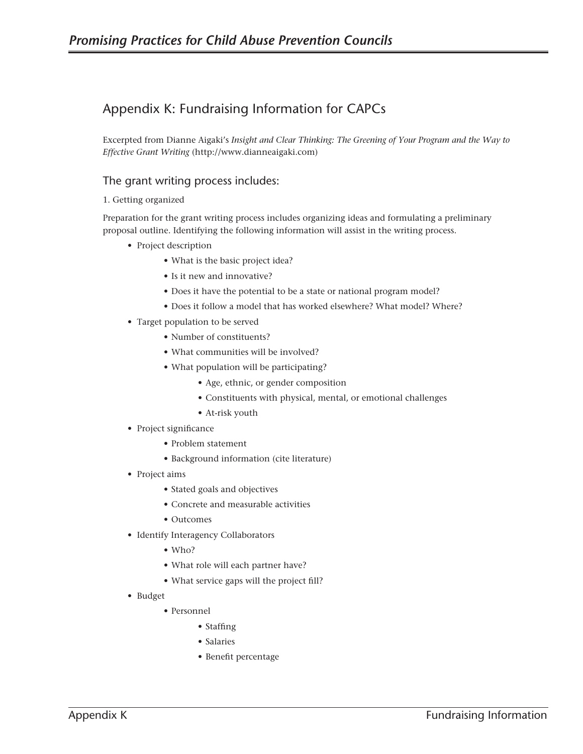## Appendix K: Fundraising Information for CAPCs

Excerpted from Dianne Aigaki's *Insight and Clear Thinking: The Greening of Your Program and the Way to Effective Grant Writing* (http://www.dianneaigaki.com)

### The grant writing process includes:

1. Getting organized

Preparation for the grant writing process includes organizing ideas and formulating a preliminary proposal outline. Identifying the following information will assist in the writing process.

- Project description
  - What is the basic project idea?
  - Is it new and innovative?
  - Does it have the potential to be a state or national program model?
  - Does it follow a model that has worked elsewhere? What model? Where?
- Target population to be served
  - Number of constituents?
  - What communities will be involved?
  - What population will be participating?
    - Age, ethnic, or gender composition
    - Constituents with physical, mental, or emotional challenges
    - At-risk youth
- Project significance
  - Problem statement
  - Background information (cite literature)
- Project aims
  - Stated goals and objectives
  - Concrete and measurable activities
  - Outcomes
- Identify Interagency Collaborators
  - Who?
  - What role will each partner have?
  - What service gaps will the project fill?
- Budget
  - Personnel
    - Staffing
    - Salaries
    - Benefit percentage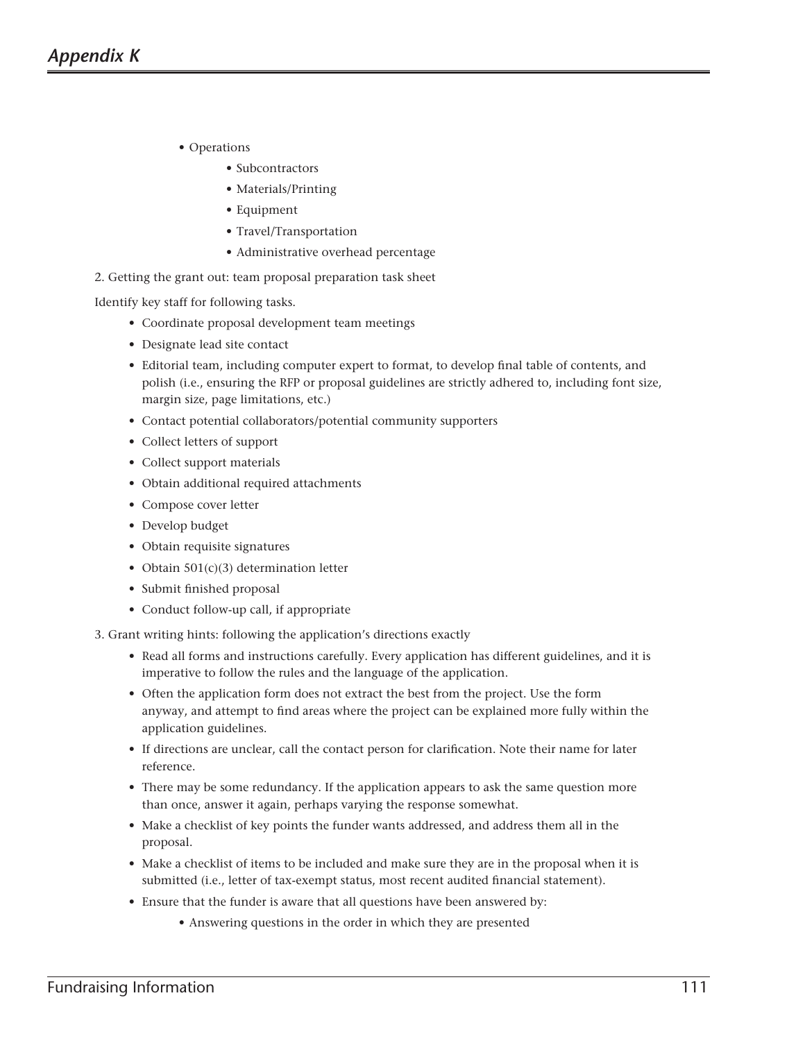- Operations
    - Subcontractors
    - Materials/Printing
    - Equipment
    - Travel/Transportation
    - Administrative overhead percentage

2. Getting the grant out: team proposal preparation task sheet

Identify key staff for following tasks.

- Coordinate proposal development team meetings
- Designate lead site contact
- Editorial team, including computer expert to format, to develop final table of contents, and polish (i.e., ensuring the RFP or proposal guidelines are strictly adhered to, including font size, margin size, page limitations, etc.)
- Contact potential collaborators/potential community supporters
- Collect letters of support
- Collect support materials
- Obtain additional required attachments
- Compose cover letter
- Develop budget
- Obtain requisite signatures
- Obtain 501(c)(3) determination letter
- Submit finished proposal
- Conduct follow-up call, if appropriate

3. Grant writing hints: following the application's directions exactly

- Read all forms and instructions carefully. Every application has different guidelines, and it is imperative to follow the rules and the language of the application.
- Often the application form does not extract the best from the project. Use the form anyway, and attempt to find areas where the project can be explained more fully within the application guidelines.
- If directions are unclear, call the contact person for clarification. Note their name for later reference.
- There may be some redundancy. If the application appears to ask the same question more than once, answer it again, perhaps varying the response somewhat.
- Make a checklist of key points the funder wants addressed, and address them all in the proposal.
- Make a checklist of items to be included and make sure they are in the proposal when it is submitted (i.e., letter of tax-exempt status, most recent audited financial statement).
- Ensure that the funder is aware that all questions have been answered by:
    - Answering questions in the order in which they are presented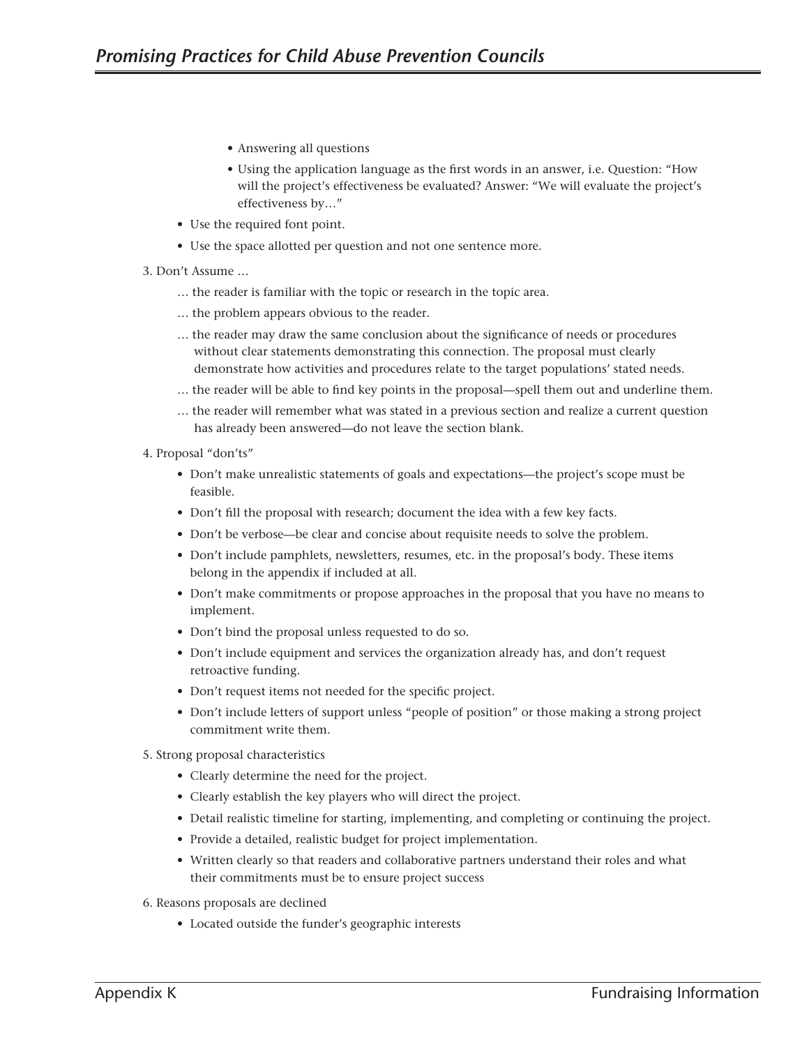- Answering all questions
  - Using the application language as the first words in an answer, i.e. Question: "How will the project's effectiveness be evaluated? Answer: "We will evaluate the project's effectiveness by…"
- Use the required font point.
- Use the space allotted per question and not one sentence more.

3. Don't Assume …

   … the reader is familiar with the topic or research in the topic area.

   … the problem appears obvious to the reader.

   … the reader may draw the same conclusion about the significance of needs or procedures without clear statements demonstrating this connection. The proposal must clearly demonstrate how activities and procedures relate to the target populations' stated needs.

   … the reader will be able to find key points in the proposal—spell them out and underline them.

   … the reader will remember what was stated in a previous section and realize a current question has already been answered—do not leave the section blank.

4. Proposal "don'ts"
   - Don't make unrealistic statements of goals and expectations—the project's scope must be feasible.
   - Don't fill the proposal with research; document the idea with a few key facts.
   - Don't be verbose—be clear and concise about requisite needs to solve the problem.
   - Don't include pamphlets, newsletters, resumes, etc. in the proposal's body. These items belong in the appendix if included at all.
   - Don't make commitments or propose approaches in the proposal that you have no means to implement.
   - Don't bind the proposal unless requested to do so.
   - Don't include equipment and services the organization already has, and don't request retroactive funding.
   - Don't request items not needed for the specific project.
   - Don't include letters of support unless "people of position" or those making a strong project commitment write them.

5. Strong proposal characteristics
   - Clearly determine the need for the project.
   - Clearly establish the key players who will direct the project.
   - Detail realistic timeline for starting, implementing, and completing or continuing the project.
   - Provide a detailed, realistic budget for project implementation.
   - Written clearly so that readers and collaborative partners understand their roles and what their commitments must be to ensure project success

6. Reasons proposals are declined
   - Located outside the funder's geographic interests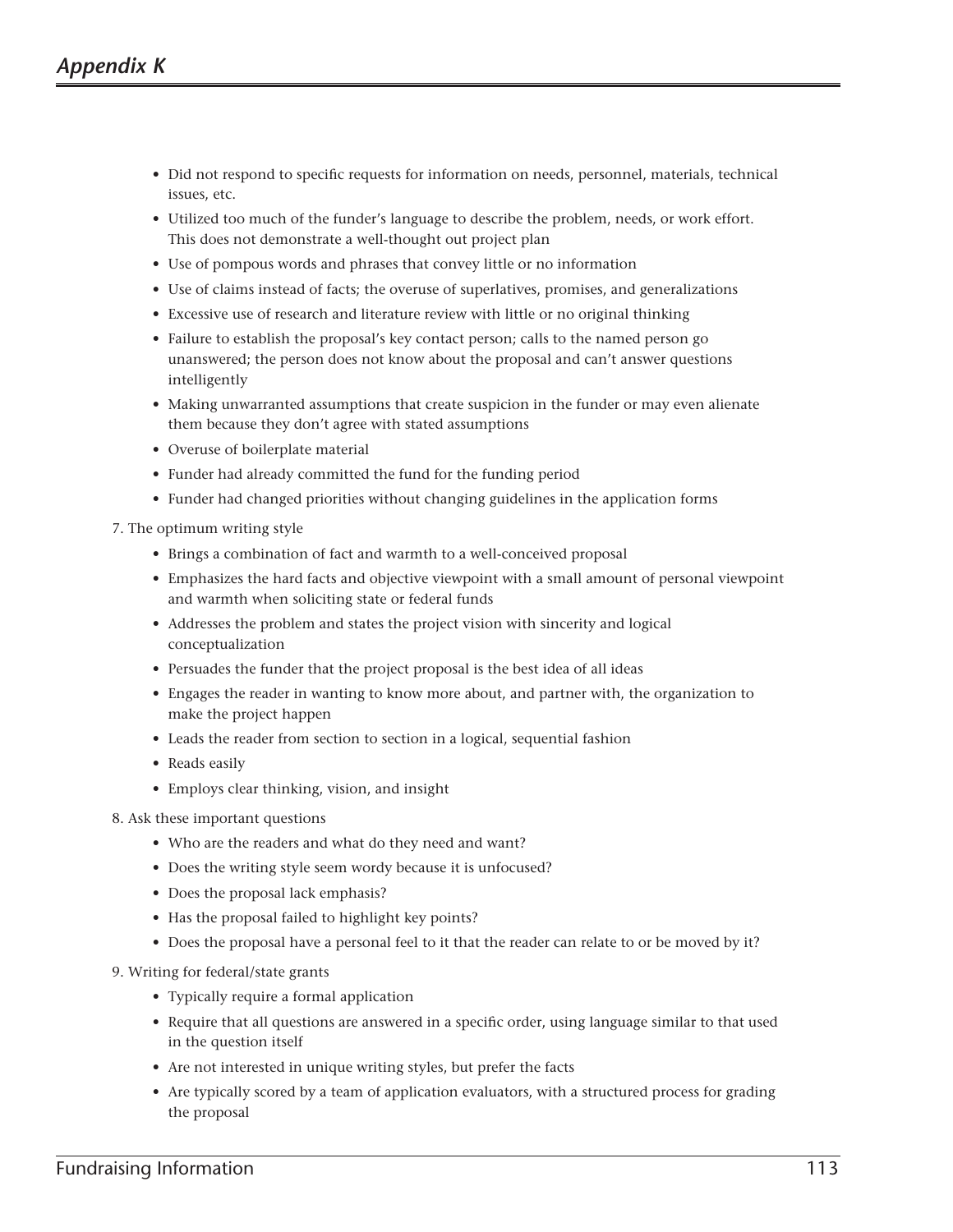- Did not respond to specific requests for information on needs, personnel, materials, technical issues, etc.
- Utilized too much of the funder's language to describe the problem, needs, or work effort. This does not demonstrate a well-thought out project plan
- Use of pompous words and phrases that convey little or no information
- Use of claims instead of facts; the overuse of superlatives, promises, and generalizations
- Excessive use of research and literature review with little or no original thinking
- Failure to establish the proposal's key contact person; calls to the named person go unanswered; the person does not know about the proposal and can't answer questions intelligently
- Making unwarranted assumptions that create suspicion in the funder or may even alienate them because they don't agree with stated assumptions
- Overuse of boilerplate material
- Funder had already committed the fund for the funding period
- Funder had changed priorities without changing guidelines in the application forms

7. The optimum writing style
    - Brings a combination of fact and warmth to a well-conceived proposal
    - Emphasizes the hard facts and objective viewpoint with a small amount of personal viewpoint and warmth when soliciting state or federal funds
    - Addresses the problem and states the project vision with sincerity and logical conceptualization
    - Persuades the funder that the project proposal is the best idea of all ideas
    - Engages the reader in wanting to know more about, and partner with, the organization to make the project happen
    - Leads the reader from section to section in a logical, sequential fashion
    - Reads easily
    - Employs clear thinking, vision, and insight
8. Ask these important questions
    - Who are the readers and what do they need and want?
    - Does the writing style seem wordy because it is unfocused?
    - Does the proposal lack emphasis?
    - Has the proposal failed to highlight key points?
    - Does the proposal have a personal feel to it that the reader can relate to or be moved by it?
9. Writing for federal/state grants
    - Typically require a formal application
    - Require that all questions are answered in a specific order, using language similar to that used in the question itself
    - Are not interested in unique writing styles, but prefer the facts
    - Are typically scored by a team of application evaluators, with a structured process for grading the proposal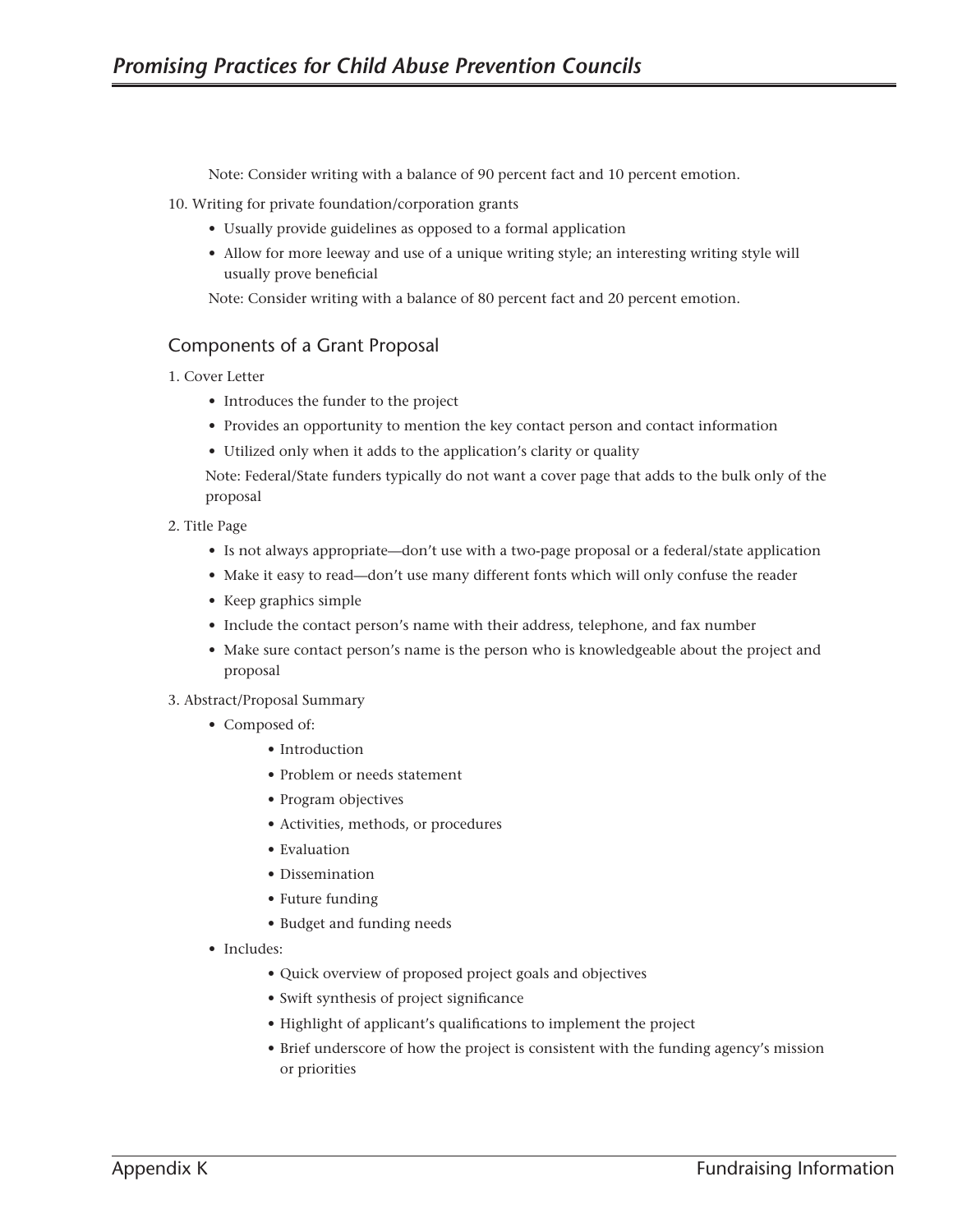Note: Consider writing with a balance of 90 percent fact and 10 percent emotion.

10. Writing for private foundation/corporation grants
    - Usually provide guidelines as opposed to a formal application
    - Allow for more leeway and use of a unique writing style; an interesting writing style will usually prove beneficial

    Note: Consider writing with a balance of 80 percent fact and 20 percent emotion.

## Components of a Grant Proposal

1. Cover Letter
    - Introduces the funder to the project
    - Provides an opportunity to mention the key contact person and contact information
    - Utilized only when it adds to the application's clarity or quality

    Note: Federal/State funders typically do not want a cover page that adds to the bulk only of the proposal

2. Title Page
    - Is not always appropriate—don't use with a two-page proposal or a federal/state application
    - Make it easy to read—don't use many different fonts which will only confuse the reader
    - Keep graphics simple
    - Include the contact person's name with their address, telephone, and fax number
    - Make sure contact person's name is the person who is knowledgeable about the project and proposal

3. Abstract/Proposal Summary
    - Composed of:
        - Introduction
        - Problem or needs statement
        - Program objectives
        - Activities, methods, or procedures
        - Evaluation
        - Dissemination
        - Future funding
        - Budget and funding needs
    - Includes:
        - Quick overview of proposed project goals and objectives
        - Swift synthesis of project significance
        - Highlight of applicant's qualifications to implement the project
        - Brief underscore of how the project is consistent with the funding agency's mission or priorities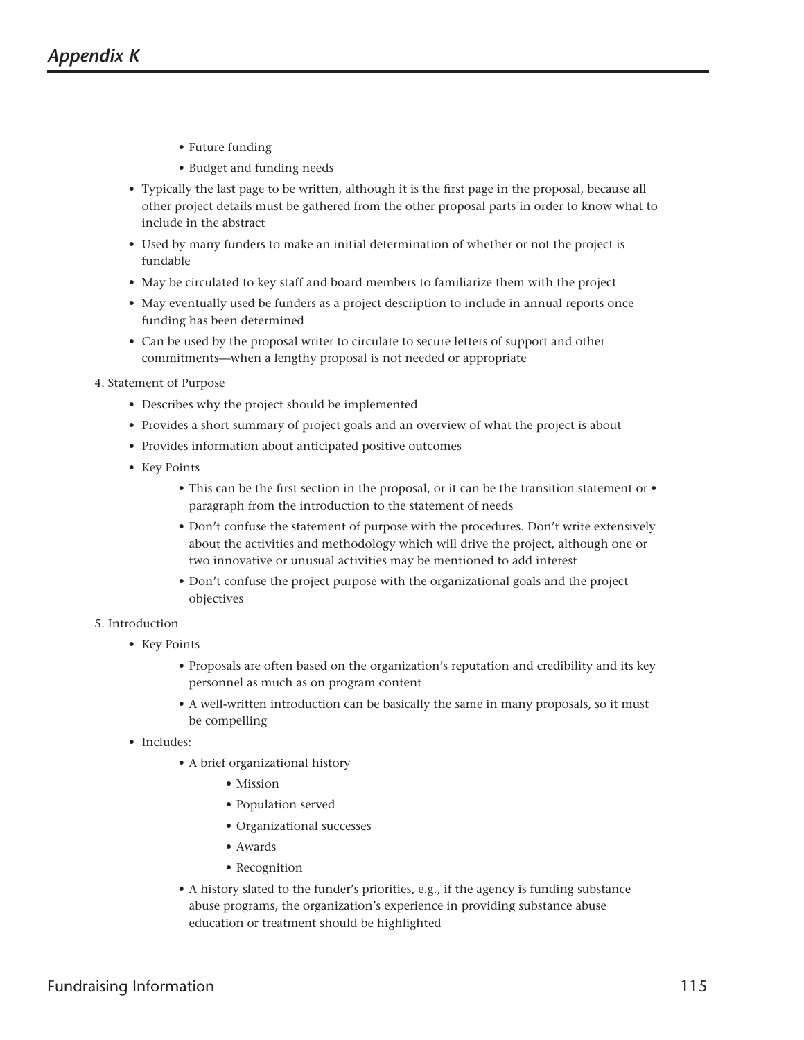- Future funding
    - Budget and funding needs
- Typically the last page to be written, although it is the first page in the proposal, because all other project details must be gathered from the other proposal parts in order to know what to include in the abstract
- Used by many funders to make an initial determination of whether or not the project is fundable
- May be circulated to key staff and board members to familiarize them with the project
- May eventually used be funders as a project description to include in annual reports once funding has been determined
- Can be used by the proposal writer to circulate to secure letters of support and other commitments—when a lengthy proposal is not needed or appropriate

4. Statement of Purpose
    - Describes why the project should be implemented
    - Provides a short summary of project goals and an overview of what the project is about
    - Provides information about anticipated positive outcomes
    - Key Points
        - This can be the first section in the proposal, or it can be the transition statement or • paragraph from the introduction to the statement of needs
        - Don't confuse the statement of purpose with the procedures. Don't write extensively about the activities and methodology which will drive the project, although one or two innovative or unusual activities may be mentioned to add interest
        - Don't confuse the project purpose with the organizational goals and the project objectives

5. Introduction
    - Key Points
        - Proposals are often based on the organization's reputation and credibility and its key personnel as much as on program content
        - A well-written introduction can be basically the same in many proposals, so it must be compelling
    - Includes:
        - A brief organizational history
            - Mission
            - Population served
            - Organizational successes
            - Awards
            - Recognition
        - A history slated to the funder's priorities, e.g., if the agency is funding substance abuse programs, the organization's experience in providing substance abuse education or treatment should be highlighted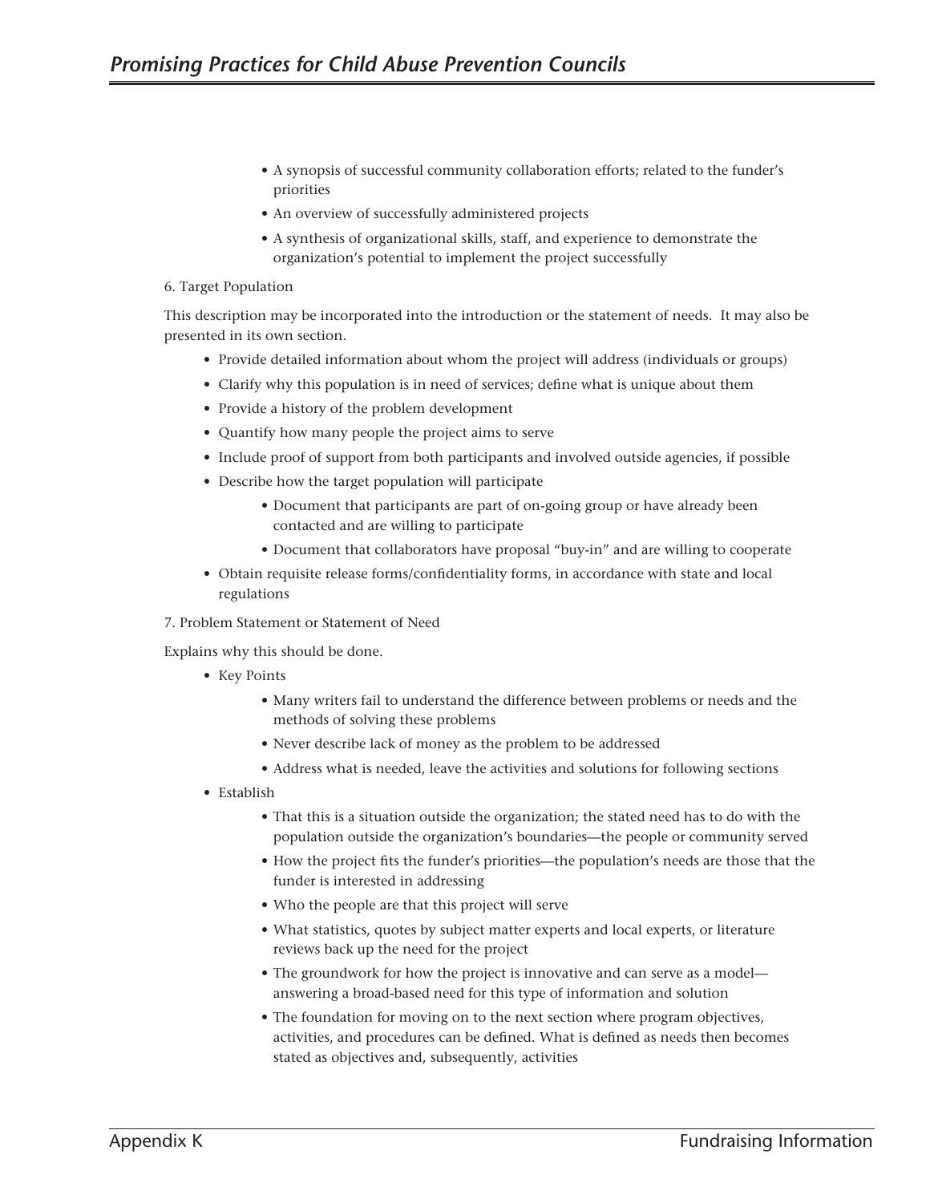- A synopsis of successful community collaboration efforts; related to the funder's priorities
   - An overview of successfully administered projects
   - A synthesis of organizational skills, staff, and experience to demonstrate the organization's potential to implement the project successfully

6. Target Population

This description may be incorporated into the introduction or the statement of needs. It may also be presented in its own section.

- Provide detailed information about whom the project will address (individuals or groups)
- Clarify why this population is in need of services; define what is unique about them
- Provide a history of the problem development
- Quantify how many people the project aims to serve
- Include proof of support from both participants and involved outside agencies, if possible
- Describe how the target population will participate
  - Document that participants are part of on-going group or have already been contacted and are willing to participate
  - Document that collaborators have proposal "buy-in" and are willing to cooperate
- Obtain requisite release forms/confidentiality forms, in accordance with state and local regulations

7. Problem Statement or Statement of Need

Explains why this should be done.

- Key Points
  - Many writers fail to understand the difference between problems or needs and the methods of solving these problems
  - Never describe lack of money as the problem to be addressed
  - Address what is needed, leave the activities and solutions for following sections
- Establish
  - That this is a situation outside the organization; the stated need has to do with the population outside the organization's boundaries—the people or community served
  - How the project fits the funder's priorities—the population's needs are those that the funder is interested in addressing
  - Who the people are that this project will serve
  - What statistics, quotes by subject matter experts and local experts, or literature reviews back up the need for the project
  - The groundwork for how the project is innovative and can serve as a model—answering a broad-based need for this type of information and solution
  - The foundation for moving on to the next section where program objectives, activities, and procedures can be defined. What is defined as needs then becomes stated as objectives and, subsequently, activities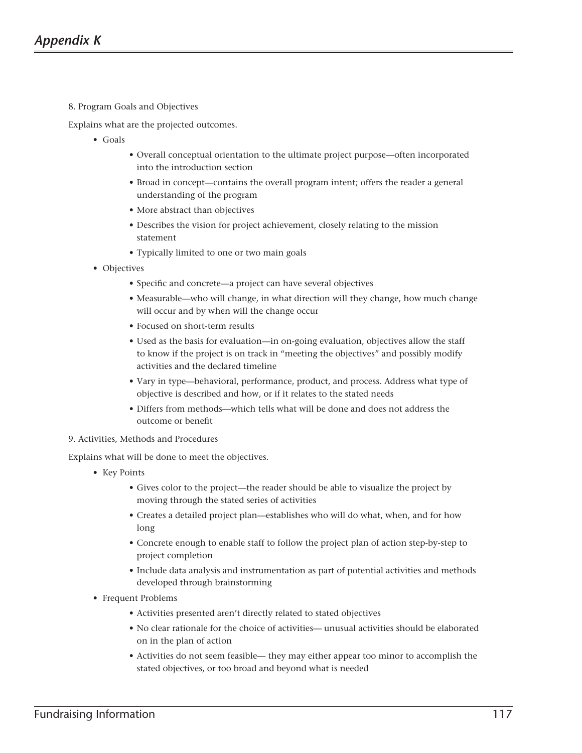8. Program Goals and Objectives

Explains what are the projected outcomes.

- Goals
    - Overall conceptual orientation to the ultimate project purpose—often incorporated into the introduction section
    - Broad in concept—contains the overall program intent; offers the reader a general understanding of the program
    - More abstract than objectives
    - Describes the vision for project achievement, closely relating to the mission statement
    - Typically limited to one or two main goals
- Objectives
    - Specific and concrete—a project can have several objectives
    - Measurable—who will change, in what direction will they change, how much change will occur and by when will the change occur
    - Focused on short-term results
    - Used as the basis for evaluation—in on-going evaluation, objectives allow the staff to know if the project is on track in "meeting the objectives" and possibly modify activities and the declared timeline
    - Vary in type—behavioral, performance, product, and process. Address what type of objective is described and how, or if it relates to the stated needs
    - Differs from methods—which tells what will be done and does not address the outcome or benefit

9. Activities, Methods and Procedures

Explains what will be done to meet the objectives.

- Key Points
    - Gives color to the project—the reader should be able to visualize the project by moving through the stated series of activities
    - Creates a detailed project plan—establishes who will do what, when, and for how long
    - Concrete enough to enable staff to follow the project plan of action step-by-step to project completion
    - Include data analysis and instrumentation as part of potential activities and methods developed through brainstorming
- Frequent Problems
    - Activities presented aren't directly related to stated objectives
    - No clear rationale for the choice of activities— unusual activities should be elaborated on in the plan of action
    - Activities do not seem feasible— they may either appear too minor to accomplish the stated objectives, or too broad and beyond what is needed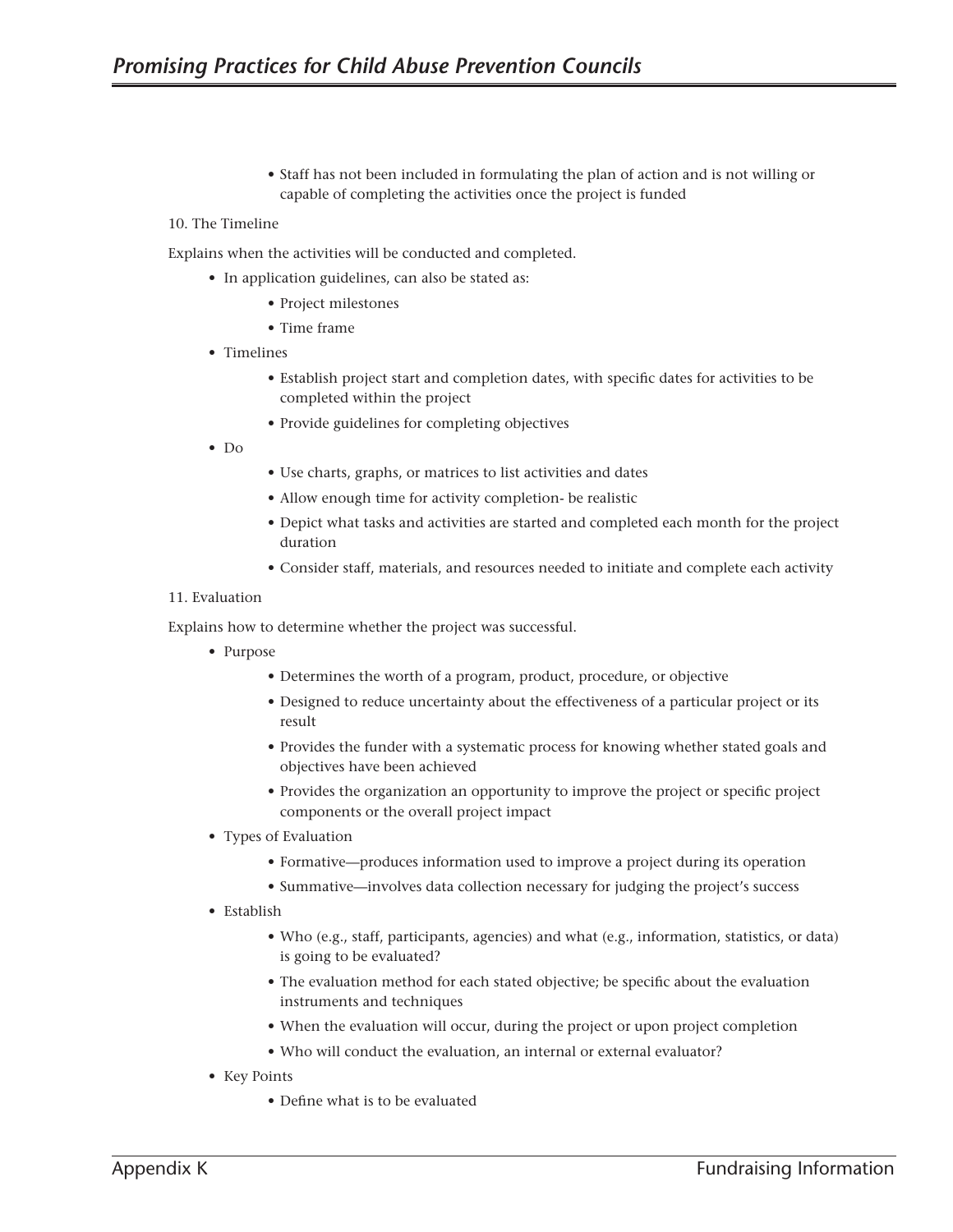- Staff has not been included in formulating the plan of action and is not willing or capable of completing the activities once the project is funded

10. The Timeline

Explains when the activities will be conducted and completed.

- In application guidelines, can also be stated as:
    - Project milestones
    - Time frame
- Timelines
    - Establish project start and completion dates, with specific dates for activities to be completed within the project
    - Provide guidelines for completing objectives
- Do
    - Use charts, graphs, or matrices to list activities and dates
    - Allow enough time for activity completion- be realistic
    - Depict what tasks and activities are started and completed each month for the project duration
    - Consider staff, materials, and resources needed to initiate and complete each activity

11. Evaluation

Explains how to determine whether the project was successful.

- Purpose
    - Determines the worth of a program, product, procedure, or objective
    - Designed to reduce uncertainty about the effectiveness of a particular project or its result
    - Provides the funder with a systematic process for knowing whether stated goals and objectives have been achieved
    - Provides the organization an opportunity to improve the project or specific project components or the overall project impact
- Types of Evaluation
    - Formative—produces information used to improve a project during its operation
    - Summative—involves data collection necessary for judging the project's success
- Establish
    - Who (e.g., staff, participants, agencies) and what (e.g., information, statistics, or data) is going to be evaluated?
    - The evaluation method for each stated objective; be specific about the evaluation instruments and techniques
    - When the evaluation will occur, during the project or upon project completion
    - Who will conduct the evaluation, an internal or external evaluator?
- Key Points
    - Define what is to be evaluated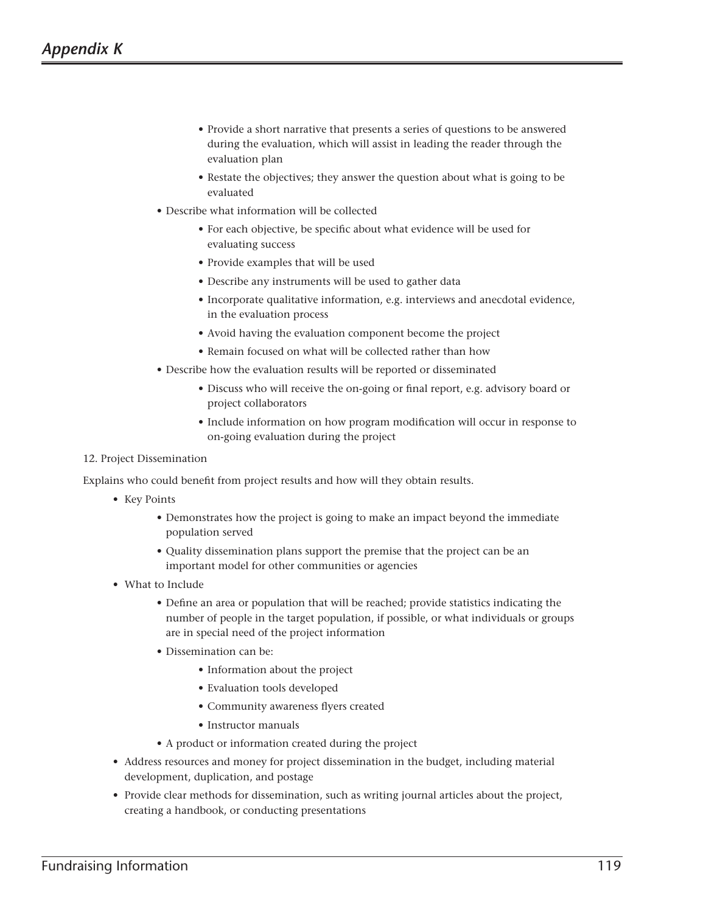- Provide a short narrative that presents a series of questions to be answered during the evaluation, which will assist in leading the reader through the evaluation plan
    - Restate the objectives; they answer the question about what is going to be evaluated
- Describe what information will be collected
    - For each objective, be specific about what evidence will be used for evaluating success
    - Provide examples that will be used
    - Describe any instruments will be used to gather data
    - Incorporate qualitative information, e.g. interviews and anecdotal evidence, in the evaluation process
    - Avoid having the evaluation component become the project
    - Remain focused on what will be collected rather than how
- Describe how the evaluation results will be reported or disseminated
    - Discuss who will receive the on-going or final report, e.g. advisory board or project collaborators
    - Include information on how program modification will occur in response to on-going evaluation during the project

12. Project Dissemination

Explains who could benefit from project results and how will they obtain results.

- Key Points
    - Demonstrates how the project is going to make an impact beyond the immediate population served
    - Quality dissemination plans support the premise that the project can be an important model for other communities or agencies
- What to Include
    - Define an area or population that will be reached; provide statistics indicating the number of people in the target population, if possible, or what individuals or groups are in special need of the project information
    - Dissemination can be:
        - Information about the project
        - Evaluation tools developed
        - Community awareness flyers created
        - Instructor manuals
    - A product or information created during the project
- Address resources and money for project dissemination in the budget, including material development, duplication, and postage
- Provide clear methods for dissemination, such as writing journal articles about the project, creating a handbook, or conducting presentations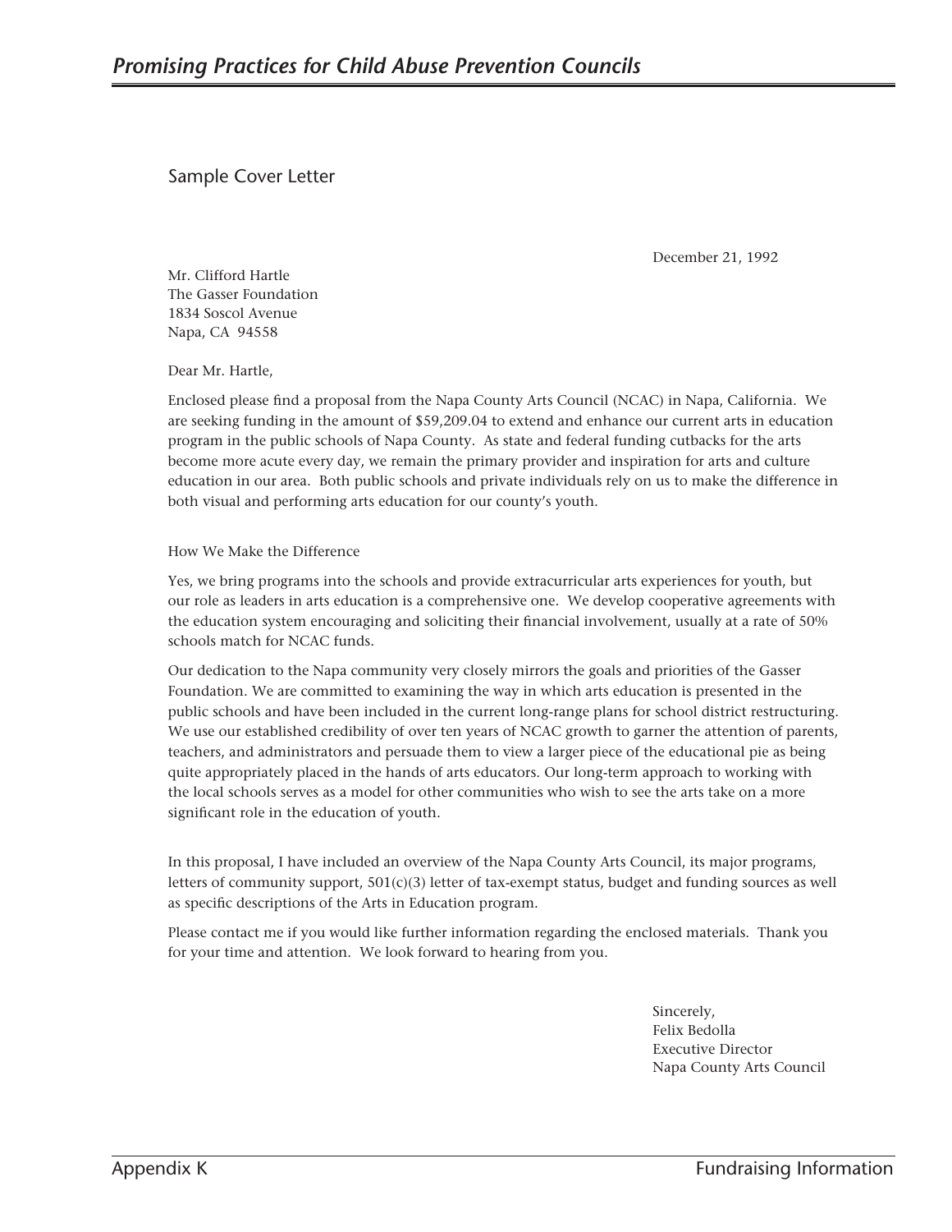## Sample Cover Letter

December 21, 1992

Mr. Clifford Hartle
The Gasser Foundation
1834 Soscol Avenue
Napa, CA 94558

Dear Mr. Hartle,

Enclosed please find a proposal from the Napa County Arts Council (NCAC) in Napa, California. We are seeking funding in the amount of $59,209.04 to extend and enhance our current arts in education program in the public schools of Napa County. As state and federal funding cutbacks for the arts become more acute every day, we remain the primary provider and inspiration for arts and culture education in our area. Both public schools and private individuals rely on us to make the difference in both visual and performing arts education for our county's youth.

How We Make the Difference

Yes, we bring programs into the schools and provide extracurricular arts experiences for youth, but our role as leaders in arts education is a comprehensive one. We develop cooperative agreements with the education system encouraging and soliciting their financial involvement, usually at a rate of 50% schools match for NCAC funds.

Our dedication to the Napa community very closely mirrors the goals and priorities of the Gasser Foundation. We are committed to examining the way in which arts education is presented in the public schools and have been included in the current long-range plans for school district restructuring. We use our established credibility of over ten years of NCAC growth to garner the attention of parents, teachers, and administrators and persuade them to view a larger piece of the educational pie as being quite appropriately placed in the hands of arts educators. Our long-term approach to working with the local schools serves as a model for other communities who wish to see the arts take on a more significant role in the education of youth.

In this proposal, I have included an overview of the Napa County Arts Council, its major programs, letters of community support, 501(c)(3) letter of tax-exempt status, budget and funding sources as well as specific descriptions of the Arts in Education program.

Please contact me if you would like further information regarding the enclosed materials. Thank you for your time and attention. We look forward to hearing from you.

Sincerely,
Felix Bedolla
Executive Director
Napa County Arts Council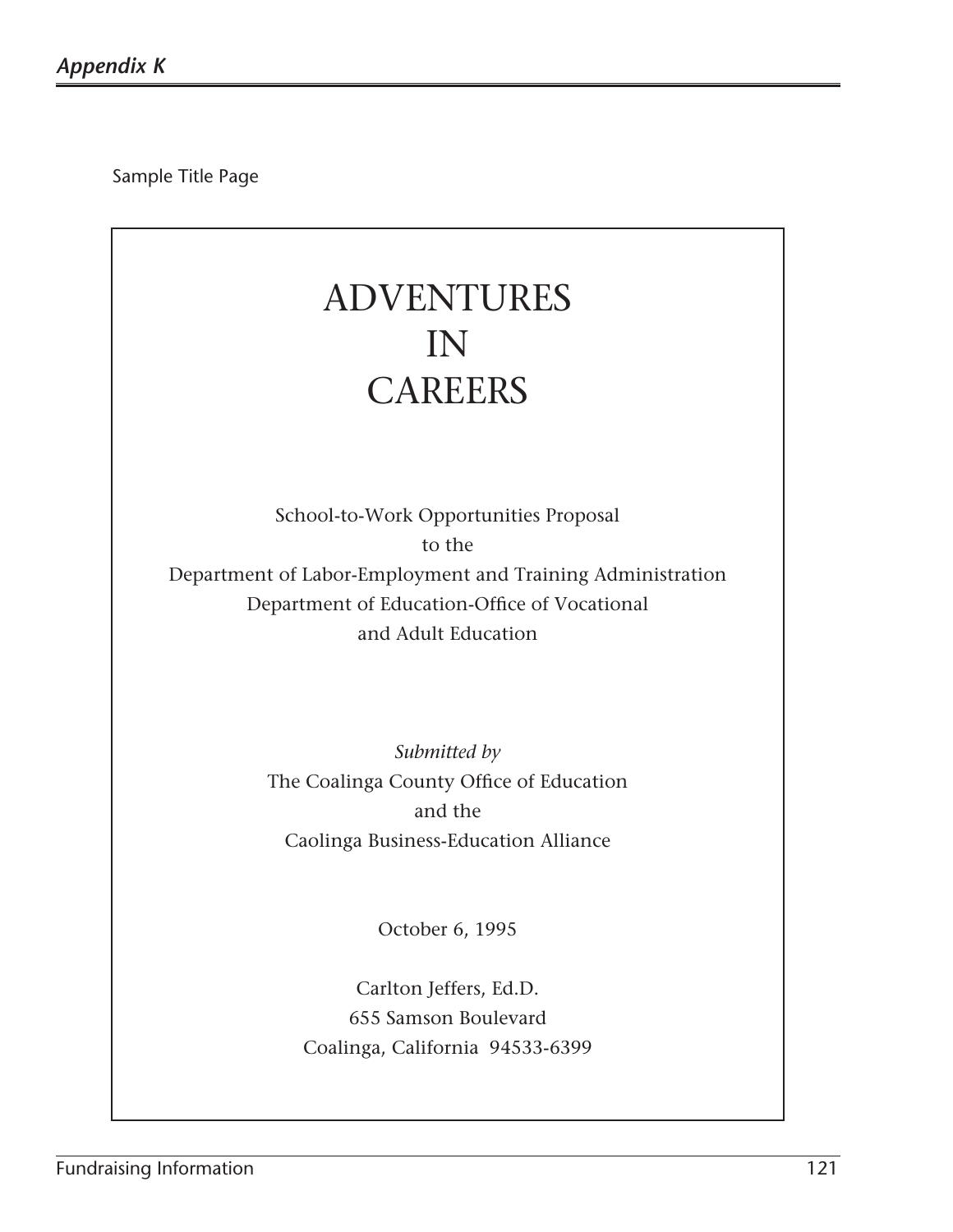## Appendix K

Sample Title Page

# ADVENTURES
# IN
# CAREERS

School-to-Work Opportunities Proposal
to the
Department of Labor-Employment and Training Administration
Department of Education-Office of Vocational
and Adult Education

*Submitted by*
The Coalinga County Office of Education
and the
Caolinga Business-Education Alliance

October 6, 1995

Carlton Jeffers, Ed.D.
655 Samson Boulevard
Coalinga, California 94533-6399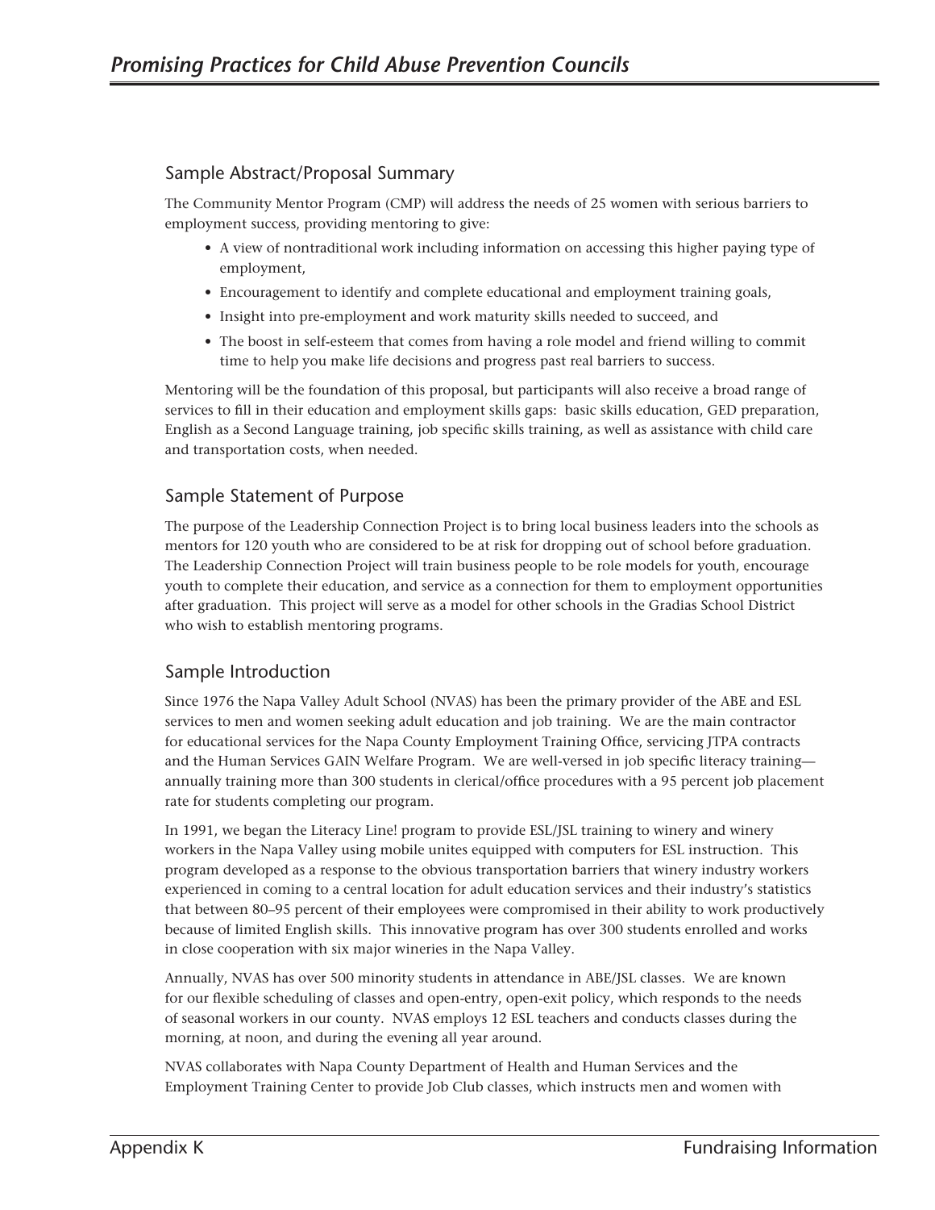## Sample Abstract/Proposal Summary

The Community Mentor Program (CMP) will address the needs of 25 women with serious barriers to employment success, providing mentoring to give:

- A view of nontraditional work including information on accessing this higher paying type of employment,
- Encouragement to identify and complete educational and employment training goals,
- Insight into pre-employment and work maturity skills needed to succeed, and
- The boost in self-esteem that comes from having a role model and friend willing to commit time to help you make life decisions and progress past real barriers to success.

Mentoring will be the foundation of this proposal, but participants will also receive a broad range of services to fill in their education and employment skills gaps: basic skills education, GED preparation, English as a Second Language training, job specific skills training, as well as assistance with child care and transportation costs, when needed.

## Sample Statement of Purpose

The purpose of the Leadership Connection Project is to bring local business leaders into the schools as mentors for 120 youth who are considered to be at risk for dropping out of school before graduation. The Leadership Connection Project will train business people to be role models for youth, encourage youth to complete their education, and service as a connection for them to employment opportunities after graduation. This project will serve as a model for other schools in the Gradias School District who wish to establish mentoring programs.

## Sample Introduction

Since 1976 the Napa Valley Adult School (NVAS) has been the primary provider of the ABE and ESL services to men and women seeking adult education and job training. We are the main contractor for educational services for the Napa County Employment Training Office, servicing JTPA contracts and the Human Services GAIN Welfare Program. We are well-versed in job specific literacy training—annually training more than 300 students in clerical/office procedures with a 95 percent job placement rate for students completing our program.

In 1991, we began the Literacy Line! program to provide ESL/JSL training to winery and winery workers in the Napa Valley using mobile unites equipped with computers for ESL instruction. This program developed as a response to the obvious transportation barriers that winery industry workers experienced in coming to a central location for adult education services and their industry's statistics that between 80–95 percent of their employees were compromised in their ability to work productively because of limited English skills. This innovative program has over 300 students enrolled and works in close cooperation with six major wineries in the Napa Valley.

Annually, NVAS has over 500 minority students in attendance in ABE/JSL classes. We are known for our flexible scheduling of classes and open-entry, open-exit policy, which responds to the needs of seasonal workers in our county. NVAS employs 12 ESL teachers and conducts classes during the morning, at noon, and during the evening all year around.

NVAS collaborates with Napa County Department of Health and Human Services and the Employment Training Center to provide Job Club classes, which instructs men and women with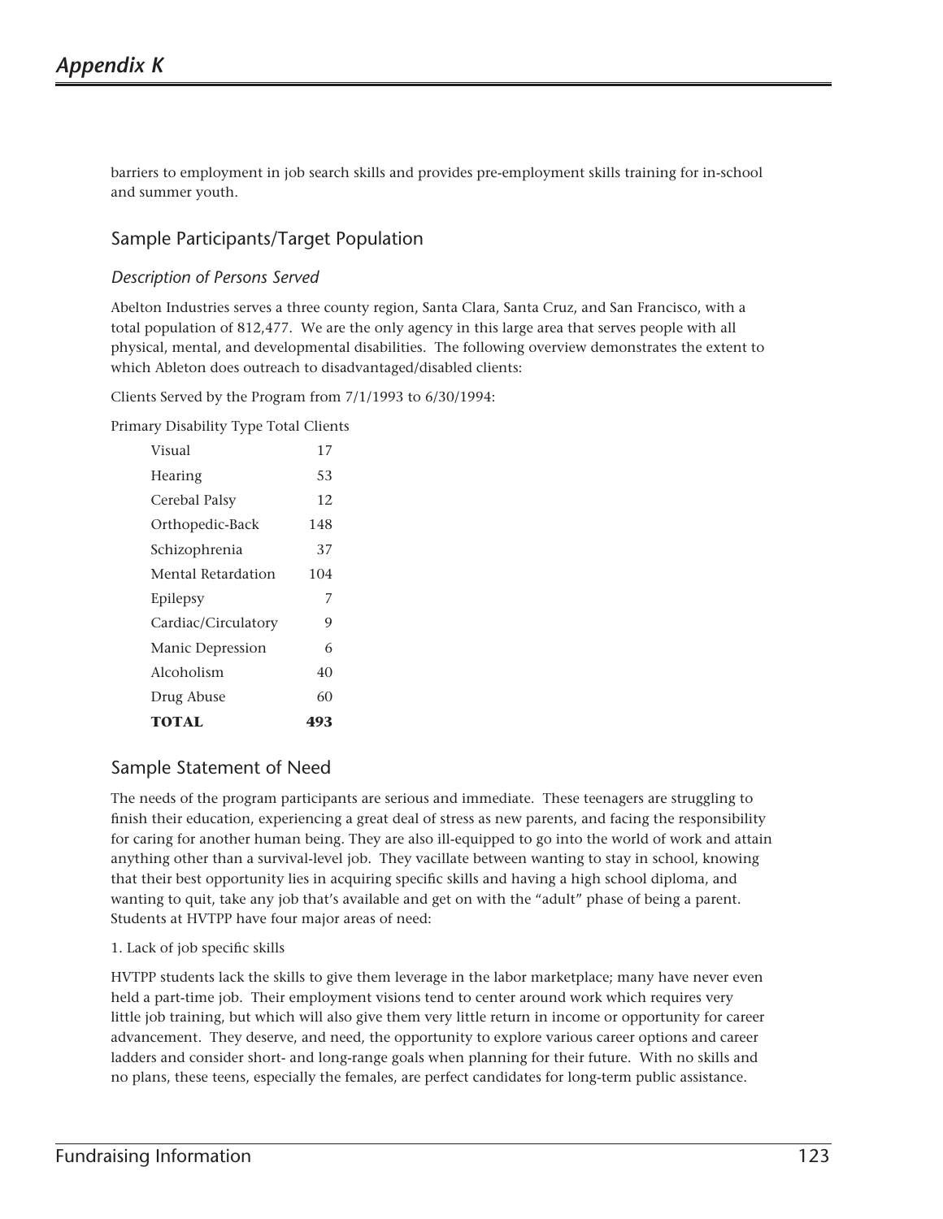barriers to employment in job search skills and provides pre-employment skills training for in-school and summer youth.

## Sample Participants/Target Population

### *Description of Persons Served*

Abelton Industries serves a three county region, Santa Clara, Santa Cruz, and San Francisco, with a total population of 812,477. We are the only agency in this large area that serves people with all physical, mental, and developmental disabilities. The following overview demonstrates the extent to which Ableton does outreach to disadvantaged/disabled clients:

Clients Served by the Program from 7/1/1993 to 6/30/1994:

| Primary Disability Type | Total Clients |
|---|---|
| Visual | 17 |
| Hearing | 53 |
| Cerebal Palsy | 12 |
| Orthopedic-Back | 148 |
| Schizophrenia | 37 |
| Mental Retardation | 104 |
| Epilepsy | 7 |
| Cardiac/Circulatory | 9 |
| Manic Depression | 6 |
| Alcoholism | 40 |
| Drug Abuse | 60 |
| **TOTAL** | **493** |

## Sample Statement of Need

The needs of the program participants are serious and immediate. These teenagers are struggling to finish their education, experiencing a great deal of stress as new parents, and facing the responsibility for caring for another human being. They are also ill-equipped to go into the world of work and attain anything other than a survival-level job. They vacillate between wanting to stay in school, knowing that their best opportunity lies in acquiring specific skills and having a high school diploma, and wanting to quit, take any job that's available and get on with the "adult" phase of being a parent. Students at HVTPP have four major areas of need:

1. Lack of job specific skills

HVTPP students lack the skills to give them leverage in the labor marketplace; many have never even held a part-time job. Their employment visions tend to center around work which requires very little job training, but which will also give them very little return in income or opportunity for career advancement. They deserve, and need, the opportunity to explore various career options and career ladders and consider short- and long-range goals when planning for their future. With no skills and no plans, these teens, especially the females, are perfect candidates for long-term public assistance.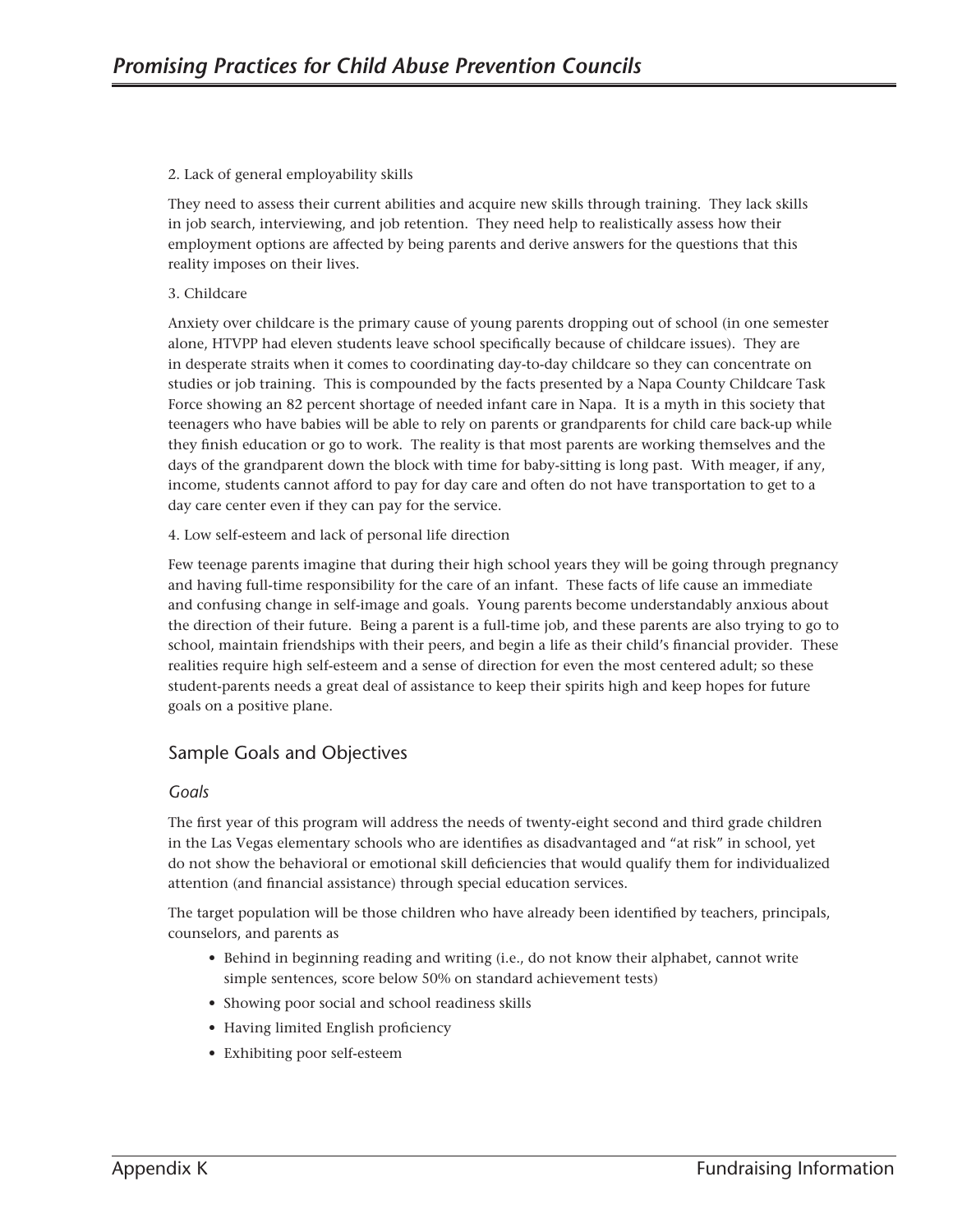2. Lack of general employability skills

They need to assess their current abilities and acquire new skills through training. They lack skills in job search, interviewing, and job retention. They need help to realistically assess how their employment options are affected by being parents and derive answers for the questions that this reality imposes on their lives.

3. Childcare

Anxiety over childcare is the primary cause of young parents dropping out of school (in one semester alone, HTVPP had eleven students leave school specifically because of childcare issues). They are in desperate straits when it comes to coordinating day-to-day childcare so they can concentrate on studies or job training. This is compounded by the facts presented by a Napa County Childcare Task Force showing an 82 percent shortage of needed infant care in Napa. It is a myth in this society that teenagers who have babies will be able to rely on parents or grandparents for child care back-up while they finish education or go to work. The reality is that most parents are working themselves and the days of the grandparent down the block with time for baby-sitting is long past. With meager, if any, income, students cannot afford to pay for day care and often do not have transportation to get to a day care center even if they can pay for the service.

4. Low self-esteem and lack of personal life direction

Few teenage parents imagine that during their high school years they will be going through pregnancy and having full-time responsibility for the care of an infant. These facts of life cause an immediate and confusing change in self-image and goals. Young parents become understandably anxious about the direction of their future. Being a parent is a full-time job, and these parents are also trying to go to school, maintain friendships with their peers, and begin a life as their child's financial provider. These realities require high self-esteem and a sense of direction for even the most centered adult; so these student-parents needs a great deal of assistance to keep their spirits high and keep hopes for future goals on a positive plane.

## Sample Goals and Objectives

### *Goals*

The first year of this program will address the needs of twenty-eight second and third grade children in the Las Vegas elementary schools who are identifies as disadvantaged and "at risk" in school, yet do not show the behavioral or emotional skill deficiencies that would qualify them for individualized attention (and financial assistance) through special education services.

The target population will be those children who have already been identified by teachers, principals, counselors, and parents as

- Behind in beginning reading and writing (i.e., do not know their alphabet, cannot write simple sentences, score below 50% on standard achievement tests)
- Showing poor social and school readiness skills
- Having limited English proficiency
- Exhibiting poor self-esteem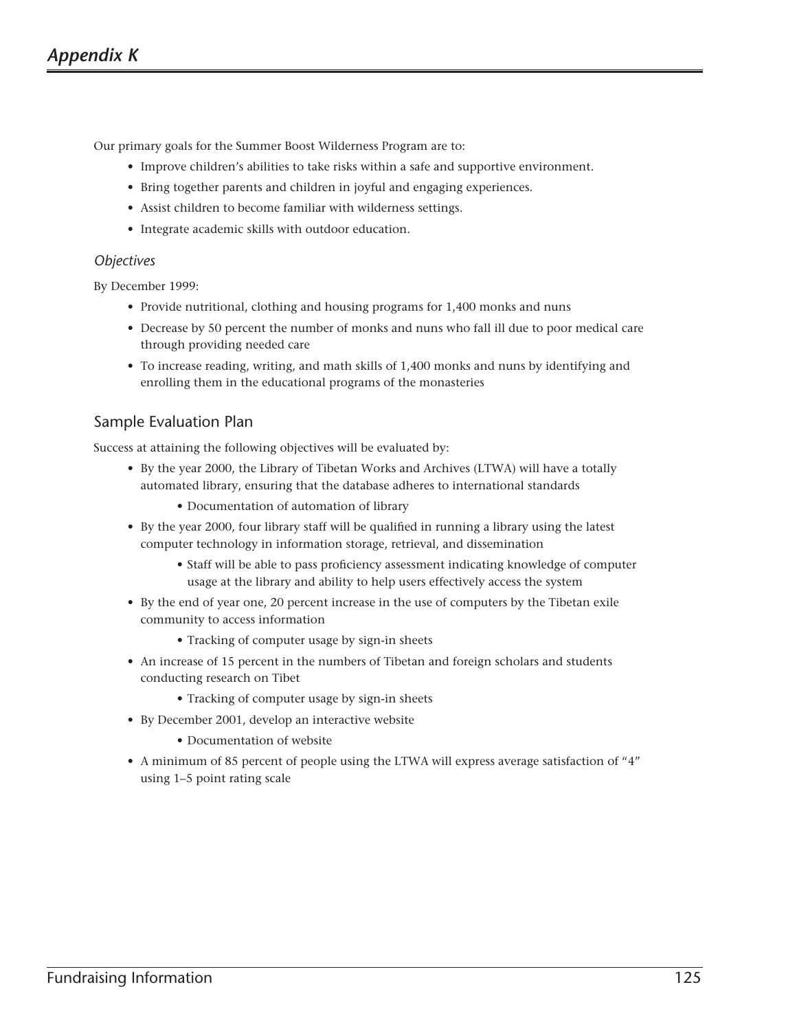# Appendix K

Our primary goals for the Summer Boost Wilderness Program are to:

- Improve children's abilities to take risks within a safe and supportive environment.
- Bring together parents and children in joyful and engaging experiences.
- Assist children to become familiar with wilderness settings.
- Integrate academic skills with outdoor education.

### *Objectives*

By December 1999:

- Provide nutritional, clothing and housing programs for 1,400 monks and nuns
- Decrease by 50 percent the number of monks and nuns who fall ill due to poor medical care through providing needed care
- To increase reading, writing, and math skills of 1,400 monks and nuns by identifying and enrolling them in the educational programs of the monasteries

## Sample Evaluation Plan

Success at attaining the following objectives will be evaluated by:

- By the year 2000, the Library of Tibetan Works and Archives (LTWA) will have a totally automated library, ensuring that the database adheres to international standards
  - Documentation of automation of library
- By the year 2000, four library staff will be qualified in running a library using the latest computer technology in information storage, retrieval, and dissemination
  - Staff will be able to pass proficiency assessment indicating knowledge of computer usage at the library and ability to help users effectively access the system
- By the end of year one, 20 percent increase in the use of computers by the Tibetan exile community to access information
  - Tracking of computer usage by sign-in sheets
- An increase of 15 percent in the numbers of Tibetan and foreign scholars and students conducting research on Tibet
  - Tracking of computer usage by sign-in sheets
- By December 2001, develop an interactive website
  - Documentation of website
- A minimum of 85 percent of people using the LTWA will express average satisfaction of "4" using 1–5 point rating scale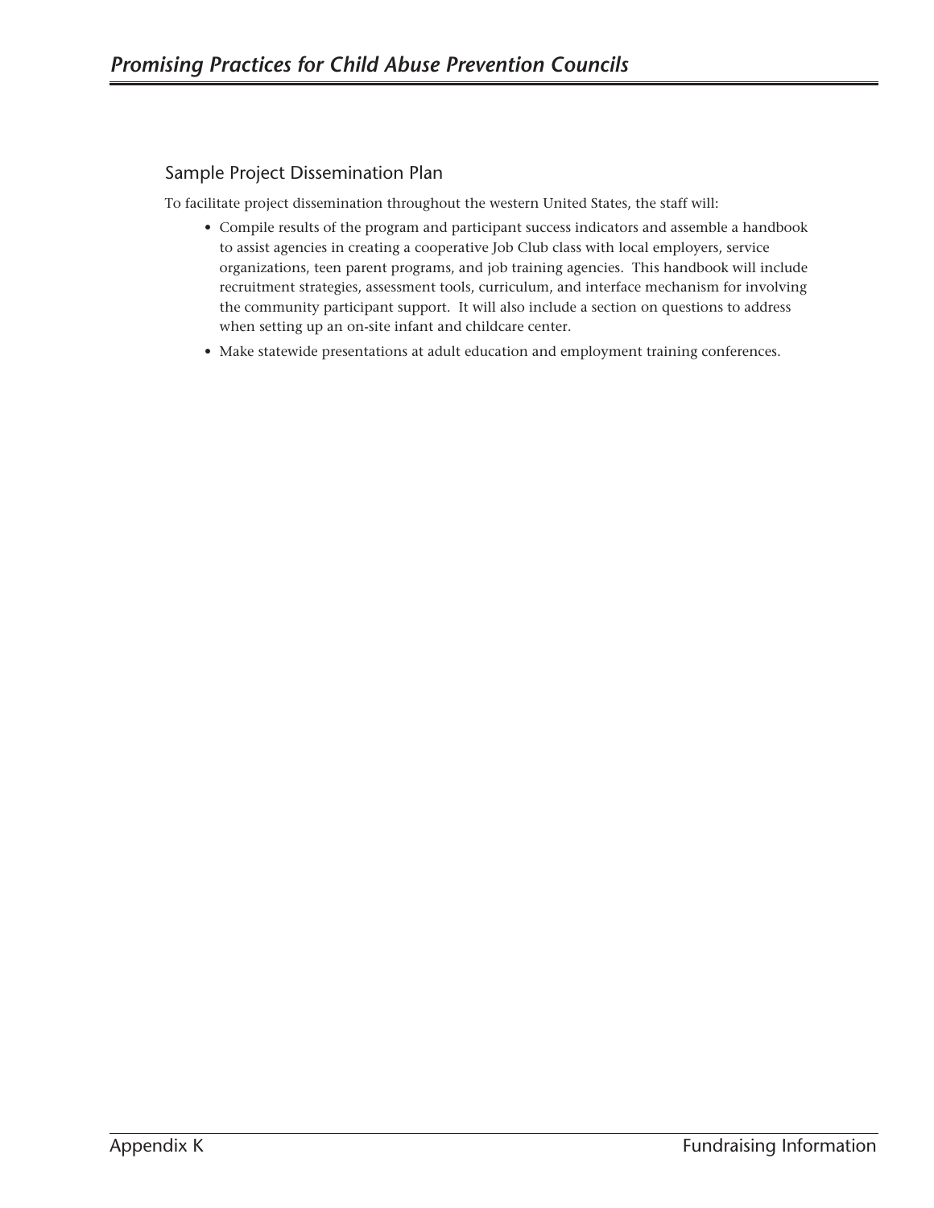## Sample Project Dissemination Plan

To facilitate project dissemination throughout the western United States, the staff will:

- Compile results of the program and participant success indicators and assemble a handbook to assist agencies in creating a cooperative Job Club class with local employers, service organizations, teen parent programs, and job training agencies. This handbook will include recruitment strategies, assessment tools, curriculum, and interface mechanism for involving the community participant support. It will also include a section on questions to address when setting up an on-site infant and childcare center.
- Make statewide presentations at adult education and employment training conferences.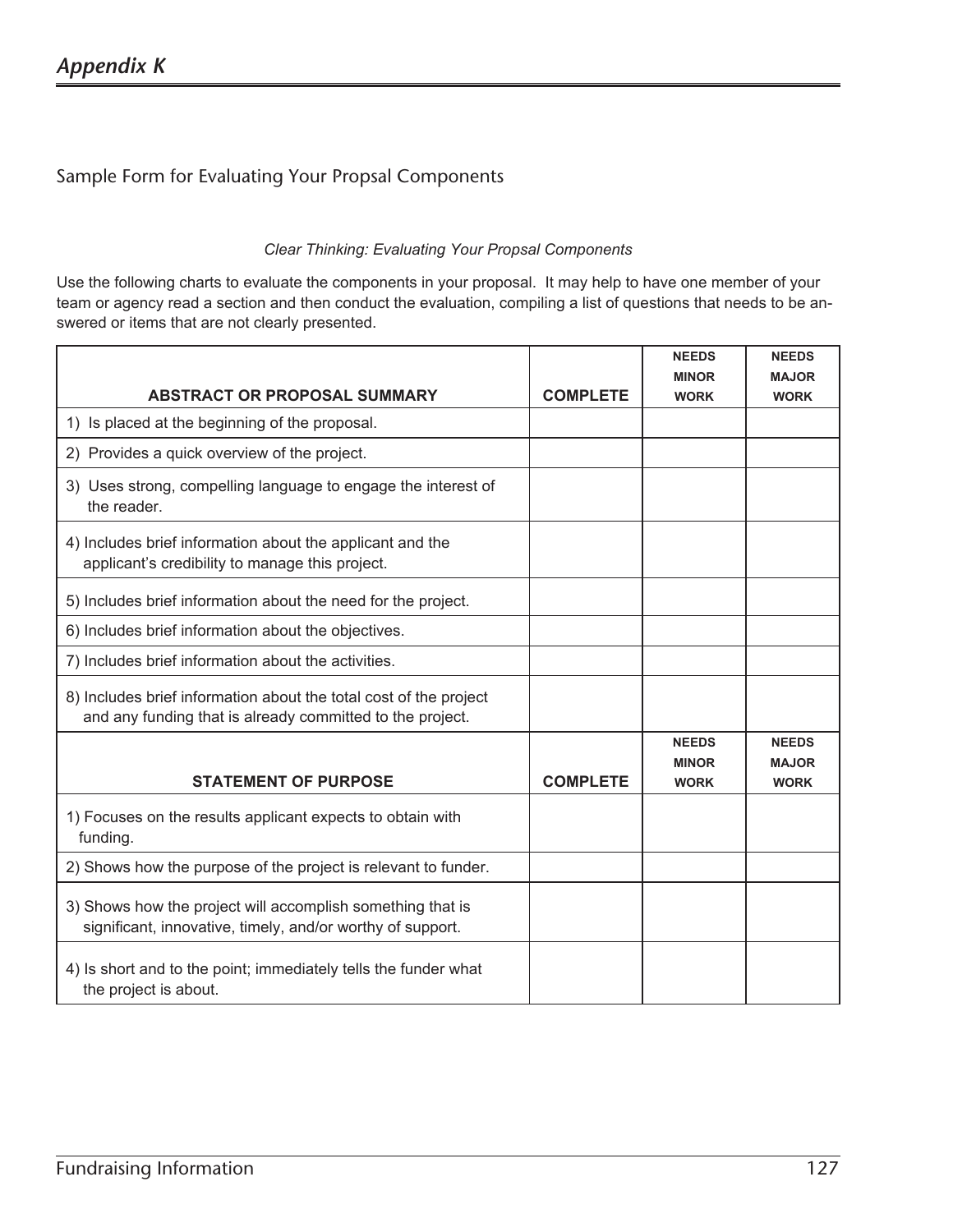# Appendix K

## Sample Form for Evaluating Your Propsal Components

*Clear Thinking: Evaluating Your Propsal Components*

Use the following charts to evaluate the components in your proposal. It may help to have one member of your team or agency read a section and then conduct the evaluation, compiling a list of questions that needs to be answered or items that are not clearly presented.

| ABSTRACT OR PROPOSAL SUMMARY | COMPLETE | NEEDS MINOR WORK | NEEDS MAJOR WORK |
|---|---|---|---|
| 1) Is placed at the beginning of the proposal. | | | |
| 2) Provides a quick overview of the project. | | | |
| 3) Uses strong, compelling language to engage the interest of the reader. | | | |
| 4) Includes brief information about the applicant and the applicant's credibility to manage this project. | | | |
| 5) Includes brief information about the need for the project. | | | |
| 6) Includes brief information about the objectives. | | | |
| 7) Includes brief information about the activities. | | | |
| 8) Includes brief information about the total cost of the project and any funding that is already committed to the project. | | | |
| **STATEMENT OF PURPOSE** | **COMPLETE** | **NEEDS MINOR WORK** | **NEEDS MAJOR WORK** |
| 1) Focuses on the results applicant expects to obtain with funding. | | | |
| 2) Shows how the purpose of the project is relevant to funder. | | | |
| 3) Shows how the project will accomplish something that is significant, innovative, timely, and/or worthy of support. | | | |
| 4) Is short and to the point; immediately tells the funder what the project is about. | | | |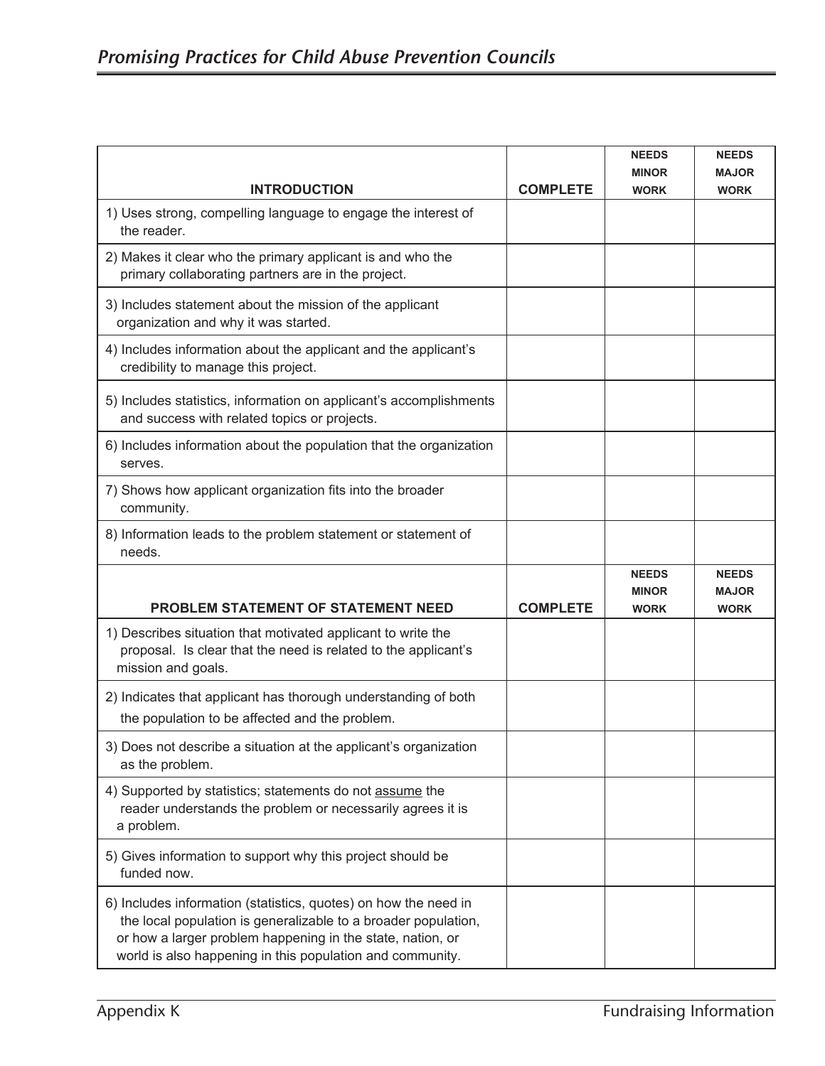| INTRODUCTION | COMPLETE | NEEDS MINOR WORK | NEEDS MAJOR WORK |
|---|---|---|---|
| 1) Uses strong, compelling language to engage the interest of the reader. | | | |
| 2) Makes it clear who the primary applicant is and who the primary collaborating partners are in the project. | | | |
| 3) Includes statement about the mission of the applicant organization and why it was started. | | | |
| 4) Includes information about the applicant and the applicant's credibility to manage this project. | | | |
| 5) Includes statistics, information on applicant's accomplishments and success with related topics or projects. | | | |
| 6) Includes information about the population that the organization serves. | | | |
| 7) Shows how applicant organization fits into the broader community. | | | |
| 8) Information leads to the problem statement or statement of needs. | | | |
| **PROBLEM STATEMENT OF STATEMENT NEED** | **COMPLETE** | **NEEDS MINOR WORK** | **NEEDS MAJOR WORK** |
| 1) Describes situation that motivated applicant to write the proposal. Is clear that the need is related to the applicant's mission and goals. | | | |
| 2) Indicates that applicant has thorough understanding of both the population to be affected and the problem. | | | |
| 3) Does not describe a situation at the applicant's organization as the problem. | | | |
| 4) Supported by statistics; statements do not assume the reader understands the problem or necessarily agrees it is a problem. | | | |
| 5) Gives information to support why this project should be funded now. | | | |
| 6) Includes information (statistics, quotes) on how the need in the local population is generalizable to a broader population, or how a larger problem happening in the state, nation, or world is also happening in this population and community. | | | |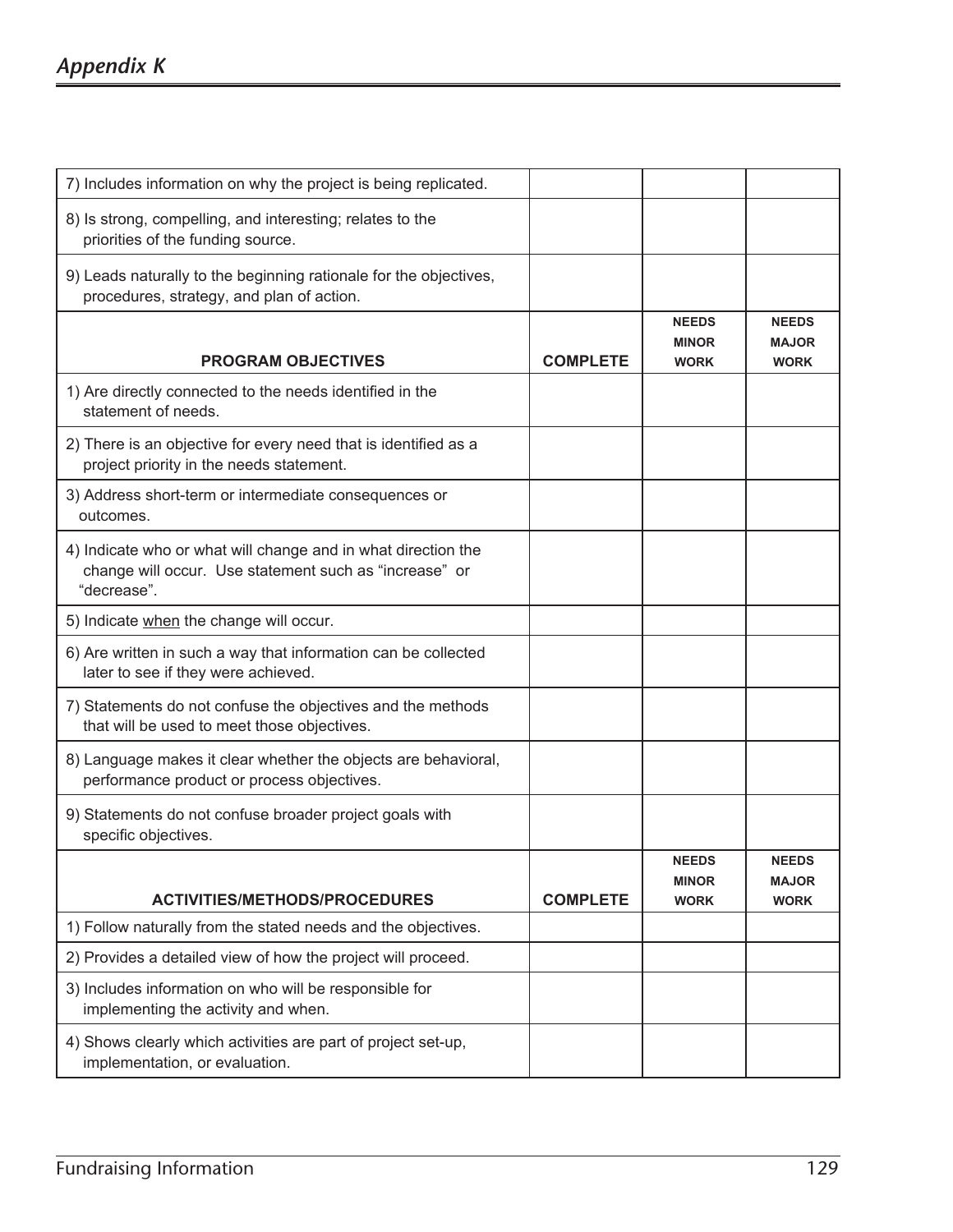| | | | |
|---|---|---|---|
| 7) Includes information on why the project is being replicated. | | | |
| 8) Is strong, compelling, and interesting; relates to the priorities of the funding source. | | | |
| 9) Leads naturally to the beginning rationale for the objectives, procedures, strategy, and plan of action. | | | |
| **PROGRAM OBJECTIVES** | **COMPLETE** | **NEEDS MINOR WORK** | **NEEDS MAJOR WORK** |
| 1) Are directly connected to the needs identified in the statement of needs. | | | |
| 2) There is an objective for every need that is identified as a project priority in the needs statement. | | | |
| 3) Address short-term or intermediate consequences or outcomes. | | | |
| 4) Indicate who or what will change and in what direction the change will occur. Use statement such as "increase" or "decrease". | | | |
| 5) Indicate when the change will occur. | | | |
| 6) Are written in such a way that information can be collected later to see if they were achieved. | | | |
| 7) Statements do not confuse the objectives and the methods that will be used to meet those objectives. | | | |
| 8) Language makes it clear whether the objects are behavioral, performance product or process objectives. | | | |
| 9) Statements do not confuse broader project goals with specific objectives. | | | |
| **ACTIVITIES/METHODS/PROCEDURES** | **COMPLETE** | **NEEDS MINOR WORK** | **NEEDS MAJOR WORK** |
| 1) Follow naturally from the stated needs and the objectives. | | | |
| 2) Provides a detailed view of how the project will proceed. | | | |
| 3) Includes information on who will be responsible for implementing the activity and when. | | | |
| 4) Shows clearly which activities are part of project set-up, implementation, or evaluation. | | | |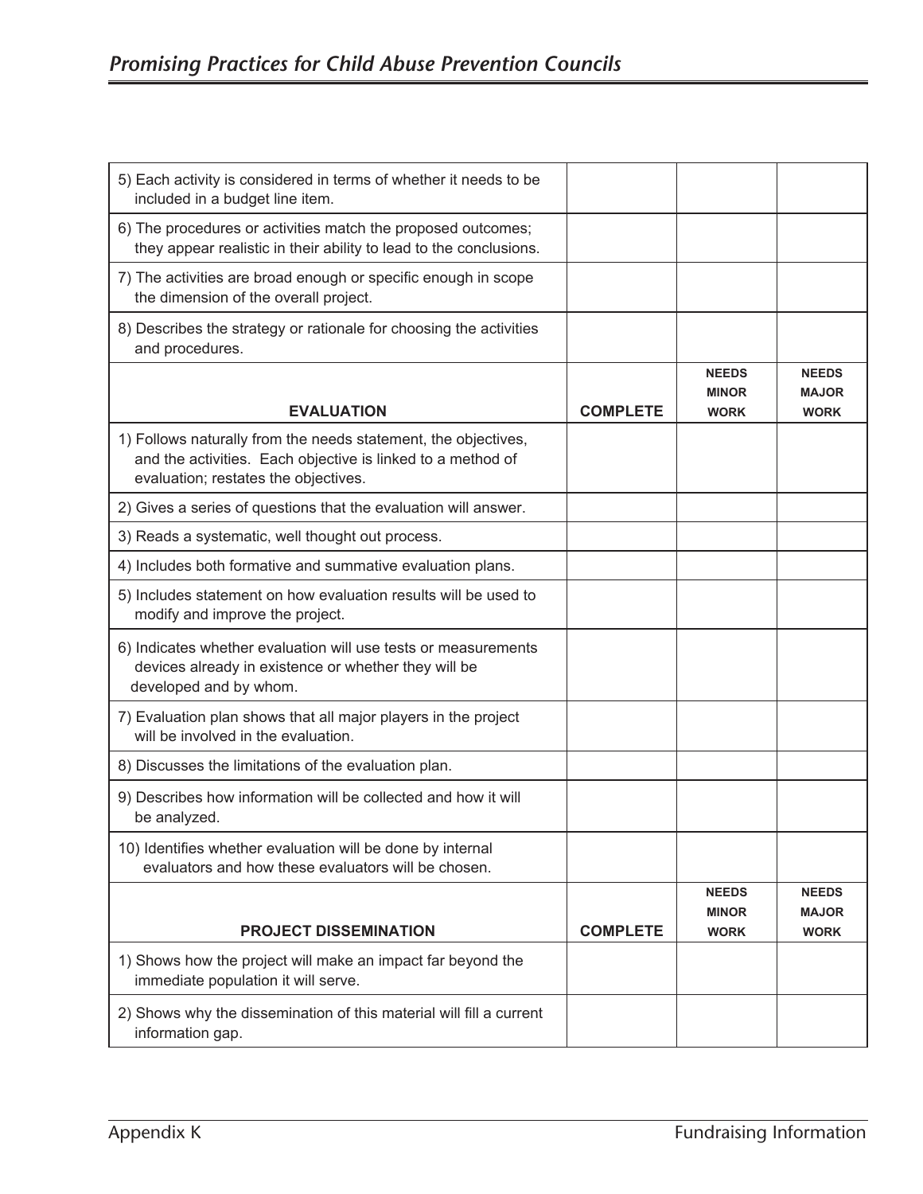| | | | |
|---|---|---|---|
| 5) Each activity is considered in terms of whether it needs to be included in a budget line item. | | | |
| 6) The procedures or activities match the proposed outcomes; they appear realistic in their ability to lead to the conclusions. | | | |
| 7) The activities are broad enough or specific enough in scope the dimension of the overall project. | | | |
| 8) Describes the strategy or rationale for choosing the activities and procedures. | | | |
| **EVALUATION** | **COMPLETE** | **NEEDS MINOR WORK** | **NEEDS MAJOR WORK** |
| 1) Follows naturally from the needs statement, the objectives, and the activities. Each objective is linked to a method of evaluation; restates the objectives. | | | |
| 2) Gives a series of questions that the evaluation will answer. | | | |
| 3) Reads a systematic, well thought out process. | | | |
| 4) Includes both formative and summative evaluation plans. | | | |
| 5) Includes statement on how evaluation results will be used to modify and improve the project. | | | |
| 6) Indicates whether evaluation will use tests or measurements devices already in existence or whether they will be developed and by whom. | | | |
| 7) Evaluation plan shows that all major players in the project will be involved in the evaluation. | | | |
| 8) Discusses the limitations of the evaluation plan. | | | |
| 9) Describes how information will be collected and how it will be analyzed. | | | |
| 10) Identifies whether evaluation will be done by internal evaluators and how these evaluators will be chosen. | | | |
| **PROJECT DISSEMINATION** | **COMPLETE** | **NEEDS MINOR WORK** | **NEEDS MAJOR WORK** |
| 1) Shows how the project will make an impact far beyond the immediate population it will serve. | | | |
| 2) Shows why the dissemination of this material will fill a current information gap. | | | |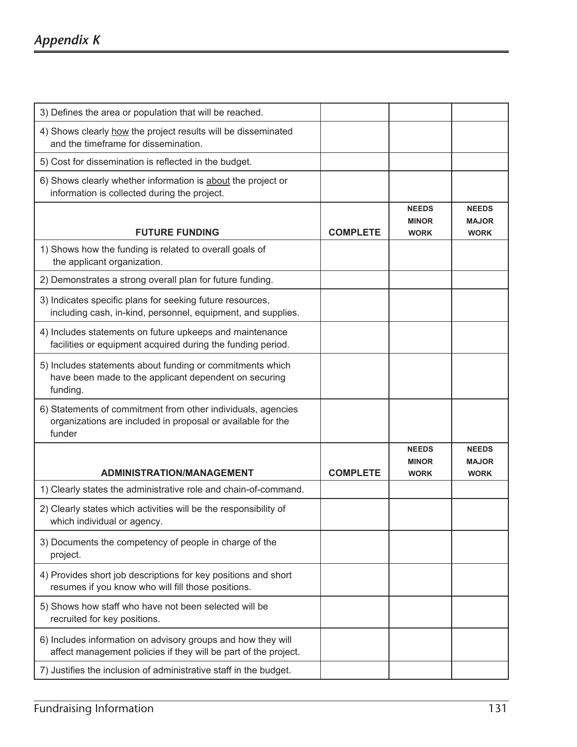## Appendix K

| | | | |
|---|---|---|---|
| 3) Defines the area or population that will be reached. | | | |
| 4) Shows clearly how the project results will be disseminated and the timeframe for dissemination. | | | |
| 5) Cost for dissemination is reflected in the budget. | | | |
| 6) Shows clearly whether information is about the project or information is collected during the project. | | | |

| FUTURE FUNDING | COMPLETE | NEEDS MINOR WORK | NEEDS MAJOR WORK |
|---|---|---|---|
| 1) Shows how the funding is related to overall goals of the applicant organization. | | | |
| 2) Demonstrates a strong overall plan for future funding. | | | |
| 3) Indicates specific plans for seeking future resources, including cash, in-kind, personnel, equipment, and supplies. | | | |
| 4) Includes statements on future upkeeps and maintenance facilities or equipment acquired during the funding period. | | | |
| 5) Includes statements about funding or commitments which have been made to the applicant dependent on securing funding. | | | |
| 6) Statements of commitment from other individuals, agencies organizations are included in proposal or available for the funder | | | |

| ADMINISTRATION/MANAGEMENT | COMPLETE | NEEDS MINOR WORK | NEEDS MAJOR WORK |
|---|---|---|---|
| 1) Clearly states the administrative role and chain-of-command. | | | |
| 2) Clearly states which activities will be the responsibility of which individual or agency. | | | |
| 3) Documents the competency of people in charge of the project. | | | |
| 4) Provides short job descriptions for key positions and short resumes if you know who will fill those positions. | | | |
| 5) Shows how staff who have not been selected will be recruited for key positions. | | | |
| 6) Includes information on advisory groups and how they will affect management policies if they will be part of the project. | | | |
| 7) Justifies the inclusion of administrative staff in the budget. | | | |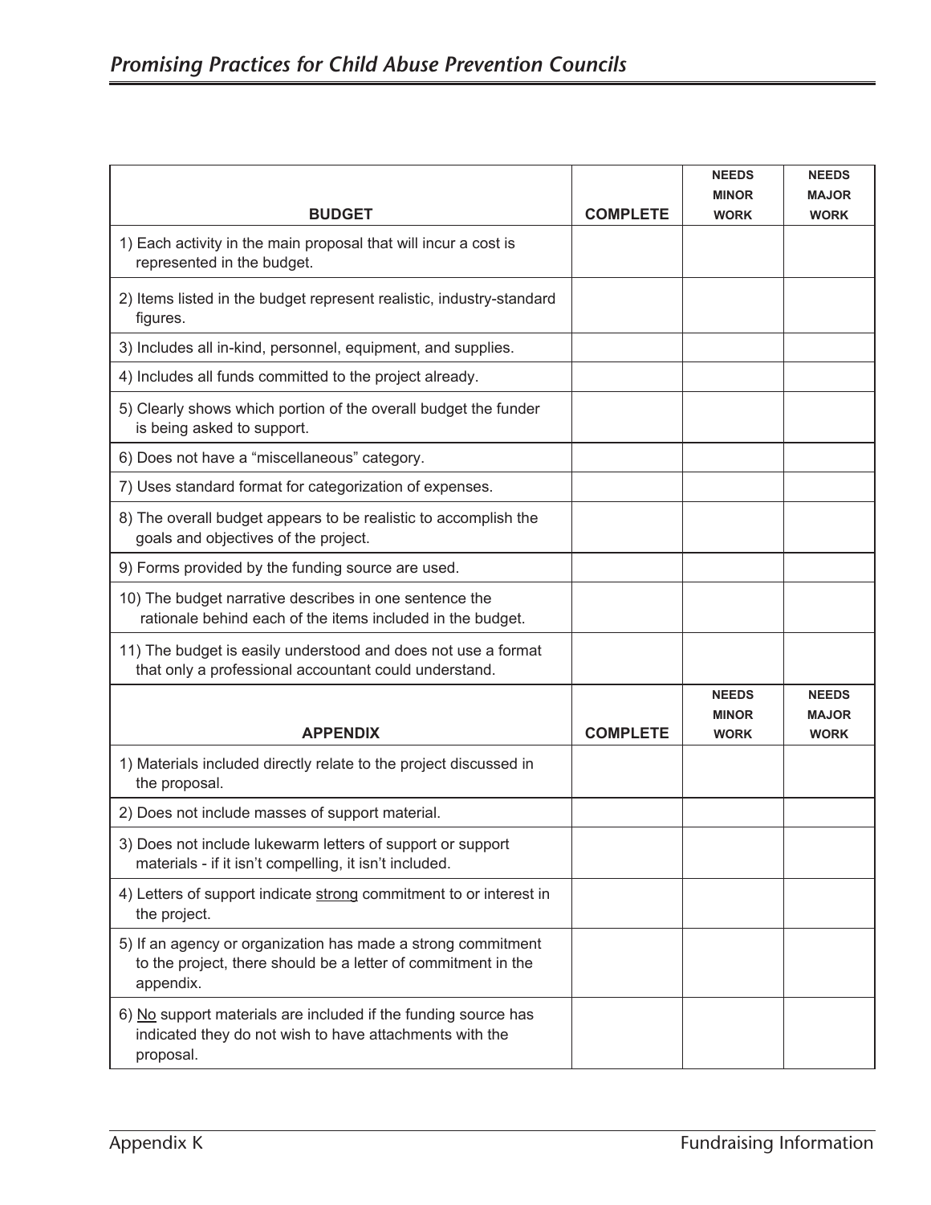| BUDGET | COMPLETE | NEEDS MINOR WORK | NEEDS MAJOR WORK |
| --- | --- | --- | --- |
| 1) Each activity in the main proposal that will incur a cost is represented in the budget. | | | |
| 2) Items listed in the budget represent realistic, industry-standard figures. | | | |
| 3) Includes all in-kind, personnel, equipment, and supplies. | | | |
| 4) Includes all funds committed to the project already. | | | |
| 5) Clearly shows which portion of the overall budget the funder is being asked to support. | | | |
| 6) Does not have a "miscellaneous" category. | | | |
| 7) Uses standard format for categorization of expenses. | | | |
| 8) The overall budget appears to be realistic to accomplish the goals and objectives of the project. | | | |
| 9) Forms provided by the funding source are used. | | | |
| 10) The budget narrative describes in one sentence the rationale behind each of the items included in the budget. | | | |
| 11) The budget is easily understood and does not use a format that only a professional accountant could understand. | | | |

| APPENDIX | COMPLETE | NEEDS MINOR WORK | NEEDS MAJOR WORK |
| --- | --- | --- | --- |
| 1) Materials included directly relate to the project discussed in the proposal. | | | |
| 2) Does not include masses of support material. | | | |
| 3) Does not include lukewarm letters of support or support materials - if it isn't compelling, it isn't included. | | | |
| 4) Letters of support indicate <u>strong</u> commitment to or interest in the project. | | | |
| 5) If an agency or organization has made a strong commitment to the project, there should be a letter of commitment in the appendix. | | | |
| 6) <u>No</u> support materials are included if the funding source has indicated they do not wish to have attachments with the proposal. | | | |